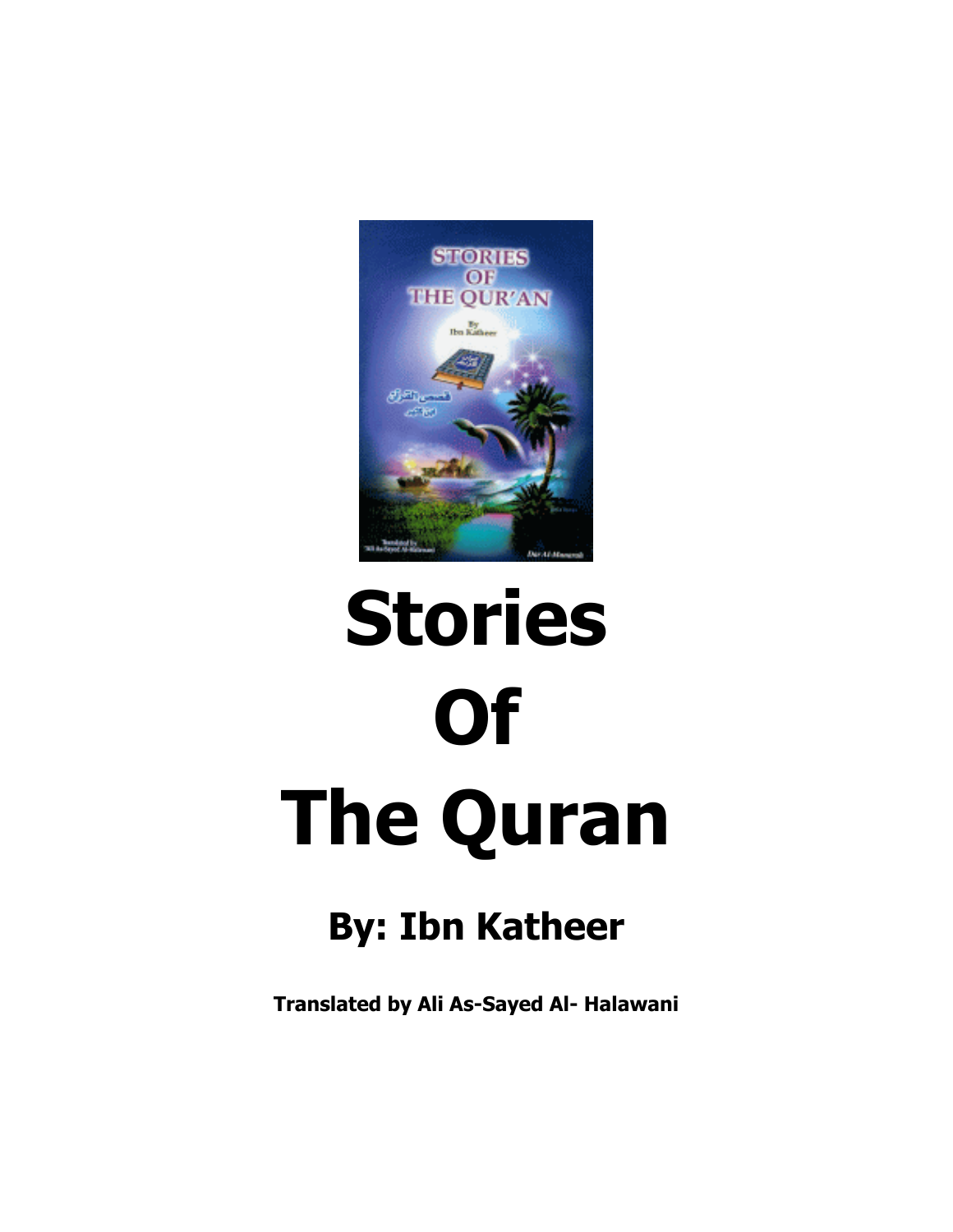# Stories Of The Quran

## By: Ibn Katheer

**Translated by Ali As-Sayed Al- Halawani**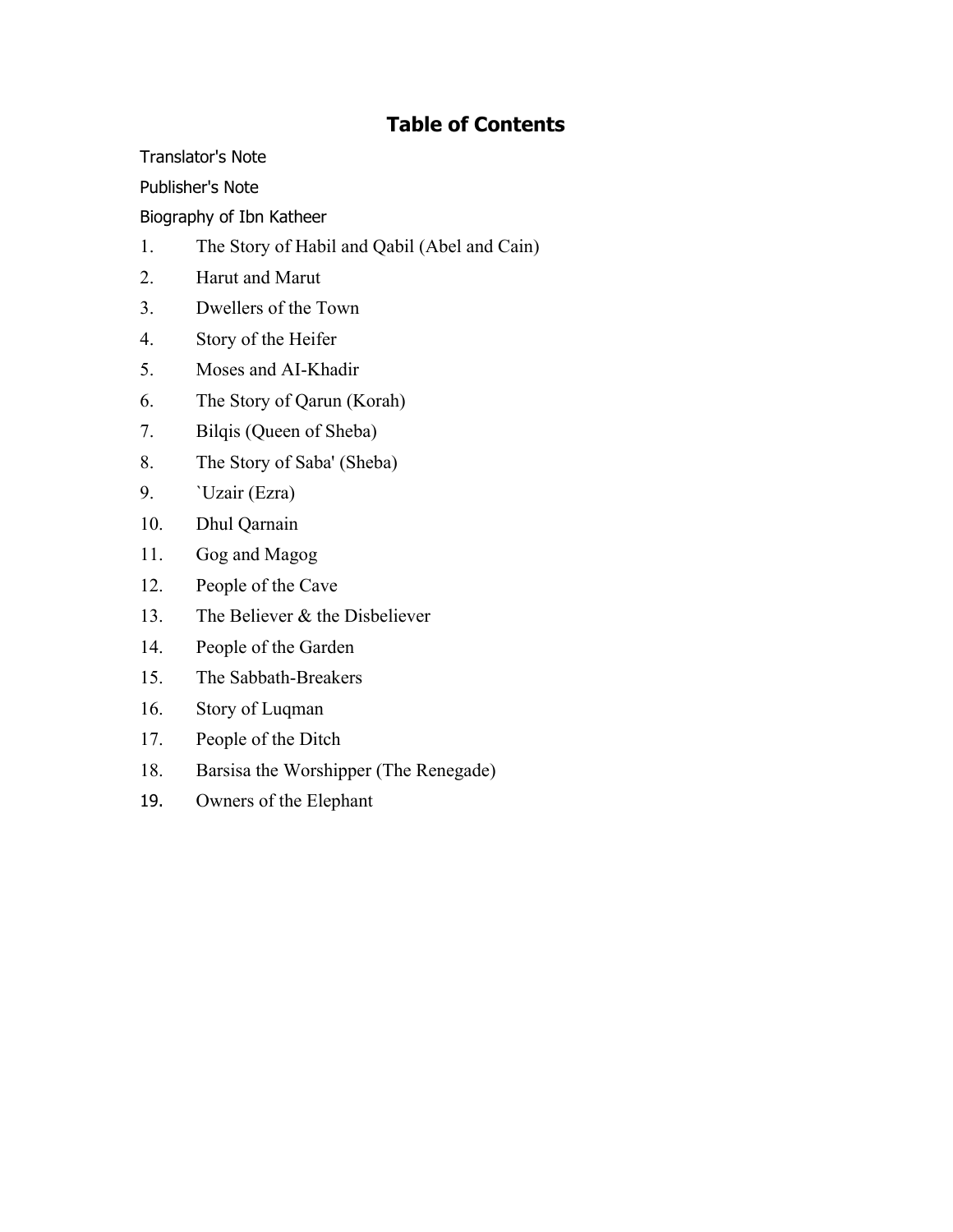# Table of Contents

Translator's Note

Publisher's Note

Biography of Ibn Katheer

1. The Story of Habil and Qabil (Abel and Cain)
2. Harut and Marut
3. Dwellers of the Town
4. Story of the Heifer
5. Moses and AI-Khadir
6. The Story of Qarun (Korah)
7. Bilqis (Queen of Sheba)
8. The Story of Saba' (Sheba)
9. `Uzair (Ezra)
10. Dhul Qarnain
11. Gog and Magog
12. People of the Cave
13. The Believer & the Disbeliever
14. People of the Garden
15. The Sabbath-Breakers
16. Story of Luqman
17. People of the Ditch
18. Barsisa the Worshipper (The Renegade)
19. Owners of the Elephant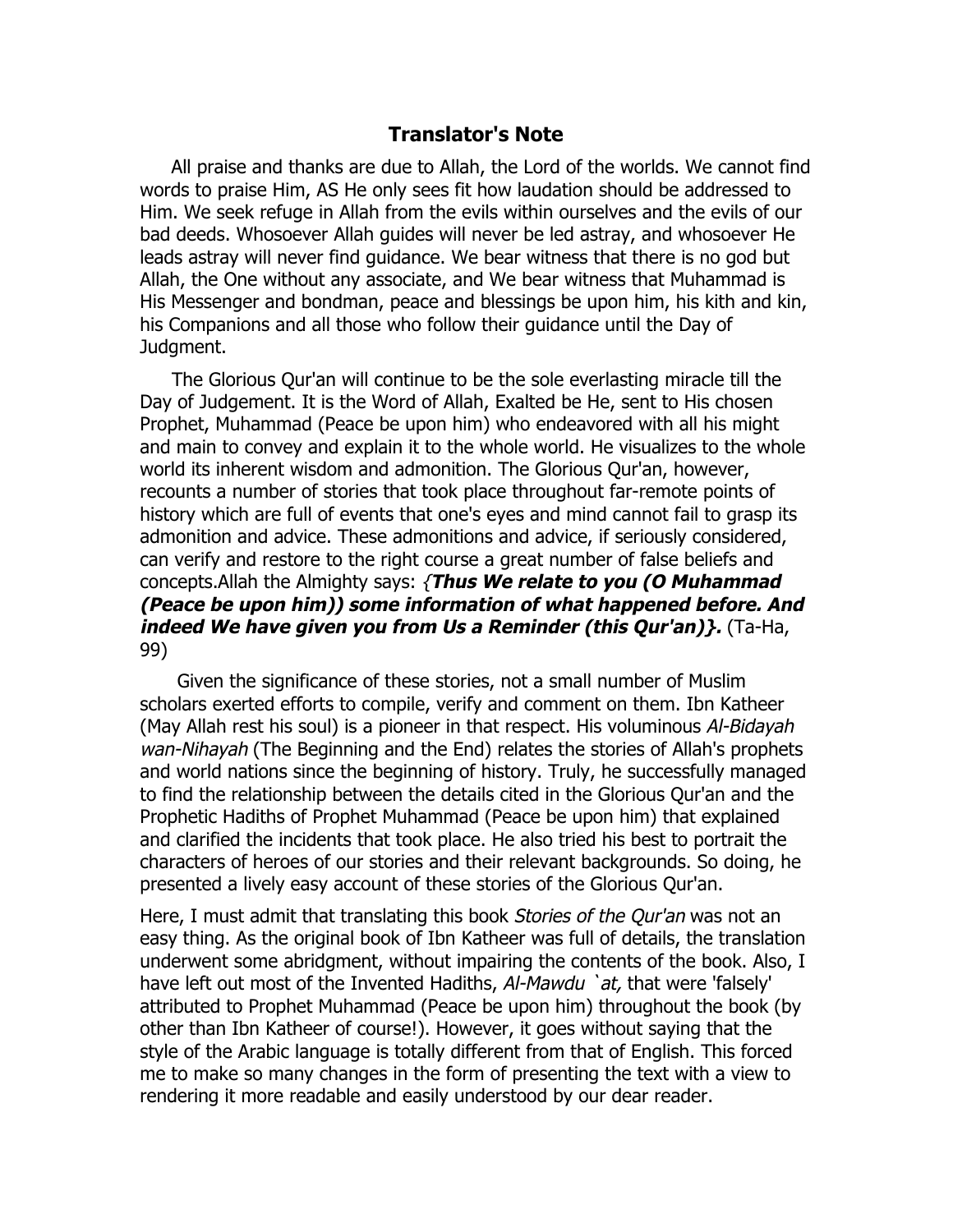## Translator's Note

All praise and thanks are due to Allah, the Lord of the worlds. We cannot find words to praise Him, AS He only sees fit how laudation should be addressed to Him. We seek refuge in Allah from the evils within ourselves and the evils of our bad deeds. Whosoever Allah guides will never be led astray, and whosoever He leads astray will never find guidance. We bear witness that there is no god but Allah, the One without any associate, and We bear witness that Muhammad is His Messenger and bondman, peace and blessings be upon him, his kith and kin, his Companions and all those who follow their guidance until the Day of Judgment.

The Glorious Qur'an will continue to be the sole everlasting miracle till the Day of Judgement. It is the Word of Allah, Exalted be He, sent to His chosen Prophet, Muhammad (Peace be upon him) who endeavored with all his might and main to convey and explain it to the whole world. He visualizes to the whole world its inherent wisdom and admonition. The Glorious Qur'an, however, recounts a number of stories that took place throughout far-remote points of history which are full of events that one's eyes and mind cannot fail to grasp its admonition and advice. These admonitions and advice, if seriously considered, can verify and restore to the right course a great number of false beliefs and concepts.Allah the Almighty says: *{**Thus We relate to you (O Muhammad (Peace be upon him)) some information of what happened before. And indeed We have given you from Us a Reminder (this Qur'an)}.*** (Ta-Ha, 99)

Given the significance of these stories, not a small number of Muslim scholars exerted efforts to compile, verify and comment on them. Ibn Katheer (May Allah rest his soul) is a pioneer in that respect. His voluminous *Al-Bidayah wan-Nihayah* (The Beginning and the End) relates the stories of Allah's prophets and world nations since the beginning of history. Truly, he successfully managed to find the relationship between the details cited in the Glorious Qur'an and the Prophetic Hadiths of Prophet Muhammad (Peace be upon him) that explained and clarified the incidents that took place. He also tried his best to portrait the characters of heroes of our stories and their relevant backgrounds. So doing, he presented a lively easy account of these stories of the Glorious Qur'an.

Here, I must admit that translating this book *Stories of the Qur'an* was not an easy thing. As the original book of Ibn Katheer was full of details, the translation underwent some abridgment, without impairing the contents of the book. Also, I have left out most of the Invented Hadiths, *Al-Mawdu `at,* that were 'falsely' attributed to Prophet Muhammad (Peace be upon him) throughout the book (by other than Ibn Katheer of course!). However, it goes without saying that the style of the Arabic language is totally different from that of English. This forced me to make so many changes in the form of presenting the text with a view to rendering it more readable and easily understood by our dear reader.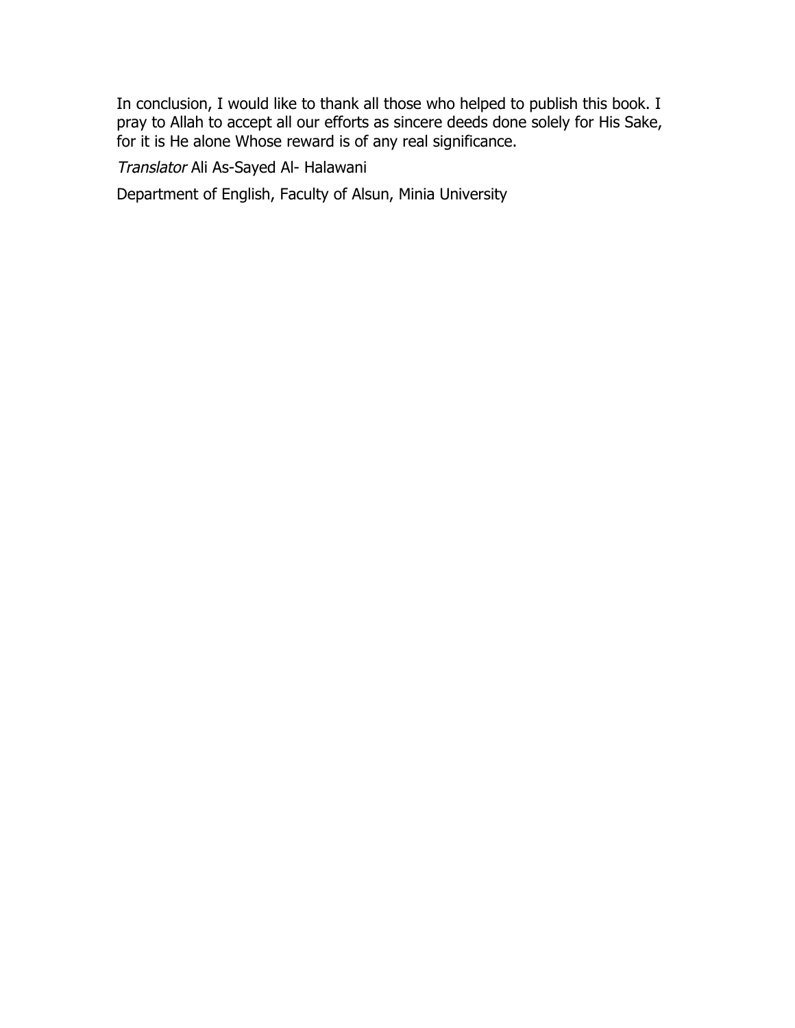In conclusion, I would like to thank all those who helped to publish this book. I pray to Allah to accept all our efforts as sincere deeds done solely for His Sake, for it is He alone Whose reward is of any real significance.

*Translator* Ali As-Sayed Al- Halawani

Department of English, Faculty of Alsun, Minia University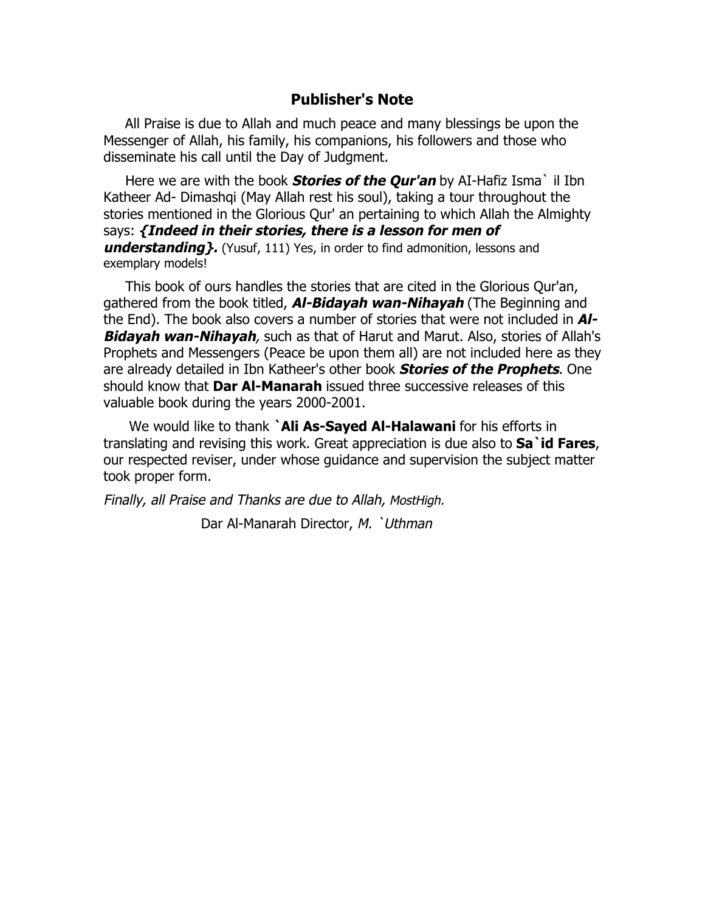## Publisher's Note

All Praise is due to Allah and much peace and many blessings be upon the Messenger of Allah, his family, his companions, his followers and those who disseminate his call until the Day of Judgment.

Here we are with the book ***Stories of the Qur'an*** by AI-Hafiz Isma` il Ibn Katheer Ad- Dimashqi (May Allah rest his soul), taking a tour throughout the stories mentioned in the Glorious Qur' an pertaining to which Allah the Almighty says: ***{Indeed in their stories, there is a lesson for men of understanding}.*** (Yusuf, 111) Yes, in order to find admonition, lessons and exemplary models!

This book of ours handles the stories that are cited in the Glorious Qur'an, gathered from the book titled, ***Al-Bidayah wan-Nihayah*** (The Beginning and the End). The book also covers a number of stories that were not included in ***Al-Bidayah wan-Nihayah**,* such as that of Harut and Marut. Also, stories of Allah's Prophets and Messengers (Peace be upon them all) are not included here as they are already detailed in Ibn Katheer's other book ***Stories of the Prophets***. One should know that **Dar Al-Manarah** issued three successive releases of this valuable book during the years 2000-2001.

We would like to thank **`Ali As-Sayed Al-Halawani** for his efforts in translating and revising this work. Great appreciation is due also to **Sa`id Fares**, our respected reviser, under whose guidance and supervision the subject matter took proper form.

*Finally, all Praise and Thanks are due to Allah, MostHigh.*

Dar Al-Manarah Director, *M. `Uthman*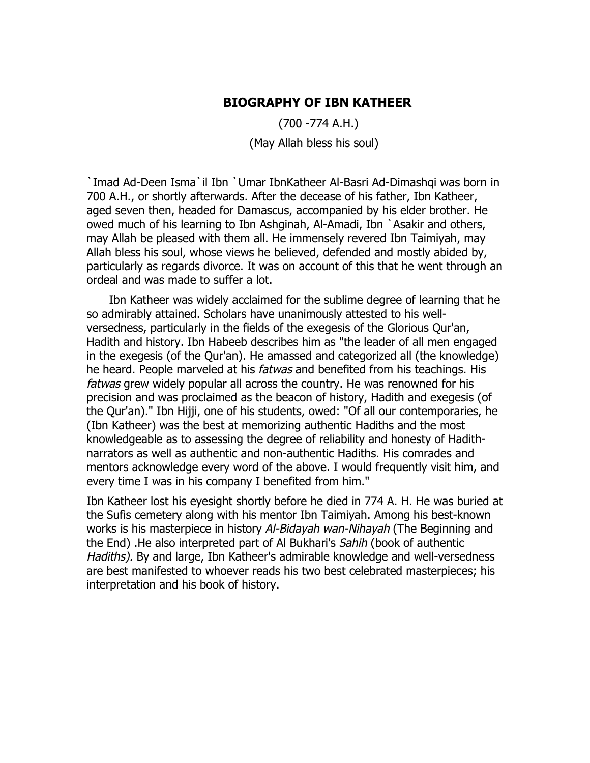# BIOGRAPHY OF IBN KATHEER

(700 -774 A.H.)

(May Allah bless his soul)

`Imad Ad-Deen Isma`il Ibn `Umar IbnKatheer Al-Basri Ad-Dimashqi was born in 700 A.H., or shortly afterwards. After the decease of his father, Ibn Katheer, aged seven then, headed for Damascus, accompanied by his elder brother. He owed much of his learning to Ibn Ashginah, Al-Amadi, Ibn `Asakir and others, may Allah be pleased with them all. He immensely revered Ibn Taimiyah, may Allah bless his soul, whose views he believed, defended and mostly abided by, particularly as regards divorce. It was on account of this that he went through an ordeal and was made to suffer a lot.

Ibn Katheer was widely acclaimed for the sublime degree of learning that he so admirably attained. Scholars have unanimously attested to his well-versedness, particularly in the fields of the exegesis of the Glorious Qur'an, Hadith and history. Ibn Habeeb describes him as "the leader of all men engaged in the exegesis (of the Qur'an). He amassed and categorized all (the knowledge) he heard. People marveled at his *fatwas* and benefited from his teachings. His *fatwas* grew widely popular all across the country. He was renowned for his precision and was proclaimed as the beacon of history, Hadith and exegesis (of the Qur'an)." Ibn Hijji, one of his students, owed: "Of all our contemporaries, he (Ibn Katheer) was the best at memorizing authentic Hadiths and the most knowledgeable as to assessing the degree of reliability and honesty of Hadith-narrators as well as authentic and non-authentic Hadiths. His comrades and mentors acknowledge every word of the above. I would frequently visit him, and every time I was in his company I benefited from him."

Ibn Katheer lost his eyesight shortly before he died in 774 A. H. He was buried at the Sufis cemetery along with his mentor Ibn Taimiyah. Among his best-known works is his masterpiece in history *Al-Bidayah wan-Nihayah* (The Beginning and the End) .He also interpreted part of Al Bukhari's *Sahih* (book of authentic *Hadiths).* By and large, Ibn Katheer's admirable knowledge and well-versedness are best manifested to whoever reads his two best celebrated masterpieces; his interpretation and his book of history.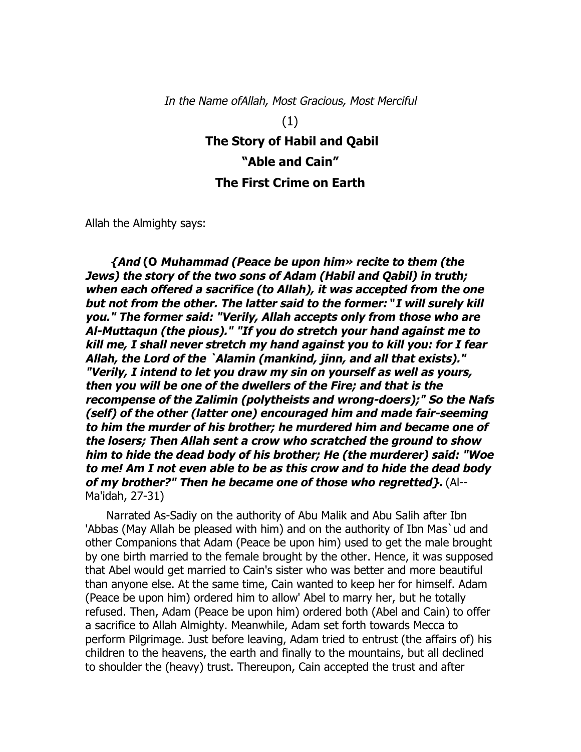*In the Name ofAllah, Most Gracious, Most Merciful*

(1)

## The Story of Habil and Qabil

## "Able and Cain"

## The First Crime on Earth

Allah the Almighty says:

***{And (O Muhammad (Peace be upon him» recite to them (the Jews) the story of the two sons of Adam (Habil and Qabil) in truth; when each offered a sacrifice (to Allah), it was accepted from the one but not from the other. The latter said to the former: "I will surely kill you." The former said: "Verily, Allah accepts only from those who are Al-Muttaqun (the pious)." "If you do stretch your hand against me to kill me, I shall never stretch my hand against you to kill you: for I fear Allah, the Lord of the `Alamin (mankind, jinn, and all that exists)." "Verily, I intend to let you draw my sin on yourself as well as yours, then you will be one of the dwellers of the Fire; and that is the recompense of the Zalimin (polytheists and wrong-doers);" So the Nafs (self) of the other (latter one) encouraged him and made fair-seeming to him the murder of his brother; he murdered him and became one of the losers; Then Allah sent a crow who scratched the ground to show him to hide the dead body of his brother; He (the murderer) said: "Woe to me! Am I not even able to be as this crow and to hide the dead body of my brother?" Then he became one of those who regretted}.*** (Al--Ma'idah, 27-31)

Narrated As-Sadiy on the authority of Abu Malik and Abu Salih after Ibn 'Abbas (May Allah be pleased with him) and on the authority of Ibn Mas`ud and other Companions that Adam (Peace be upon him) used to get the male brought by one birth married to the female brought by the other. Hence, it was supposed that Abel would get married to Cain's sister who was better and more beautiful than anyone else. At the same time, Cain wanted to keep her for himself. Adam (Peace be upon him) ordered him to allow' Abel to marry her, but he totally refused. Then, Adam (Peace be upon him) ordered both (Abel and Cain) to offer a sacrifice to Allah Almighty. Meanwhile, Adam set forth towards Mecca to perform Pilgrimage. Just before leaving, Adam tried to entrust (the affairs of) his children to the heavens, the earth and finally to the mountains, but all declined to shoulder the (heavy) trust. Thereupon, Cain accepted the trust and after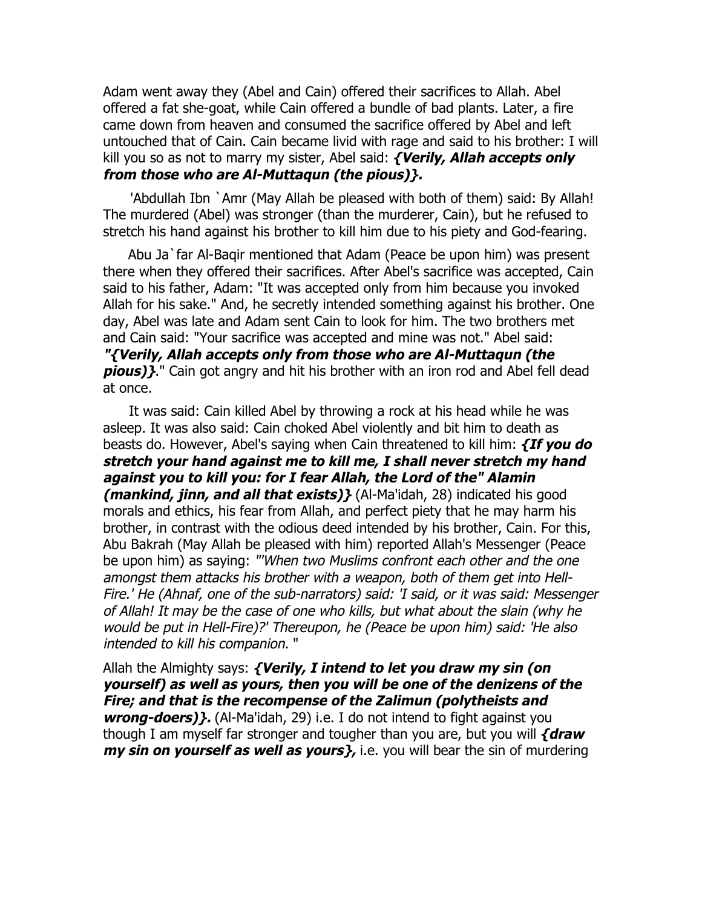Adam went away they (Abel and Cain) offered their sacrifices to Allah. Abel offered a fat she-goat, while Cain offered a bundle of bad plants. Later, a fire came down from heaven and consumed the sacrifice offered by Abel and left untouched that of Cain. Cain became livid with rage and said to his brother: I will kill you so as not to marry my sister, Abel said: ***{Verily, Allah accepts only from those who are Al-Muttaqun (the pious)}.***

'Abdullah Ibn `Amr (May Allah be pleased with both of them) said: By Allah! The murdered (Abel) was stronger (than the murderer, Cain), but he refused to stretch his hand against his brother to kill him due to his piety and God-fearing.

Abu Ja`far Al-Baqir mentioned that Adam (Peace be upon him) was present there when they offered their sacrifices. After Abel's sacrifice was accepted, Cain said to his father, Adam: "It was accepted only from him because you invoked Allah for his sake." And, he secretly intended something against his brother. One day, Abel was late and Adam sent Cain to look for him. The two brothers met and Cain said: "Your sacrifice was accepted and mine was not." Abel said: ***"{Verily, Allah accepts only from those who are Al-Muttaqun (the pious)}***." Cain got angry and hit his brother with an iron rod and Abel fell dead at once.

It was said: Cain killed Abel by throwing a rock at his head while he was asleep. It was also said: Cain choked Abel violently and bit him to death as beasts do. However, Abel's saying when Cain threatened to kill him: ***{If you do stretch your hand against me to kill me, I shall never stretch my hand against you to kill you: for I fear Allah, the Lord of the" Alamin (mankind, jinn, and all that exists)}*** (Al-Ma'idah, 28) indicated his good morals and ethics, his fear from Allah, and perfect piety that he may harm his brother, in contrast with the odious deed intended by his brother, Cain. For this, Abu Bakrah (May Allah be pleased with him) reported Allah's Messenger (Peace be upon him) as saying: *"'When two Muslims confront each other and the one amongst them attacks his brother with a weapon, both of them get into Hell-Fire.' He (Ahnaf, one of the sub-narrators) said: 'I said, or it was said: Messenger of Allah! It may be the case of one who kills, but what about the slain (why he would be put in Hell-Fire)?' Thereupon, he (Peace be upon him) said: 'He also intended to kill his companion.* "

Allah the Almighty says: ***{Verily, I intend to let you draw my sin (on yourself) as well as yours, then you will be one of the denizens of the Fire; and that is the recompense of the Zalimun (polytheists and wrong-doers)}.*** (Al-Ma'idah, 29) i.e. I do not intend to fight against you though I am myself far stronger and tougher than you are, but you will ***{draw my sin on yourself as well as yours},*** i.e. you will bear the sin of murdering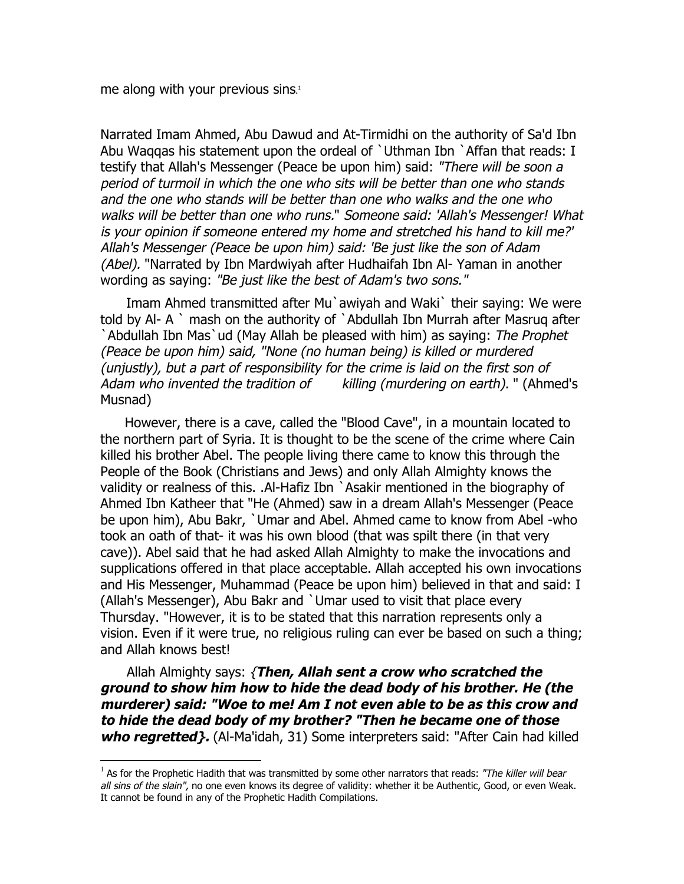me along with your previous sins.[1]

Narrated Imam Ahmed, Abu Dawud and At-Tirmidhi on the authority of Sa'd Ibn Abu Waqqas his statement upon the ordeal of `Uthman Ibn `Affan that reads: I testify that Allah's Messenger (Peace be upon him) said: *"There will be soon a period of turmoil in which the one who sits will be better than one who stands and the one who stands will be better than one who walks and the one who walks will be better than one who runs.*" *Someone said: 'Allah's Messenger! What is your opinion if someone entered my home and stretched his hand to kill me?' Allah's Messenger (Peace be upon him) said: 'Be just like the son of Adam (Abel).* "Narrated by Ibn Mardwiyah after Hudhaifah Ibn Al- Yaman in another wording as saying: *"Be just like the best of Adam's two sons."*

Imam Ahmed transmitted after Mu`awiyah and Waki` their saying: We were told by Al- A ` mash on the authority of `Abdullah Ibn Murrah after Masruq after `Abdullah Ibn Mas`ud (May Allah be pleased with him) as saying: *The Prophet (Peace be upon him) said, "None (no human being) is killed or murdered (unjustly), but a part of responsibility for the crime is laid on the first son of Adam who invented the tradition of killing (murdering on earth).* " (Ahmed's Musnad)

However, there is a cave, called the "Blood Cave", in a mountain located to the northern part of Syria. It is thought to be the scene of the crime where Cain killed his brother Abel. The people living there came to know this through the People of the Book (Christians and Jews) and only Allah Almighty knows the validity or realness of this. .Al-Hafiz Ibn `Asakir mentioned in the biography of Ahmed Ibn Katheer that "He (Ahmed) saw in a dream Allah's Messenger (Peace be upon him), Abu Bakr, `Umar and Abel. Ahmed came to know from Abel -who took an oath of that- it was his own blood (that was spilt there (in that very cave)). Abel said that he had asked Allah Almighty to make the invocations and supplications offered in that place acceptable. Allah accepted his own invocations and His Messenger, Muhammad (Peace be upon him) believed in that and said: I (Allah's Messenger), Abu Bakr and `Umar used to visit that place every Thursday. "However, it is to be stated that this narration represents only a vision. Even if it were true, no religious ruling can ever be based on such a thing; and Allah knows best!

Allah Almighty says: {***Then, Allah sent a crow who scratched the ground to show him how to hide the dead body of his brother. He (the murderer) said: "Woe to me! Am I not even able to be as this crow and to hide the dead body of my brother? "Then he became one of those who regretted}.*** (Al-Ma'idah, 31) Some interpreters said: "After Cain had killed

---

[1] As for the Prophetic Hadith that was transmitted by some other narrators that reads: *"The killer will bear all sins of the slain"*, no one even knows its degree of validity: whether it be Authentic, Good, or even Weak. It cannot be found in any of the Prophetic Hadith Compilations.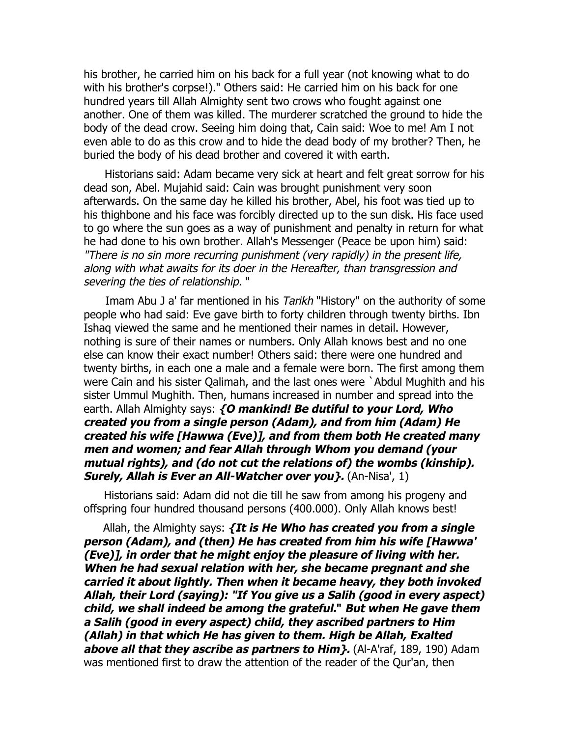his brother, he carried him on his back for a full year (not knowing what to do with his brother's corpse!)." Others said: He carried him on his back for one hundred years till Allah Almighty sent two crows who fought against one another. One of them was killed. The murderer scratched the ground to hide the body of the dead crow. Seeing him doing that, Cain said: Woe to me! Am I not even able to do as this crow and to hide the dead body of my brother? Then, he buried the body of his dead brother and covered it with earth.

Historians said: Adam became very sick at heart and felt great sorrow for his dead son, Abel. Mujahid said: Cain was brought punishment very soon afterwards. On the same day he killed his brother, Abel, his foot was tied up to his thighbone and his face was forcibly directed up to the sun disk. His face used to go where the sun goes as a way of punishment and penalty in return for what he had done to his own brother. Allah's Messenger (Peace be upon him) said: *"There is no sin more recurring punishment (very rapidly) in the present life, along with what awaits for its doer in the Hereafter, than transgression and severing the ties of relationship.* "

Imam Abu J a' far mentioned in his *Tarikh* "History" on the authority of some people who had said: Eve gave birth to forty children through twenty births. Ibn Ishaq viewed the same and he mentioned their names in detail. However, nothing is sure of their names or numbers. Only Allah knows best and no one else can know their exact number! Others said: there were one hundred and twenty births, in each one a male and a female were born. The first among them were Cain and his sister Qalimah, and the last ones were `Abdul Mughith and his sister Ummul Mughith. Then, humans increased in number and spread into the earth. Allah Almighty says: ***{O mankind! Be dutiful to your Lord, Who created you from a single person (Adam), and from him (Adam) He created his wife [Hawwa (Eve)], and from them both He created many men and women; and fear Allah through Whom you demand (your mutual rights), and (do not cut the relations of) the wombs (kinship). Surely, Allah is Ever an All-Watcher over you}.*** (An-Nisa', 1)

Historians said: Adam did not die till he saw from among his progeny and offspring four hundred thousand persons (400.000). Only Allah knows best!

Allah, the Almighty says: ***{It is He Who has created you from a single person (Adam), and (then) He has created from him his wife [Hawwa' (Eve)], in order that he might enjoy the pleasure of living with her. When he had sexual relation with her, she became pregnant and she carried it about lightly. Then when it became heavy, they both invoked Allah, their Lord (saying): "If You give us a Salih (good in every aspect) child, we shall indeed be among the grateful." But when He gave them a Salih (good in every aspect) child, they ascribed partners to Him (Allah) in that which He has given to them. High be Allah, Exalted above all that they ascribe as partners to Him}.*** (Al-A'raf, 189, 190) Adam was mentioned first to draw the attention of the reader of the Qur'an, then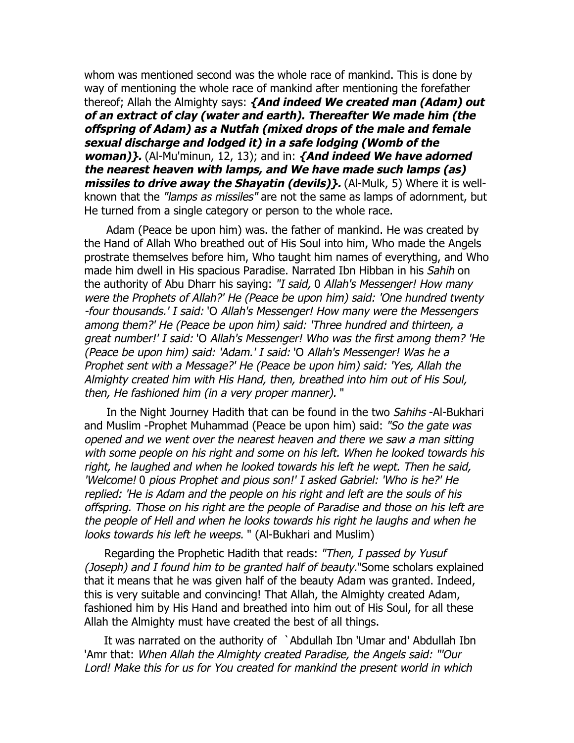whom was mentioned second was the whole race of mankind. This is done by way of mentioning the whole race of mankind after mentioning the forefather thereof; Allah the Almighty says: ***{And indeed We created man (Adam) out of an extract of clay (water and earth). Thereafter We made him (the offspring of Adam) as a Nutfah (mixed drops of the male and female sexual discharge and lodged it) in a safe lodging (Womb of the woman)}.*** (Al-Mu'minun, 12, 13); and in: ***{And indeed We have adorned the nearest heaven with lamps, and We have made such lamps (as) missiles to drive away the Shayatin (devils)}.*** (Al-Mulk, 5) Where it is well-known that the *"lamps as missiles"* are not the same as lamps of adornment, but He turned from a single category or person to the whole race.

Adam (Peace be upon him) was. the father of mankind. He was created by the Hand of Allah Who breathed out of His Soul into him, Who made the Angels prostrate themselves before him, Who taught him names of everything, and Who made him dwell in His spacious Paradise. Narrated Ibn Hibban in his *Sahih* on the authority of Abu Dharr his saying: *"I said,* 0 *Allah's Messenger! How many were the Prophets of Allah?' He (Peace be upon him) said: 'One hundred twenty -four thousands.' I said:* 'O *Allah's Messenger! How many were the Messengers among them?' He (Peace be upon him) said: 'Three hundred and thirteen, a great number!' I said:* 'O *Allah's Messenger! Who was the first among them? 'He (Peace be upon him) said: 'Adam.' I said:* 'O *Allah's Messenger! Was he a Prophet sent with a Message?' He (Peace be upon him) said: 'Yes, Allah the Almighty created him with His Hand, then, breathed into him out of His Soul, then, He fashioned him (in a very proper manner).* "

In the Night Journey Hadith that can be found in the two *Sahihs* -Al-Bukhari and Muslim -Prophet Muhammad (Peace be upon him) said: *"So the gate was opened and we went over the nearest heaven and there we saw a man sitting with some people on his right and some on his left. When he looked towards his right, he laughed and when he looked towards his left he wept. Then he said, 'Welcome!* 0 *pious Prophet and pious son!' I asked Gabriel: 'Who is he?' He replied: 'He is Adam and the people on his right and left are the souls of his offspring. Those on his right are the people of Paradise and those on his left are the people of Hell and when he looks towards his right he laughs and when he looks towards his left he weeps.* " (Al-Bukhari and Muslim)

Regarding the Prophetic Hadith that reads: *"Then, I passed by Yusuf (Joseph) and I found him to be granted half of beauty.*"Some scholars explained that it means that he was given half of the beauty Adam was granted. Indeed, this is very suitable and convincing! That Allah, the Almighty created Adam, fashioned him by His Hand and breathed into him out of His Soul, for all these Allah the Almighty must have created the best of all things.

It was narrated on the authority of `Abdullah Ibn 'Umar and' Abdullah Ibn 'Amr that: *When Allah the Almighty created Paradise, the Angels said: "'Our Lord! Make this for us for You created for mankind the present world in which*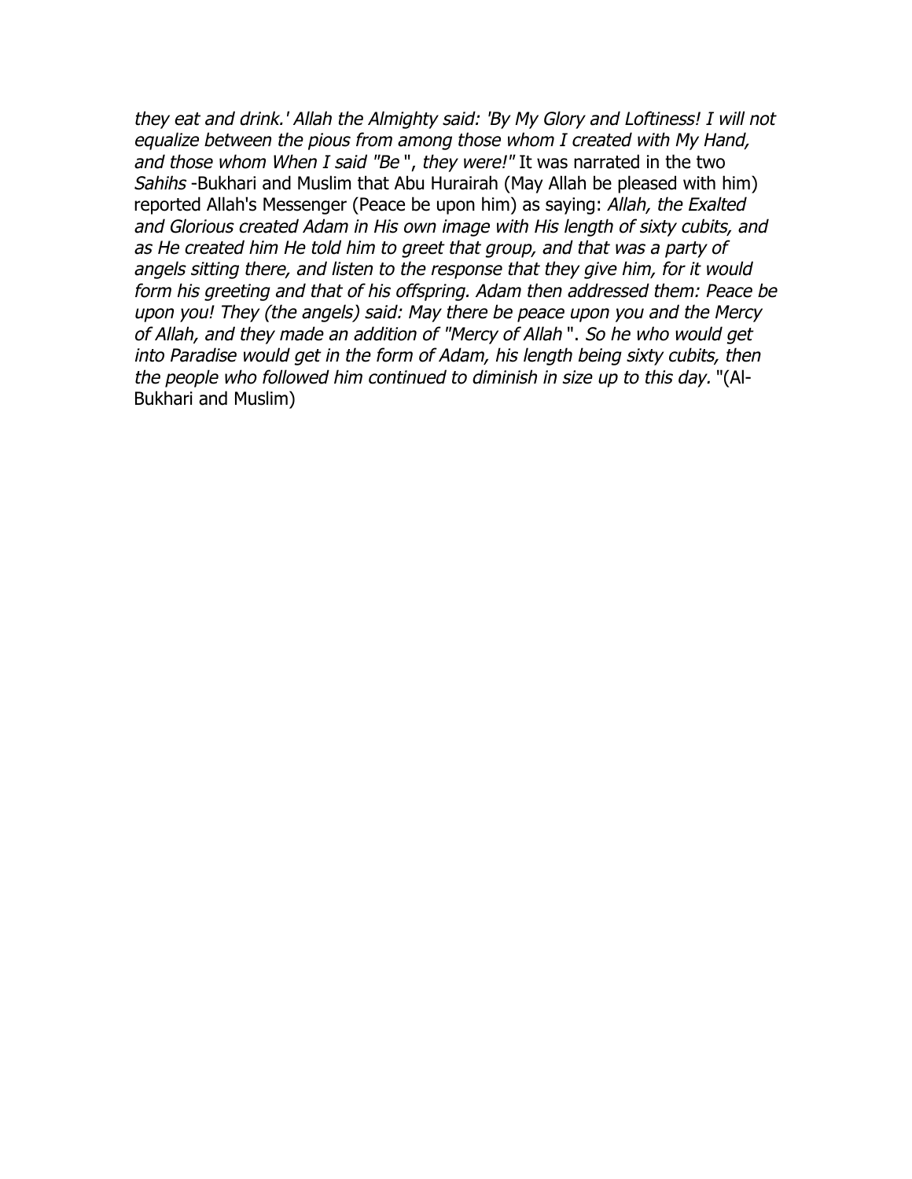*they eat and drink.' Allah the Almighty said: 'By My Glory and Loftiness! I will not equalize between the pious from among those whom I created with My Hand, and those whom When I said "Be*", *they were!"* It was narrated in the two *Sahihs* -Bukhari and Muslim that Abu Hurairah (May Allah be pleased with him) reported Allah's Messenger (Peace be upon him) as saying: *Allah, the Exalted and Glorious created Adam in His own image with His length of sixty cubits, and as He created him He told him to greet that group, and that was a party of angels sitting there, and listen to the response that they give him, for it would form his greeting and that of his offspring. Adam then addressed them: Peace be upon you! They (the angels) said: May there be peace upon you and the Mercy of Allah, and they made an addition of "Mercy of Allah*". *So he who would get into Paradise would get in the form of Adam, his length being sixty cubits, then the people who followed him continued to diminish in size up to this day.* "(Al-Bukhari and Muslim)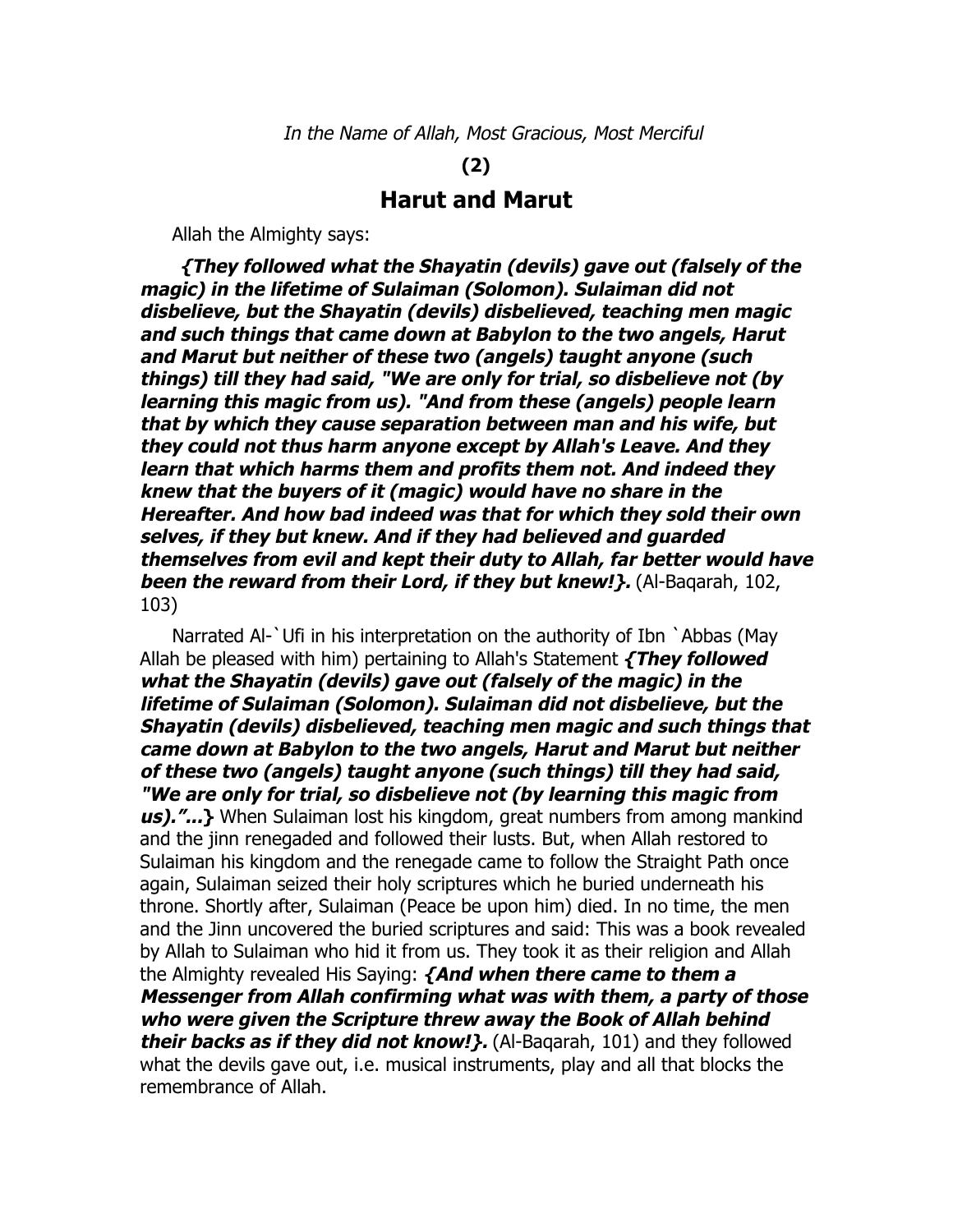*In the Name of Allah, Most Gracious, Most Merciful*

**(2)**

## Harut and Marut

Allah the Almighty says:

***{They followed what the Shayatin (devils) gave out (falsely of the magic) in the lifetime of Sulaiman (Solomon). Sulaiman did not disbelieve, but the Shayatin (devils) disbelieved, teaching men magic and such things that came down at Babylon to the two angels, Harut and Marut but neither of these two (angels) taught anyone (such things) till they had said, "We are only for trial, so disbelieve not (by learning this magic from us). "And from these (angels) people learn that by which they cause separation between man and his wife, but they could not thus harm anyone except by Allah's Leave. And they learn that which harms them and profits them not. And indeed they knew that the buyers of it (magic) would have no share in the Hereafter. And how bad indeed was that for which they sold their own selves, if they but knew. And if they had believed and guarded themselves from evil and kept their duty to Allah, far better would have been the reward from their Lord, if they but knew!}.*** (Al-Baqarah, 102, 103)

Narrated Al-`Ufi in his interpretation on the authority of Ibn `Abbas (May Allah be pleased with him) pertaining to Allah's Statement ***{They followed what the Shayatin (devils) gave out (falsely of the magic) in the lifetime of Sulaiman (Solomon). Sulaiman did not disbelieve, but the Shayatin (devils) disbelieved, teaching men magic and such things that came down at Babylon to the two angels, Harut and Marut but neither of these two (angels) taught anyone (such things) till they had said, "We are only for trial, so disbelieve not (by learning this magic from us)."...}*** When Sulaiman lost his kingdom, great numbers from among mankind and the jinn renegaded and followed their lusts. But, when Allah restored to Sulaiman his kingdom and the renegade came to follow the Straight Path once again, Sulaiman seized their holy scriptures which he buried underneath his throne. Shortly after, Sulaiman (Peace be upon him) died. In no time, the men and the Jinn uncovered the buried scriptures and said: This was a book revealed by Allah to Sulaiman who hid it from us. They took it as their religion and Allah the Almighty revealed His Saying: ***{And when there came to them a Messenger from Allah confirming what was with them, a party of those who were given the Scripture threw away the Book of Allah behind their backs as if they did not know!}.*** (Al-Baqarah, 101) and they followed what the devils gave out, i.e. musical instruments, play and all that blocks the remembrance of Allah.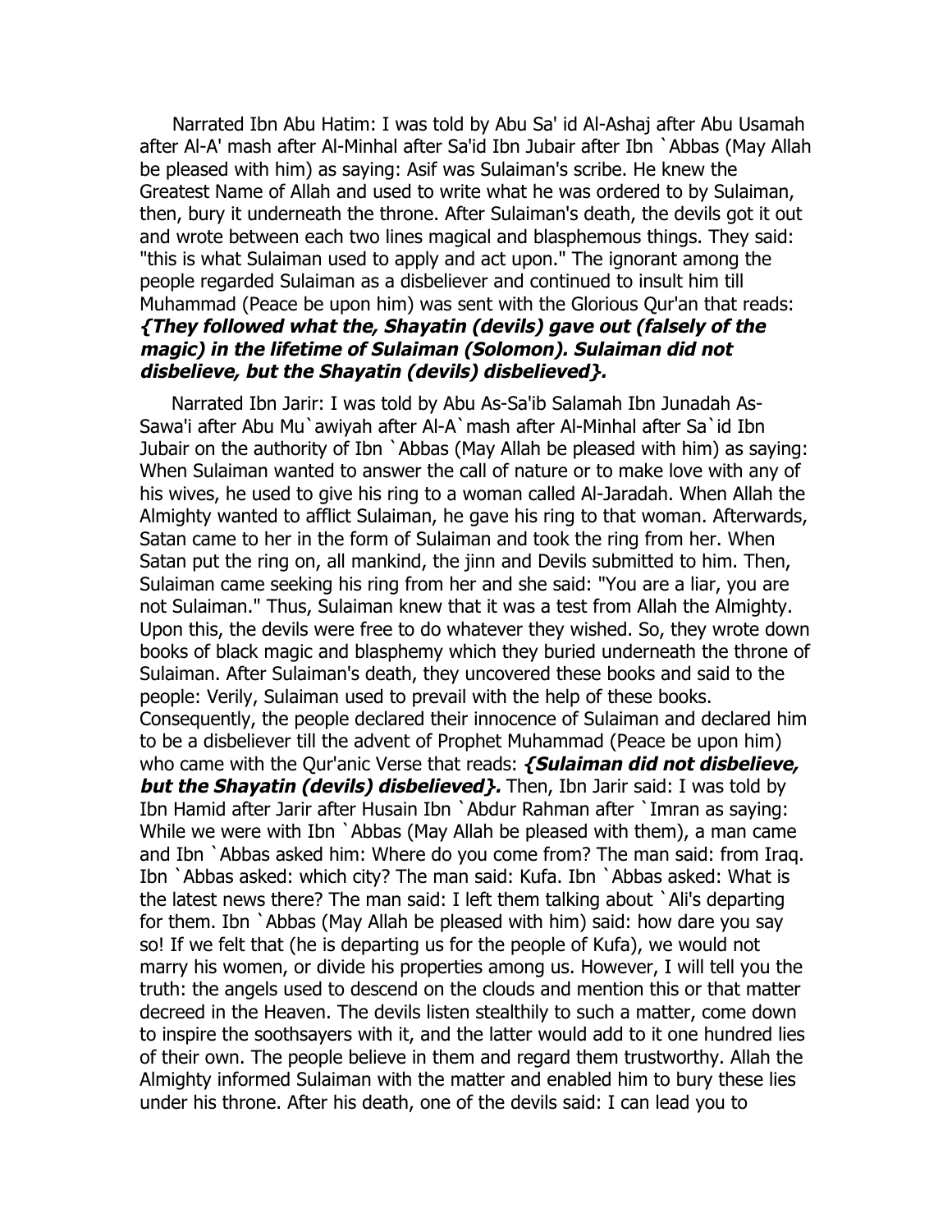Narrated Ibn Abu Hatim: I was told by Abu Sa' id Al-Ashaj after Abu Usamah after Al-A' mash after Al-Minhal after Sa'id Ibn Jubair after Ibn `Abbas (May Allah be pleased with him) as saying: Asif was Sulaiman's scribe. He knew the Greatest Name of Allah and used to write what he was ordered to by Sulaiman, then, bury it underneath the throne. After Sulaiman's death, the devils got it out and wrote between each two lines magical and blasphemous things. They said: "this is what Sulaiman used to apply and act upon." The ignorant among the people regarded Sulaiman as a disbeliever and continued to insult him till Muhammad (Peace be upon him) was sent with the Glorious Qur'an that reads: ***{They followed what the, Shayatin (devils) gave out (falsely of the magic) in the lifetime of Sulaiman (Solomon). Sulaiman did not disbelieve, but the Shayatin (devils) disbelieved}.***

Narrated Ibn Jarir: I was told by Abu As-Sa'ib Salamah Ibn Junadah As-Sawa'i after Abu Mu`awiyah after Al-A`mash after Al-Minhal after Sa`id Ibn Jubair on the authority of Ibn `Abbas (May Allah be pleased with him) as saying: When Sulaiman wanted to answer the call of nature or to make love with any of his wives, he used to give his ring to a woman called Al-Jaradah. When Allah the Almighty wanted to afflict Sulaiman, he gave his ring to that woman. Afterwards, Satan came to her in the form of Sulaiman and took the ring from her. When Satan put the ring on, all mankind, the jinn and Devils submitted to him. Then, Sulaiman came seeking his ring from her and she said: "You are a liar, you are not Sulaiman." Thus, Sulaiman knew that it was a test from Allah the Almighty. Upon this, the devils were free to do whatever they wished. So, they wrote down books of black magic and blasphemy which they buried underneath the throne of Sulaiman. After Sulaiman's death, they uncovered these books and said to the people: Verily, Sulaiman used to prevail with the help of these books. Consequently, the people declared their innocence of Sulaiman and declared him to be a disbeliever till the advent of Prophet Muhammad (Peace be upon him) who came with the Qur'anic Verse that reads: ***{Sulaiman did not disbelieve, but the Shayatin (devils) disbelieved}.*** Then, Ibn Jarir said: I was told by Ibn Hamid after Jarir after Husain Ibn `Abdur Rahman after `Imran as saying: While we were with Ibn `Abbas (May Allah be pleased with them), a man came and Ibn `Abbas asked him: Where do you come from? The man said: from Iraq. Ibn `Abbas asked: which city? The man said: Kufa. Ibn `Abbas asked: What is the latest news there? The man said: I left them talking about `Ali's departing for them. Ibn `Abbas (May Allah be pleased with him) said: how dare you say so! If we felt that (he is departing us for the people of Kufa), we would not marry his women, or divide his properties among us. However, I will tell you the truth: the angels used to descend on the clouds and mention this or that matter decreed in the Heaven. The devils listen stealthily to such a matter, come down to inspire the soothsayers with it, and the latter would add to it one hundred lies of their own. The people believe in them and regard them trustworthy. Allah the Almighty informed Sulaiman with the matter and enabled him to bury these lies under his throne. After his death, one of the devils said: I can lead you to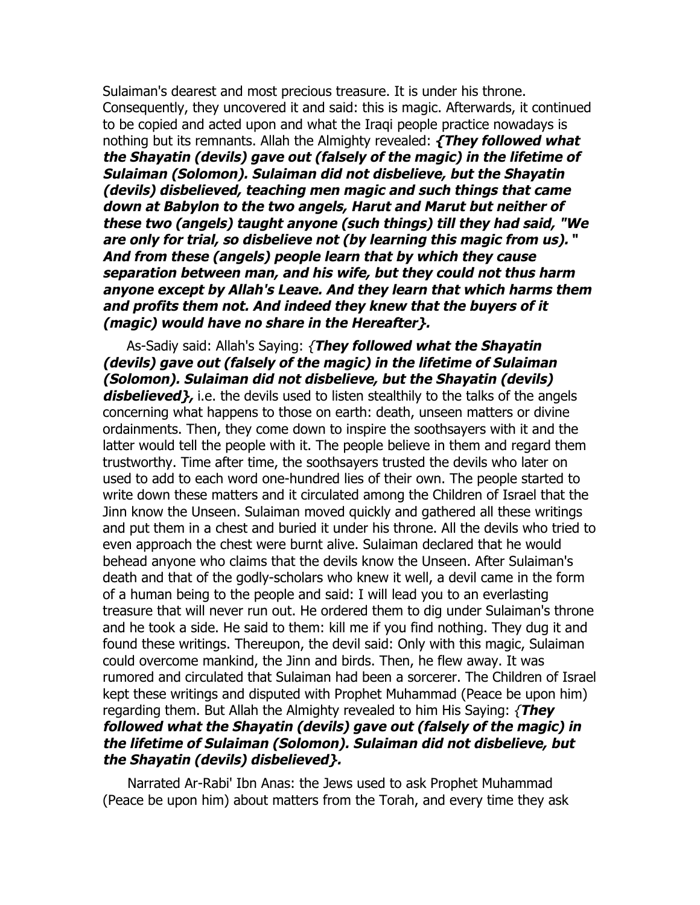Sulaiman's dearest and most precious treasure. It is under his throne. Consequently, they uncovered it and said: this is magic. Afterwards, it continued to be copied and acted upon and what the Iraqi people practice nowadays is nothing but its remnants. Allah the Almighty revealed: ***{They followed what the Shayatin (devils) gave out (falsely of the magic) in the lifetime of Sulaiman (Solomon). Sulaiman did not disbelieve, but the Shayatin (devils) disbelieved, teaching men magic and such things that came down at Babylon to the two angels, Harut and Marut but neither of these two (angels) taught anyone (such things) till they had said, "We are only for trial, so disbelieve not (by learning this magic from us)." And from these (angels) people learn that by which they cause separation between man, and his wife, but they could not thus harm anyone except by Allah's Leave. And they learn that which harms them and profits them not. And indeed they knew that the buyers of it (magic) would have no share in the Hereafter}.***

As-Sadiy said: Allah's Saying: ***{They followed what the Shayatin (devils) gave out (falsely of the magic) in the lifetime of Sulaiman (Solomon). Sulaiman did not disbelieve, but the Shayatin (devils) disbelieved},*** i.e. the devils used to listen stealthily to the talks of the angels concerning what happens to those on earth: death, unseen matters or divine ordainments. Then, they come down to inspire the soothsayers with it and the latter would tell the people with it. The people believe in them and regard them trustworthy. Time after time, the soothsayers trusted the devils who later on used to add to each word one-hundred lies of their own. The people started to write down these matters and it circulated among the Children of Israel that the Jinn know the Unseen. Sulaiman moved quickly and gathered all these writings and put them in a chest and buried it under his throne. All the devils who tried to even approach the chest were burnt alive. Sulaiman declared that he would behead anyone who claims that the devils know the Unseen. After Sulaiman's death and that of the godly-scholars who knew it well, a devil came in the form of a human being to the people and said: I will lead you to an everlasting treasure that will never run out. He ordered them to dig under Sulaiman's throne and he took a side. He said to them: kill me if you find nothing. They dug it and found these writings. Thereupon, the devil said: Only with this magic, Sulaiman could overcome mankind, the Jinn and birds. Then, he flew away. It was rumored and circulated that Sulaiman had been a sorcerer. The Children of Israel kept these writings and disputed with Prophet Muhammad (Peace be upon him) regarding them. But Allah the Almighty revealed to him His Saying: ***{They followed what the Shayatin (devils) gave out (falsely of the magic) in the lifetime of Sulaiman (Solomon). Sulaiman did not disbelieve, but the Shayatin (devils) disbelieved}.***

Narrated Ar-Rabi' Ibn Anas: the Jews used to ask Prophet Muhammad (Peace be upon him) about matters from the Torah, and every time they ask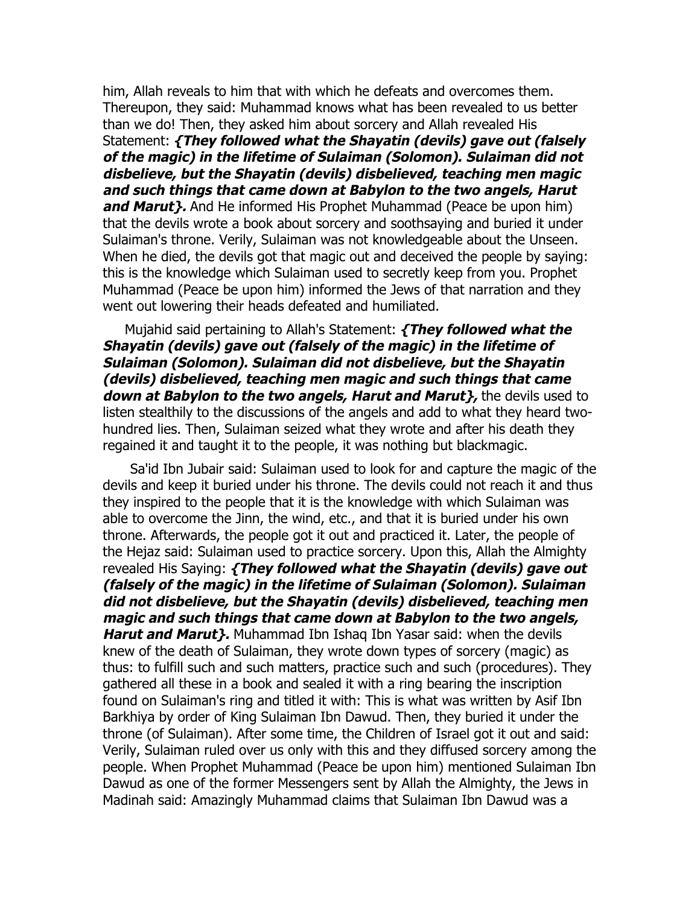him, Allah reveals to him that with which he defeats and overcomes them. Thereupon, they said: Muhammad knows what has been revealed to us better than we do! Then, they asked him about sorcery and Allah revealed His Statement: ***{They followed what the Shayatin (devils) gave out (falsely of the magic) in the lifetime of Sulaiman (Solomon). Sulaiman did not disbelieve, but the Shayatin (devils) disbelieved, teaching men magic and such things that came down at Babylon to the two angels, Harut and Marut}.*** And He informed His Prophet Muhammad (Peace be upon him) that the devils wrote a book about sorcery and soothsaying and buried it under Sulaiman's throne. Verily, Sulaiman was not knowledgeable about the Unseen. When he died, the devils got that magic out and deceived the people by saying: this is the knowledge which Sulaiman used to secretly keep from you. Prophet Muhammad (Peace be upon him) informed the Jews of that narration and they went out lowering their heads defeated and humiliated.

Mujahid said pertaining to Allah's Statement: ***{They followed what the Shayatin (devils) gave out (falsely of the magic) in the lifetime of Sulaiman (Solomon). Sulaiman did not disbelieve, but the Shayatin (devils) disbelieved, teaching men magic and such things that came down at Babylon to the two angels, Harut and Marut},*** the devils used to listen stealthily to the discussions of the angels and add to what they heard two-hundred lies. Then, Sulaiman seized what they wrote and after his death they regained it and taught it to the people, it was nothing but blackmagic.

Sa'id Ibn Jubair said: Sulaiman used to look for and capture the magic of the devils and keep it buried under his throne. The devils could not reach it and thus they inspired to the people that it is the knowledge with which Sulaiman was able to overcome the Jinn, the wind, etc., and that it is buried under his own throne. Afterwards, the people got it out and practiced it. Later, the people of the Hejaz said: Sulaiman used to practice sorcery. Upon this, Allah the Almighty revealed His Saying: ***{They followed what the Shayatin (devils) gave out (falsely of the magic) in the lifetime of Sulaiman (Solomon). Sulaiman did not disbelieve, but the Shayatin (devils) disbelieved, teaching men magic and such things that came down at Babylon to the two angels, Harut and Marut}.*** Muhammad Ibn Ishaq Ibn Yasar said: when the devils knew of the death of Sulaiman, they wrote down types of sorcery (magic) as thus: to fulfill such and such matters, practice such and such (procedures). They gathered all these in a book and sealed it with a ring bearing the inscription found on Sulaiman's ring and titled it with: This is what was written by Asif Ibn Barkhiya by order of King Sulaiman Ibn Dawud. Then, they buried it under the throne (of Sulaiman). After some time, the Children of Israel got it out and said: Verily, Sulaiman ruled over us only with this and they diffused sorcery among the people. When Prophet Muhammad (Peace be upon him) mentioned Sulaiman Ibn Dawud as one of the former Messengers sent by Allah the Almighty, the Jews in Madinah said: Amazingly Muhammad claims that Sulaiman Ibn Dawud was a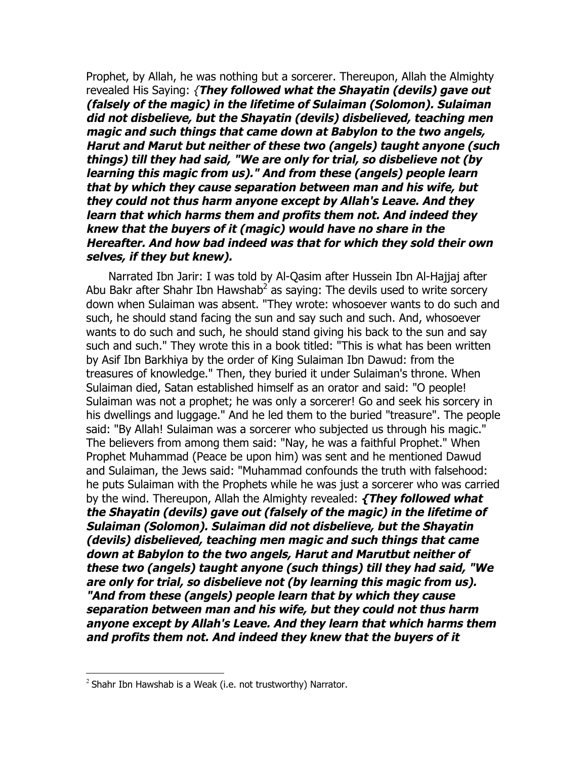Prophet, by Allah, he was nothing but a sorcerer. Thereupon, Allah the Almighty revealed His Saying: {***They followed what the Shayatin (devils) gave out (falsely of the magic) in the lifetime of Sulaiman (Solomon). Sulaiman did not disbelieve, but the Shayatin (devils) disbelieved, teaching men magic and such things that came down at Babylon to the two angels, Harut and Marut but neither of these two (angels) taught anyone (such things) till they had said, "We are only for trial, so disbelieve not (by learning this magic from us)." And from these (angels) people learn that by which they cause separation between man and his wife, but they could not thus harm anyone except by Allah's Leave. And they learn that which harms them and profits them not. And indeed they knew that the buyers of it (magic) would have no share in the Hereafter. And how bad indeed was that for which they sold their own selves, if they but knew).***

Narrated Ibn Jarir: I was told by Al-Qasim after Hussein Ibn Al-Hajjaj after Abu Bakr after Shahr Ibn Hawshab[2] as saying: The devils used to write sorcery down when Sulaiman was absent. "They wrote: whosoever wants to do such and such, he should stand facing the sun and say such and such. And, whosoever wants to do such and such, he should stand giving his back to the sun and say such and such." They wrote this in a book titled: "This is what has been written by Asif Ibn Barkhiya by the order of King Sulaiman Ibn Dawud: from the treasures of knowledge." Then, they buried it under Sulaiman's throne. When Sulaiman died, Satan established himself as an orator and said: "O people! Sulaiman was not a prophet; he was only a sorcerer! Go and seek his sorcery in his dwellings and luggage." And he led them to the buried "treasure". The people said: "By Allah! Sulaiman was a sorcerer who subjected us through his magic." The believers from among them said: "Nay, he was a faithful Prophet." When Prophet Muhammad (Peace be upon him) was sent and he mentioned Dawud and Sulaiman, the Jews said: "Muhammad confounds the truth with falsehood: he puts Sulaiman with the Prophets while he was just a sorcerer who was carried by the wind. Thereupon, Allah the Almighty revealed: ***{They followed what the Shayatin (devils) gave out (falsely of the magic) in the lifetime of Sulaiman (Solomon). Sulaiman did not disbelieve, but the Shayatin (devils) disbelieved, teaching men magic and such things that came down at Babylon to the two angels, Harut and Marutbut neither of these two (angels) taught anyone (such things) till they had said, "We are only for trial, so disbelieve not (by learning this magic from us). "And from these (angels) people learn that by which they cause separation between man and his wife, but they could not thus harm anyone except by Allah's Leave. And they learn that which harms them and profits them not. And indeed they knew that the buyers of it***

---

[2] Shahr Ibn Hawshab is a Weak (i.e. not trustworthy) Narrator.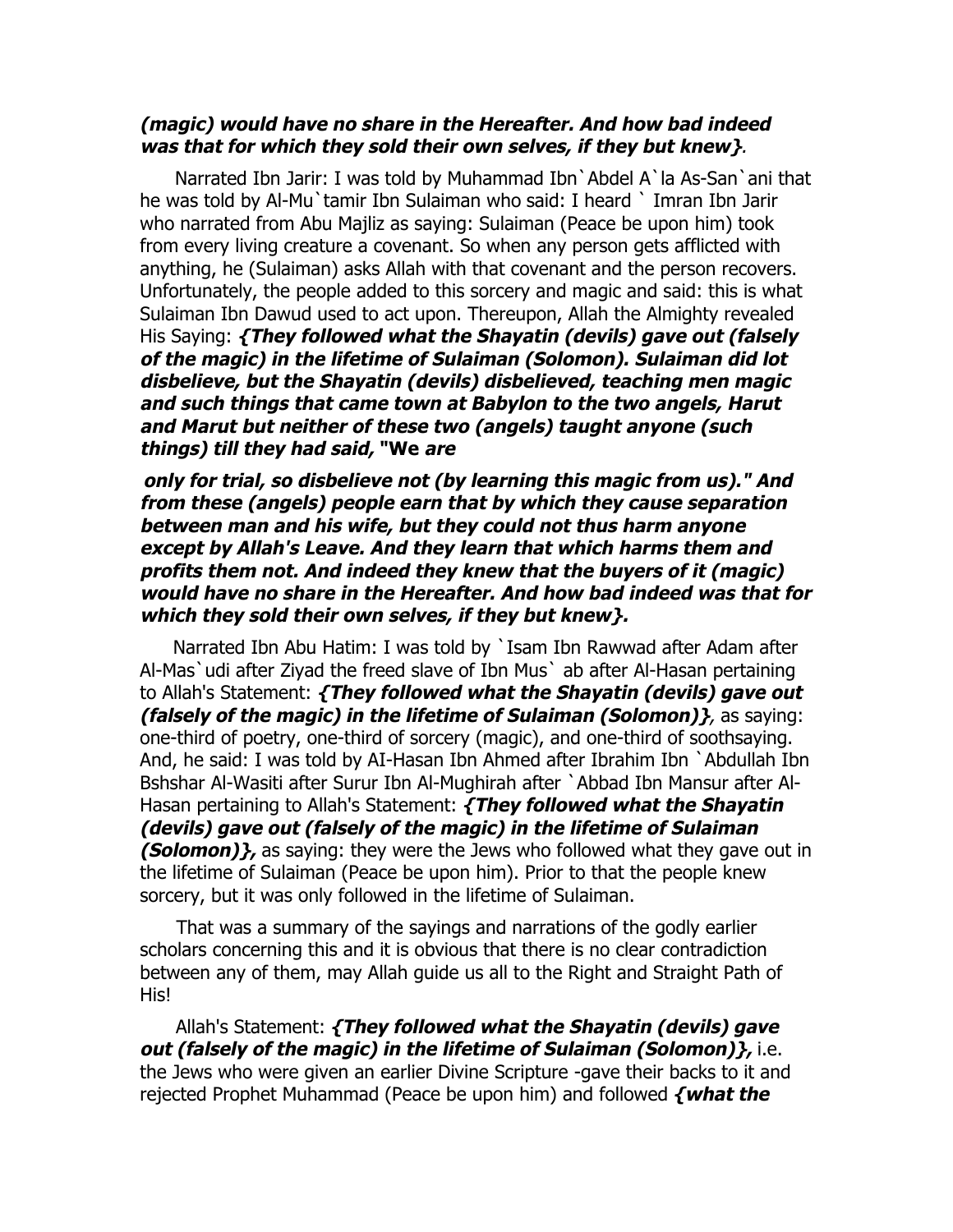***(magic) would have no share in the Hereafter. And how bad indeed was that for which they sold their own selves, if they but knew}***.

Narrated Ibn Jarir: I was told by Muhammad Ibn`Abdel A`la As-San`ani that he was told by Al-Mu`tamir Ibn Sulaiman who said: I heard ` Imran Ibn Jarir who narrated from Abu Majliz as saying: Sulaiman (Peace be upon him) took from every living creature a covenant. So when any person gets afflicted with anything, he (Sulaiman) asks Allah with that covenant and the person recovers. Unfortunately, the people added to this sorcery and magic and said: this is what Sulaiman Ibn Dawud used to act upon. Thereupon, Allah the Almighty revealed His Saying: ***{They followed what the Shayatin (devils) gave out (falsely of the magic) in the lifetime of Sulaiman (Solomon). Sulaiman did lot disbelieve, but the Shayatin (devils) disbelieved, teaching men magic and such things that came town at Babylon to the two angels, Harut and Marut but neither of these two (angels) taught anyone (such things) till they had said, "*We *are only for trial, so disbelieve not (by learning this magic from us)." And from these (angels) people earn that by which they cause separation between man and his wife, but they could not thus harm anyone except by Allah's Leave. And they learn that which harms them and profits them not. And indeed they knew that the buyers of it (magic) would have no share in the Hereafter. And how bad indeed was that for which they sold their own selves, if they but knew}.***

Narrated Ibn Abu Hatim: I was told by `Isam Ibn Rawwad after Adam after Al-Mas`udi after Ziyad the freed slave of Ibn Mus` ab after Al-Hasan pertaining to Allah's Statement: ***{They followed what the Shayatin (devils) gave out (falsely of the magic) in the lifetime of Sulaiman (Solomon)}***, as saying: one-third of poetry, one-third of sorcery (magic), and one-third of soothsaying. And, he said: I was told by AI-Hasan Ibn Ahmed after Ibrahim Ibn `Abdullah Ibn Bshshar Al-Wasiti after Surur Ibn Al-Mughirah after `Abbad Ibn Mansur after Al-Hasan pertaining to Allah's Statement: ***{They followed what the Shayatin (devils) gave out (falsely of the magic) in the lifetime of Sulaiman (Solomon)},*** as saying: they were the Jews who followed what they gave out in the lifetime of Sulaiman (Peace be upon him). Prior to that the people knew sorcery, but it was only followed in the lifetime of Sulaiman.

That was a summary of the sayings and narrations of the godly earlier scholars concerning this and it is obvious that there is no clear contradiction between any of them, may Allah guide us all to the Right and Straight Path of His!

Allah's Statement: ***{They followed what the Shayatin (devils) gave out (falsely of the magic) in the lifetime of Sulaiman (Solomon)},*** i.e. the Jews who were given an earlier Divine Scripture -gave their backs to it and rejected Prophet Muhammad (Peace be upon him) and followed ***{what the***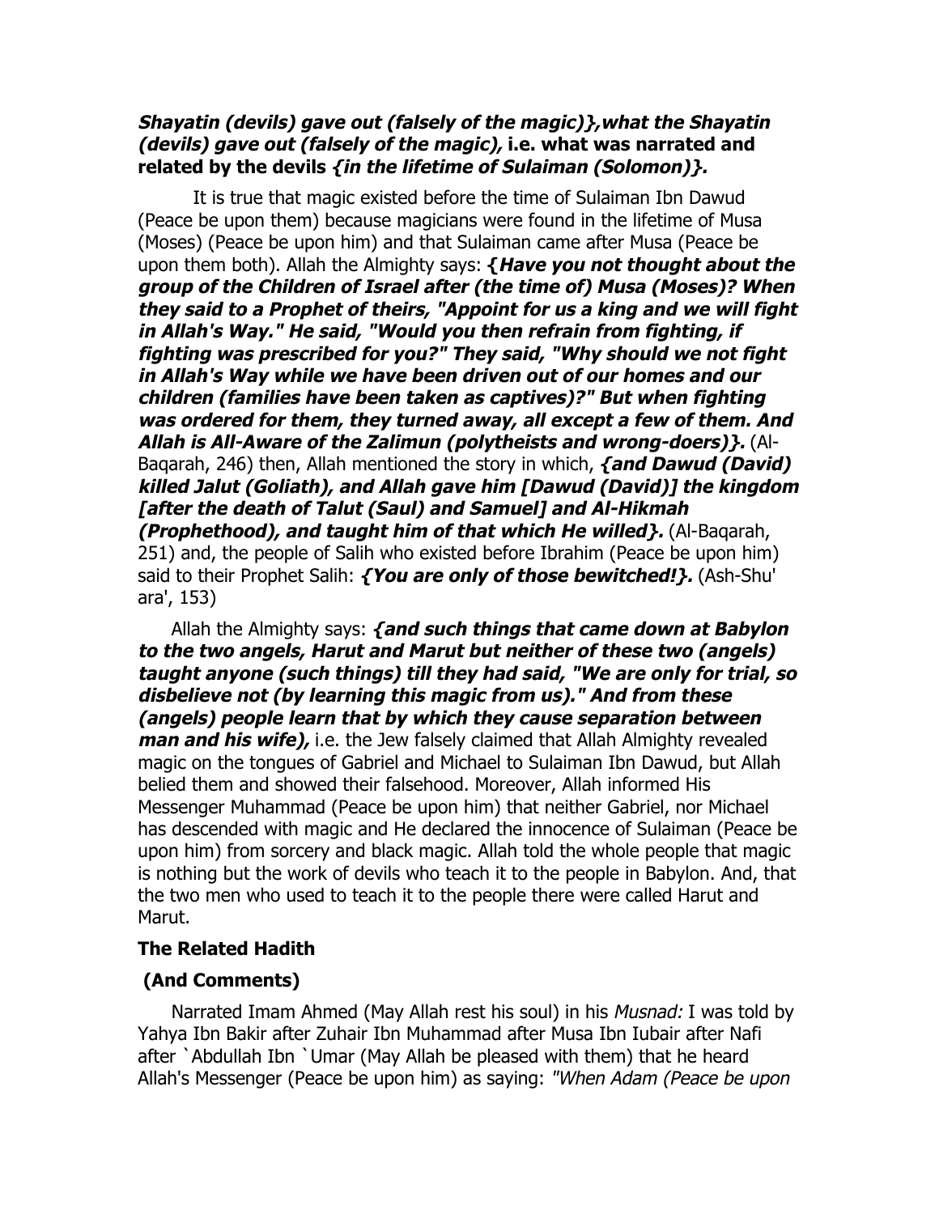***Shayatin (devils) gave out (falsely of the magic)},what the Shayatin (devils) gave out (falsely of the magic),* i.e. what was narrated and related by the devils *{in the lifetime of Sulaiman (Solomon)}.***

It is true that magic existed before the time of Sulaiman Ibn Dawud (Peace be upon them) because magicians were found in the lifetime of Musa (Moses) (Peace be upon him) and that Sulaiman came after Musa (Peace be upon them both). Allah the Almighty says: ***{Have you not thought about the group of the Children of Israel after (the time of) Musa (Moses)? When they said to a Prophet of theirs, "Appoint for us a king and we will fight in Allah's Way." He said, "Would you then refrain from fighting, if fighting was prescribed for you?" They said, "Why should we not fight in Allah's Way while we have been driven out of our homes and our children (families have been taken as captives)?" But when fighting was ordered for them, they turned away, all except a few of them. And Allah is All-Aware of the Zalimun (polytheists and wrong-doers)}.*** (Al-Baqarah, 246) then, Allah mentioned the story in which, ***{and Dawud (David) killed Jalut (Goliath), and Allah gave him [Dawud (David)] the kingdom [after the death of Talut (Saul) and Samuel] and Al-Hikmah (Prophethood), and taught him of that which He willed}.*** (Al-Baqarah, 251) and, the people of Salih who existed before Ibrahim (Peace be upon him) said to their Prophet Salih: ***{You are only of those bewitched!}.*** (Ash-Shu' ara', 153)

Allah the Almighty says: ***{and such things that came down at Babylon to the two angels, Harut and Marut but neither of these two (angels) taught anyone (such things) till they had said, "We are only for trial, so disbelieve not (by learning this magic from us)." And from these (angels) people learn that by which they cause separation between man and his wife),*** i.e. the Jew falsely claimed that Allah Almighty revealed magic on the tongues of Gabriel and Michael to Sulaiman Ibn Dawud, but Allah belied them and showed their falsehood. Moreover, Allah informed His Messenger Muhammad (Peace be upon him) that neither Gabriel, nor Michael has descended with magic and He declared the innocence of Sulaiman (Peace be upon him) from sorcery and black magic. Allah told the whole people that magic is nothing but the work of devils who teach it to the people in Babylon. And, that the two men who used to teach it to the people there were called Harut and Marut.

**The Related Hadith**

**(And Comments)**

Narrated Imam Ahmed (May Allah rest his soul) in his *Musnad:* I was told by Yahya Ibn Bakir after Zuhair Ibn Muhammad after Musa Ibn Iubair after Nafi after `Abdullah Ibn `Umar (May Allah be pleased with them) that he heard Allah's Messenger (Peace be upon him) as saying: *"When Adam (Peace be upon*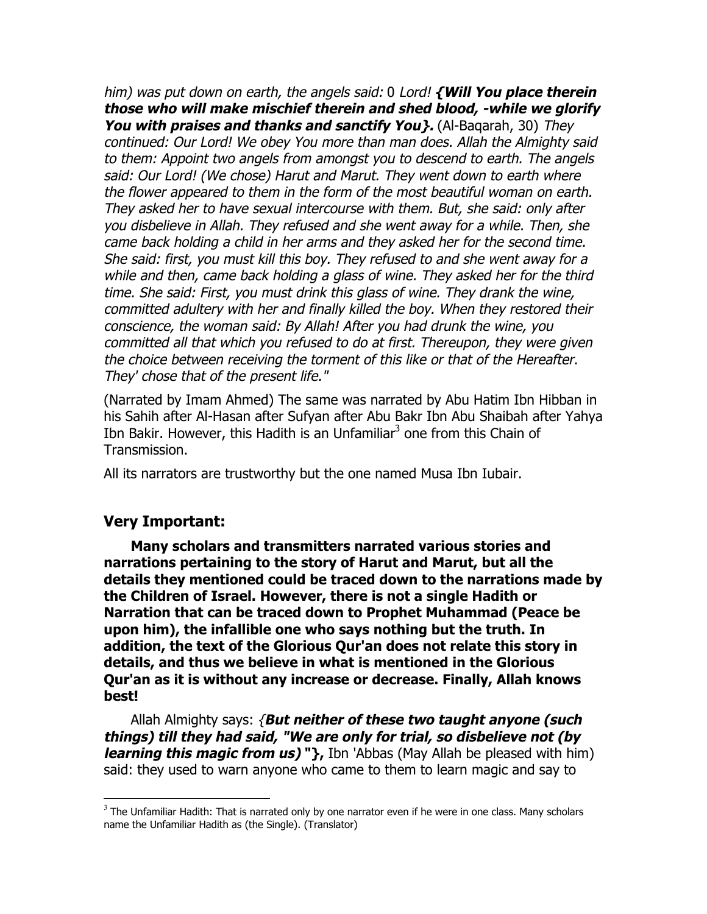*him) was put down on earth, the angels said:* 0 *Lord!* ***{Will You place therein those who will make mischief therein and shed blood, -while we glorify You with praises and thanks and sanctify You}.*** (Al-Baqarah, 30) *They continued: Our Lord! We obey You more than man does. Allah the Almighty said to them: Appoint two angels from amongst you to descend to earth. The angels said: Our Lord! (We chose) Harut and Marut. They went down to earth where the flower appeared to them in the form of the most beautiful woman on earth. They asked her to have sexual intercourse with them. But, she said: only after you disbelieve in Allah. They refused and she went away for a while. Then, she came back holding a child in her arms and they asked her for the second time. She said: first, you must kill this boy. They refused to and she went away for a while and then, came back holding a glass of wine. They asked her for the third time. She said: First, you must drink this glass of wine. They drank the wine, committed adultery with her and finally killed the boy. When they restored their conscience, the woman said: By Allah! After you had drunk the wine, you committed all that which you refused to do at first. Thereupon, they were given the choice between receiving the torment of this like or that of the Hereafter. They' chose that of the present life."*

(Narrated by Imam Ahmed) The same was narrated by Abu Hatim Ibn Hibban in his Sahih after Al-Hasan after Sufyan after Abu Bakr Ibn Abu Shaibah after Yahya Ibn Bakir. However, this Hadith is an Unfamiliar[3] one from this Chain of Transmission.

All its narrators are trustworthy but the one named Musa Ibn Iubair.

## Very Important:

**Many scholars and transmitters narrated various stories and narrations pertaining to the story of Harut and Marut, but all the details they mentioned could be traced down to the narrations made by the Children of Israel. However, there is not a single Hadith or Narration that can be traced down to Prophet Muhammad (Peace be upon him), the infallible one who says nothing but the truth. In addition, the text of the Glorious Qur'an does not relate this story in details, and thus we believe in what is mentioned in the Glorious Qur'an as it is without any increase or decrease. Finally, Allah knows best!**

Allah Almighty says: *{**But neither of these two taught anyone (such things) till they had said, "We are only for trial, so disbelieve not (by learning this magic from us)**"***},** Ibn 'Abbas (May Allah be pleased with him) said: they used to warn anyone who came to them to learn magic and say to

---

[3] The Unfamiliar Hadith: That is narrated only by one narrator even if he were in one class. Many scholars name the Unfamiliar Hadith as (the Single). (Translator)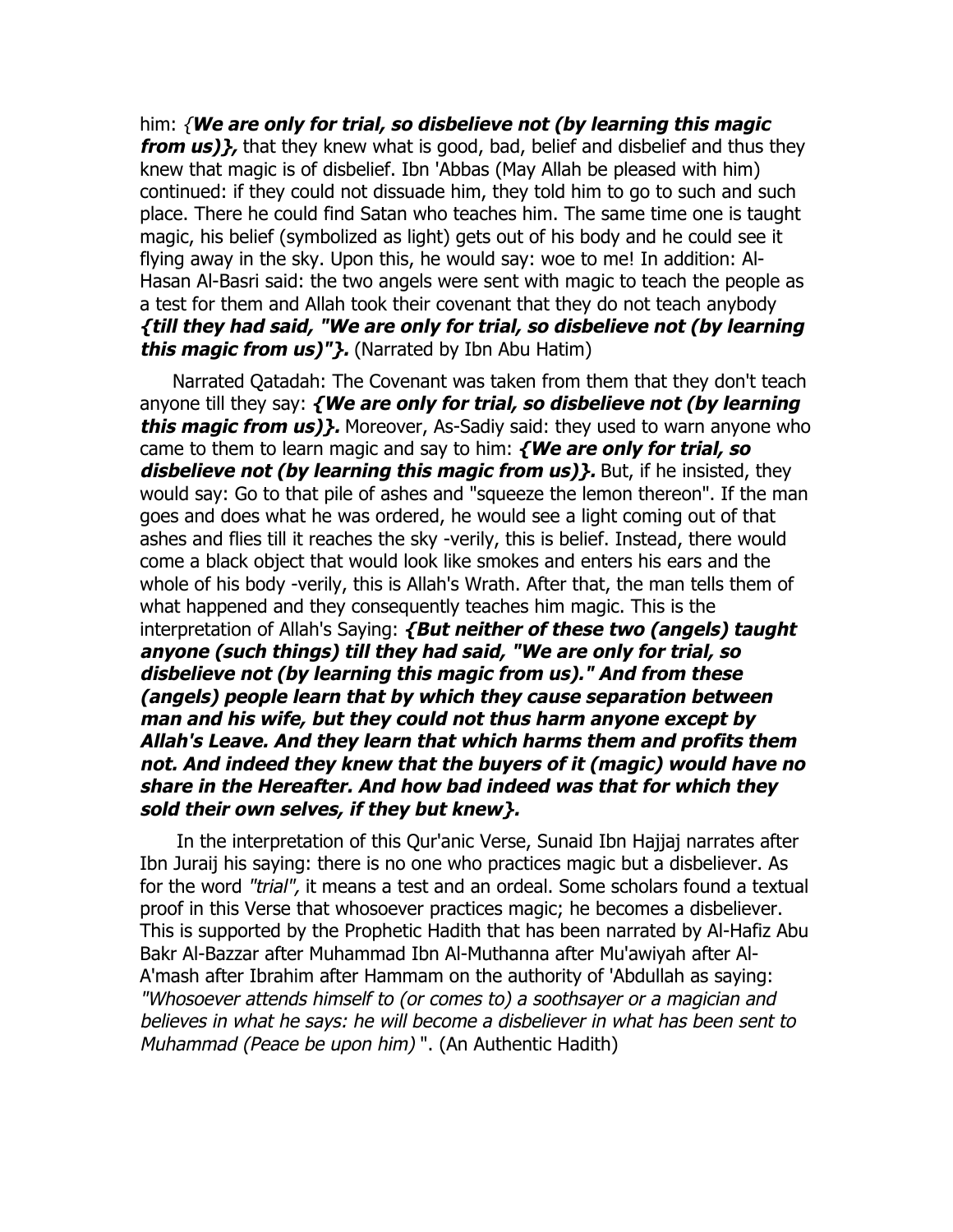him: {***We are only for trial, so disbelieve not (by learning this magic from us)},*** that they knew what is good, bad, belief and disbelief and thus they knew that magic is of disbelief. Ibn 'Abbas (May Allah be pleased with him) continued: if they could not dissuade him, they told him to go to such and such place. There he could find Satan who teaches him. The same time one is taught magic, his belief (symbolized as light) gets out of his body and he could see it flying away in the sky. Upon this, he would say: woe to me! In addition: Al-Hasan Al-Basri said: the two angels were sent with magic to teach the people as a test for them and Allah took their covenant that they do not teach anybody ***{till they had said, "We are only for trial, so disbelieve not (by learning this magic from us)"}.*** (Narrated by Ibn Abu Hatim)

Narrated Qatadah: The Covenant was taken from them that they don't teach anyone till they say: ***{We are only for trial, so disbelieve not (by learning this magic from us)}.*** Moreover, As-Sadiy said: they used to warn anyone who came to them to learn magic and say to him: ***{We are only for trial, so disbelieve not (by learning this magic from us)}.*** But, if he insisted, they would say: Go to that pile of ashes and "squeeze the lemon thereon". If the man goes and does what he was ordered, he would see a light coming out of that ashes and flies till it reaches the sky -verily, this is belief. Instead, there would come a black object that would look like smokes and enters his ears and the whole of his body -verily, this is Allah's Wrath. After that, the man tells them of what happened and they consequently teaches him magic. This is the interpretation of Allah's Saying: ***{But neither of these two (angels) taught anyone (such things) till they had said, "We are only for trial, so disbelieve not (by learning this magic from us)." And from these (angels) people learn that by which they cause separation between man and his wife, but they could not thus harm anyone except by Allah's Leave. And they learn that which harms them and profits them not. And indeed they knew that the buyers of it (magic) would have no share in the Hereafter. And how bad indeed was that for which they sold their own selves, if they but knew}.***

In the interpretation of this Qur'anic Verse, Sunaid Ibn Hajjaj narrates after Ibn Juraij his saying: there is no one who practices magic but a disbeliever. As for the word *"trial",* it means a test and an ordeal. Some scholars found a textual proof in this Verse that whosoever practices magic; he becomes a disbeliever. This is supported by the Prophetic Hadith that has been narrated by Al-Hafiz Abu Bakr Al-Bazzar after Muhammad Ibn Al-Muthanna after Mu'awiyah after Al-A'mash after Ibrahim after Hammam on the authority of 'Abdullah as saying: *"Whosoever attends himself to (or comes to) a soothsayer or a magician and believes in what he says: he will become a disbeliever in what has been sent to Muhammad (Peace be upon him)* ". (An Authentic Hadith)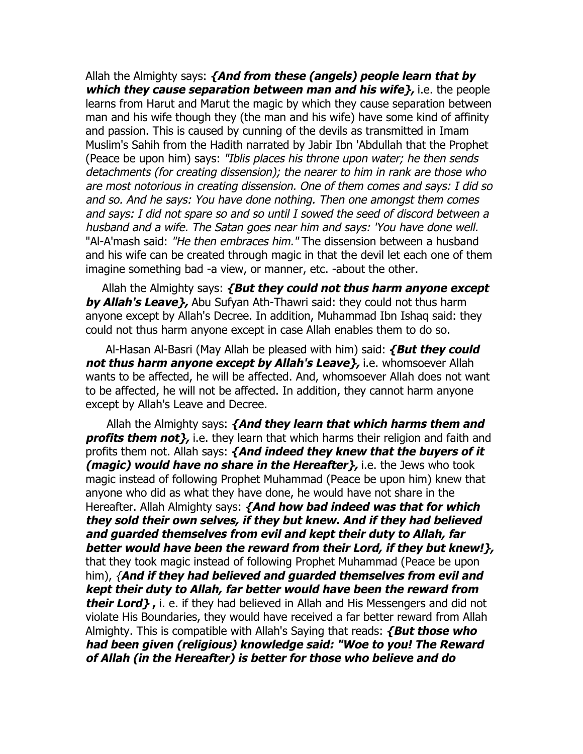Allah the Almighty says: ***{And from these (angels) people learn that by which they cause separation between man and his wife},*** i.e. the people learns from Harut and Marut the magic by which they cause separation between man and his wife though they (the man and his wife) have some kind of affinity and passion. This is caused by cunning of the devils as transmitted in Imam Muslim's Sahih from the Hadith narrated by Jabir Ibn 'Abdullah that the Prophet (Peace be upon him) says: *"Iblis places his throne upon water; he then sends detachments (for creating dissension); the nearer to him in rank are those who are most notorious in creating dissension. One of them comes and says: I did so and so. And he says: You have done nothing. Then one amongst them comes and says: I did not spare so and so until I sowed the seed of discord between a husband and a wife. The Satan goes near him and says: 'You have done well.* "Al-A'mash said: *"He then embraces him."* The dissension between a husband and his wife can be created through magic in that the devil let each one of them imagine something bad -a view, or manner, etc. -about the other.

Allah the Almighty says: ***{But they could not thus harm anyone except by Allah's Leave},*** Abu Sufyan Ath-Thawri said: they could not thus harm anyone except by Allah's Decree. In addition, Muhammad Ibn Ishaq said: they could not thus harm anyone except in case Allah enables them to do so.

Al-Hasan Al-Basri (May Allah be pleased with him) said: ***{But they could not thus harm anyone except by Allah's Leave},*** i.e. whomsoever Allah wants to be affected, he will be affected. And, whomsoever Allah does not want to be affected, he will not be affected. In addition, they cannot harm anyone except by Allah's Leave and Decree.

Allah the Almighty says: ***{And they learn that which harms them and profits them not},*** i.e. they learn that which harms their religion and faith and profits them not. Allah says: ***{And indeed they knew that the buyers of it (magic) would have no share in the Hereafter},*** i.e. the Jews who took magic instead of following Prophet Muhammad (Peace be upon him) knew that anyone who did as what they have done, he would have not share in the Hereafter. Allah Almighty says: ***{And how bad indeed was that for which they sold their own selves, if they but knew. And if they had believed and guarded themselves from evil and kept their duty to Allah, far better would have been the reward from their Lord, if they but knew!},*** that they took magic instead of following Prophet Muhammad (Peace be upon him), {***And if they had believed and guarded themselves from evil and kept their duty to Allah, far better would have been the reward from their Lord} ,*** i. e. if they had believed in Allah and His Messengers and did not violate His Boundaries, they would have received a far better reward from Allah Almighty. This is compatible with Allah's Saying that reads: ***{But those who had been given (religious) knowledge said: "Woe to you! The Reward of Allah (in the Hereafter) is better for those who believe and do***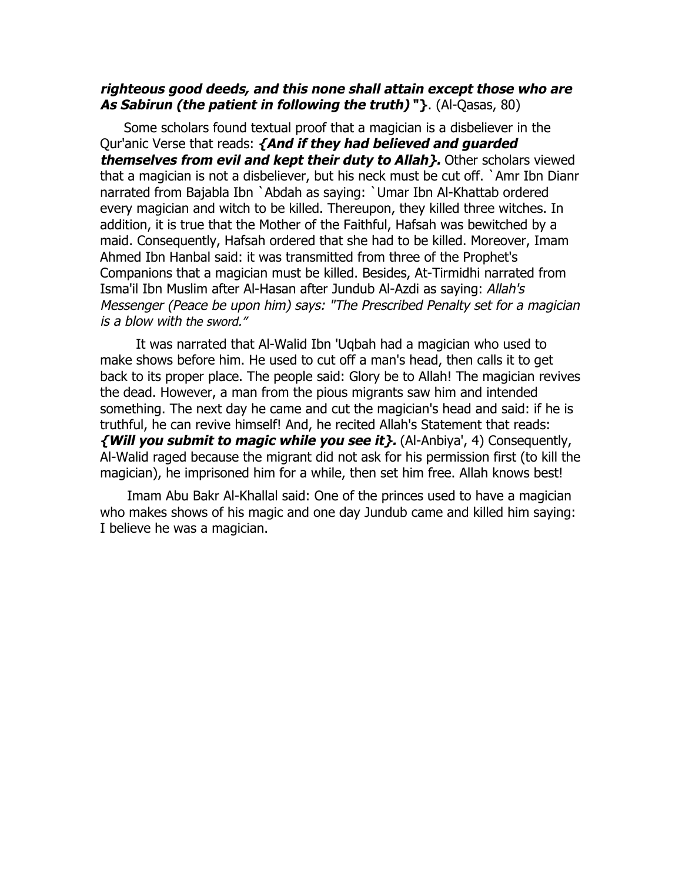***righteous good deeds, and this none shall attain except those who are As Sabirun (the patient in following the truth)* "}**. (Al-Qasas, 80)

Some scholars found textual proof that a magician is a disbeliever in the Qur'anic Verse that reads: ***{And if they had believed and guarded themselves from evil and kept their duty to Allah}.*** Other scholars viewed that a magician is not a disbeliever, but his neck must be cut off. `Amr Ibn Dianr narrated from Bajabla Ibn `Abdah as saying: `Umar Ibn Al-Khattab ordered every magician and witch to be killed. Thereupon, they killed three witches. In addition, it is true that the Mother of the Faithful, Hafsah was bewitched by a maid. Consequently, Hafsah ordered that she had to be killed. Moreover, Imam Ahmed Ibn Hanbal said: it was transmitted from three of the Prophet's Companions that a magician must be killed. Besides, At-Tirmidhi narrated from Isma'il Ibn Muslim after Al-Hasan after Jundub Al-Azdi as saying: *Allah's Messenger (Peace be upon him) says: "The Prescribed Penalty set for a magician is a blow with the sword."*

It was narrated that Al-Walid Ibn 'Uqbah had a magician who used to make shows before him. He used to cut off a man's head, then calls it to get back to its proper place. The people said: Glory be to Allah! The magician revives the dead. However, a man from the pious migrants saw him and intended something. The next day he came and cut the magician's head and said: if he is truthful, he can revive himself! And, he recited Allah's Statement that reads: ***{Will you submit to magic while you see it}.*** (Al-Anbiya', 4) Consequently, Al-Walid raged because the migrant did not ask for his permission first (to kill the magician), he imprisoned him for a while, then set him free. Allah knows best!

Imam Abu Bakr Al-Khallal said: One of the princes used to have a magician who makes shows of his magic and one day Jundub came and killed him saying: I believe he was a magician.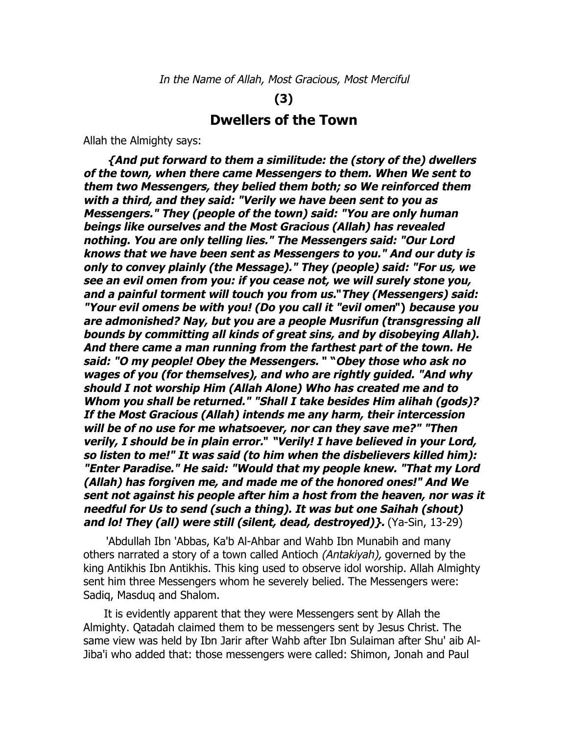*In the Name of Allah, Most Gracious, Most Merciful*

**(3)**

## Dwellers of the Town

Allah the Almighty says:

***{And put forward to them a similitude: the (story of the) dwellers of the town, when there came Messengers to them. When We sent to them two Messengers, they belied them both; so We reinforced them with a third, and they said: "Verily we have been sent to you as Messengers." They (people of the town) said: "You are only human beings like ourselves and the Most Gracious (Allah) has revealed nothing. You are only telling lies." The Messengers said: "Our Lord knows that we have been sent as Messengers to you." And our duty is only to convey plainly (the Message)." They (people) said: "For us, we see an evil omen from you: if you cease not, we will surely stone you, and a painful torment will touch you from us."They (Messengers) said: "Your evil omens be with you! (Do you call it "evil omen") because you are admonished? Nay, but you are a people Musrifun (transgressing all bounds by committing all kinds of great sins, and by disobeying Allah). And there came a man running from the farthest part of the town. He said: "O my people! Obey the Messengers. " "Obey those who ask no wages of you (for themselves), and who are rightly guided. "And why should I not worship Him (Allah Alone) Who has created me and to Whom you shall be returned." "Shall I take besides Him alihah (gods)? If the Most Gracious (Allah) intends me any harm, their intercession will be of no use for me whatsoever, nor can they save me?" "Then verily, I should be in plain error." "Verily! I have believed in your Lord, so listen to me!" It was said (to him when the disbelievers killed him): "Enter Paradise." He said: "Would that my people knew. "That my Lord (Allah) has forgiven me, and made me of the honored ones!" And We sent not against his people after him a host from the heaven, nor was it needful for Us to send (such a thing). It was but one Saihah (shout) and lo! They (all) were still (silent, dead, destroyed)}.*** (Ya-Sin, 13-29)

'Abdullah Ibn 'Abbas, Ka'b Al-Ahbar and Wahb Ibn Munabih and many others narrated a story of a town called Antioch *(Antakiyah),* governed by the king Antikhis Ibn Antikhis. This king used to observe idol worship. Allah Almighty sent him three Messengers whom he severely belied. The Messengers were: Sadiq, Masduq and Shalom.

It is evidently apparent that they were Messengers sent by Allah the Almighty. Qatadah claimed them to be messengers sent by Jesus Christ. The same view was held by Ibn Jarir after Wahb after Ibn Sulaiman after Shu' aib Al-Jiba'i who added that: those messengers were called: Shimon, Jonah and Paul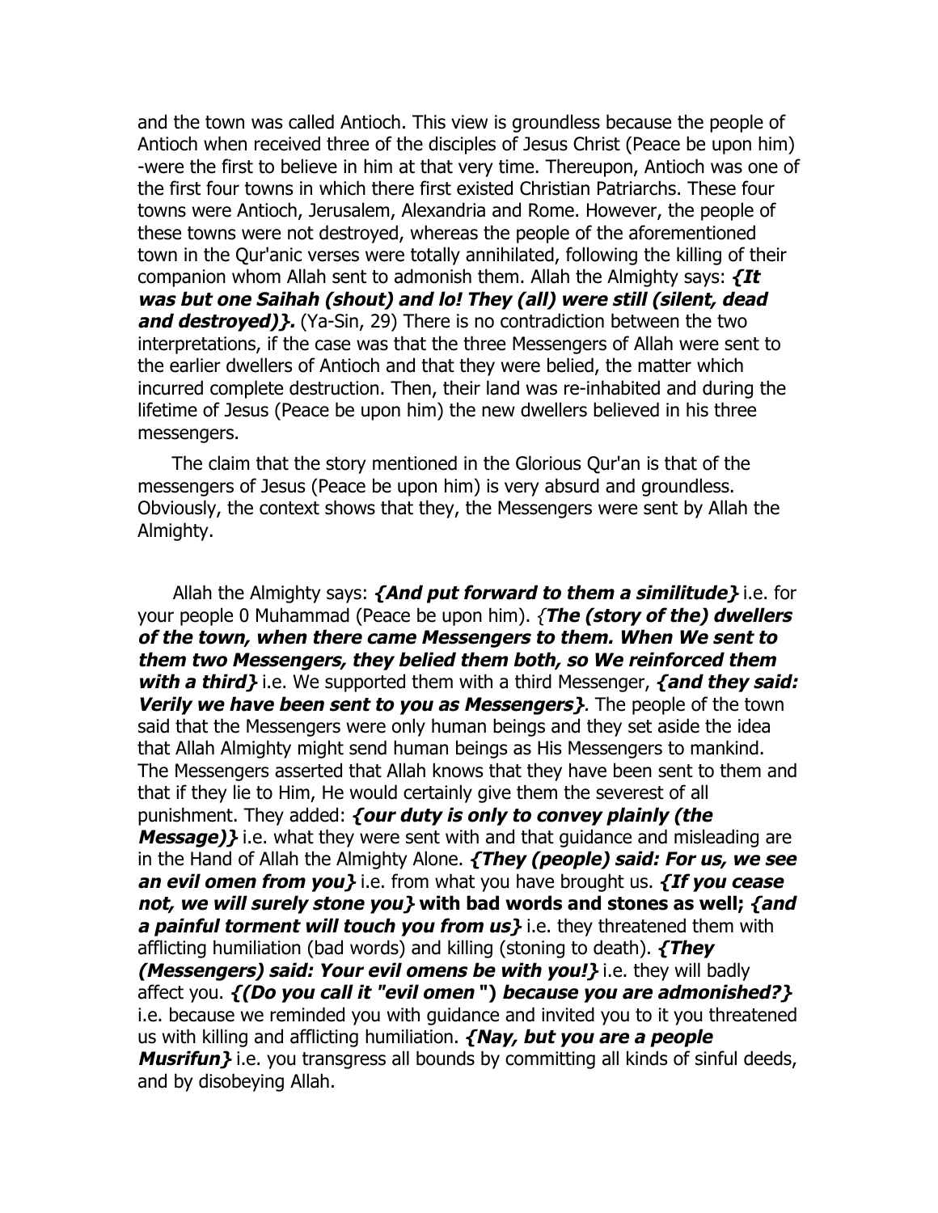and the town was called Antioch. This view is groundless because the people of Antioch when received three of the disciples of Jesus Christ (Peace be upon him) -were the first to believe in him at that very time. Thereupon, Antioch was one of the first four towns in which there first existed Christian Patriarchs. These four towns were Antioch, Jerusalem, Alexandria and Rome. However, the people of these towns were not destroyed, whereas the people of the aforementioned town in the Qur'anic verses were totally annihilated, following the killing of their companion whom Allah sent to admonish them. Allah the Almighty says: ***{It was but one Saihah (shout) and lo! They (all) were still (silent, dead and destroyed)}.*** (Ya-Sin, 29) There is no contradiction between the two interpretations, if the case was that the three Messengers of Allah were sent to the earlier dwellers of Antioch and that they were belied, the matter which incurred complete destruction. Then, their land was re-inhabited and during the lifetime of Jesus (Peace be upon him) the new dwellers believed in his three messengers.

The claim that the story mentioned in the Glorious Qur'an is that of the messengers of Jesus (Peace be upon him) is very absurd and groundless. Obviously, the context shows that they, the Messengers were sent by Allah the Almighty.

Allah the Almighty says: ***{And put forward to them a similitude}*** i.e. for your people 0 Muhammad (Peace be upon him). {***The (story of the) dwellers of the town, when there came Messengers to them. When We sent to them two Messengers, they belied them both, so We reinforced them with a third}*** i.e. We supported them with a third Messenger, ***{and they said: Verily we have been sent to you as Messengers}***. The people of the town said that the Messengers were only human beings and they set aside the idea that Allah Almighty might send human beings as His Messengers to mankind. The Messengers asserted that Allah knows that they have been sent to them and that if they lie to Him, He would certainly give them the severest of all punishment. They added: ***{our duty is only to convey plainly (the Message)}*** i.e. what they were sent with and that guidance and misleading are in the Hand of Allah the Almighty Alone. ***{They (people) said: For us, we see an evil omen from you}*** i.e. from what you have brought us. ***{If you cease not, we will surely stone you}* with bad words and stones as well; *{and a painful torment will touch you from us}*** i.e. they threatened them with afflicting humiliation (bad words) and killing (stoning to death). ***{They (Messengers) said: Your evil omens be with you!}*** i.e. they will badly affect you. ***{(Do you call it "evil omen") because you are admonished?}*** i.e. because we reminded you with guidance and invited you to it you threatened us with killing and afflicting humiliation. ***{Nay, but you are a people Musrifun}*** i.e. you transgress all bounds by committing all kinds of sinful deeds, and by disobeying Allah.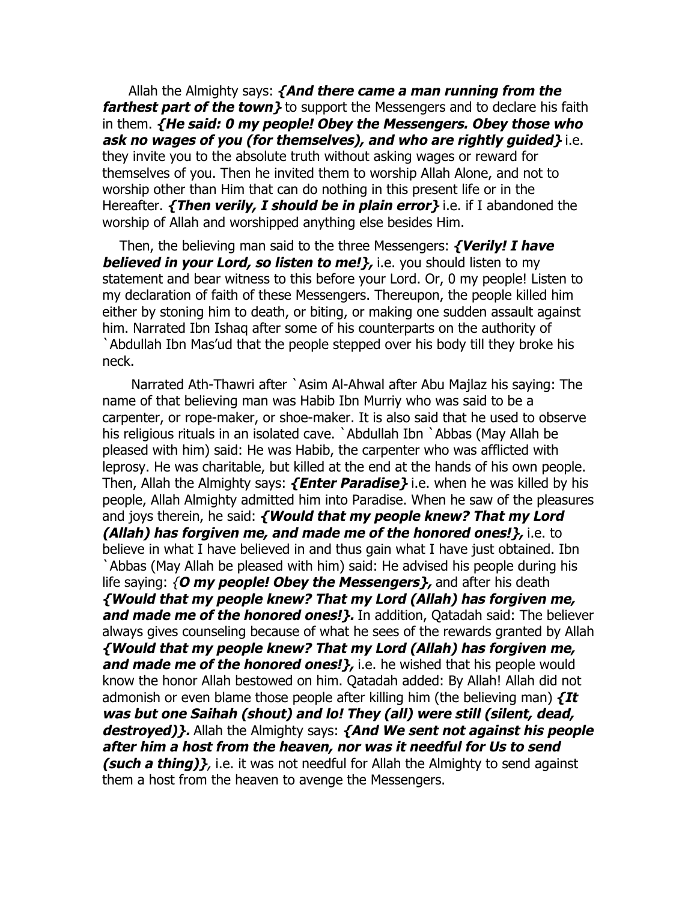Allah the Almighty says: ***{And there came a man running from the farthest part of the town}*** to support the Messengers and to declare his faith in them. ***{He said: 0 my people! Obey the Messengers. Obey those who ask no wages of you (for themselves), and who are rightly guided}*** i.e. they invite you to the absolute truth without asking wages or reward for themselves of you. Then he invited them to worship Allah Alone, and not to worship other than Him that can do nothing in this present life or in the Hereafter. ***{Then verily, I should be in plain error}*** i.e. if I abandoned the worship of Allah and worshipped anything else besides Him.

Then, the believing man said to the three Messengers: ***{Verily! I have believed in your Lord, so listen to me!},*** i.e. you should listen to my statement and bear witness to this before your Lord. Or, 0 my people! Listen to my declaration of faith of these Messengers. Thereupon, the people killed him either by stoning him to death, or biting, or making one sudden assault against him. Narrated Ibn Ishaq after some of his counterparts on the authority of `Abdullah Ibn Mas'ud that the people stepped over his body till they broke his neck.

Narrated Ath-Thawri after `Asim Al-Ahwal after Abu Majlaz his saying: The name of that believing man was Habib Ibn Murriy who was said to be a carpenter, or rope-maker, or shoe-maker. It is also said that he used to observe his religious rituals in an isolated cave. `Abdullah Ibn `Abbas (May Allah be pleased with him) said: He was Habib, the carpenter who was afflicted with leprosy. He was charitable, but killed at the end at the hands of his own people. Then, Allah the Almighty says: ***{Enter Paradise}*** i.e. when he was killed by his people, Allah Almighty admitted him into Paradise. When he saw of the pleasures and joys therein, he said: ***{Would that my people knew? That my Lord (Allah) has forgiven me, and made me of the honored ones!},*** i.e. to believe in what I have believed in and thus gain what I have just obtained. Ibn `Abbas (May Allah be pleased with him) said: He advised his people during his life saying: {***O my people! Obey the Messengers},*** and after his death ***{Would that my people knew? That my Lord (Allah) has forgiven me, and made me of the honored ones!}.*** In addition, Qatadah said: The believer always gives counseling because of what he sees of the rewards granted by Allah ***{Would that my people knew? That my Lord (Allah) has forgiven me, and made me of the honored ones!},*** i.e. he wished that his people would know the honor Allah bestowed on him. Qatadah added: By Allah! Allah did not admonish or even blame those people after killing him (the believing man) ***{It was but one Saihah (shout) and lo! They (all) were still (silent, dead, destroyed)}.*** Allah the Almighty says: ***{And We sent not against his people after him a host from the heaven, nor was it needful for Us to send (such a thing)}***, i.e. it was not needful for Allah the Almighty to send against them a host from the heaven to avenge the Messengers.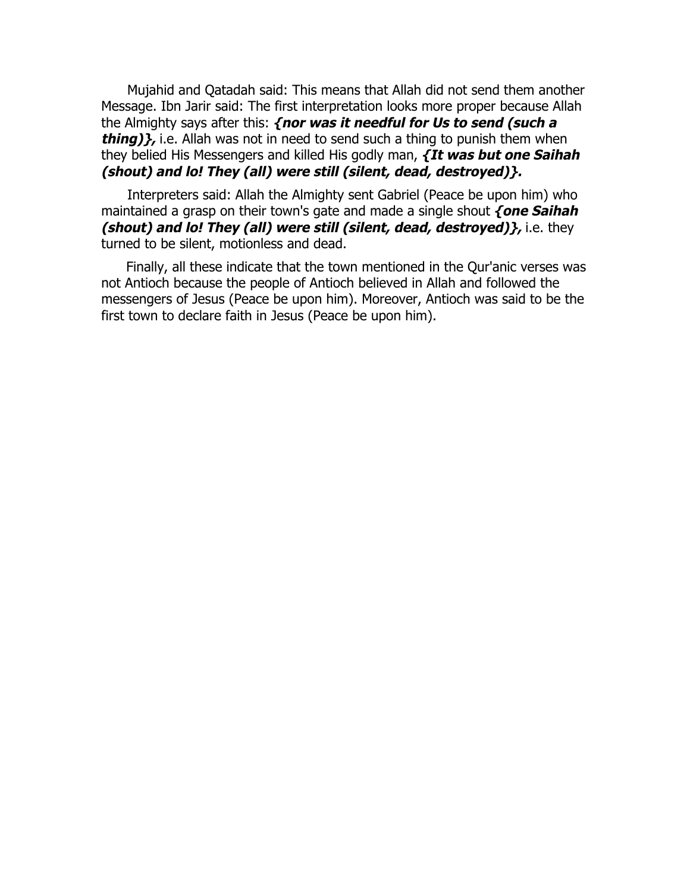Mujahid and Qatadah said: This means that Allah did not send them another Message. Ibn Jarir said: The first interpretation looks more proper because Allah the Almighty says after this: ***{nor was it needful for Us to send (such a thing)},*** i.e. Allah was not in need to send such a thing to punish them when they belied His Messengers and killed His godly man, ***{It was but one Saihah (shout) and lo! They (all) were still (silent, dead, destroyed)}.***

Interpreters said: Allah the Almighty sent Gabriel (Peace be upon him) who maintained a grasp on their town's gate and made a single shout ***{one Saihah (shout) and lo! They (all) were still (silent, dead, destroyed)},*** i.e. they turned to be silent, motionless and dead.

Finally, all these indicate that the town mentioned in the Qur'anic verses was not Antioch because the people of Antioch believed in Allah and followed the messengers of Jesus (Peace be upon him). Moreover, Antioch was said to be the first town to declare faith in Jesus (Peace be upon him).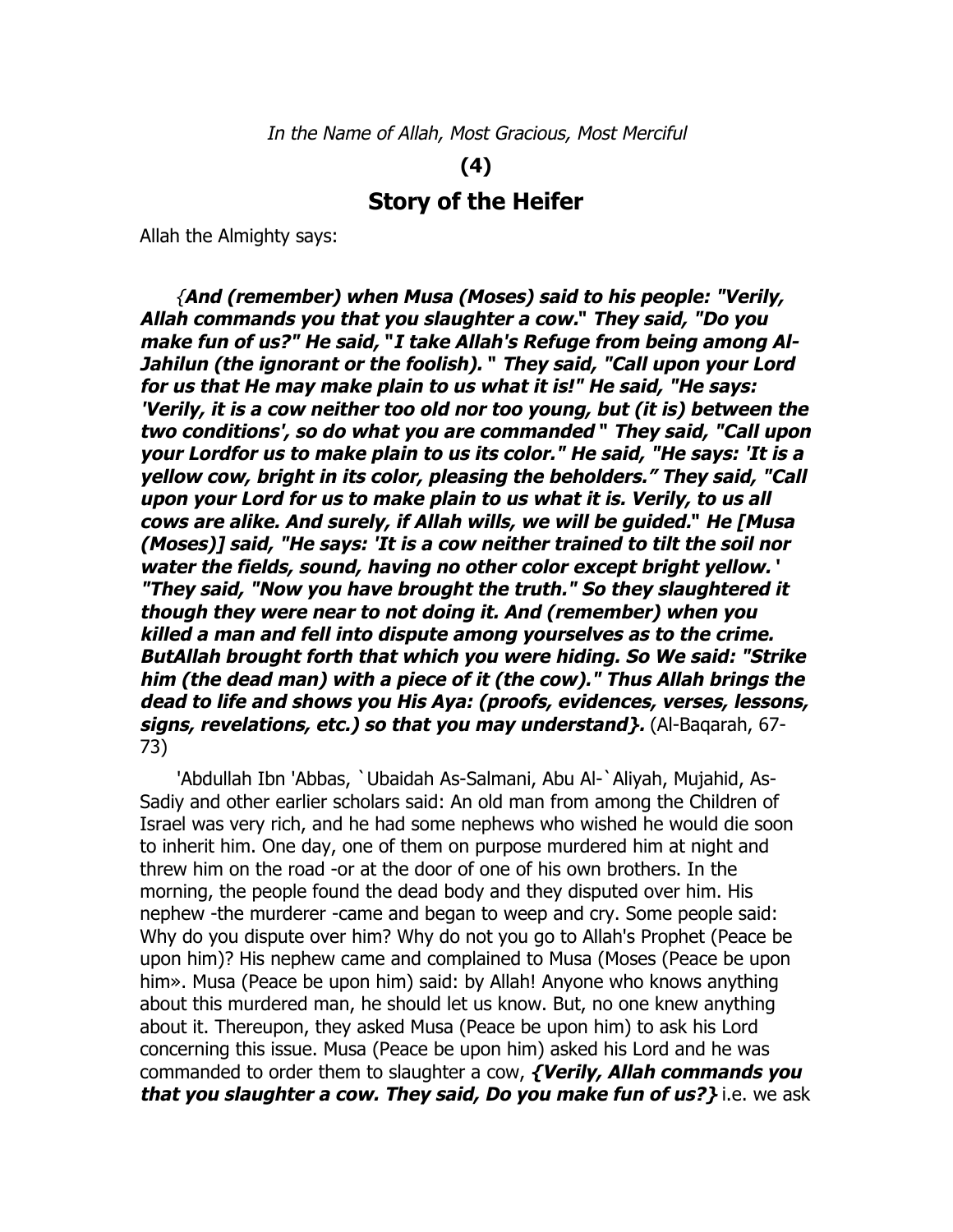*In the Name of Allah, Most Gracious, Most Merciful*

**(4)**

## Story of the Heifer

Allah the Almighty says:

{***And (remember) when Musa (Moses) said to his people: "Verily, Allah commands you that you slaughter a cow." They said, "Do you make fun of us?" He said, "I take Allah's Refuge from being among Al-Jahilun (the ignorant or the foolish). " They said, "Call upon your Lord for us that He may make plain to us what it is!" He said, "He says: 'Verily, it is a cow neither too old nor too young, but (it is) between the two conditions', so do what you are commanded " They said, "Call upon your Lordfor us to make plain to us its color." He said, "He says: 'It is a yellow cow, bright in its color, pleasing the beholders." They said, "Call upon your Lord for us to make plain to us what it is. Verily, to us all cows are alike. And surely, if Allah wills, we will be guided." He [Musa (Moses)] said, "He says: 'It is a cow neither trained to tilt the soil nor water the fields, sound, having no other color except bright yellow. ' "They said, "Now you have brought the truth." So they slaughtered it though they were near to not doing it. And (remember) when you killed a man and fell into dispute among yourselves as to the crime. ButAllah brought forth that which you were hiding. So We said: "Strike him (the dead man) with a piece of it (the cow)." Thus Allah brings the dead to life and shows you His Aya: (proofs, evidences, verses, lessons, signs, revelations, etc.) so that you may understand}.*** (Al-Baqarah, 67-73)

'Abdullah Ibn 'Abbas, `Ubaidah As-Salmani, Abu Al-`Aliyah, Mujahid, As-Sadiy and other earlier scholars said: An old man from among the Children of Israel was very rich, and he had some nephews who wished he would die soon to inherit him. One day, one of them on purpose murdered him at night and threw him on the road -or at the door of one of his own brothers. In the morning, the people found the dead body and they disputed over him. His nephew -the murderer -came and began to weep and cry. Some people said: Why do you dispute over him? Why do not you go to Allah's Prophet (Peace be upon him)? His nephew came and complained to Musa (Moses (Peace be upon him». Musa (Peace be upon him) said: by Allah! Anyone who knows anything about this murdered man, he should let us know. But, no one knew anything about it. Thereupon, they asked Musa (Peace be upon him) to ask his Lord concerning this issue. Musa (Peace be upon him) asked his Lord and he was commanded to order them to slaughter a cow, ***{Verily, Allah commands you that you slaughter a cow. They said, Do you make fun of us?}*** i.e. we ask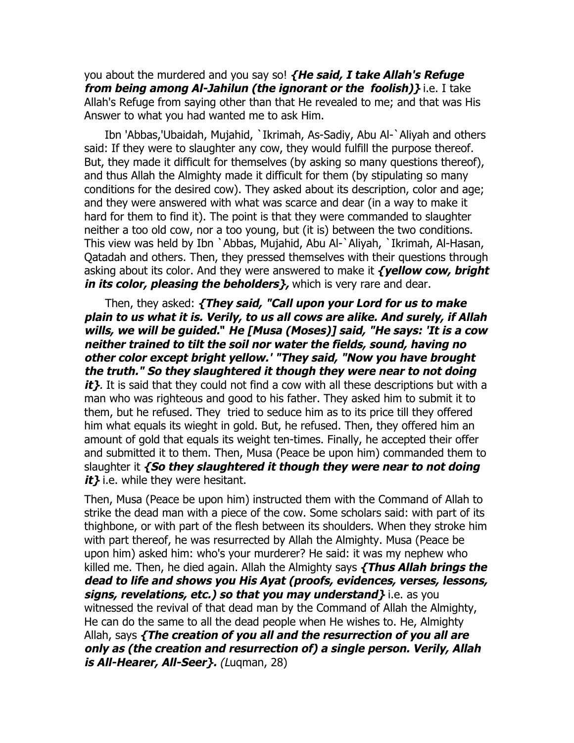you about the murdered and you say so! ***{He said, I take Allah's Refuge from being among Al-Jahilun (the ignorant or the foolish)}*** i.e. I take Allah's Refuge from saying other than that He revealed to me; and that was His Answer to what you had wanted me to ask Him.

Ibn 'Abbas,'Ubaidah, Mujahid, `Ikrimah, As-Sadiy, Abu Al-`Aliyah and others said: If they were to slaughter any cow, they would fulfill the purpose thereof. But, they made it difficult for themselves (by asking so many questions thereof), and thus Allah the Almighty made it difficult for them (by stipulating so many conditions for the desired cow). They asked about its description, color and age; and they were answered with what was scarce and dear (in a way to make it hard for them to find it). The point is that they were commanded to slaughter neither a too old cow, nor a too young, but (it is) between the two conditions. This view was held by Ibn `Abbas, Mujahid, Abu Al-`Aliyah, `Ikrimah, Al-Hasan, Qatadah and others. Then, they pressed themselves with their questions through asking about its color. And they were answered to make it ***{yellow cow, bright in its color, pleasing the beholders},*** which is very rare and dear.

Then, they asked: ***{They said, "Call upon your Lord for us to make plain to us what it is. Verily, to us all cows are alike. And surely, if Allah wills, we will be guided." He [Musa (Moses)] said, "He says: 'It is a cow neither trained to tilt the soil nor water the fields, sound, having no other color except bright yellow.' "They said, "Now you have brought the truth." So they slaughtered it though they were near to not doing it}***. It is said that they could not find a cow with all these descriptions but with a man who was righteous and good to his father. They asked him to submit it to them, but he refused. They tried to seduce him as to its price till they offered him what equals its wieght in gold. But, he refused. Then, they offered him an amount of gold that equals its weight ten-times. Finally, he accepted their offer and submitted it to them. Then, Musa (Peace be upon him) commanded them to slaughter it ***{So they slaughtered it though they were near to not doing it}*** i.e. while they were hesitant.

Then, Musa (Peace be upon him) instructed them with the Command of Allah to strike the dead man with a piece of the cow. Some scholars said: with part of its thighbone, or with part of the flesh between its shoulders. When they stroke him with part thereof, he was resurrected by Allah the Almighty. Musa (Peace be upon him) asked him: who's your murderer? He said: it was my nephew who killed me. Then, he died again. Allah the Almighty says ***{Thus Allah brings the dead to life and shows you His Ayat (proofs, evidences, verses, lessons, signs, revelations, etc.) so that you may understand}*** i.e. as you witnessed the revival of that dead man by the Command of Allah the Almighty, He can do the same to all the dead people when He wishes to. He, Almighty Allah, says ***{The creation of you all and the resurrection of you all are only as (the creation and resurrection of) a single person. Verily, Allah is All-Hearer, All-Seer}.*** *(*Luqman, 28)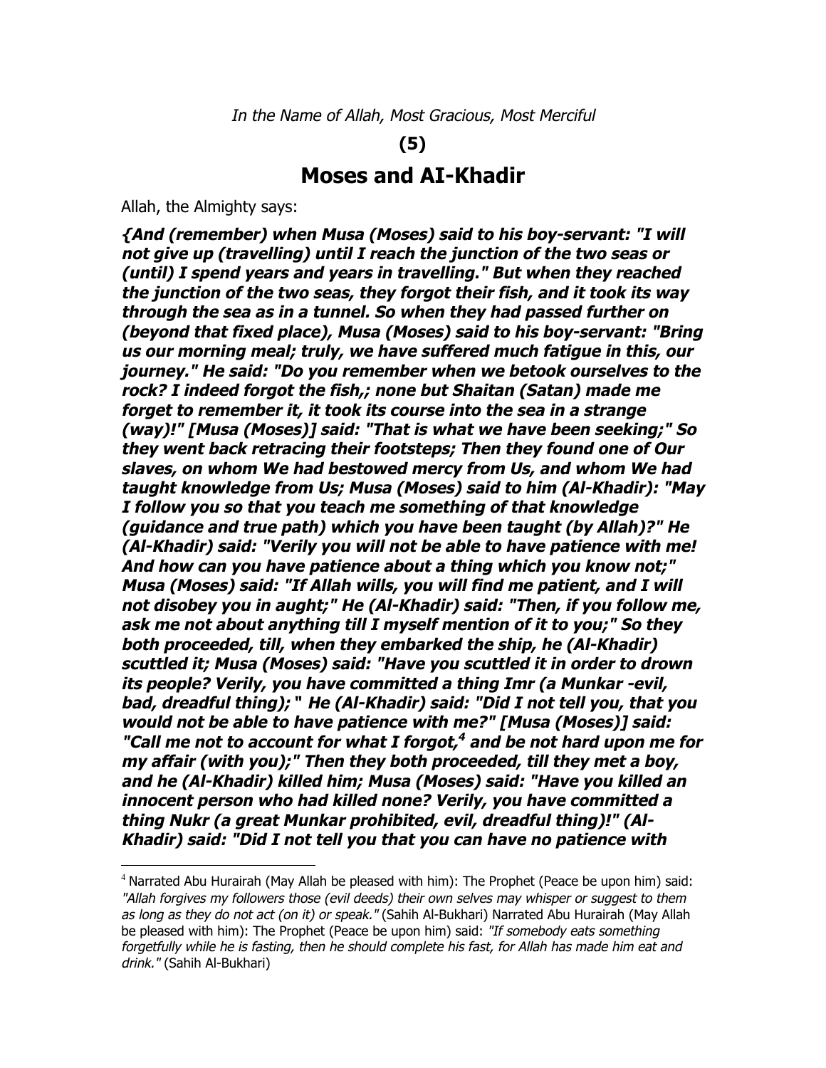*In the Name of Allah, Most Gracious, Most Merciful*

**(5)**

## Moses and Al-Khadir

Allah, the Almighty says:

***{And (remember) when Musa (Moses) said to his boy-servant: "I will not give up (travelling) until I reach the junction of the two seas or (until) I spend years and years in travelling." But when they reached the junction of the two seas, they forgot their fish, and it took its way through the sea as in a tunnel. So when they had passed further on (beyond that fixed place), Musa (Moses) said to his boy-servant: "Bring us our morning meal; truly, we have suffered much fatigue in this, our journey." He said: "Do you remember when we betook ourselves to the rock? I indeed forgot the fish,; none but Shaitan (Satan) made me forget to remember it, it took its course into the sea in a strange (way)!" [Musa (Moses)] said: "That is what we have been seeking;" So they went back retracing their footsteps; Then they found one of Our slaves, on whom We had bestowed mercy from Us, and whom We had taught knowledge from Us; Musa (Moses) said to him (Al-Khadir): "May I follow you so that you teach me something of that knowledge (guidance and true path) which you have been taught (by Allah)?" He (Al-Khadir) said: "Verily you will not be able to have patience with me! And how can you have patience about a thing which you know not;" Musa (Moses) said: "If Allah wills, you will find me patient, and I will not disobey you in aught;" He (Al-Khadir) said: "Then, if you follow me, ask me not about anything till I myself mention of it to you;" So they both proceeded, till, when they embarked the ship, he (Al-Khadir) scuttled it; Musa (Moses) said: "Have you scuttled it in order to drown its people? Verily, you have committed a thing Imr (a Munkar -evil, bad, dreadful thing);" He (Al-Khadir) said: "Did I not tell you, that you would not be able to have patience with me?" [Musa (Moses)] said: "Call me not to account for what I forgot,[4] and be not hard upon me for my affair (with you);" Then they both proceeded, till they met a boy, and he (Al-Khadir) killed him; Musa (Moses) said: "Have you killed an innocent person who had killed none? Verily, you have committed a thing Nukr (a great Munkar prohibited, evil, dreadful thing)!" (Al-Khadir) said: "Did I not tell you that you can have no patience with***

---

[4] Narrated Abu Hurairah (May Allah be pleased with him): The Prophet (Peace be upon him) said: *"Allah forgives my followers those (evil deeds) their own selves may whisper or suggest to them as long as they do not act (on it) or speak."* (Sahih Al-Bukhari) Narrated Abu Hurairah (May Allah be pleased with him): The Prophet (Peace be upon him) said: *"If somebody eats something forgetfully while he is fasting, then he should complete his fast, for Allah has made him eat and drink."* (Sahih Al-Bukhari)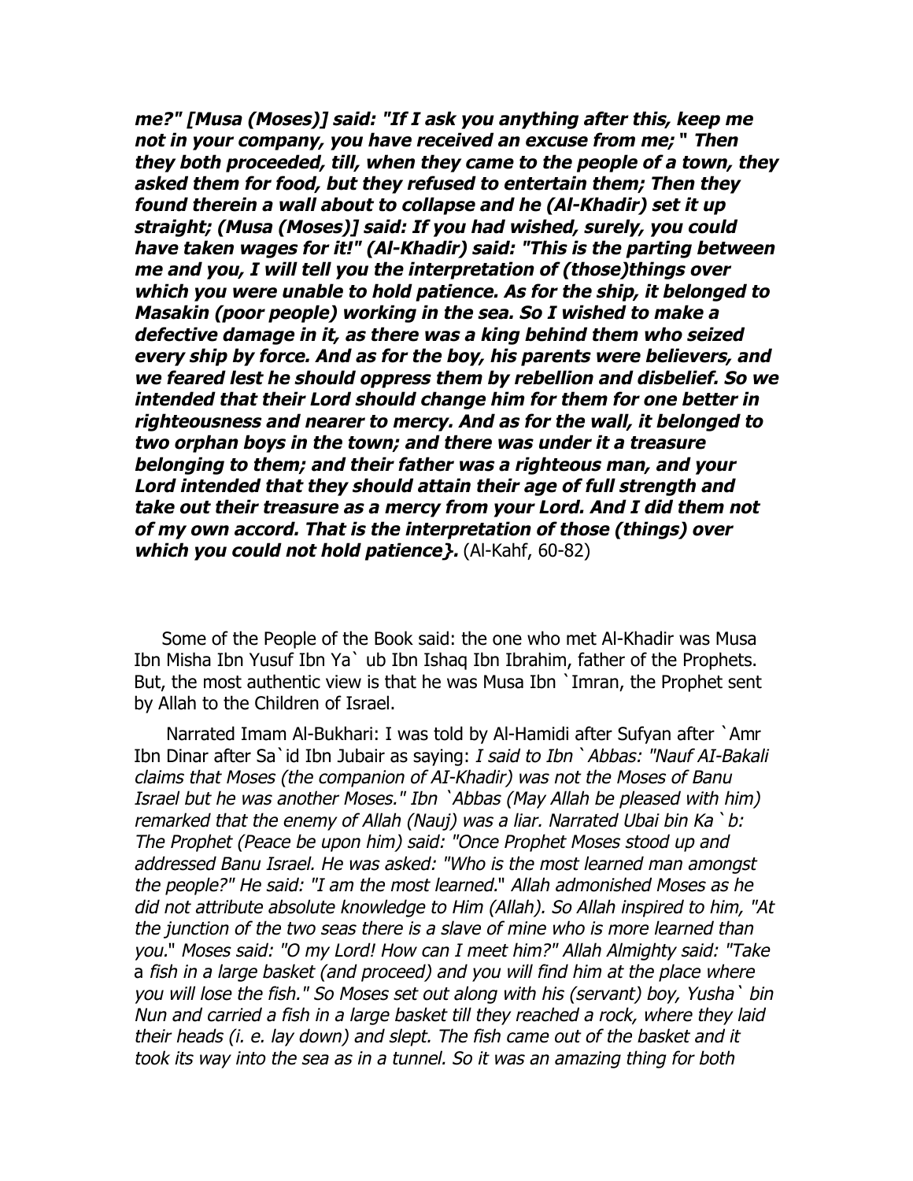***me?" [Musa (Moses)] said: "If I ask you anything after this, keep me not in your company, you have received an excuse from me; " Then they both proceeded, till, when they came to the people of a town, they asked them for food, but they refused to entertain them; Then they found therein a wall about to collapse and he (Al-Khadir) set it up straight; (Musa (Moses)] said: If you had wished, surely, you could have taken wages for it!" (Al-Khadir) said: "This is the parting between me and you, I will tell you the interpretation of (those)things over which you were unable to hold patience. As for the ship, it belonged to Masakin (poor people) working in the sea. So I wished to make a defective damage in it, as there was a king behind them who seized every ship by force. And as for the boy, his parents were believers, and we feared lest he should oppress them by rebellion and disbelief. So we intended that their Lord should change him for them for one better in righteousness and nearer to mercy. And as for the wall, it belonged to two orphan boys in the town; and there was under it a treasure belonging to them; and their father was a righteous man, and your Lord intended that they should attain their age of full strength and take out their treasure as a mercy from your Lord. And I did them not of my own accord. That is the interpretation of those (things) over which you could not hold patience}.*** (Al-Kahf, 60-82)

Some of the People of the Book said: the one who met Al-Khadir was Musa Ibn Misha Ibn Yusuf Ibn Ya` ub Ibn Ishaq Ibn Ibrahim, father of the Prophets. But, the most authentic view is that he was Musa Ibn `Imran, the Prophet sent by Allah to the Children of Israel.

Narrated Imam Al-Bukhari: I was told by Al-Hamidi after Sufyan after `Amr Ibn Dinar after Sa`id Ibn Jubair as saying: *I said to Ibn `Abbas: "Nauf AI-Bakali claims that Moses (the companion of AI-Khadir) was not the Moses of Banu Israel but he was another Moses." Ibn `Abbas (May Allah be pleased with him) remarked that the enemy of Allah (Nauj) was a liar. Narrated Ubai bin Ka`b: The Prophet (Peace be upon him) said: "Once Prophet Moses stood up and addressed Banu Israel. He was asked: "Who is the most learned man amongst the people?" He said: "I am the most learned." Allah admonished Moses as he did not attribute absolute knowledge to Him (Allah). So Allah inspired to him, "At the junction of the two seas there is a slave of mine who is more learned than you." Moses said: "O my Lord! How can I meet him?" Allah Almighty said: "Take* a *fish in a large basket (and proceed) and you will find him at the place where you will lose the fish." So Moses set out along with his (servant) boy, Yusha` bin Nun and carried a fish in a large basket till they reached a rock, where they laid their heads (i. e. lay down) and slept. The fish came out of the basket and it took its way into the sea as in a tunnel. So it was an amazing thing for both*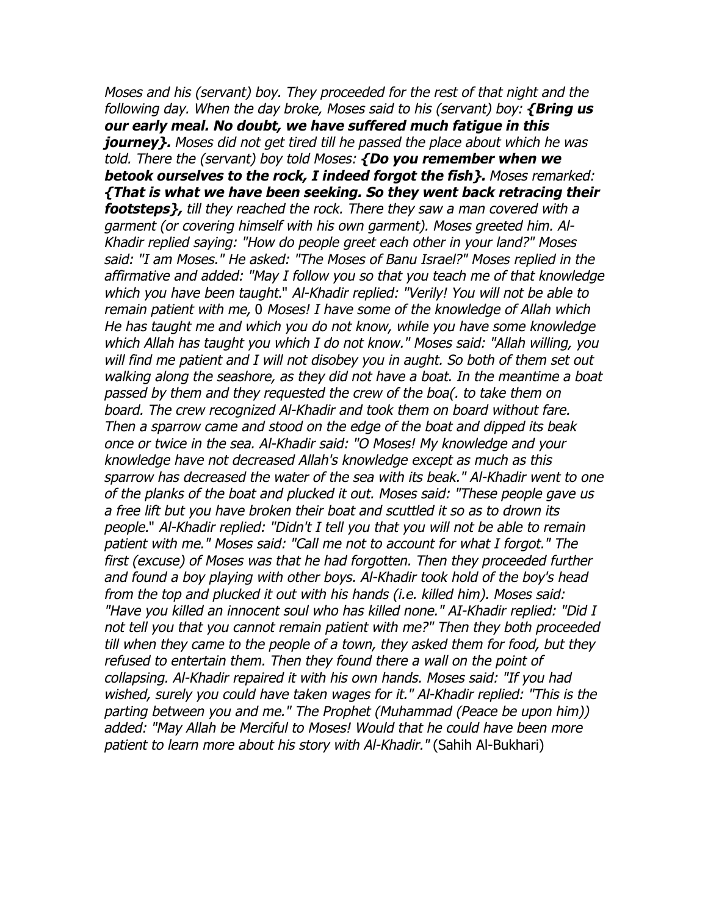*Moses and his (servant) boy. They proceeded for the rest of that night and the following day. When the day broke, Moses said to his (servant) boy: **{Bring us our early meal. No doubt, we have suffered much fatigue in this journey}.** Moses did not get tired till he passed the place about which he was told. There the (servant) boy told Moses: **{Do you remember when we betook ourselves to the rock, I indeed forgot the fish}.** Moses remarked: **{That is what we have been seeking. So they went back retracing their footsteps},** till they reached the rock. There they saw a man covered with a garment (or covering himself with his own garment). Moses greeted him. Al-Khadir replied saying: "How do people greet each other in your land?" Moses said: "I am Moses." He asked: "The Moses of Banu Israel?" Moses replied in the affirmative and added: "May I follow you so that you teach me of that knowledge which you have been taught.*" *Al-Khadir replied: "Verily! You will not be able to remain patient with me,* 0 *Moses! I have some of the knowledge of Allah which He has taught me and which you do not know, while you have some knowledge which Allah has taught you which I do not know." Moses said: "Allah willing, you will find me patient and I will not disobey you in aught. So both of them set out walking along the seashore, as they did not have a boat. In the meantime a boat passed by them and they requested the crew of the boa(. to take them on board. The crew recognized Al-Khadir and took them on board without fare. Then a sparrow came and stood on the edge of the boat and dipped its beak once or twice in the sea. Al-Khadir said: "O Moses! My knowledge and your knowledge have not decreased Allah's knowledge except as much as this sparrow has decreased the water of the sea with its beak." Al-Khadir went to one of the planks of the boat and plucked it out. Moses said: "These people gave us a free lift but you have broken their boat and scuttled it so as to drown its people.*" *Al-Khadir replied: "Didn't I tell you that you will not be able to remain patient with me." Moses said: "Call me not to account for what I forgot." The first (excuse) of Moses was that he had forgotten. Then they proceeded further and found a boy playing with other boys. Al-Khadir took hold of the boy's head from the top and plucked it out with his hands (i.e. killed him). Moses said: "Have you killed an innocent soul who has killed none." AI-Khadir replied: "Did I not tell you that you cannot remain patient with me?" Then they both proceeded till when they came to the people of a town, they asked them for food, but they refused to entertain them. Then they found there a wall on the point of collapsing. Al-Khadir repaired it with his own hands. Moses said: "If you had wished, surely you could have taken wages for it." Al-Khadir replied: "This is the parting between you and me." The Prophet (Muhammad (Peace be upon him)) added: "May Allah be Merciful to Moses! Would that he could have been more patient to learn more about his story with Al-Khadir."* (Sahih Al-Bukhari)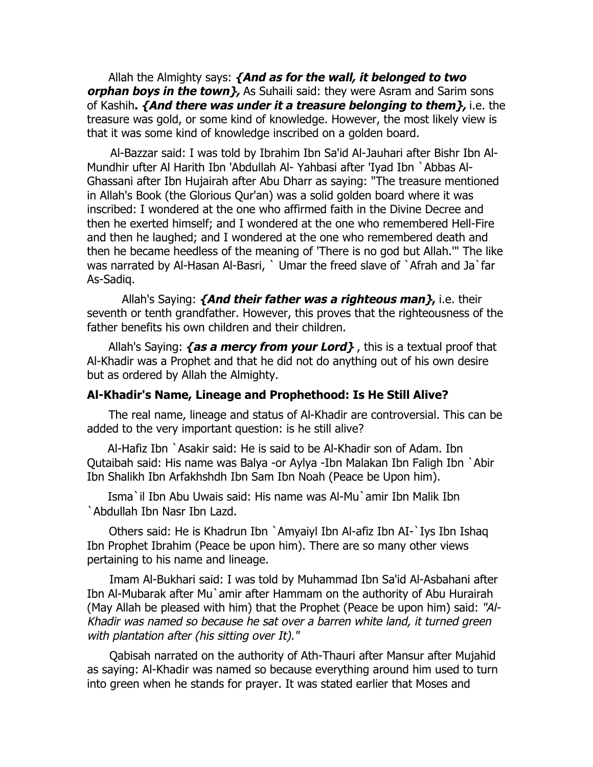Allah the Almighty says: ***{And as for the wall, it belonged to two orphan boys in the town},*** As Suhaili said: they were Asram and Sarim sons of Kashih**. *{And there was under it a treasure belonging to them},*** i.e. the treasure was gold, or some kind of knowledge. However, the most likely view is that it was some kind of knowledge inscribed on a golden board.

Al-Bazzar said: I was told by Ibrahim Ibn Sa'id Al-Jauhari after Bishr Ibn Al-Mundhir ufter Al Harith Ibn 'Abdullah Al- Yahbasi after 'Iyad Ibn `Abbas Al-Ghassani after Ibn Hujairah after Abu Dharr as saying: "The treasure mentioned in Allah's Book (the Glorious Qur'an) was a solid golden board where it was inscribed: I wondered at the one who affirmed faith in the Divine Decree and then he exerted himself; and I wondered at the one who remembered Hell-Fire and then he laughed; and I wondered at the one who remembered death and then he became heedless of the meaning of 'There is no god but Allah.'" The like was narrated by Al-Hasan Al-Basri, ` Umar the freed slave of `Afrah and Ja`far As-Sadiq.

Allah's Saying: ***{And their father was a righteous man}*,** i.e. their seventh or tenth grandfather. However, this proves that the righteousness of the father benefits his own children and their children.

Allah's Saying: ***{as a mercy from your Lord}*** , this is a textual proof that Al-Khadir was a Prophet and that he did not do anything out of his own desire but as ordered by Allah the Almighty.

### Al-Khadir's Name, Lineage and Prophethood: Is He Still Alive?

The real name, lineage and status of Al-Khadir are controversial. This can be added to the very important question: is he still alive?

Al-Hafiz Ibn `Asakir said: He is said to be Al-Khadir son of Adam. Ibn Qutaibah said: His name was Balya -or Aylya -Ibn Malakan Ibn Faligh Ibn `Abir Ibn Shalikh Ibn Arfakhshdh Ibn Sam Ibn Noah (Peace be Upon him).

Isma`il Ibn Abu Uwais said: His name was Al-Mu`amir Ibn Malik Ibn `Abdullah Ibn Nasr Ibn Lazd.

Others said: He is Khadrun Ibn `Amyaiyl Ibn Al-afiz Ibn AI-`Iys Ibn Ishaq Ibn Prophet Ibrahim (Peace be upon him). There are so many other views pertaining to his name and lineage.

Imam Al-Bukhari said: I was told by Muhammad Ibn Sa'id Al-Asbahani after Ibn Al-Mubarak after Mu`amir after Hammam on the authority of Abu Hurairah (May Allah be pleased with him) that the Prophet (Peace be upon him) said: *"Al-Khadir was named so because he sat over a barren white land, it turned green with plantation after (his sitting over It)."*

Qabisah narrated on the authority of Ath-Thauri after Mansur after Mujahid as saying: Al-Khadir was named so because everything around him used to turn into green when he stands for prayer. It was stated earlier that Moses and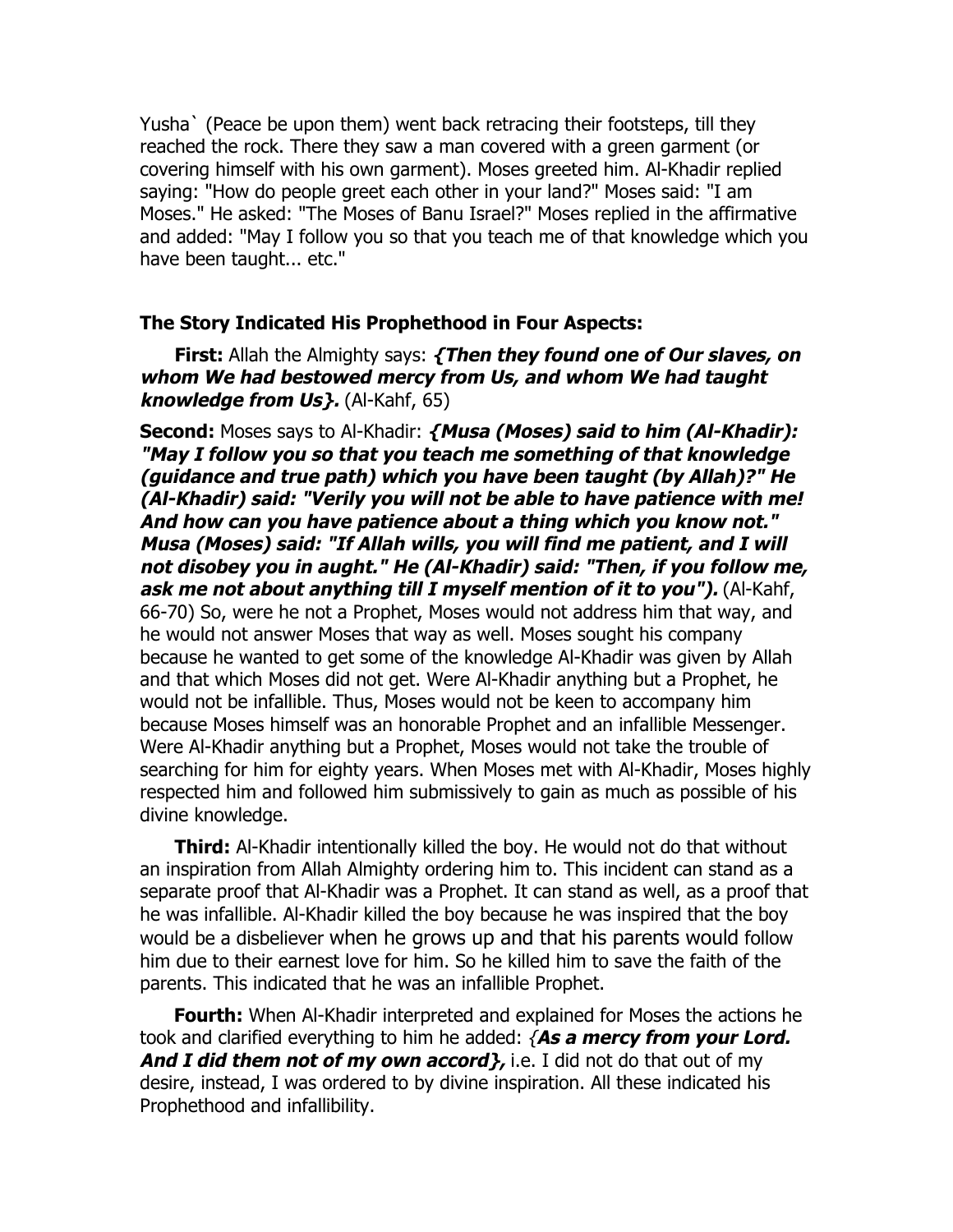Yusha` (Peace be upon them) went back retracing their footsteps, till they reached the rock. There they saw a man covered with a green garment (or covering himself with his own garment). Moses greeted him. Al-Khadir replied saying: "How do people greet each other in your land?" Moses said: "I am Moses." He asked: "The Moses of Banu Israel?" Moses replied in the affirmative and added: "May I follow you so that you teach me of that knowledge which you have been taught... etc."

### The Story Indicated His Prophethood in Four Aspects:

**First:** Allah the Almighty says: ***{Then they found one of Our slaves, on whom We had bestowed mercy from Us, and whom We had taught knowledge from Us}.*** (Al-Kahf, 65)

**Second:** Moses says to Al-Khadir: ***{Musa (Moses) said to him (Al-Khadir): "May I follow you so that you teach me something of that knowledge (guidance and true path) which you have been taught (by Allah)?" He (Al-Khadir) said: "Verily you will not be able to have patience with me! And how can you have patience about a thing which you know not." Musa (Moses) said: "If Allah wills, you will find me patient, and I will not disobey you in aught." He (Al-Khadir) said: "Then, if you follow me, ask me not about anything till I myself mention of it to you").*** (Al-Kahf, 66-70) So, were he not a Prophet, Moses would not address him that way, and he would not answer Moses that way as well. Moses sought his company because he wanted to get some of the knowledge Al-Khadir was given by Allah and that which Moses did not get. Were Al-Khadir anything but a Prophet, he would not be infallible. Thus, Moses would not be keen to accompany him because Moses himself was an honorable Prophet and an infallible Messenger. Were Al-Khadir anything but a Prophet, Moses would not take the trouble of searching for him for eighty years. When Moses met with Al-Khadir, Moses highly respected him and followed him submissively to gain as much as possible of his divine knowledge.

**Third:** Al-Khadir intentionally killed the boy. He would not do that without an inspiration from Allah Almighty ordering him to. This incident can stand as a separate proof that Al-Khadir was a Prophet. It can stand as well, as a proof that he was infallible. Al-Khadir killed the boy because he was inspired that the boy would be a disbeliever when he grows up and that his parents would follow him due to their earnest love for him. So he killed him to save the faith of the parents. This indicated that he was an infallible Prophet.

**Fourth:** When Al-Khadir interpreted and explained for Moses the actions he took and clarified everything to him he added: {***As a mercy from your Lord. And I did them not of my own accord},*** i.e. I did not do that out of my desire, instead, I was ordered to by divine inspiration. All these indicated his Prophethood and infallibility.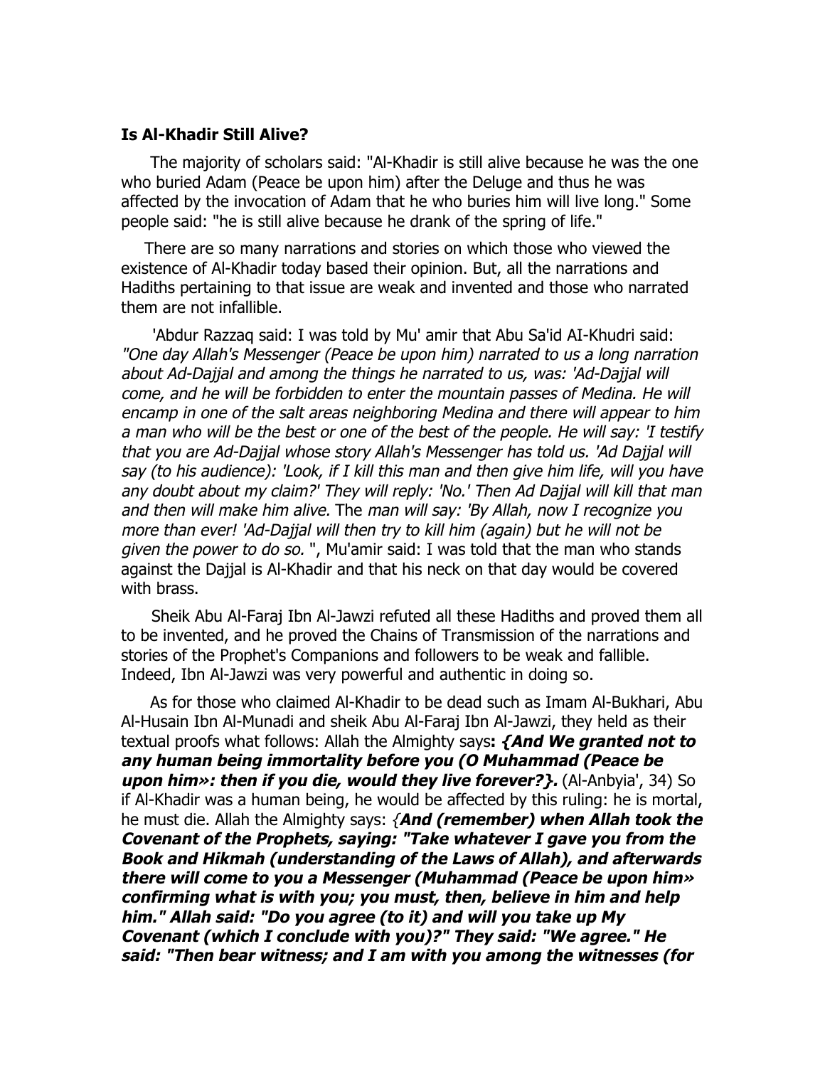**Is Al-Khadir Still Alive?**

The majority of scholars said: "Al-Khadir is still alive because he was the one who buried Adam (Peace be upon him) after the Deluge and thus he was affected by the invocation of Adam that he who buries him will live long." Some people said: "he is still alive because he drank of the spring of life."

There are so many narrations and stories on which those who viewed the existence of Al-Khadir today based their opinion. But, all the narrations and Hadiths pertaining to that issue are weak and invented and those who narrated them are not infallible.

'Abdur Razzaq said: I was told by Mu' amir that Abu Sa'id AI-Khudri said: *"One day Allah's Messenger (Peace be upon him) narrated to us a long narration about Ad-Dajjal and among the things he narrated to us, was: 'Ad-Dajjal will come, and he will be forbidden to enter the mountain passes of Medina. He will encamp in one of the salt areas neighboring Medina and there will appear to him a man who will be the best or one of the best of the people. He will say: 'I testify that you are Ad-Dajjal whose story Allah's Messenger has told us. 'Ad Dajjal will say (to his audience): 'Look, if I kill this man and then give him life, will you have any doubt about my claim?' They will reply: 'No.' Then Ad Dajjal will kill that man and then will make him alive.* The *man will say: 'By Allah, now I recognize you more than ever! 'Ad-Dajjal will then try to kill him (again) but he will not be given the power to do so.* ", Mu'amir said: I was told that the man who stands against the Dajjal is Al-Khadir and that his neck on that day would be covered with brass.

Sheik Abu Al-Faraj Ibn Al-Jawzi refuted all these Hadiths and proved them all to be invented, and he proved the Chains of Transmission of the narrations and stories of the Prophet's Companions and followers to be weak and fallible. Indeed, Ibn Al-Jawzi was very powerful and authentic in doing so.

As for those who claimed Al-Khadir to be dead such as Imam Al-Bukhari, Abu Al-Husain Ibn Al-Munadi and sheik Abu Al-Faraj Ibn Al-Jawzi, they held as their textual proofs what follows: Allah the Almighty says**: *{And We granted not to any human being immortality before you (O Muhammad (Peace be upon him»: then if you die, would they live forever?}.*** (Al-Anbyia', 34) So if Al-Khadir was a human being, he would be affected by this ruling: he is mortal, he must die. Allah the Almighty says: *{**And (remember) when Allah took the Covenant of the Prophets, saying: "Take whatever I gave you from the Book and Hikmah (understanding of the Laws of Allah), and afterwards there will come to you a Messenger (Muhammad (Peace be upon him» confirming what is with you; you must, then, believe in him and help him." Allah said: "Do you agree (to it) and will you take up My Covenant (which I conclude with you)?" They said: "We agree." He said: "Then bear witness; and I am with you among the witnesses (for***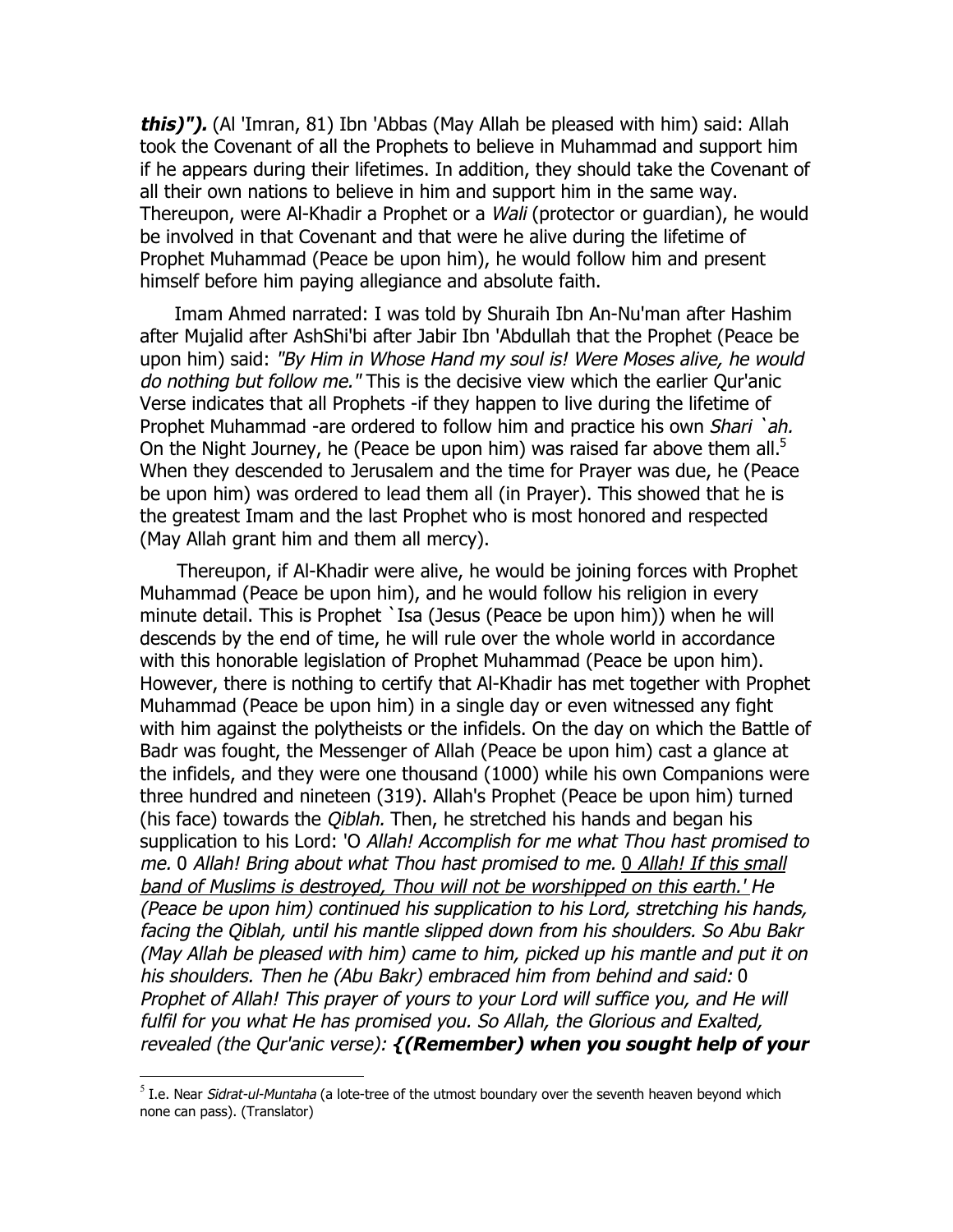***this)").*** (Al 'Imran, 81) Ibn 'Abbas (May Allah be pleased with him) said: Allah took the Covenant of all the Prophets to believe in Muhammad and support him if he appears during their lifetimes. In addition, they should take the Covenant of all their own nations to believe in him and support him in the same way. Thereupon, were Al-Khadir a Prophet or a *Wali* (protector or guardian), he would be involved in that Covenant and that were he alive during the lifetime of Prophet Muhammad (Peace be upon him), he would follow him and present himself before him paying allegiance and absolute faith.

Imam Ahmed narrated: I was told by Shuraih Ibn An-Nu'man after Hashim after Mujalid after AshShi'bi after Jabir Ibn 'Abdullah that the Prophet (Peace be upon him) said: *"By Him in Whose Hand my soul is! Were Moses alive, he would do nothing but follow me."* This is the decisive view which the earlier Qur'anic Verse indicates that all Prophets -if they happen to live during the lifetime of Prophet Muhammad -are ordered to follow him and practice his own *Shari `ah.* On the Night Journey, he (Peace be upon him) was raised far above them all.[5] When they descended to Jerusalem and the time for Prayer was due, he (Peace be upon him) was ordered to lead them all (in Prayer). This showed that he is the greatest Imam and the last Prophet who is most honored and respected (May Allah grant him and them all mercy).

Thereupon, if Al-Khadir were alive, he would be joining forces with Prophet Muhammad (Peace be upon him), and he would follow his religion in every minute detail. This is Prophet `Isa (Jesus (Peace be upon him)) when he will descends by the end of time, he will rule over the whole world in accordance with this honorable legislation of Prophet Muhammad (Peace be upon him). However, there is nothing to certify that Al-Khadir has met together with Prophet Muhammad (Peace be upon him) in a single day or even witnessed any fight with him against the polytheists or the infidels. On the day on which the Battle of Badr was fought, the Messenger of Allah (Peace be upon him) cast a glance at the infidels, and they were one thousand (1000) while his own Companions were three hundred and nineteen (319). Allah's Prophet (Peace be upon him) turned (his face) towards the *Qiblah.* Then, he stretched his hands and began his supplication to his Lord: 'O *Allah! Accomplish for me what Thou hast promised to me.* 0 *Allah! Bring about what Thou hast promised to me.* <u>0 *Allah! If this small band of Muslims is destroyed, Thou will not be worshipped on this earth.'*</u> *He (Peace be upon him) continued his supplication to his Lord, stretching his hands, facing the Qiblah, until his mantle slipped down from his shoulders. So Abu Bakr (May Allah be pleased with him) came to him, picked up his mantle and put it on his shoulders. Then he (Abu Bakr) embraced him from behind and said:* 0 *Prophet of Allah! This prayer of yours to your Lord will suffice you, and He will fulfil for you what He has promised you. So Allah, the Glorious and Exalted, revealed (the Qur'anic verse):* ***{(Remember) when you sought help of your***

[5] I.e. Near *Sidrat-ul-Muntaha* (a lote-tree of the utmost boundary over the seventh heaven beyond which none can pass). (Translator)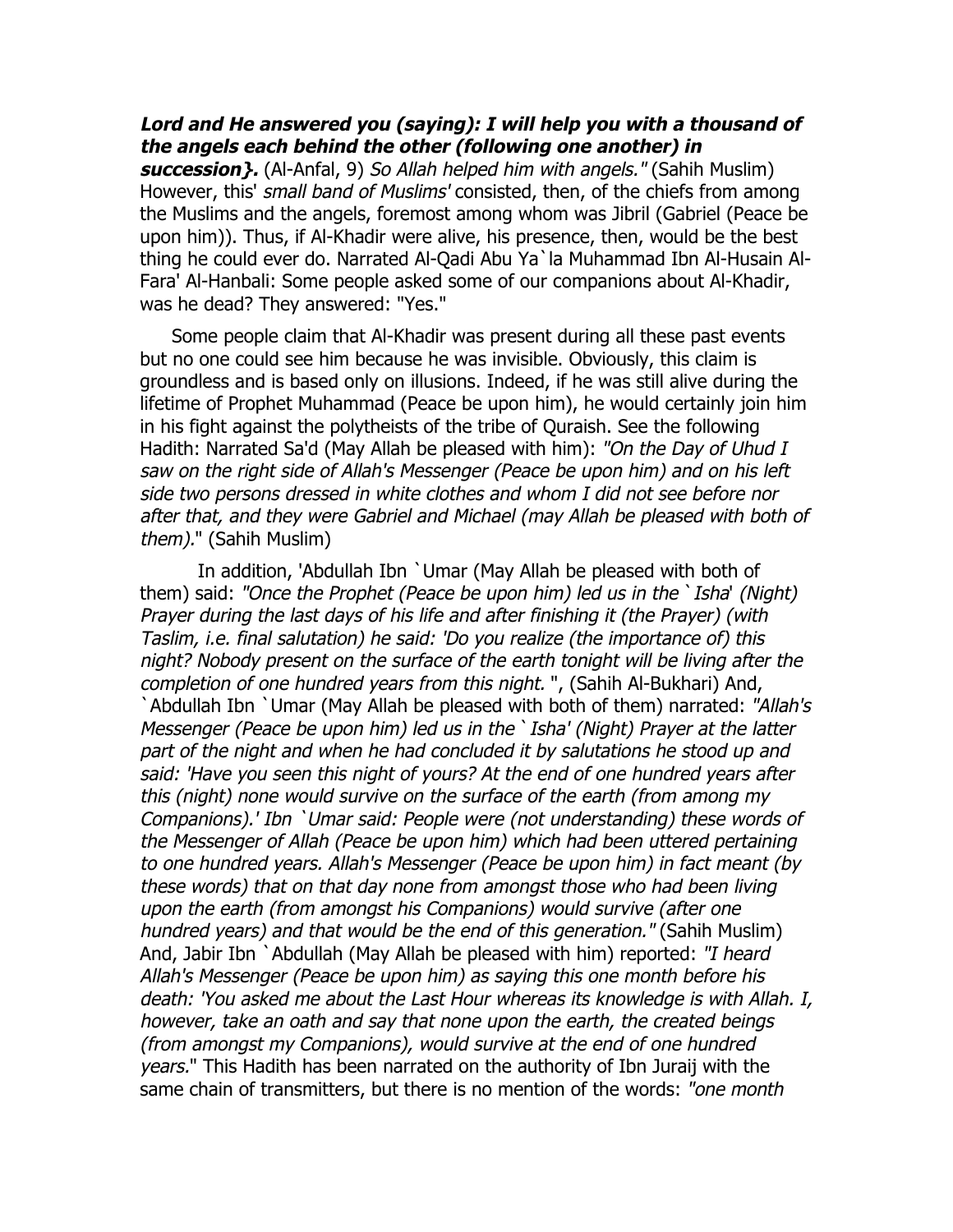***Lord and He answered you (saying): I will help you with a thousand of the angels each behind the other (following one another) in succession}.*** (Al-Anfal, 9) *So Allah helped him with angels."* (Sahih Muslim) However, this' *small band of Muslims'* consisted, then, of the chiefs from among the Muslims and the angels, foremost among whom was Jibril (Gabriel (Peace be upon him)). Thus, if Al-Khadir were alive, his presence, then, would be the best thing he could ever do. Narrated Al-Qadi Abu Ya`la Muhammad Ibn Al-Husain Al-Fara' Al-Hanbali: Some people asked some of our companions about Al-Khadir, was he dead? They answered: "Yes."

Some people claim that Al-Khadir was present during all these past events but no one could see him because he was invisible. Obviously, this claim is groundless and is based only on illusions. Indeed, if he was still alive during the lifetime of Prophet Muhammad (Peace be upon him), he would certainly join him in his fight against the polytheists of the tribe of Quraish. See the following Hadith: Narrated Sa'd (May Allah be pleased with him): *"On the Day of Uhud I saw on the right side of Allah's Messenger (Peace be upon him) and on his left side two persons dressed in white clothes and whom I did not see before nor after that, and they were Gabriel and Michael (may Allah be pleased with both of them).*" (Sahih Muslim)

In addition, 'Abdullah Ibn `Umar (May Allah be pleased with both of them) said: *"Once the Prophet (Peace be upon him) led us in the `Isha' (Night) Prayer during the last days of his life and after finishing it (the Prayer) (with Taslim, i.e. final salutation) he said: 'Do you realize (the importance of) this night? Nobody present on the surface of the earth tonight will be living after the completion of one hundred years from this night.* ", (Sahih Al-Bukhari) And, `Abdullah Ibn `Umar (May Allah be pleased with both of them) narrated: *"Allah's Messenger (Peace be upon him) led us in the `Isha' (Night) Prayer at the latter part of the night and when he had concluded it by salutations he stood up and said: 'Have you seen this night of yours? At the end of one hundred years after this (night) none would survive on the surface of the earth (from among my Companions).' Ibn `Umar said: People were (not understanding) these words of the Messenger of Allah (Peace be upon him) which had been uttered pertaining to one hundred years. Allah's Messenger (Peace be upon him) in fact meant (by these words) that on that day none from amongst those who had been living upon the earth (from amongst his Companions) would survive (after one hundred years) and that would be the end of this generation."* (Sahih Muslim) And, Jabir Ibn `Abdullah (May Allah be pleased with him) reported: *"I heard Allah's Messenger (Peace be upon him) as saying this one month before his death: 'You asked me about the Last Hour whereas its knowledge is with Allah. I, however, take an oath and say that none upon the earth, the created beings (from amongst my Companions), would survive at the end of one hundred years.*" This Hadith has been narrated on the authority of Ibn Juraij with the same chain of transmitters, but there is no mention of the words: *"one month*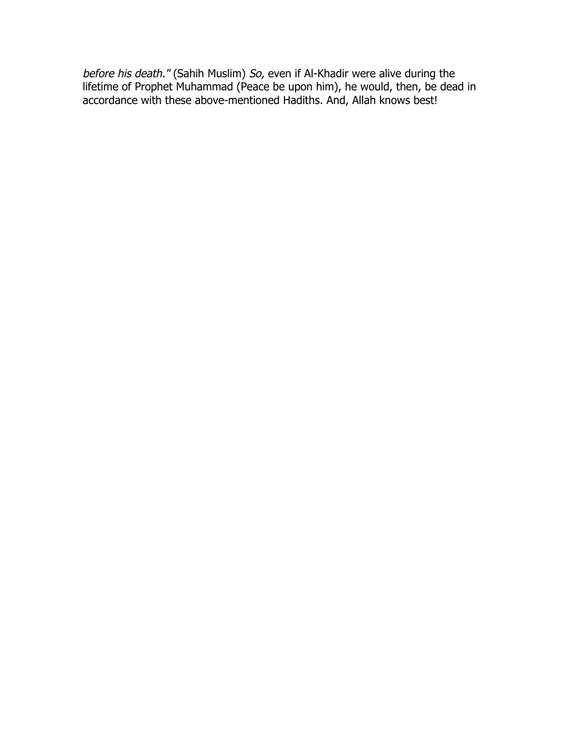*before his death."* (Sahih Muslim) *So,* even if Al-Khadir were alive during the lifetime of Prophet Muhammad (Peace be upon him), he would, then, be dead in accordance with these above-mentioned Hadiths. And, Allah knows best!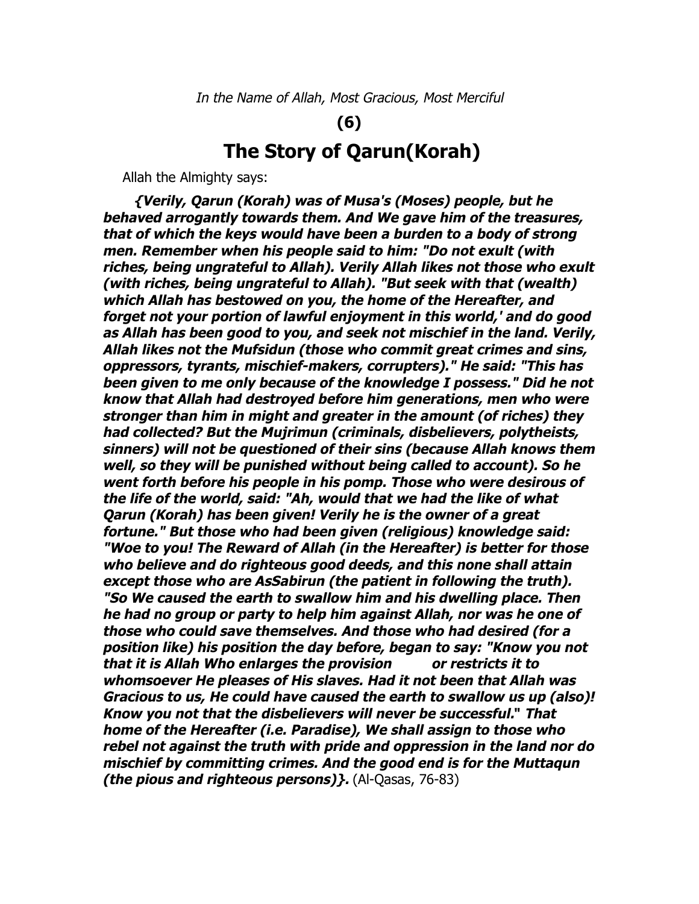*In the Name of Allah, Most Gracious, Most Merciful*

**(6)**

# The Story of Qarun(Korah)

Allah the Almighty says:

***{Verily, Qarun (Korah) was of Musa's (Moses) people, but he behaved arrogantly towards them. And We gave him of the treasures, that of which the keys would have been a burden to a body of strong men. Remember when his people said to him: "Do not exult (with riches, being ungrateful to Allah). Verily Allah likes not those who exult (with riches, being ungrateful to Allah). "But seek with that (wealth) which Allah has bestowed on you, the home of the Hereafter, and forget not your portion of lawful enjoyment in this world,' and do good as Allah has been good to you, and seek not mischief in the land. Verily, Allah likes not the Mufsidun (those who commit great crimes and sins, oppressors, tyrants, mischief-makers, corrupters)." He said: "This has been given to me only because of the knowledge I possess." Did he not know that Allah had destroyed before him generations, men who were stronger than him in might and greater in the amount (of riches) they had collected? But the Mujrimun (criminals, disbelievers, polytheists, sinners) will not be questioned of their sins (because Allah knows them well, so they will be punished without being called to account). So he went forth before his people in his pomp. Those who were desirous of the life of the world, said: "Ah, would that we had the like of what Qarun (Korah) has been given! Verily he is the owner of a great fortune." But those who had been given (religious) knowledge said: "Woe to you! The Reward of Allah (in the Hereafter) is better for those who believe and do righteous good deeds, and this none shall attain except those who are AsSabirun (the patient in following the truth). "So We caused the earth to swallow him and his dwelling place. Then he had no group or party to help him against Allah, nor was he one of those who could save themselves. And those who had desired (for a position like) his position the day before, began to say: "Know you not that it is Allah Who enlarges the provision or restricts it to whomsoever He pleases of His slaves. Had it not been that Allah was Gracious to us, He could have caused the earth to swallow us up (also)! Know you not that the disbelievers will never be successful." That home of the Hereafter (i.e. Paradise), We shall assign to those who rebel not against the truth with pride and oppression in the land nor do mischief by committing crimes. And the good end is for the Muttaqun (the pious and righteous persons)}.*** (Al-Qasas, 76-83)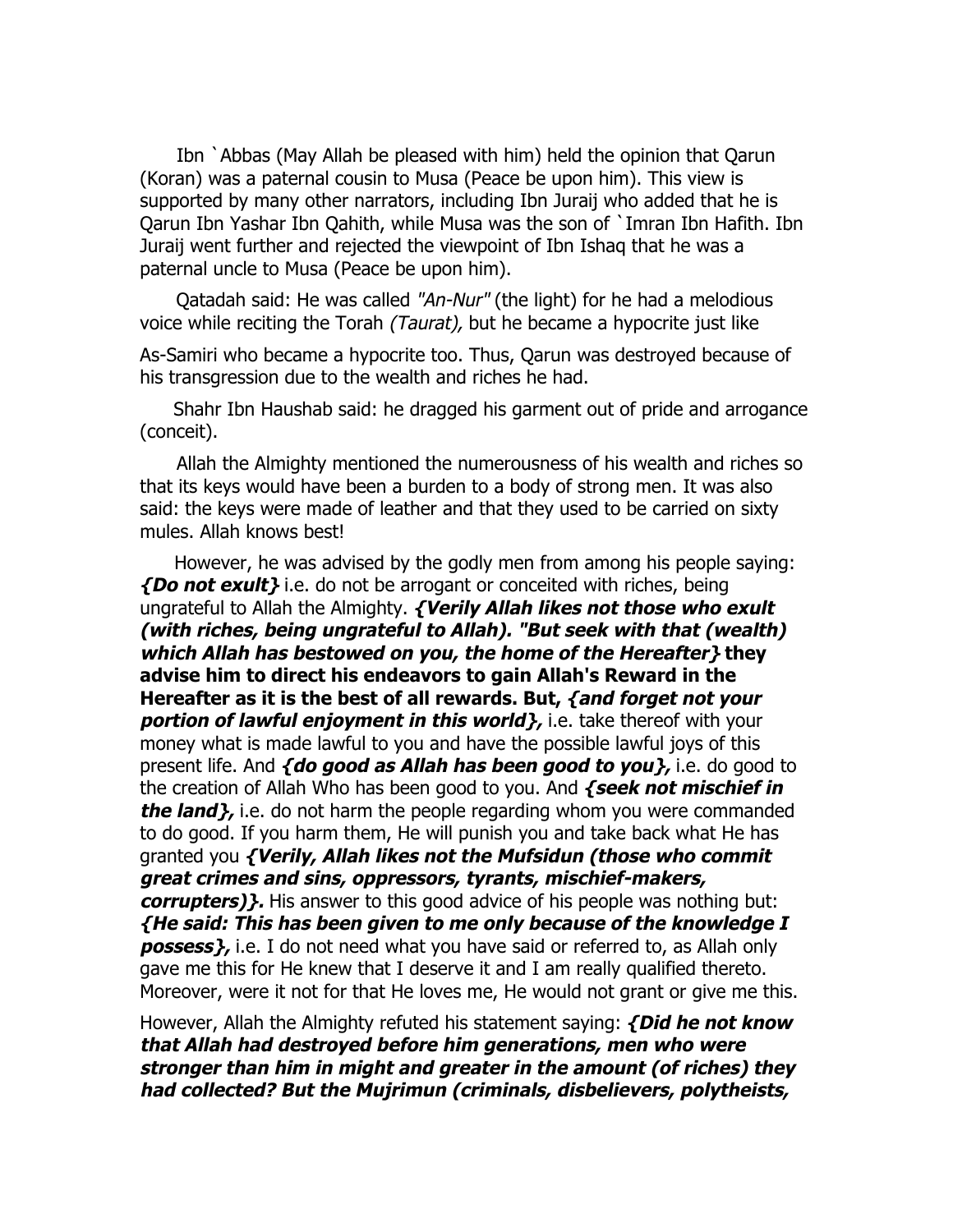Ibn `Abbas (May Allah be pleased with him) held the opinion that Qarun (Koran) was a paternal cousin to Musa (Peace be upon him). This view is supported by many other narrators, including Ibn Juraij who added that he is Qarun Ibn Yashar Ibn Qahith, while Musa was the son of `Imran Ibn Hafith. Ibn Juraij went further and rejected the viewpoint of Ibn Ishaq that he was a paternal uncle to Musa (Peace be upon him).

Qatadah said: He was called *"An-Nur"* (the light) for he had a melodious voice while reciting the Torah *(Taurat),* but he became a hypocrite just like

As-Samiri who became a hypocrite too. Thus, Qarun was destroyed because of his transgression due to the wealth and riches he had.

Shahr Ibn Haushab said: he dragged his garment out of pride and arrogance (conceit).

Allah the Almighty mentioned the numerousness of his wealth and riches so that its keys would have been a burden to a body of strong men. It was also said: the keys were made of leather and that they used to be carried on sixty mules. Allah knows best!

However, he was advised by the godly men from among his people saying: ***{Do not exult}*** i.e. do not be arrogant or conceited with riches, being ungrateful to Allah the Almighty. ***{Verily Allah likes not those who exult (with riches, being ungrateful to Allah). "But seek with that (wealth) which Allah has bestowed on you, the home of the Hereafter}*** **they advise him to direct his endeavors to gain Allah's Reward in the Hereafter as it is the best of all rewards. But,** ***{and forget not your portion of lawful enjoyment in this world},*** i.e. take thereof with your money what is made lawful to you and have the possible lawful joys of this present life. And ***{do good as Allah has been good to you},*** i.e. do good to the creation of Allah Who has been good to you. And ***{seek not mischief in the land},*** i.e. do not harm the people regarding whom you were commanded to do good. If you harm them, He will punish you and take back what He has granted you ***{Verily, Allah likes not the Mufsidun (those who commit great crimes and sins, oppressors, tyrants, mischief-makers, corrupters)}.*** His answer to this good advice of his people was nothing but: ***{He said: This has been given to me only because of the knowledge I possess},*** i.e. I do not need what you have said or referred to, as Allah only gave me this for He knew that I deserve it and I am really qualified thereto. Moreover, were it not for that He loves me, He would not grant or give me this.

However, Allah the Almighty refuted his statement saying: ***{Did he not know that Allah had destroyed before him generations, men who were stronger than him in might and greater in the amount (of riches) they had collected? But the Mujrimun (criminals, disbelievers, polytheists,***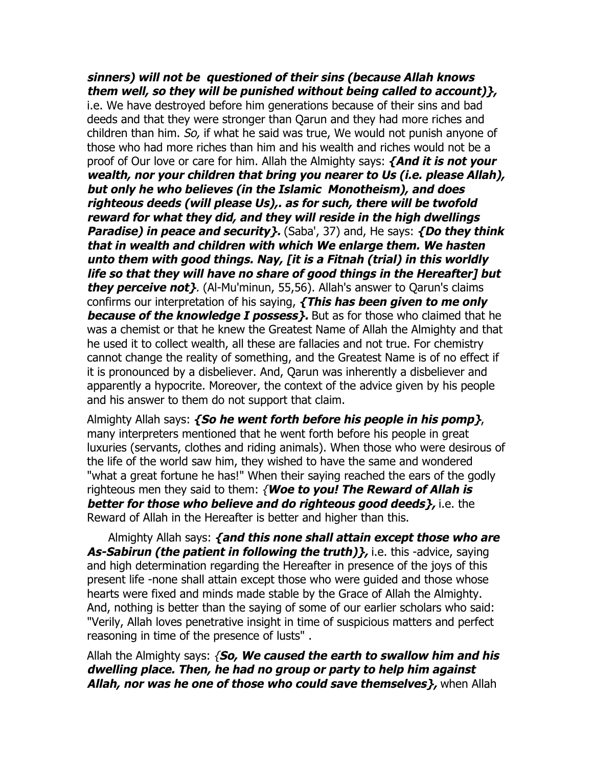***sinners) will not be questioned of their sins (because Allah knows them well, so they will be punished without being called to account)},*** i.e. We have destroyed before him generations because of their sins and bad deeds and that they were stronger than Qarun and they had more riches and children than him. *So,* if what he said was true, We would not punish anyone of those who had more riches than him and his wealth and riches would not be a proof of Our love or care for him. Allah the Almighty says: ***{And it is not your wealth, nor your children that bring you nearer to Us (i.e. please Allah), but only he who believes (in the Islamic Monotheism), and does righteous deeds (will please Us),. as for such, there will be twofold reward for what they did, and they will reside in the high dwellings Paradise) in peace and security}.*** (Saba', 37) and, He says: ***{Do they think that in wealth and children with which We enlarge them. We hasten unto them with good things. Nay, [it is a Fitnah (trial) in this worldly life so that they will have no share of good things in the Hereafter] but they perceive not}***. (Al-Mu'minun, 55,56). Allah's answer to Qarun's claims confirms our interpretation of his saying, ***{This has been given to me only because of the knowledge I possess}.*** But as for those who claimed that he was a chemist or that he knew the Greatest Name of Allah the Almighty and that he used it to collect wealth, all these are fallacies and not true. For chemistry cannot change the reality of something, and the Greatest Name is of no effect if it is pronounced by a disbeliever. And, Qarun was inherently a disbeliever and apparently a hypocrite. Moreover, the context of the advice given by his people and his answer to them do not support that claim.

Almighty Allah says: ***{So he went forth before his people in his pomp}***, many interpreters mentioned that he went forth before his people in great luxuries (servants, clothes and riding animals). When those who were desirous of the life of the world saw him, they wished to have the same and wondered "what a great fortune he has!" When their saying reached the ears of the godly righteous men they said to them: ***{Woe to you! The Reward of Allah is better for those who believe and do righteous good deeds},*** i.e. the Reward of Allah in the Hereafter is better and higher than this.

Almighty Allah says: ***{and this none shall attain except those who are As-Sabirun (the patient in following the truth)},*** i.e. this -advice, saying and high determination regarding the Hereafter in presence of the joys of this present life -none shall attain except those who were guided and those whose hearts were fixed and minds made stable by the Grace of Allah the Almighty. And, nothing is better than the saying of some of our earlier scholars who said: "Verily, Allah loves penetrative insight in time of suspicious matters and perfect reasoning in time of the presence of lusts" .

Allah the Almighty says: ***{So, We caused the earth to swallow him and his dwelling place. Then, he had no group or party to help him against Allah, nor was he one of those who could save themselves},*** when Allah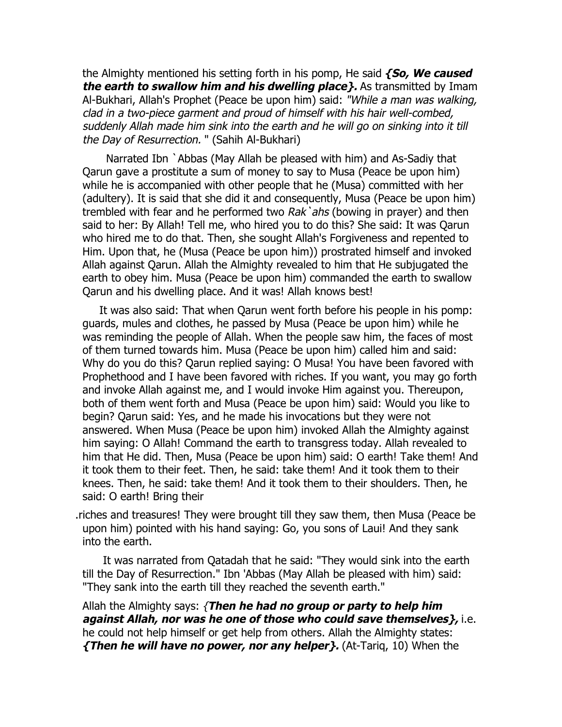the Almighty mentioned his setting forth in his pomp, He said ***{So, We caused the earth to swallow him and his dwelling place}.*** As transmitted by Imam Al-Bukhari, Allah's Prophet (Peace be upon him) said: *"While a man was walking, clad in a two-piece garment and proud of himself with his hair well-combed, suddenly Allah made him sink into the earth and he will go on sinking into it till the Day of Resurrection.* " (Sahih Al-Bukhari)

Narrated Ibn `Abbas (May Allah be pleased with him) and As-Sadiy that Qarun gave a prostitute a sum of money to say to Musa (Peace be upon him) while he is accompanied with other people that he (Musa) committed with her (adultery). It is said that she did it and consequently, Musa (Peace be upon him) trembled with fear and he performed two *Rak`ahs* (bowing in prayer) and then said to her: By Allah! Tell me, who hired you to do this? She said: It was Qarun who hired me to do that. Then, she sought Allah's Forgiveness and repented to Him. Upon that, he (Musa (Peace be upon him)) prostrated himself and invoked Allah against Qarun. Allah the Almighty revealed to him that He subjugated the earth to obey him. Musa (Peace be upon him) commanded the earth to swallow Qarun and his dwelling place. And it was! Allah knows best!

It was also said: That when Qarun went forth before his people in his pomp: guards, mules and clothes, he passed by Musa (Peace be upon him) while he was reminding the people of Allah. When the people saw him, the faces of most of them turned towards him. Musa (Peace be upon him) called him and said: Why do you do this? Qarun replied saying: O Musa! You have been favored with Prophethood and I have been favored with riches. If you want, you may go forth and invoke Allah against me, and I would invoke Him against you. Thereupon, both of them went forth and Musa (Peace be upon him) said: Would you like to begin? Qarun said: Yes, and he made his invocations but they were not answered. When Musa (Peace be upon him) invoked Allah the Almighty against him saying: O Allah! Command the earth to transgress today. Allah revealed to him that He did. Then, Musa (Peace be upon him) said: O earth! Take them! And it took them to their feet. Then, he said: take them! And it took them to their knees. Then, he said: take them! And it took them to their shoulders. Then, he said: O earth! Bring their .riches and treasures! They were brought till they saw them, then Musa (Peace be upon him) pointed with his hand saying: Go, you sons of Laui! And they sank into the earth.

It was narrated from Qatadah that he said: "They would sink into the earth till the Day of Resurrection." Ibn 'Abbas (May Allah be pleased with him) said: "They sank into the earth till they reached the seventh earth."

Allah the Almighty says: *{**Then he had no group or party to help him against Allah, nor was he one of those who could save themselves},*** i.e. he could not help himself or get help from others. Allah the Almighty states: ***{Then he will have no power, nor any helper}.*** (At-Tariq, 10) When the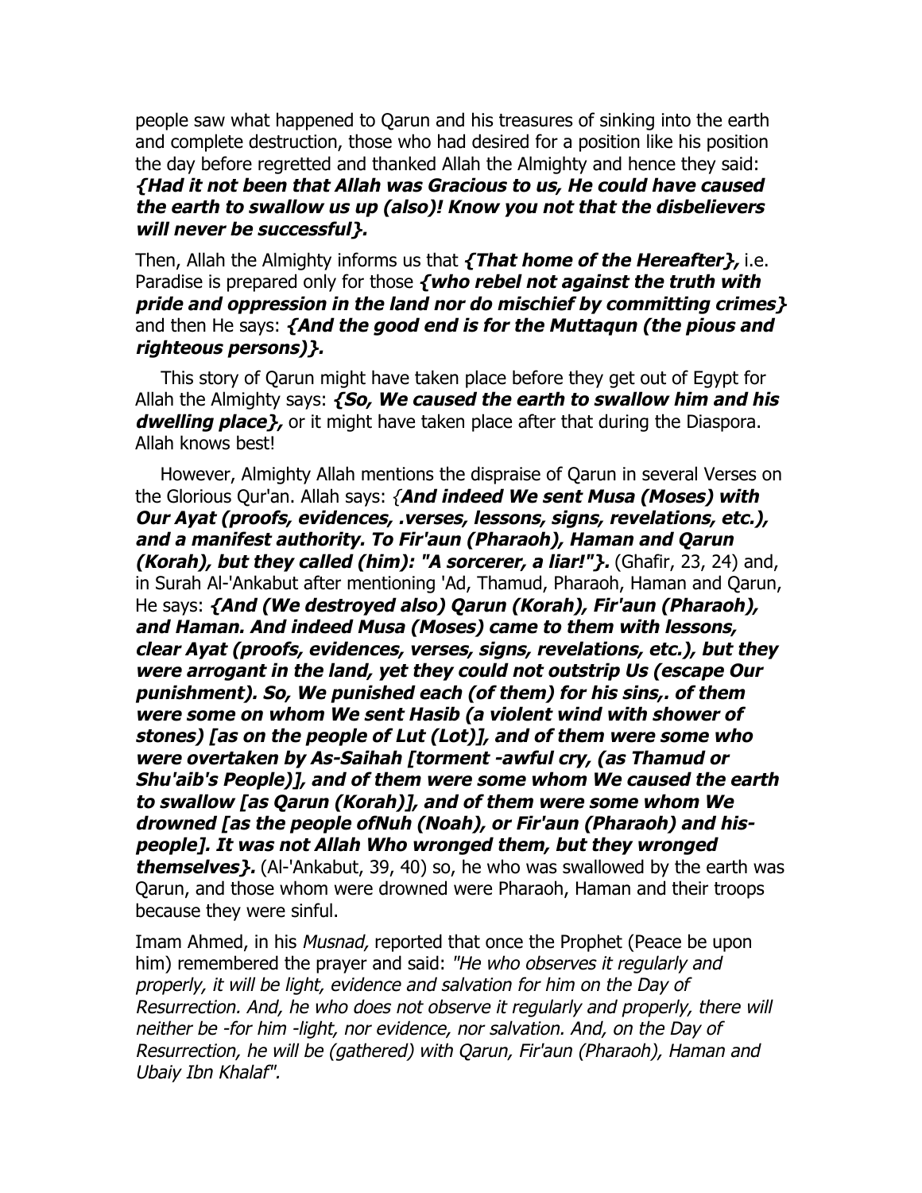people saw what happened to Qarun and his treasures of sinking into the earth and complete destruction, those who had desired for a position like his position the day before regretted and thanked Allah the Almighty and hence they said: ***{Had it not been that Allah was Gracious to us, He could have caused the earth to swallow us up (also)! Know you not that the disbelievers will never be successful}.***

Then, Allah the Almighty informs us that ***{That home of the Hereafter},*** i.e. Paradise is prepared only for those ***{who rebel not against the truth with pride and oppression in the land nor do mischief by committing crimes}*** and then He says: ***{And the good end is for the Muttaqun (the pious and righteous persons)}.***

This story of Qarun might have taken place before they get out of Egypt for Allah the Almighty says: ***{So, We caused the earth to swallow him and his dwelling place},*** or it might have taken place after that during the Diaspora. Allah knows best!

However, Almighty Allah mentions the dispraise of Qarun in several Verses on the Glorious Qur'an. Allah says: {***And indeed We sent Musa (Moses) with Our Ayat (proofs, evidences, .verses, lessons, signs, revelations, etc.), and a manifest authority. To Fir'aun (Pharaoh), Haman and Qarun (Korah), but they called (him): "A sorcerer, a liar!"}.*** (Ghafir, 23, 24) and, in Surah Al-'Ankabut after mentioning 'Ad, Thamud, Pharaoh, Haman and Qarun, He says: ***{And (We destroyed also) Qarun (Korah), Fir'aun (Pharaoh), and Haman. And indeed Musa (Moses) came to them with lessons, clear Ayat (proofs, evidences, verses, signs, revelations, etc.), but they were arrogant in the land, yet they could not outstrip Us (escape Our punishment). So, We punished each (of them) for his sins,. of them were some on whom We sent Hasib (a violent wind with shower of stones) [as on the people of Lut (Lot)], and of them were some who were overtaken by As-Saihah [torment -awful cry, (as Thamud or Shu'aib's People)], and of them were some whom We caused the earth to swallow [as Qarun (Korah)], and of them were some whom We drowned [as the people ofNuh (Noah), or Fir'aun (Pharaoh) and his-people]. It was not Allah Who wronged them, but they wronged themselves}.*** (Al-'Ankabut, 39, 40) so, he who was swallowed by the earth was Qarun, and those whom were drowned were Pharaoh, Haman and their troops because they were sinful.

Imam Ahmed, in his *Musnad,* reported that once the Prophet (Peace be upon him) remembered the prayer and said: *"He who observes it regularly and properly, it will be light, evidence and salvation for him on the Day of Resurrection. And, he who does not observe it regularly and properly, there will neither be -for him -light, nor evidence, nor salvation. And, on the Day of Resurrection, he will be (gathered) with Qarun, Fir'aun (Pharaoh), Haman and Ubaiy Ibn Khalaf".*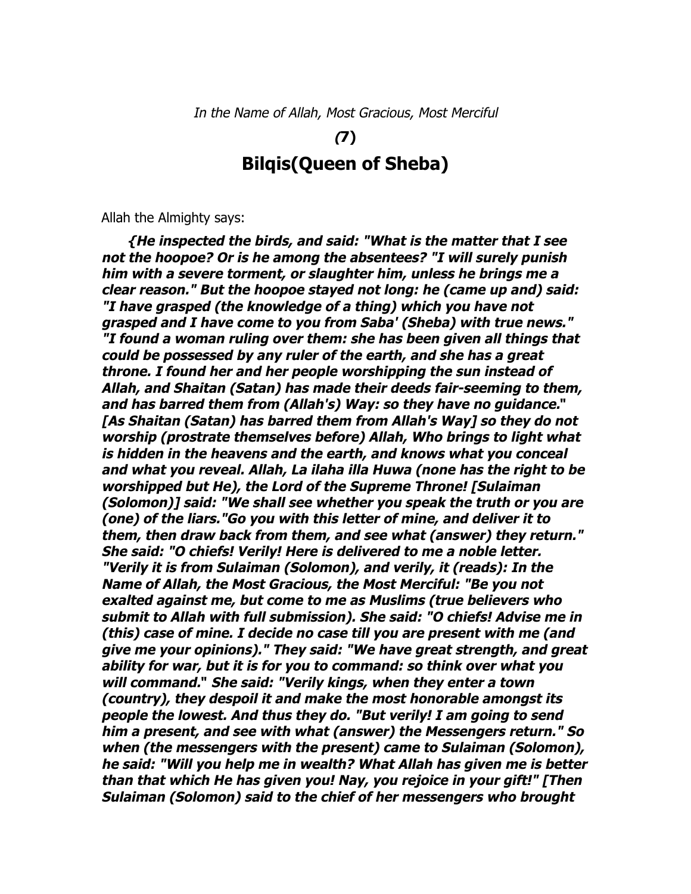*In the Name of Allah, Most Gracious, Most Merciful*

***(7)***

# Bilqis(Queen of Sheba)

Allah the Almighty says:

***{He inspected the birds, and said: "What is the matter that I see not the hoopoe? Or is he among the absentees? "I will surely punish him with a severe torment, or slaughter him, unless he brings me a clear reason." But the hoopoe stayed not long: he (came up and) said: "I have grasped (the knowledge of a thing) which you have not grasped and I have come to you from Saba' (Sheba) with true news." "I found a woman ruling over them: she has been given all things that could be possessed by any ruler of the earth, and she has a great throne. I found her and her people worshipping the sun instead of Allah, and Shaitan (Satan) has made their deeds fair-seeming to them, and has barred them from (Allah's) Way: so they have no guidance." [As Shaitan (Satan) has barred them from Allah's Way] so they do not worship (prostrate themselves before) Allah, Who brings to light what is hidden in the heavens and the earth, and knows what you conceal and what you reveal. Allah, La ilaha illa Huwa (none has the right to be worshipped but He), the Lord of the Supreme Throne! [Sulaiman (Solomon)] said: "We shall see whether you speak the truth or you are (one) of the liars."Go you with this letter of mine, and deliver it to them, then draw back from them, and see what (answer) they return." She said: "O chiefs! Verily! Here is delivered to me a noble letter. "Verily it is from Sulaiman (Solomon), and verily, it (reads): In the Name of Allah, the Most Gracious, the Most Merciful: "Be you not exalted against me, but come to me as Muslims (true believers who submit to Allah with full submission). She said: "O chiefs! Advise me in (this) case of mine. I decide no case till you are present with me (and give me your opinions)." They said: "We have great strength, and great ability for war, but it is for you to command: so think over what you will command." She said: "Verily kings, when they enter a town (country), they despoil it and make the most honorable amongst its people the lowest. And thus they do. "But verily! I am going to send him a present, and see with what (answer) the Messengers return." So when (the messengers with the present) came to Sulaiman (Solomon), he said: "Will you help me in wealth? What Allah has given me is better than that which He has given you! Nay, you rejoice in your gift!" [Then Sulaiman (Solomon) said to the chief of her messengers who brought***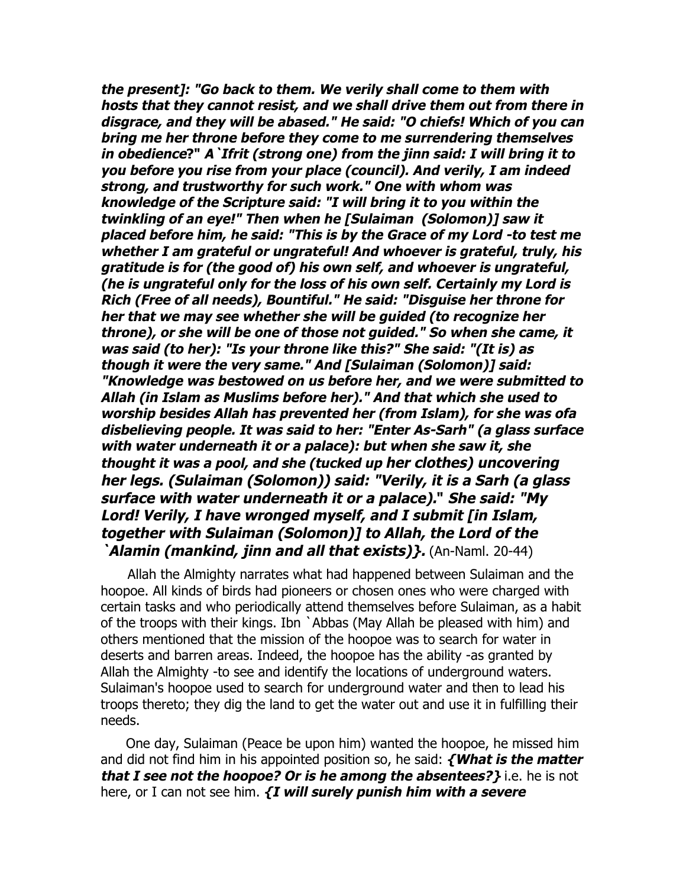***the present]: "Go back to them. We verily shall come to them with hosts that they cannot resist, and we shall drive them out from there in disgrace, and they will be abased." He said: "O chiefs! Which of you can bring me her throne before they come to me surrendering themselves in obedience?" A`Ifrit (strong one) from the jinn said: I will bring it to you before you rise from your place (council). And verily, I am indeed strong, and trustworthy for such work." One with whom was knowledge of the Scripture said: "I will bring it to you within the twinkling of an eye!" Then when he [Sulaiman (Solomon)] saw it placed before him, he said: "This is by the Grace of my Lord -to test me whether I am grateful or ungrateful! And whoever is grateful, truly, his gratitude is for (the good of) his own self, and whoever is ungrateful, (he is ungrateful only for the loss of his own self. Certainly my Lord is Rich (Free of all needs), Bountiful." He said: "Disguise her throne for her that we may see whether she will be guided (to recognize her throne), or she will be one of those not guided." So when she came, it was said (to her): "Is your throne like this?" She said: "(It is) as though it were the very same." And [Sulaiman (Solomon)] said: "Knowledge was bestowed on us before her, and we were submitted to Allah (in Islam as Muslims before her)." And that which she used to worship besides Allah has prevented her (from Islam), for she was ofa disbelieving people. It was said to her: "Enter As-Sarh" (a glass surface with water underneath it or a palace): but when she saw it, she thought it was a pool, and she (tucked up her clothes) uncovering her legs. (Sulaiman (Solomon)) said: "Verily, it is a Sarh (a glass surface with water underneath it or a palace)." She said: "My Lord! Verily, I have wronged myself, and I submit [in Islam, together with Sulaiman (Solomon)] to Allah, the Lord of the `Alamin (mankind, jinn and all that exists)}.*** (An-Naml. 20-44)

Allah the Almighty narrates what had happened between Sulaiman and the hoopoe. All kinds of birds had pioneers or chosen ones who were charged with certain tasks and who periodically attend themselves before Sulaiman, as a habit of the troops with their kings. Ibn `Abbas (May Allah be pleased with him) and others mentioned that the mission of the hoopoe was to search for water in deserts and barren areas. Indeed, the hoopoe has the ability -as granted by Allah the Almighty -to see and identify the locations of underground waters. Sulaiman's hoopoe used to search for underground water and then to lead his troops thereto; they dig the land to get the water out and use it in fulfilling their needs.

One day, Sulaiman (Peace be upon him) wanted the hoopoe, he missed him and did not find him in his appointed position so, he said: ***{What is the matter that I see not the hoopoe? Or is he among the absentees?}*** i.e. he is not here, or I can not see him. ***{I will surely punish him with a severe***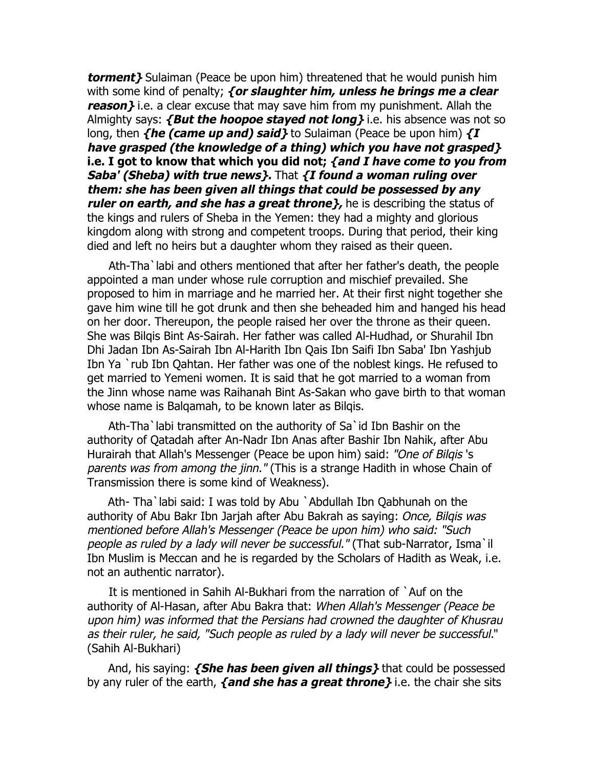***torment}*** Sulaiman (Peace be upon him) threatened that he would punish him with some kind of penalty; ***{or slaughter him, unless he brings me a clear reason}*** i.e. a clear excuse that may save him from my punishment. Allah the Almighty says: ***{But the hoopoe stayed not long}*** i.e. his absence was not so long, then ***{he (came up and) said}*** to Sulaiman (Peace be upon him) ***{I have grasped (the knowledge of a thing) which you have not grasped}*** **i.e. I got to know that which you did not;** ***{and I have come to you from Saba' (Sheba) with true news}.*** That ***{I found a woman ruling over them: she has been given all things that could be possessed by any ruler on earth, and she has a great throne},*** he is describing the status of the kings and rulers of Sheba in the Yemen: they had a mighty and glorious kingdom along with strong and competent troops. During that period, their king died and left no heirs but a daughter whom they raised as their queen.

Ath-Tha`labi and others mentioned that after her father's death, the people appointed a man under whose rule corruption and mischief prevailed. She proposed to him in marriage and he married her. At their first night together she gave him wine till he got drunk and then she beheaded him and hanged his head on her door. Thereupon, the people raised her over the throne as their queen. She was Bilqis Bint As-Sairah. Her father was called Al-Hudhad, or Shurahil Ibn Dhi Jadan Ibn As-Sairah Ibn Al-Harith Ibn Qais Ibn Saifi Ibn Saba' Ibn Yashjub Ibn Ya `rub Ibn Qahtan. Her father was one of the noblest kings. He refused to get married to Yemeni women. It is said that he got married to a woman from the Jinn whose name was Raihanah Bint As-Sakan who gave birth to that woman whose name is Balqamah, to be known later as Bilqis.

Ath-Tha`labi transmitted on the authority of Sa`id Ibn Bashir on the authority of Qatadah after An-Nadr Ibn Anas after Bashir Ibn Nahik, after Abu Hurairah that Allah's Messenger (Peace be upon him) said: *"One of Bilqis 's parents was from among the jinn."* (This is a strange Hadith in whose Chain of Transmission there is some kind of Weakness).

Ath- Tha`labi said: I was told by Abu `Abdullah Ibn Qabhunah on the authority of Abu Bakr Ibn Jarjah after Abu Bakrah as saying: *Once, Bilqis was mentioned before Allah's Messenger (Peace be upon him) who said: "Such people as ruled by a lady will never be successful."* (That sub-Narrator, Isma`il Ibn Muslim is Meccan and he is regarded by the Scholars of Hadith as Weak, i.e. not an authentic narrator).

It is mentioned in Sahih Al-Bukhari from the narration of `Auf on the authority of Al-Hasan, after Abu Bakra that: *When Allah's Messenger (Peace be upon him) was informed that the Persians had crowned the daughter of Khusrau as their ruler, he said, "Such people as ruled by a lady will never be successful."* (Sahih Al-Bukhari)

And, his saying: ***{She has been given all things}*** that could be possessed by any ruler of the earth, ***{and she has a great throne}*** i.e. the chair she sits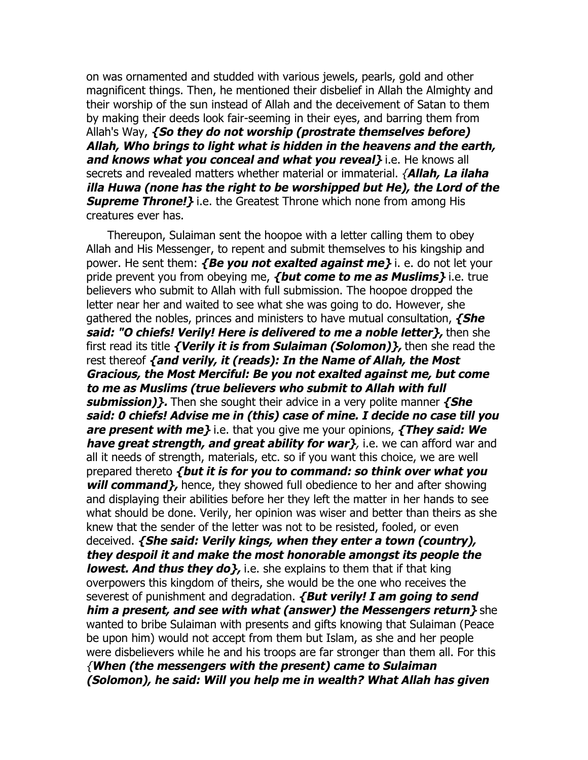on was ornamented and studded with various jewels, pearls, gold and other magnificent things. Then, he mentioned their disbelief in Allah the Almighty and their worship of the sun instead of Allah and the deceivement of Satan to them by making their deeds look fair-seeming in their eyes, and barring them from Allah's Way, ***{So they do not worship (prostrate themselves before) Allah, Who brings to light what is hidden in the heavens and the earth, and knows what you conceal and what you reveal}*** i.e. He knows all secrets and revealed matters whether material or immaterial. {***Allah, La ilaha illa Huwa (none has the right to be worshipped but He), the Lord of the Supreme Throne!}*** i.e. the Greatest Throne which none from among His creatures ever has.

Thereupon, Sulaiman sent the hoopoe with a letter calling them to obey Allah and His Messenger, to repent and submit themselves to his kingship and power. He sent them: ***{Be you not exalted against me}*** i. e. do not let your pride prevent you from obeying me, ***{but come to me as Muslims}*** i.e. true believers who submit to Allah with full submission. The hoopoe dropped the letter near her and waited to see what she was going to do. However, she gathered the nobles, princes and ministers to have mutual consultation, ***{She said: "O chiefs! Verily! Here is delivered to me a noble letter},*** then she first read its title ***{Verily it is from Sulaiman (Solomon)},*** then she read the rest thereof ***{and verily, it (reads): In the Name of Allah, the Most Gracious, the Most Merciful: Be you not exalted against me, but come to me as Muslims (true believers who submit to Allah with full submission)}.*** Then she sought their advice in a very polite manner ***{She said: 0 chiefs! Advise me in (this) case of mine. I decide no case till you are present with me}*** i.e. that you give me your opinions, ***{They said: We have great strength, and great ability for war}***, i.e. we can afford war and all it needs of strength, materials, etc. so if you want this choice, we are well prepared thereto ***{but it is for you to command: so think over what you will command},*** hence, they showed full obedience to her and after showing and displaying their abilities before her they left the matter in her hands to see what should be done. Verily, her opinion was wiser and better than theirs as she knew that the sender of the letter was not to be resisted, fooled, or even deceived. ***{She said: Verily kings, when they enter a town (country), they despoil it and make the most honorable amongst its people the lowest. And thus they do},*** i.e. she explains to them that if that king overpowers this kingdom of theirs, she would be the one who receives the severest of punishment and degradation. ***{But verily! I am going to send him a present, and see with what (answer) the Messengers return}*** she wanted to bribe Sulaiman with presents and gifts knowing that Sulaiman (Peace be upon him) would not accept from them but Islam, as she and her people were disbelievers while he and his troops are far stronger than them all. For this {***When (the messengers with the present) came to Sulaiman (Solomon), he said: Will you help me in wealth? What Allah has given***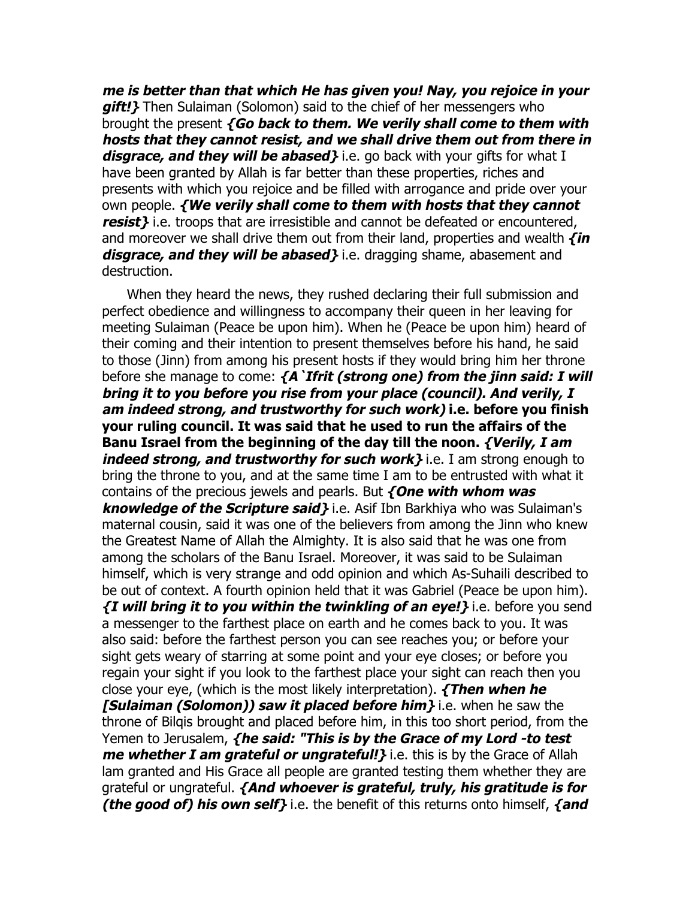***me is better than that which He has given you! Nay, you rejoice in your gift!}*** Then Sulaiman (Solomon) said to the chief of her messengers who brought the present ***{Go back to them. We verily shall come to them with hosts that they cannot resist, and we shall drive them out from there in disgrace, and they will be abased}*** i.e. go back with your gifts for what I have been granted by Allah is far better than these properties, riches and presents with which you rejoice and be filled with arrogance and pride over your own people. ***{We verily shall come to them with hosts that they cannot resist}*** i.e. troops that are irresistible and cannot be defeated or encountered, and moreover we shall drive them out from their land, properties and wealth ***{in disgrace, and they will be abased}*** i.e. dragging shame, abasement and destruction.

When they heard the news, they rushed declaring their full submission and perfect obedience and willingness to accompany their queen in her leaving for meeting Sulaiman (Peace be upon him). When he (Peace be upon him) heard of their coming and their intention to present themselves before his hand, he said to those (Jinn) from among his present hosts if they would bring him her throne before she manage to come: ***{A`Ifrit (strong one) from the jinn said: I will bring it to you before you rise from your place (council). And verily, I am indeed strong, and trustworthy for such work)*** **i.e. before you finish your ruling council. It was said that he used to run the affairs of the Banu Israel from the beginning of the day till the noon.** ***{Verily, I am indeed strong, and trustworthy for such work}*** i.e. I am strong enough to bring the throne to you, and at the same time I am to be entrusted with what it contains of the precious jewels and pearls. But ***{One with whom was knowledge of the Scripture said}*** i.e. Asif Ibn Barkhiya who was Sulaiman's maternal cousin, said it was one of the believers from among the Jinn who knew the Greatest Name of Allah the Almighty. It is also said that he was one from among the scholars of the Banu Israel. Moreover, it was said to be Sulaiman himself, which is very strange and odd opinion and which As-Suhaili described to be out of context. A fourth opinion held that it was Gabriel (Peace be upon him). ***{I will bring it to you within the twinkling of an eye!}*** i.e. before you send a messenger to the farthest place on earth and he comes back to you. It was also said: before the farthest person you can see reaches you; or before your sight gets weary of starring at some point and your eye closes; or before you regain your sight if you look to the farthest place your sight can reach then you close your eye, (which is the most likely interpretation). ***{Then when he [Sulaiman (Solomon)) saw it placed before him}*** i.e. when he saw the throne of Bilqis brought and placed before him, in this too short period, from the Yemen to Jerusalem, ***{he said: "This is by the Grace of my Lord -to test me whether I am grateful or ungrateful!}*** i.e. this is by the Grace of Allah lam granted and His Grace all people are granted testing them whether they are grateful or ungrateful. ***{And whoever is grateful, truly, his gratitude is for (the good of) his own self}*** i.e. the benefit of this returns onto himself, ***{and***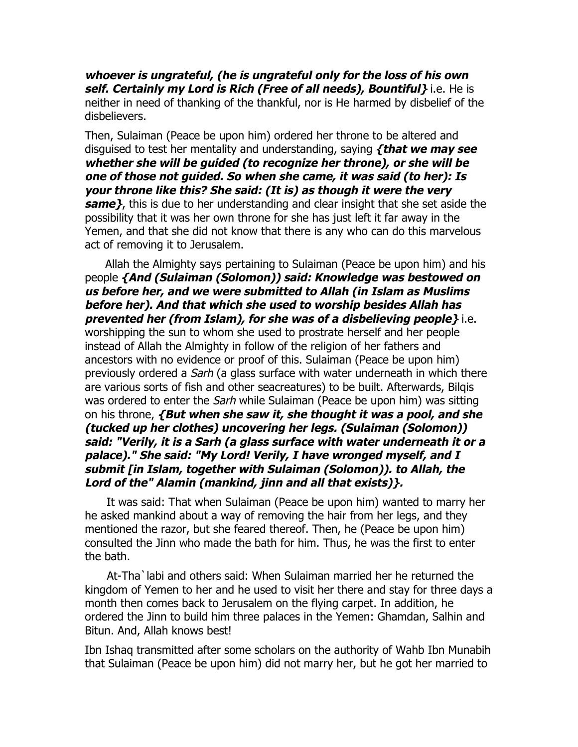***whoever is ungrateful, (he is ungrateful only for the loss of his own self. Certainly my Lord is Rich (Free of all needs), Bountiful}*** i.e. He is neither in need of thanking of the thankful, nor is He harmed by disbelief of the disbelievers.

Then, Sulaiman (Peace be upon him) ordered her throne to be altered and disguised to test her mentality and understanding, saying ***{that we may see whether she will be guided (to recognize her throne), or she will be one of those not guided. So when she came, it was said (to her): Is your throne like this? She said: (It is) as though it were the very same}***, this is due to her understanding and clear insight that she set aside the possibility that it was her own throne for she has just left it far away in the Yemen, and that she did not know that there is any who can do this marvelous act of removing it to Jerusalem.

Allah the Almighty says pertaining to Sulaiman (Peace be upon him) and his people ***{And (Sulaiman (Solomon)) said: Knowledge was bestowed on us before her, and we were submitted to Allah (in Islam as Muslims before her). And that which she used to worship besides Allah has prevented her (from Islam), for she was of a disbelieving people}*** i.e. worshipping the sun to whom she used to prostrate herself and her people instead of Allah the Almighty in follow of the religion of her fathers and ancestors with no evidence or proof of this. Sulaiman (Peace be upon him) previously ordered a *Sarh* (a glass surface with water underneath in which there are various sorts of fish and other seacreatures) to be built. Afterwards, Bilqis was ordered to enter the *Sarh* while Sulaiman (Peace be upon him) was sitting on his throne, ***{But when she saw it, she thought it was a pool, and she (tucked up her clothes) uncovering her legs. (Sulaiman (Solomon)) said: "Verily, it is a Sarh (a glass surface with water underneath it or a palace)." She said: "My Lord! Verily, I have wronged myself, and I submit [in Islam, together with Sulaiman (Solomon)). to Allah, the Lord of the" Alamin (mankind, jinn and all that exists)}.***

It was said: That when Sulaiman (Peace be upon him) wanted to marry her he asked mankind about a way of removing the hair from her legs, and they mentioned the razor, but she feared thereof. Then, he (Peace be upon him) consulted the Jinn who made the bath for him. Thus, he was the first to enter the bath.

At-Tha`labi and others said: When Sulaiman married her he returned the kingdom of Yemen to her and he used to visit her there and stay for three days a month then comes back to Jerusalem on the flying carpet. In addition, he ordered the Jinn to build him three palaces in the Yemen: Ghamdan, Salhin and Bitun. And, Allah knows best!

Ibn Ishaq transmitted after some scholars on the authority of Wahb Ibn Munabih that Sulaiman (Peace be upon him) did not marry her, but he got her married to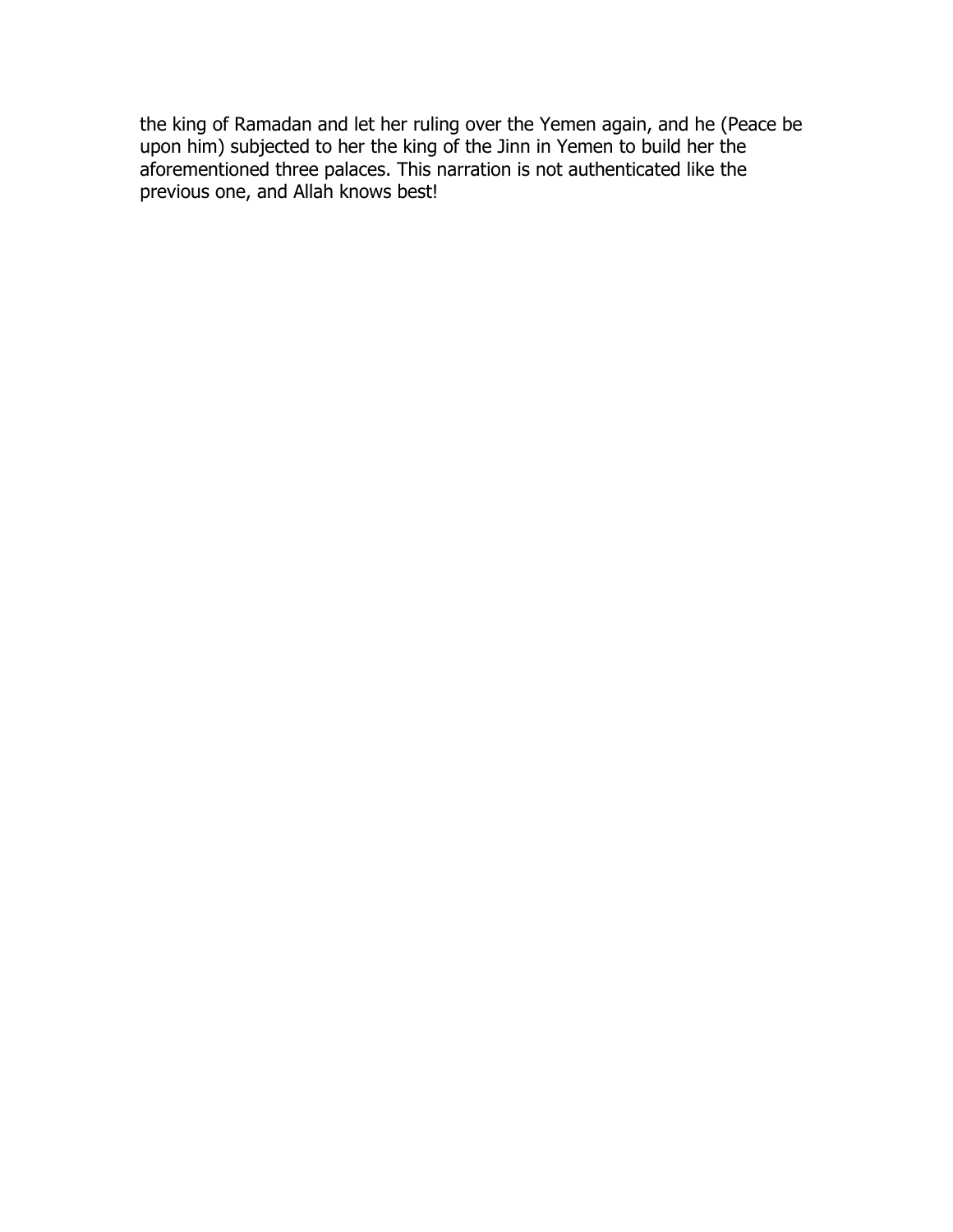the king of Ramadan and let her ruling over the Yemen again, and he (Peace be upon him) subjected to her the king of the Jinn in Yemen to build her the aforementioned three palaces. This narration is not authenticated like the previous one, and Allah knows best!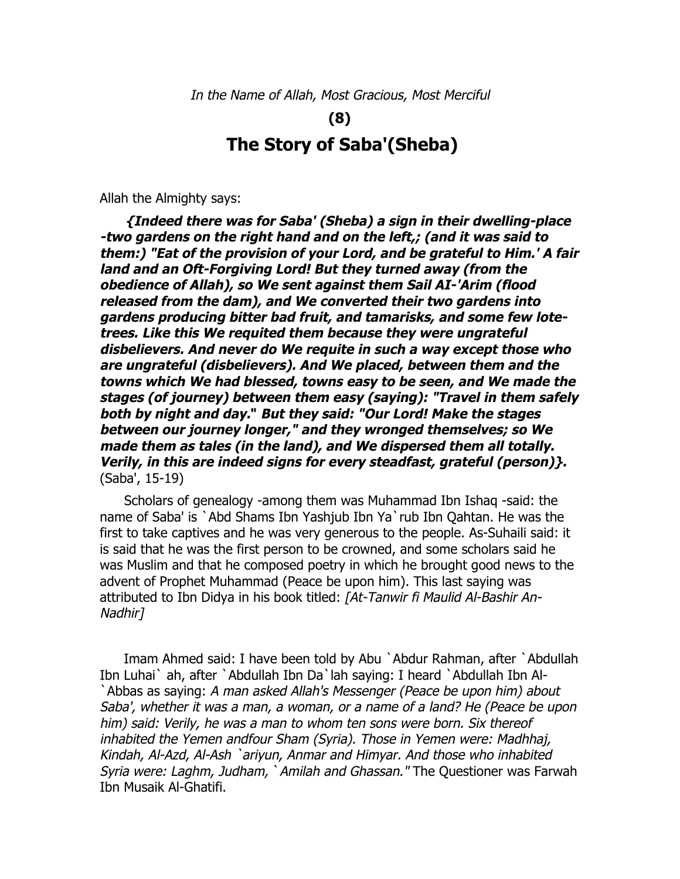*In the Name of Allah, Most Gracious, Most Merciful*

**(8)**

## The Story of Saba'(Sheba)

Allah the Almighty says:

***{Indeed there was for Saba' (Sheba) a sign in their dwelling-place -two gardens on the right hand and on the left,; (and it was said to them:) "Eat of the provision of your Lord, and be grateful to Him.' A fair land and an Oft-Forgiving Lord! But they turned away (from the obedience of Allah), so We sent against them Sail AI-'Arim (flood released from the dam), and We converted their two gardens into gardens producing bitter bad fruit, and tamarisks, and some few lote-trees. Like this We requited them because they were ungrateful disbelievers. And never do We requite in such a way except those who are ungrateful (disbelievers). And We placed, between them and the towns which We had blessed, towns easy to be seen, and We made the stages (of journey) between them easy (saying): "Travel in them safely both by night and day." But they said: "Our Lord! Make the stages between our journey longer," and they wronged themselves; so We made them as tales (in the land), and We dispersed them all totally. Verily, in this are indeed signs for every steadfast, grateful (person)}.*** (Saba', 15-19)

Scholars of genealogy -among them was Muhammad Ibn Ishaq -said: the name of Saba' is `Abd Shams Ibn Yashjub Ibn Ya`rub Ibn Qahtan. He was the first to take captives and he was very generous to the people. As-Suhaili said: it is said that he was the first person to be crowned, and some scholars said he was Muslim and that he composed poetry in which he brought good news to the advent of Prophet Muhammad (Peace be upon him). This last saying was attributed to Ibn Didya in his book titled: *[At-Tanwir fi Maulid Al-Bashir An-Nadhir]*

Imam Ahmed said: I have been told by Abu `Abdur Rahman, after `Abdullah Ibn Luhai` ah, after `Abdullah Ibn Da`lah saying: I heard `Abdullah Ibn Al-`Abbas as saying: *A man asked Allah's Messenger (Peace be upon him) about Saba', whether it was a man, a woman, or a name of a land? He (Peace be upon him) said: Verily, he was a man to whom ten sons were born. Six thereof inhabited the Yemen andfour Sham (Syria). Those in Yemen were: Madhhaj, Kindah, Al-Azd, Al-Ash `ariyun, Anmar and Himyar. And those who inhabited Syria were: Laghm, Judham, ` Amilah and Ghassan."* The Questioner was Farwah Ibn Musaik Al-Ghatifi.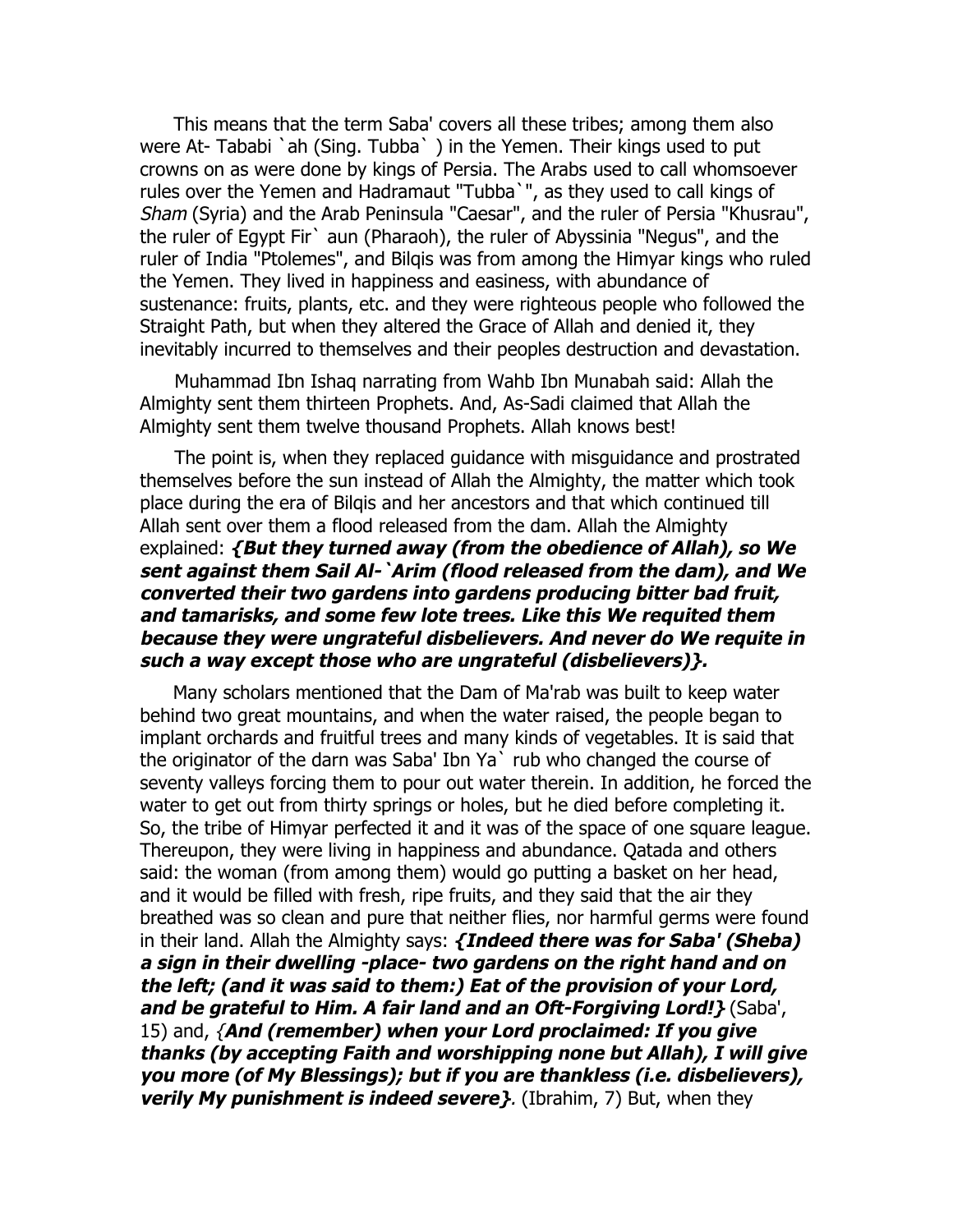This means that the term Saba' covers all these tribes; among them also were At- Tababi `ah (Sing. Tubba` ) in the Yemen. Their kings used to put crowns on as were done by kings of Persia. The Arabs used to call whomsoever rules over the Yemen and Hadramaut "Tubba`", as they used to call kings of *Sham* (Syria) and the Arab Peninsula "Caesar", and the ruler of Persia "Khusrau", the ruler of Egypt Fir` aun (Pharaoh), the ruler of Abyssinia "Negus", and the ruler of India "Ptolemes", and Bilqis was from among the Himyar kings who ruled the Yemen. They lived in happiness and easiness, with abundance of sustenance: fruits, plants, etc. and they were righteous people who followed the Straight Path, but when they altered the Grace of Allah and denied it, they inevitably incurred to themselves and their peoples destruction and devastation.

Muhammad Ibn Ishaq narrating from Wahb Ibn Munabah said: Allah the Almighty sent them thirteen Prophets. And, As-Sadi claimed that Allah the Almighty sent them twelve thousand Prophets. Allah knows best!

The point is, when they replaced guidance with misguidance and prostrated themselves before the sun instead of Allah the Almighty, the matter which took place during the era of Bilqis and her ancestors and that which continued till Allah sent over them a flood released from the dam. Allah the Almighty explained: ***{But they turned away (from the obedience of Allah), so We sent against them Sail Al-`Arim (flood released from the dam), and We converted their two gardens into gardens producing bitter bad fruit, and tamarisks, and some few lote trees. Like this We requited them because they were ungrateful disbelievers. And never do We requite in such a way except those who are ungrateful (disbelievers)}.***

Many scholars mentioned that the Dam of Ma'rab was built to keep water behind two great mountains, and when the water raised, the people began to implant orchards and fruitful trees and many kinds of vegetables. It is said that the originator of the darn was Saba' Ibn Ya` rub who changed the course of seventy valleys forcing them to pour out water therein. In addition, he forced the water to get out from thirty springs or holes, but he died before completing it. So, the tribe of Himyar perfected it and it was of the space of one square league. Thereupon, they were living in happiness and abundance. Qatada and others said: the woman (from among them) would go putting a basket on her head, and it would be filled with fresh, ripe fruits, and they said that the air they breathed was so clean and pure that neither flies, nor harmful germs were found in their land. Allah the Almighty says: ***{Indeed there was for Saba' (Sheba) a sign in their dwelling -place- two gardens on the right hand and on the left; (and it was said to them:) Eat of the provision of your Lord, and be grateful to Him. A fair land and an Oft-Forgiving Lord!}*** (Saba', 15) and, {***And (remember) when your Lord proclaimed: If you give thanks (by accepting Faith and worshipping none but Allah), I will give you more (of My Blessings); but if you are thankless (i.e. disbelievers), verily My punishment is indeed severe}***. (Ibrahim, 7) But, when they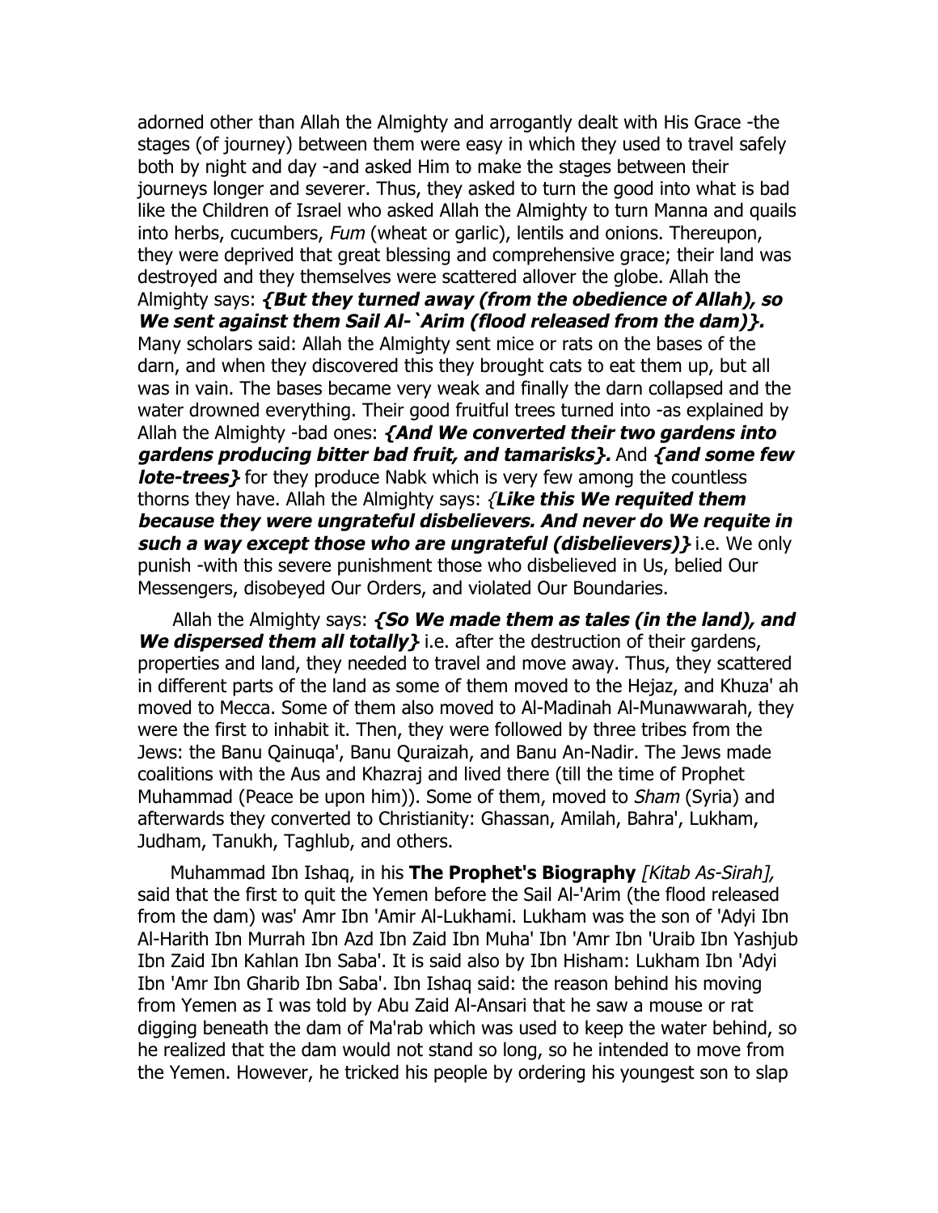adorned other than Allah the Almighty and arrogantly dealt with His Grace -the stages (of journey) between them were easy in which they used to travel safely both by night and day -and asked Him to make the stages between their journeys longer and severer. Thus, they asked to turn the good into what is bad like the Children of Israel who asked Allah the Almighty to turn Manna and quails into herbs, cucumbers, *Fum* (wheat or garlic), lentils and onions. Thereupon, they were deprived that great blessing and comprehensive grace; their land was destroyed and they themselves were scattered allover the globe. Allah the Almighty says: ***{But they turned away (from the obedience of Allah), so We sent against them Sail Al-`Arim (flood released from the dam)}.*** Many scholars said: Allah the Almighty sent mice or rats on the bases of the darn, and when they discovered this they brought cats to eat them up, but all was in vain. The bases became very weak and finally the darn collapsed and the water drowned everything. Their good fruitful trees turned into -as explained by Allah the Almighty -bad ones: ***{And We converted their two gardens into gardens producing bitter bad fruit, and tamarisks}.*** And ***{and some few lote-trees}*** for they produce Nabk which is very few among the countless thorns they have. Allah the Almighty says: *{**Like this We requited them because they were ungrateful disbelievers. And never do We requite in such a way except those who are ungrateful (disbelievers)}*** i.e. We only punish -with this severe punishment those who disbelieved in Us, belied Our Messengers, disobeyed Our Orders, and violated Our Boundaries.

Allah the Almighty says: ***{So We made them as tales (in the land), and We dispersed them all totally}*** i.e. after the destruction of their gardens, properties and land, they needed to travel and move away. Thus, they scattered in different parts of the land as some of them moved to the Hejaz, and Khuza' ah moved to Mecca. Some of them also moved to Al-Madinah Al-Munawwarah, they were the first to inhabit it. Then, they were followed by three tribes from the Jews: the Banu Qainuqa', Banu Quraizah, and Banu An-Nadir. The Jews made coalitions with the Aus and Khazraj and lived there (till the time of Prophet Muhammad (Peace be upon him)). Some of them, moved to *Sham* (Syria) and afterwards they converted to Christianity: Ghassan, Amilah, Bahra', Lukham, Judham, Tanukh, Taghlub, and others.

Muhammad Ibn Ishaq, in his **The Prophet's Biography** *[Kitab As-Sirah],* said that the first to quit the Yemen before the Sail Al-'Arim (the flood released from the dam) was' Amr Ibn 'Amir Al-Lukhami. Lukham was the son of 'Adyi Ibn Al-Harith Ibn Murrah Ibn Azd Ibn Zaid Ibn Muha' Ibn 'Amr Ibn 'Uraib Ibn Yashjub Ibn Zaid Ibn Kahlan Ibn Saba'. It is said also by Ibn Hisham: Lukham Ibn 'Adyi Ibn 'Amr Ibn Gharib Ibn Saba'. Ibn Ishaq said: the reason behind his moving from Yemen as I was told by Abu Zaid Al-Ansari that he saw a mouse or rat digging beneath the dam of Ma'rab which was used to keep the water behind, so he realized that the dam would not stand so long, so he intended to move from the Yemen. However, he tricked his people by ordering his youngest son to slap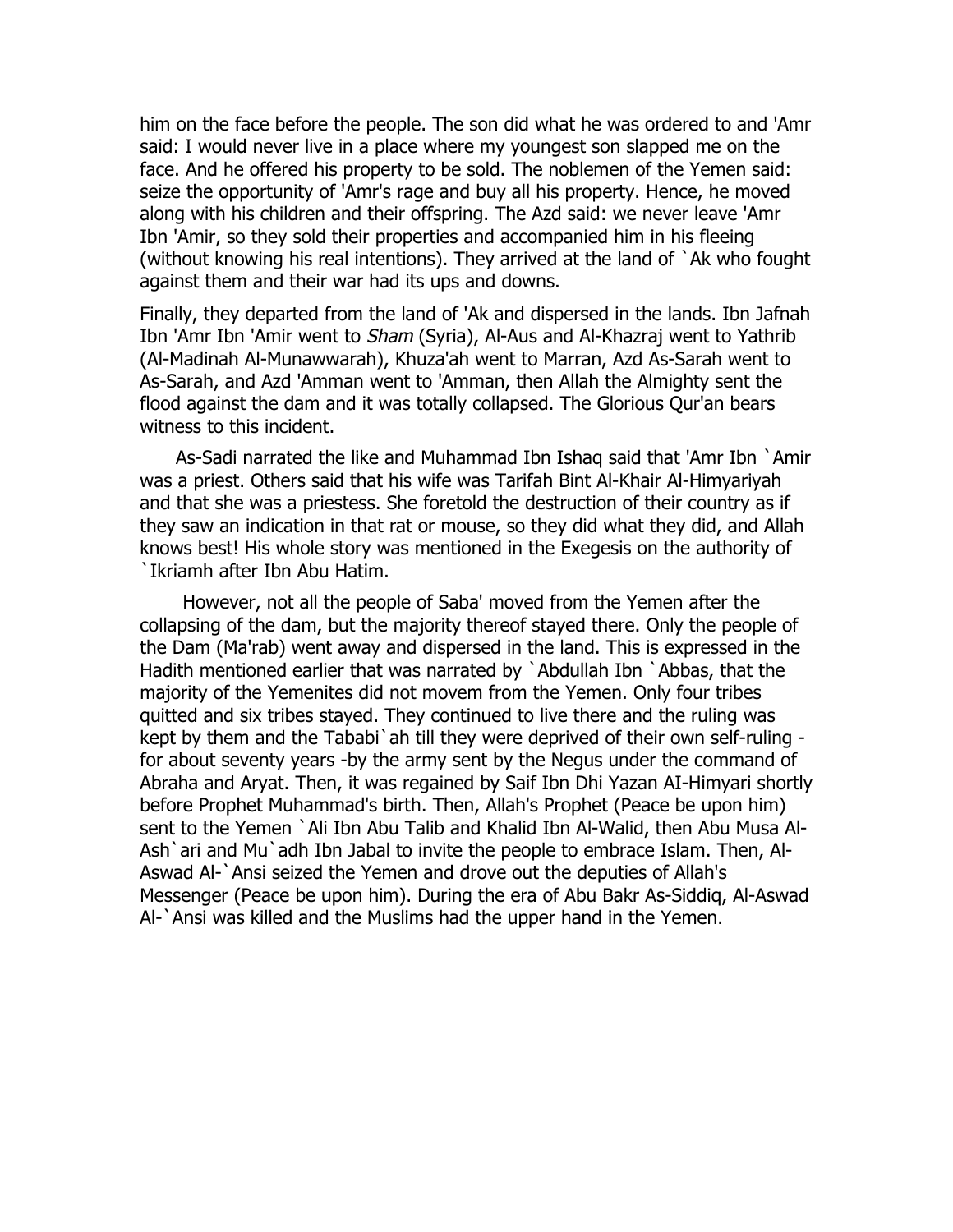him on the face before the people. The son did what he was ordered to and 'Amr said: I would never live in a place where my youngest son slapped me on the face. And he offered his property to be sold. The noblemen of the Yemen said: seize the opportunity of 'Amr's rage and buy all his property. Hence, he moved along with his children and their offspring. The Azd said: we never leave 'Amr Ibn 'Amir, so they sold their properties and accompanied him in his fleeing (without knowing his real intentions). They arrived at the land of `Ak who fought against them and their war had its ups and downs.

Finally, they departed from the land of 'Ak and dispersed in the lands. Ibn Jafnah Ibn 'Amr Ibn 'Amir went to *Sham* (Syria), Al-Aus and Al-Khazraj went to Yathrib (Al-Madinah Al-Munawwarah), Khuza'ah went to Marran, Azd As-Sarah went to As-Sarah, and Azd 'Amman went to 'Amman, then Allah the Almighty sent the flood against the dam and it was totally collapsed. The Glorious Qur'an bears witness to this incident.

As-Sadi narrated the like and Muhammad Ibn Ishaq said that 'Amr Ibn `Amir was a priest. Others said that his wife was Tarifah Bint Al-Khair Al-Himyariyah and that she was a priestess. She foretold the destruction of their country as if they saw an indication in that rat or mouse, so they did what they did, and Allah knows best! His whole story was mentioned in the Exegesis on the authority of `Ikriamh after Ibn Abu Hatim.

However, not all the people of Saba' moved from the Yemen after the collapsing of the dam, but the majority thereof stayed there. Only the people of the Dam (Ma'rab) went away and dispersed in the land. This is expressed in the Hadith mentioned earlier that was narrated by `Abdullah Ibn `Abbas, that the majority of the Yemenites did not movem from the Yemen. Only four tribes quitted and six tribes stayed. They continued to live there and the ruling was kept by them and the Tababi`ah till they were deprived of their own self-ruling - for about seventy years -by the army sent by the Negus under the command of Abraha and Aryat. Then, it was regained by Saif Ibn Dhi Yazan AI-Himyari shortly before Prophet Muhammad's birth. Then, Allah's Prophet (Peace be upon him) sent to the Yemen `Ali Ibn Abu Talib and Khalid Ibn Al-Walid, then Abu Musa Al-Ash`ari and Mu`adh Ibn Jabal to invite the people to embrace Islam. Then, Al-Aswad Al-`Ansi seized the Yemen and drove out the deputies of Allah's Messenger (Peace be upon him). During the era of Abu Bakr As-Siddiq, Al-Aswad Al-`Ansi was killed and the Muslims had the upper hand in the Yemen.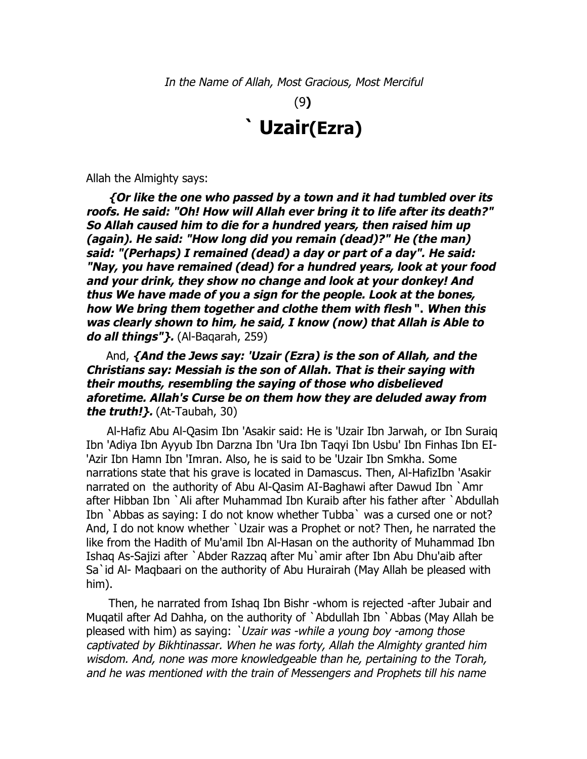*In the Name of Allah, Most Gracious, Most Merciful*

(9**)**

# ` Uzair(Ezra)

Allah the Almighty says:

***{Or like the one who passed by a town and it had tumbled over its roofs. He said: "Oh! How will Allah ever bring it to life after its death?" So Allah caused him to die for a hundred years, then raised him up (again). He said: "How long did you remain (dead)?" He (the man) said: "(Perhaps) I remained (dead) a day or part of a day". He said: "Nay, you have remained (dead) for a hundred years, look at your food and your drink, they show no change and look at your donkey! And thus We have made of you a sign for the people. Look at the bones, how We bring them together and clothe them with flesh". When this was clearly shown to him, he said, I know (now) that Allah is Able to do all things"}.*** (Al-Baqarah, 259)

And, ***{And the Jews say: 'Uzair (Ezra) is the son of Allah, and the Christians say: Messiah is the son of Allah. That is their saying with their mouths, resembling the saying of those who disbelieved aforetime. Allah's Curse be on them how they are deluded away from the truth!}.*** (At-Taubah, 30)

Al-Hafiz Abu Al-Qasim Ibn 'Asakir said: He is 'Uzair Ibn Jarwah, or Ibn Suraiq Ibn 'Adiya Ibn Ayyub Ibn Darzna Ibn 'Ura Ibn Taqyi Ibn Usbu' Ibn Finhas Ibn EI-'Azir Ibn Hamn Ibn 'Imran. Also, he is said to be 'Uzair Ibn Smkha. Some narrations state that his grave is located in Damascus. Then, Al-HafizIbn 'Asakir narrated on the authority of Abu Al-Qasim AI-Baghawi after Dawud Ibn `Amr after Hibban Ibn `Ali after Muhammad Ibn Kuraib after his father after `Abdullah Ibn `Abbas as saying: I do not know whether Tubba` was a cursed one or not? And, I do not know whether `Uzair was a Prophet or not? Then, he narrated the like from the Hadith of Mu'amil Ibn Al-Hasan on the authority of Muhammad Ibn Ishaq As-Sajizi after `Abder Razzaq after Mu`amir after Ibn Abu Dhu'aib after Sa`id Al- Maqbaari on the authority of Abu Hurairah (May Allah be pleased with him).

Then, he narrated from Ishaq Ibn Bishr -whom is rejected -after Jubair and Muqatil after Ad Dahha, on the authority of `Abdullah Ibn `Abbas (May Allah be pleased with him) as saying: *`Uzair was -while a young boy -among those captivated by Bikhtinassar. When he was forty, Allah the Almighty granted him wisdom. And, none was more knowledgeable than he, pertaining to the Torah, and he was mentioned with the train of Messengers and Prophets till his name*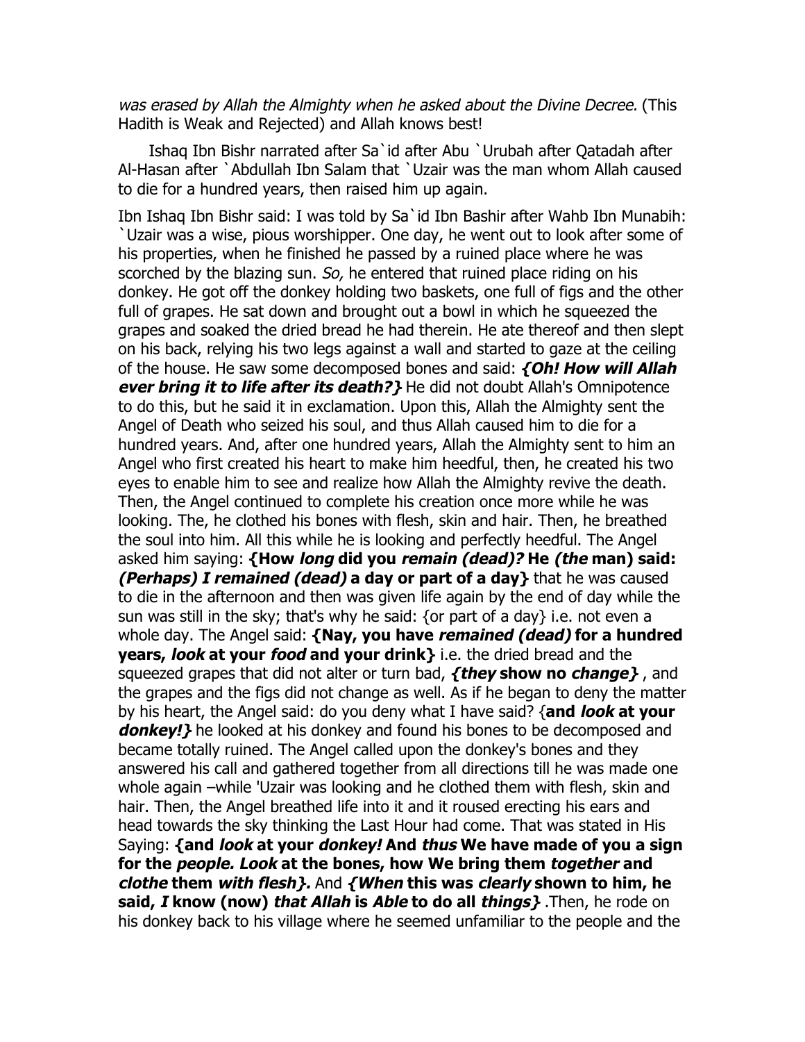*was erased by Allah the Almighty when he asked about the Divine Decree.* (This Hadith is Weak and Rejected) and Allah knows best!

Ishaq Ibn Bishr narrated after Sa`id after Abu `Urubah after Qatadah after Al-Hasan after `Abdullah Ibn Salam that `Uzair was the man whom Allah caused to die for a hundred years, then raised him up again.

Ibn Ishaq Ibn Bishr said: I was told by Sa`id Ibn Bashir after Wahb Ibn Munabih: `Uzair was a wise, pious worshipper. One day, he went out to look after some of his properties, when he finished he passed by a ruined place where he was scorched by the blazing sun. *So,* he entered that ruined place riding on his donkey. He got off the donkey holding two baskets, one full of figs and the other full of grapes. He sat down and brought out a bowl in which he squeezed the grapes and soaked the dried bread he had therein. He ate thereof and then slept on his back, relying his two legs against a wall and started to gaze at the ceiling of the house. He saw some decomposed bones and said: ***{Oh! How will Allah ever bring it to life after its death?}*** He did not doubt Allah's Omnipotence to do this, but he said it in exclamation. Upon this, Allah the Almighty sent the Angel of Death who seized his soul, and thus Allah caused him to die for a hundred years. And, after one hundred years, Allah the Almighty sent to him an Angel who first created his heart to make him heedful, then, he created his two eyes to enable him to see and realize how Allah the Almighty revive the death. Then, the Angel continued to complete his creation once more while he was looking. The, he clothed his bones with flesh, skin and hair. Then, he breathed the soul into him. All this while he is looking and perfectly heedful. The Angel asked him saying: **{How *long* did you *remain (dead)?* He *(the* man) said: *(Perhaps) I remained (dead)* a day or part of a day}** that he was caused to die in the afternoon and then was given life again by the end of day while the sun was still in the sky; that's why he said: {or part of a day} i.e. not even a whole day. The Angel said: **{Nay, you have *remained (dead)* for a hundred years, *look* at your *food* and your drink}** i.e. the dried bread and the squeezed grapes that did not alter or turn bad, ***{they* show no *change}*** , and the grapes and the figs did not change as well. As if he began to deny the matter by his heart, the Angel said: do you deny what I have said? {**and *look* at your *donkey!}*** he looked at his donkey and found his bones to be decomposed and became totally ruined. The Angel called upon the donkey's bones and they answered his call and gathered together from all directions till he was made one whole again –while 'Uzair was looking and he clothed them with flesh, skin and hair. Then, the Angel breathed life into it and it roused erecting his ears and head towards the sky thinking the Last Hour had come. That was stated in His Saying: **{and *look* at your *donkey!* And *thus* We have made of you a sign for the *people. Look* at the bones, how We bring them *together* and *clothe* them *with flesh}.*** And ***{When* this was *clearly* shown to him, he said, *I* know (now) *that Allah* is *Able* to do all *things}*** .Then, he rode on his donkey back to his village where he seemed unfamiliar to the people and the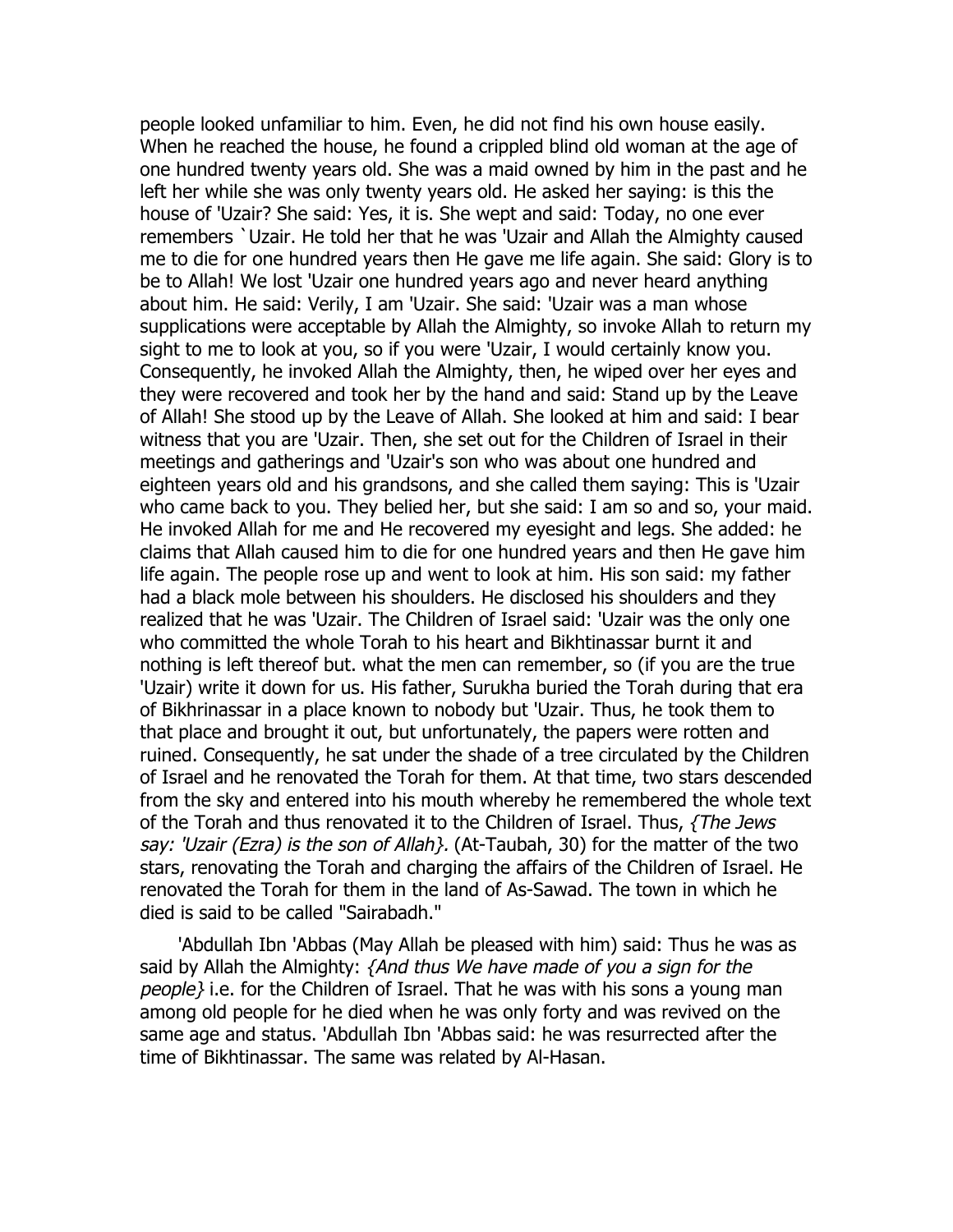people looked unfamiliar to him. Even, he did not find his own house easily. When he reached the house, he found a crippled blind old woman at the age of one hundred twenty years old. She was a maid owned by him in the past and he left her while she was only twenty years old. He asked her saying: is this the house of 'Uzair? She said: Yes, it is. She wept and said: Today, no one ever remembers `Uzair. He told her that he was 'Uzair and Allah the Almighty caused me to die for one hundred years then He gave me life again. She said: Glory is to be to Allah! We lost 'Uzair one hundred years ago and never heard anything about him. He said: Verily, I am 'Uzair. She said: 'Uzair was a man whose supplications were acceptable by Allah the Almighty, so invoke Allah to return my sight to me to look at you, so if you were 'Uzair, I would certainly know you. Consequently, he invoked Allah the Almighty, then, he wiped over her eyes and they were recovered and took her by the hand and said: Stand up by the Leave of Allah! She stood up by the Leave of Allah. She looked at him and said: I bear witness that you are 'Uzair. Then, she set out for the Children of Israel in their meetings and gatherings and 'Uzair's son who was about one hundred and eighteen years old and his grandsons, and she called them saying: This is 'Uzair who came back to you. They belied her, but she said: I am so and so, your maid. He invoked Allah for me and He recovered my eyesight and legs. She added: he claims that Allah caused him to die for one hundred years and then He gave him life again. The people rose up and went to look at him. His son said: my father had a black mole between his shoulders. He disclosed his shoulders and they realized that he was 'Uzair. The Children of Israel said: 'Uzair was the only one who committed the whole Torah to his heart and Bikhtinassar burnt it and nothing is left thereof but. what the men can remember, so (if you are the true 'Uzair) write it down for us. His father, Surukha buried the Torah during that era of Bikhrinassar in a place known to nobody but 'Uzair. Thus, he took them to that place and brought it out, but unfortunately, the papers were rotten and ruined. Consequently, he sat under the shade of a tree circulated by the Children of Israel and he renovated the Torah for them. At that time, two stars descended from the sky and entered into his mouth whereby he remembered the whole text of the Torah and thus renovated it to the Children of Israel. Thus, *{The Jews say: 'Uzair (Ezra) is the son of Allah}.* (At-Taubah, 30) for the matter of the two stars, renovating the Torah and charging the affairs of the Children of Israel. He renovated the Torah for them in the land of As-Sawad. The town in which he died is said to be called "Sairabadh."

'Abdullah Ibn 'Abbas (May Allah be pleased with him) said: Thus he was as said by Allah the Almighty: *{And thus We have made of you a sign for the people}* i.e. for the Children of Israel. That he was with his sons a young man among old people for he died when he was only forty and was revived on the same age and status. 'Abdullah Ibn 'Abbas said: he was resurrected after the time of Bikhtinassar. The same was related by Al-Hasan.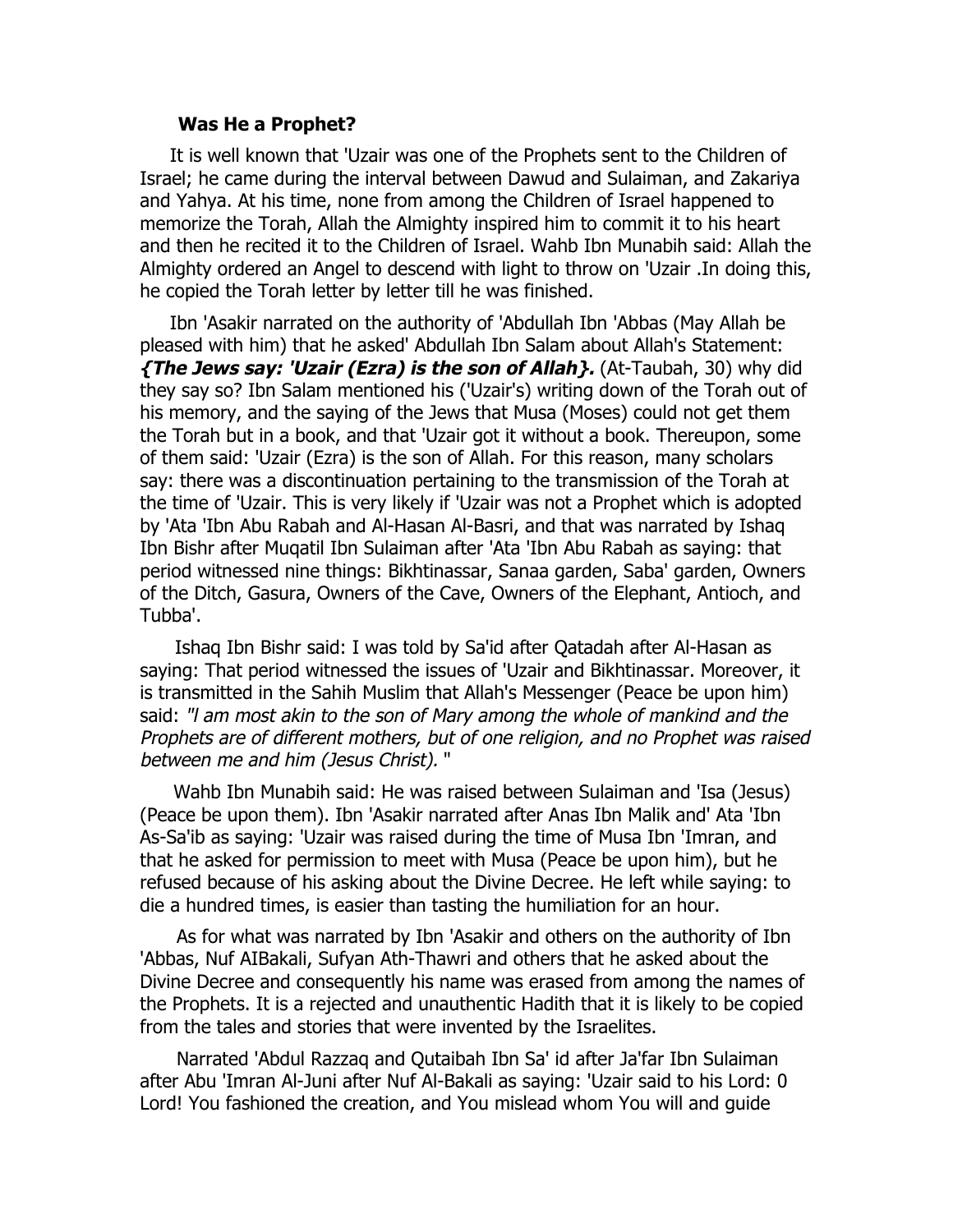### Was He a Prophet?

It is well known that 'Uzair was one of the Prophets sent to the Children of Israel; he came during the interval between Dawud and Sulaiman, and Zakariya and Yahya. At his time, none from among the Children of Israel happened to memorize the Torah, Allah the Almighty inspired him to commit it to his heart and then he recited it to the Children of Israel. Wahb Ibn Munabih said: Allah the Almighty ordered an Angel to descend with light to throw on 'Uzair .In doing this, he copied the Torah letter by letter till he was finished.

Ibn 'Asakir narrated on the authority of 'Abdullah Ibn 'Abbas (May Allah be pleased with him) that he asked' Abdullah Ibn Salam about Allah's Statement: ***{The Jews say: 'Uzair (Ezra) is the son of Allah}.*** (At-Taubah, 30) why did they say so? Ibn Salam mentioned his ('Uzair's) writing down of the Torah out of his memory, and the saying of the Jews that Musa (Moses) could not get them the Torah but in a book, and that 'Uzair got it without a book. Thereupon, some of them said: 'Uzair (Ezra) is the son of Allah. For this reason, many scholars say: there was a discontinuation pertaining to the transmission of the Torah at the time of 'Uzair. This is very likely if 'Uzair was not a Prophet which is adopted by 'Ata 'Ibn Abu Rabah and Al-Hasan Al-Basri, and that was narrated by Ishaq Ibn Bishr after Muqatil Ibn Sulaiman after 'Ata 'Ibn Abu Rabah as saying: that period witnessed nine things: Bikhtinassar, Sanaa garden, Saba' garden, Owners of the Ditch, Gasura, Owners of the Cave, Owners of the Elephant, Antioch, and Tubba'.

Ishaq Ibn Bishr said: I was told by Sa'id after Qatadah after Al-Hasan as saying: That period witnessed the issues of 'Uzair and Bikhtinassar. Moreover, it is transmitted in the Sahih Muslim that Allah's Messenger (Peace be upon him) said: *"I am most akin to the son of Mary among the whole of mankind and the Prophets are of different mothers, but of one religion, and no Prophet was raised between me and him (Jesus Christ).* "

Wahb Ibn Munabih said: He was raised between Sulaiman and 'Isa (Jesus) (Peace be upon them). Ibn 'Asakir narrated after Anas Ibn Malik and' Ata 'Ibn As-Sa'ib as saying: 'Uzair was raised during the time of Musa Ibn 'Imran, and that he asked for permission to meet with Musa (Peace be upon him), but he refused because of his asking about the Divine Decree. He left while saying: to die a hundred times, is easier than tasting the humiliation for an hour.

As for what was narrated by Ibn 'Asakir and others on the authority of Ibn 'Abbas, Nuf AIBakali, Sufyan Ath-Thawri and others that he asked about the Divine Decree and consequently his name was erased from among the names of the Prophets. It is a rejected and unauthentic Hadith that it is likely to be copied from the tales and stories that were invented by the Israelites.

Narrated 'Abdul Razzaq and Qutaibah Ibn Sa' id after Ja'far Ibn Sulaiman after Abu 'Imran Al-Juni after Nuf Al-Bakali as saying: 'Uzair said to his Lord: 0 Lord! You fashioned the creation, and You mislead whom You will and guide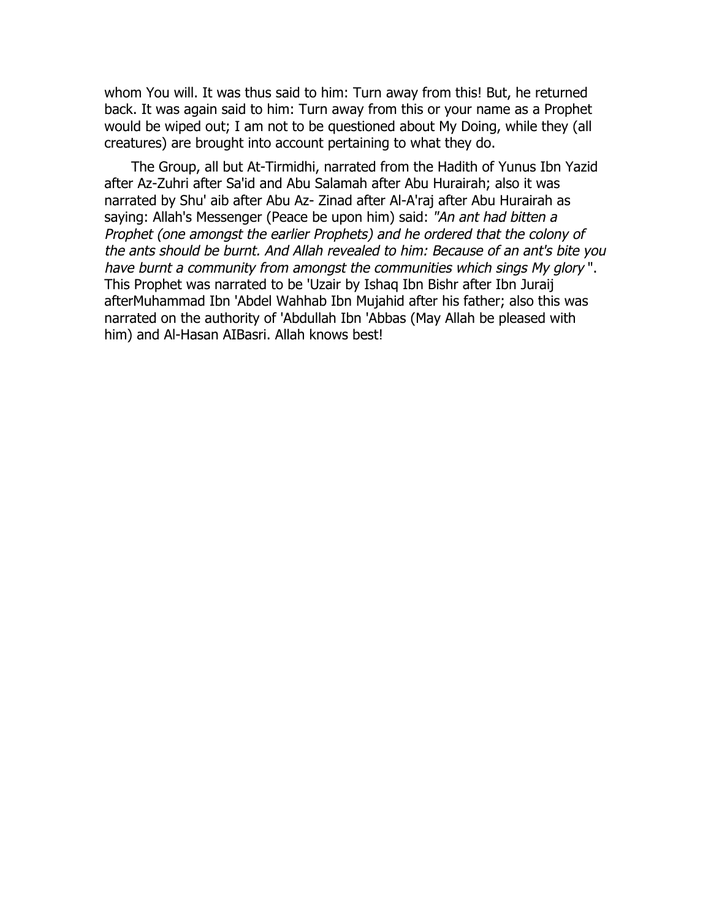whom You will. It was thus said to him: Turn away from this! But, he returned back. It was again said to him: Turn away from this or your name as a Prophet would be wiped out; I am not to be questioned about My Doing, while they (all creatures) are brought into account pertaining to what they do.

The Group, all but At-Tirmidhi, narrated from the Hadith of Yunus Ibn Yazid after Az-Zuhri after Sa'id and Abu Salamah after Abu Hurairah; also it was narrated by Shu' aib after Abu Az- Zinad after Al-A'raj after Abu Hurairah as saying: Allah's Messenger (Peace be upon him) said: *"An ant had bitten a Prophet (one amongst the earlier Prophets) and he ordered that the colony of the ants should be burnt. And Allah revealed to him: Because of an ant's bite you have burnt a community from amongst the communities which sings My glory* ". This Prophet was narrated to be 'Uzair by Ishaq Ibn Bishr after Ibn Juraij afterMuhammad Ibn 'Abdel Wahhab Ibn Mujahid after his father; also this was narrated on the authority of 'Abdullah Ibn 'Abbas (May Allah be pleased with him) and Al-Hasan AIBasri. Allah knows best!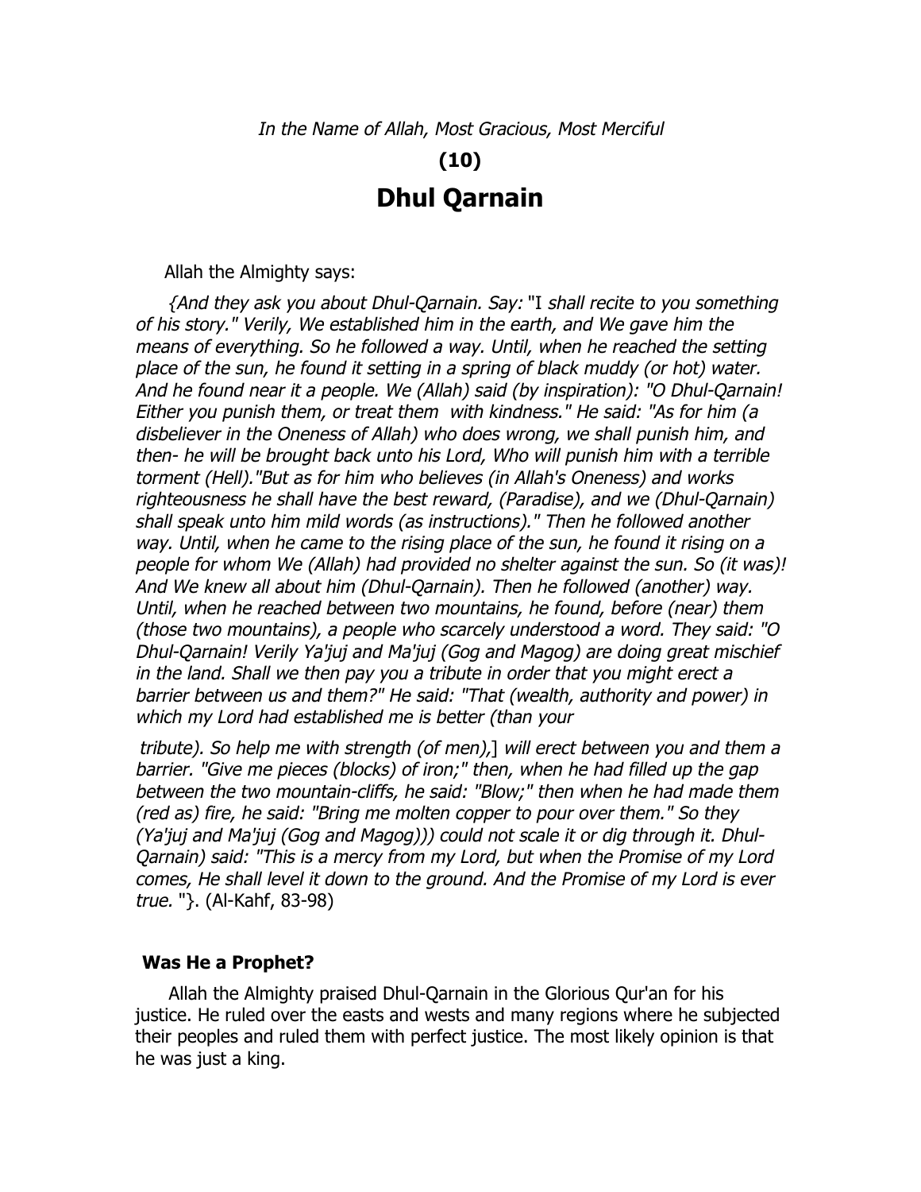*In the Name of Allah, Most Gracious, Most Merciful*

**(10)**

# Dhul Qarnain

Allah the Almighty says:

*{And they ask you about Dhul-Qarnain. Say:* "I *shall recite to you something of his story." Verily, We established him in the earth, and We gave him the means of everything. So he followed a way. Until, when he reached the setting place of the sun, he found it setting in a spring of black muddy (or hot) water. And he found near it a people. We (Allah) said (by inspiration): "O Dhul-Qarnain! Either you punish them, or treat them with kindness." He said: "As for him (a disbeliever in the Oneness of Allah) who does wrong, we shall punish him, and then- he will be brought back unto his Lord, Who will punish him with a terrible torment (Hell)."But as for him who believes (in Allah's Oneness) and works righteousness he shall have the best reward, (Paradise), and we (Dhul-Qarnain) shall speak unto him mild words (as instructions)." Then he followed another way. Until, when he came to the rising place of the sun, he found it rising on a people for whom We (Allah) had provided no shelter against the sun. So (it was)! And We knew all about him (Dhul-Qarnain). Then he followed (another) way. Until, when he reached between two mountains, he found, before (near) them (those two mountains), a people who scarcely understood a word. They said: "O Dhul-Qarnain! Verily Ya'juj and Ma'juj (Gog and Magog) are doing great mischief in the land. Shall we then pay you a tribute in order that you might erect a barrier between us and them?" He said: "That (wealth, authority and power) in which my Lord had established me is better (than your*

*tribute). So help me with strength (of men),*] *will erect between you and them a barrier. "Give me pieces (blocks) of iron;" then, when he had filled up the gap between the two mountain-cliffs, he said: "Blow;" then when he had made them (red as) fire, he said: "Bring me molten copper to pour over them." So they (Ya'juj and Ma'juj (Gog and Magog))) could not scale it or dig through it. Dhul-Qarnain) said: "This is a mercy from my Lord, but when the Promise of my Lord comes, He shall level it down to the ground. And the Promise of my Lord is ever true.* "}. (Al-Kahf, 83-98)

### Was He a Prophet?

Allah the Almighty praised Dhul-Qarnain in the Glorious Qur'an for his justice. He ruled over the easts and wests and many regions where he subjected their peoples and ruled them with perfect justice. The most likely opinion is that he was just a king.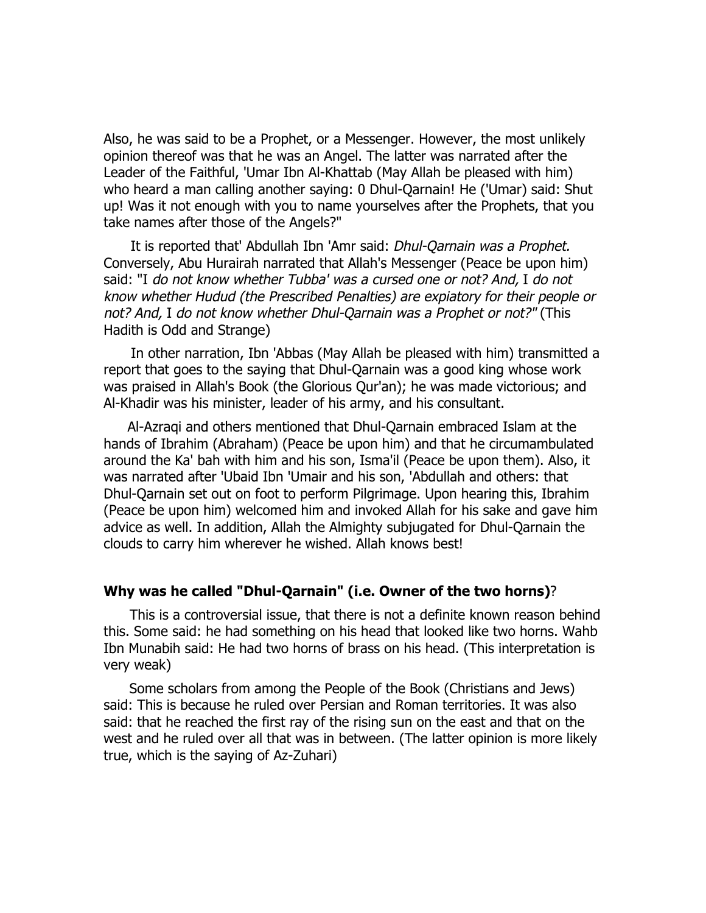Also, he was said to be a Prophet, or a Messenger. However, the most unlikely opinion thereof was that he was an Angel. The latter was narrated after the Leader of the Faithful, 'Umar Ibn Al-Khattab (May Allah be pleased with him) who heard a man calling another saying: 0 Dhul-Qarnain! He ('Umar) said: Shut up! Was it not enough with you to name yourselves after the Prophets, that you take names after those of the Angels?"

It is reported that' Abdullah Ibn 'Amr said: *Dhul-Qarnain was a Prophet.* Conversely, Abu Hurairah narrated that Allah's Messenger (Peace be upon him) said: "I *do not know whether Tubba' was a cursed one or not? And,* I *do not know whether Hudud (the Prescribed Penalties) are expiatory for their people or not? And,* I *do not know whether Dhul-Qarnain was a Prophet or not?"* (This Hadith is Odd and Strange)

In other narration, Ibn 'Abbas (May Allah be pleased with him) transmitted a report that goes to the saying that Dhul-Qarnain was a good king whose work was praised in Allah's Book (the Glorious Qur'an); he was made victorious; and Al-Khadir was his minister, leader of his army, and his consultant.

Al-Azraqi and others mentioned that Dhul-Qarnain embraced Islam at the hands of Ibrahim (Abraham) (Peace be upon him) and that he circumambulated around the Ka' bah with him and his son, Isma'il (Peace be upon them). Also, it was narrated after 'Ubaid Ibn 'Umair and his son, 'Abdullah and others: that Dhul-Qarnain set out on foot to perform Pilgrimage. Upon hearing this, Ibrahim (Peace be upon him) welcomed him and invoked Allah for his sake and gave him advice as well. In addition, Allah the Almighty subjugated for Dhul-Qarnain the clouds to carry him wherever he wished. Allah knows best!

**Why was he called "Dhul-Qarnain" (i.e. Owner of the two horns)**?

This is a controversial issue, that there is not a definite known reason behind this. Some said: he had something on his head that looked like two horns. Wahb Ibn Munabih said: He had two horns of brass on his head. (This interpretation is very weak)

Some scholars from among the People of the Book (Christians and Jews) said: This is because he ruled over Persian and Roman territories. It was also said: that he reached the first ray of the rising sun on the east and that on the west and he ruled over all that was in between. (The latter opinion is more likely true, which is the saying of Az-Zuhari)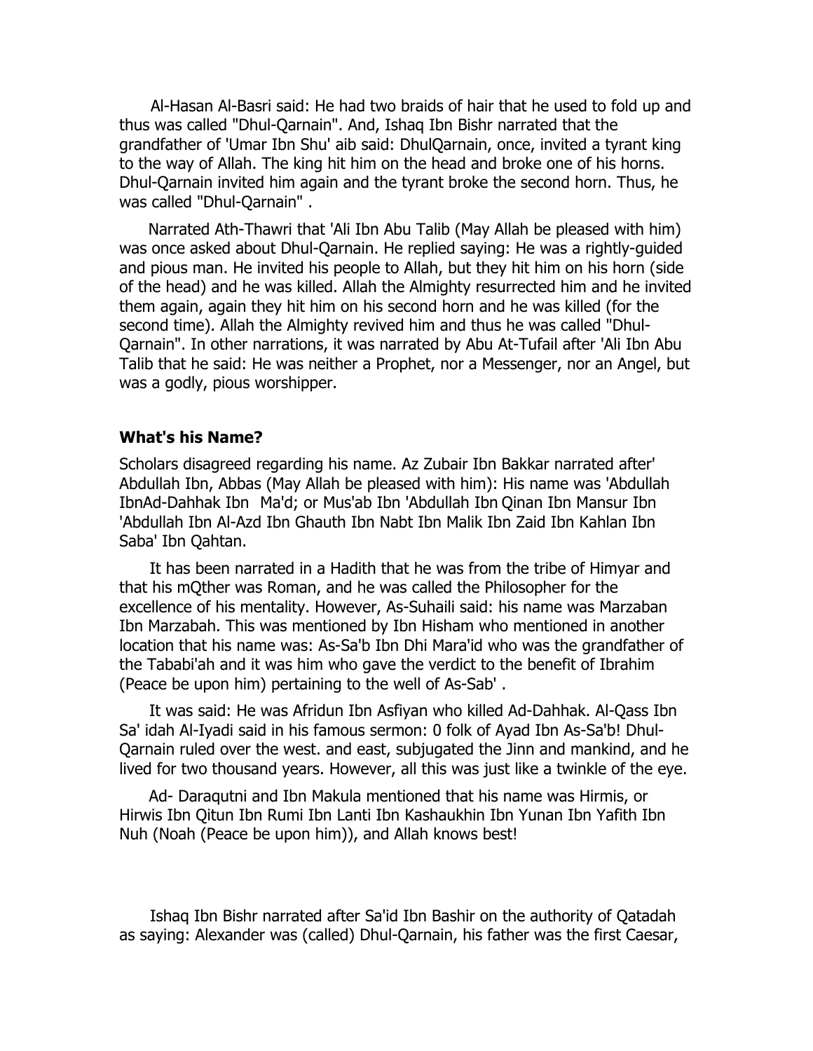Al-Hasan Al-Basri said: He had two braids of hair that he used to fold up and thus was called "Dhul-Qarnain". And, Ishaq Ibn Bishr narrated that the grandfather of 'Umar Ibn Shu' aib said: DhulQarnain, once, invited a tyrant king to the way of Allah. The king hit him on the head and broke one of his horns. Dhul-Qarnain invited him again and the tyrant broke the second horn. Thus, he was called "Dhul-Qarnain" .

Narrated Ath-Thawri that 'Ali Ibn Abu Talib (May Allah be pleased with him) was once asked about Dhul-Qarnain. He replied saying: He was a rightly-guided and pious man. He invited his people to Allah, but they hit him on his horn (side of the head) and he was killed. Allah the Almighty resurrected him and he invited them again, again they hit him on his second horn and he was killed (for the second time). Allah the Almighty revived him and thus he was called "Dhul-Qarnain". In other narrations, it was narrated by Abu At-Tufail after 'Ali Ibn Abu Talib that he said: He was neither a Prophet, nor a Messenger, nor an Angel, but was a godly, pious worshipper.

**What's his Name?**

Scholars disagreed regarding his name. Az Zubair Ibn Bakkar narrated after' Abdullah Ibn, Abbas (May Allah be pleased with him): His name was 'Abdullah IbnAd-Dahhak Ibn Ma'd; or Mus'ab Ibn 'Abdullah Ibn Qinan Ibn Mansur Ibn 'Abdullah Ibn Al-Azd Ibn Ghauth Ibn Nabt Ibn Malik Ibn Zaid Ibn Kahlan Ibn Saba' Ibn Qahtan.

It has been narrated in a Hadith that he was from the tribe of Himyar and that his mQther was Roman, and he was called the Philosopher for the excellence of his mentality. However, As-Suhaili said: his name was Marzaban Ibn Marzabah. This was mentioned by Ibn Hisham who mentioned in another location that his name was: As-Sa'b Ibn Dhi Mara'id who was the grandfather of the Tababi'ah and it was him who gave the verdict to the benefit of Ibrahim (Peace be upon him) pertaining to the well of As-Sab' .

It was said: He was Afridun Ibn Asfiyan who killed Ad-Dahhak. Al-Qass Ibn Sa' idah Al-Iyadi said in his famous sermon: 0 folk of Ayad Ibn As-Sa'b! Dhul-Qarnain ruled over the west. and east, subjugated the Jinn and mankind, and he lived for two thousand years. However, all this was just like a twinkle of the eye.

Ad- Daraqutni and Ibn Makula mentioned that his name was Hirmis, or Hirwis Ibn Qitun Ibn Rumi Ibn Lanti Ibn Kashaukhin Ibn Yunan Ibn Yafith Ibn Nuh (Noah (Peace be upon him)), and Allah knows best!

Ishaq Ibn Bishr narrated after Sa'id Ibn Bashir on the authority of Qatadah as saying: Alexander was (called) Dhul-Qarnain, his father was the first Caesar,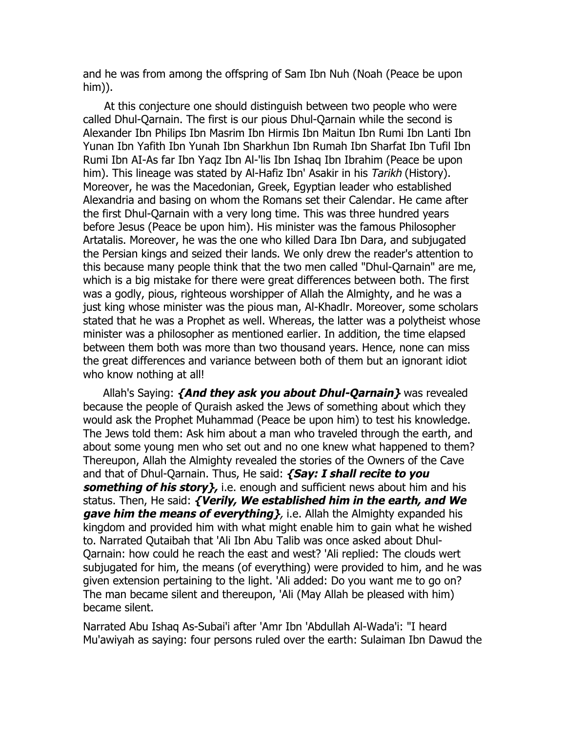and he was from among the offspring of Sam Ibn Nuh (Noah (Peace be upon him)).

At this conjecture one should distinguish between two people who were called Dhul-Qarnain. The first is our pious Dhul-Qarnain while the second is Alexander Ibn Philips Ibn Masrim Ibn Hirmis Ibn Maitun Ibn Rumi Ibn Lanti Ibn Yunan Ibn Yafith Ibn Yunah Ibn Sharkhun Ibn Rumah Ibn Sharfat Ibn Tufil Ibn Rumi Ibn AI-As far Ibn Yaqz Ibn Al-'lis Ibn Ishaq Ibn Ibrahim (Peace be upon him). This lineage was stated by Al-Hafiz Ibn' Asakir in his *Tarikh* (History). Moreover, he was the Macedonian, Greek, Egyptian leader who established Alexandria and basing on whom the Romans set their Calendar. He came after the first Dhul-Qarnain with a very long time. This was three hundred years before Jesus (Peace be upon him). His minister was the famous Philosopher Artatalis. Moreover, he was the one who killed Dara Ibn Dara, and subjugated the Persian kings and seized their lands. We only drew the reader's attention to this because many people think that the two men called "Dhul-Qarnain" are me, which is a big mistake for there were great differences between both. The first was a godly, pious, righteous worshipper of Allah the Almighty, and he was a just king whose minister was the pious man, Al-Khadlr. Moreover, some scholars stated that he was a Prophet as well. Whereas, the latter was a polytheist whose minister was a philosopher as mentioned earlier. In addition, the time elapsed between them both was more than two thousand years. Hence, none can miss the great differences and variance between both of them but an ignorant idiot who know nothing at all!

Allah's Saying: ***{And they ask you about Dhul-Qarnain}*** was revealed because the people of Quraish asked the Jews of something about which they would ask the Prophet Muhammad (Peace be upon him) to test his knowledge. The Jews told them: Ask him about a man who traveled through the earth, and about some young men who set out and no one knew what happened to them? Thereupon, Allah the Almighty revealed the stories of the Owners of the Cave and that of Dhul-Qarnain. Thus, He said: ***{Say: I shall recite to you something of his story},*** i.e. enough and sufficient news about him and his status. Then, He said: ***{Verily, We established him in the earth, and We gave him the means of everything}****,* i.e. Allah the Almighty expanded his kingdom and provided him with what might enable him to gain what he wished to. Narrated Qutaibah that 'Ali Ibn Abu Talib was once asked about Dhul-Qarnain: how could he reach the east and west? 'Ali replied: The clouds wert subjugated for him, the means (of everything) were provided to him, and he was given extension pertaining to the light. 'Ali added: Do you want me to go on? The man became silent and thereupon, 'Ali (May Allah be pleased with him) became silent.

Narrated Abu Ishaq As-Subai'i after 'Amr Ibn 'Abdullah Al-Wada'i: "I heard Mu'awiyah as saying: four persons ruled over the earth: Sulaiman Ibn Dawud the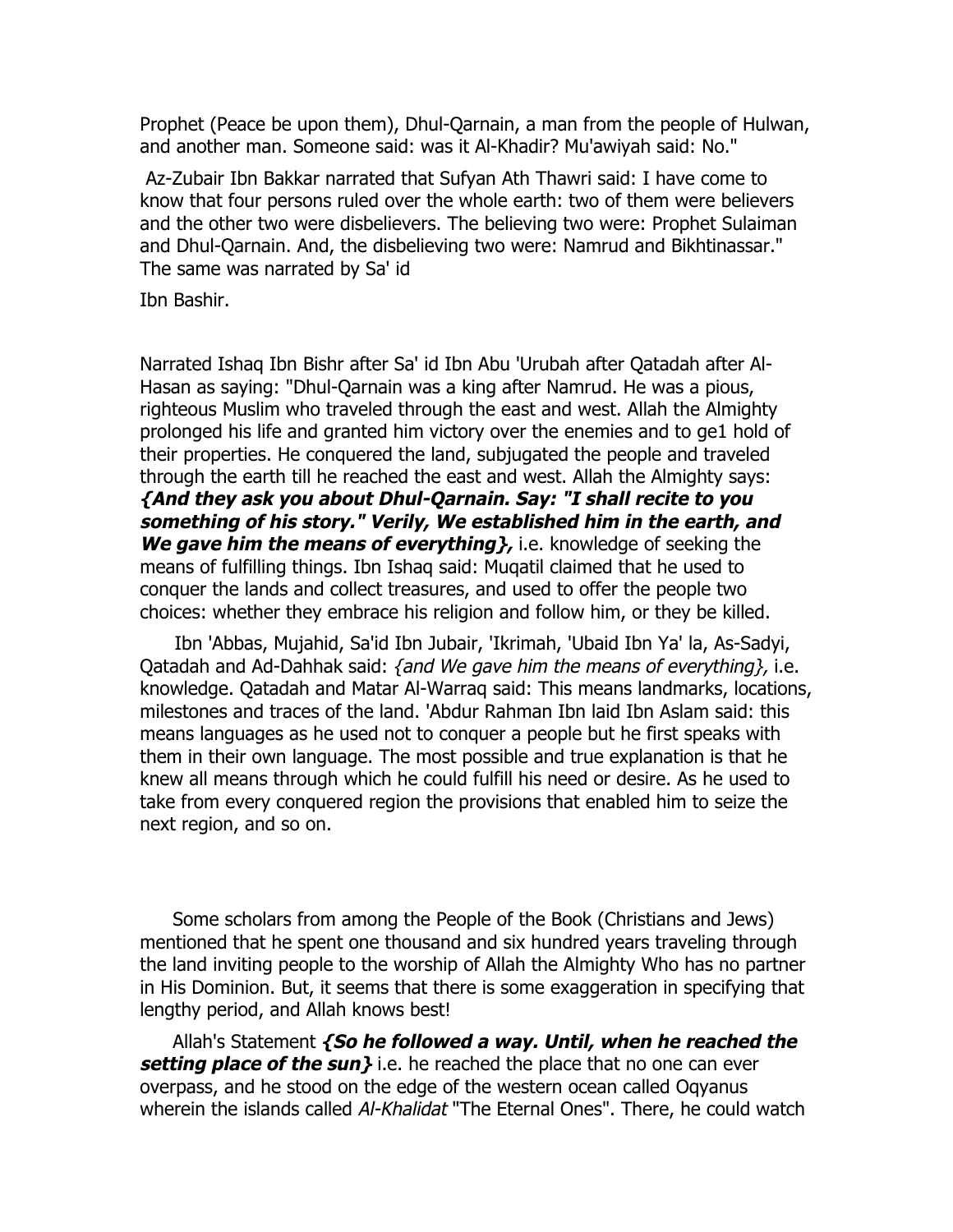Prophet (Peace be upon them), Dhul-Qarnain, a man from the people of Hulwan, and another man. Someone said: was it Al-Khadir? Mu'awiyah said: No."

Az-Zubair Ibn Bakkar narrated that Sufyan Ath Thawri said: I have come to know that four persons ruled over the whole earth: two of them were believers and the other two were disbelievers. The believing two were: Prophet Sulaiman and Dhul-Qarnain. And, the disbelieving two were: Namrud and Bikhtinassar." The same was narrated by Sa' id

Ibn Bashir.

Narrated Ishaq Ibn Bishr after Sa' id Ibn Abu 'Urubah after Qatadah after Al-Hasan as saying: "Dhul-Qarnain was a king after Namrud. He was a pious, righteous Muslim who traveled through the east and west. Allah the Almighty prolonged his life and granted him victory over the enemies and to ge1 hold of their properties. He conquered the land, subjugated the people and traveled through the earth till he reached the east and west. Allah the Almighty says: ***{And they ask you about Dhul-Qarnain. Say: "I shall recite to you something of his story." Verily, We established him in the earth, and We gave him the means of everything},*** i.e. knowledge of seeking the means of fulfilling things. Ibn Ishaq said: Muqatil claimed that he used to conquer the lands and collect treasures, and used to offer the people two choices: whether they embrace his religion and follow him, or they be killed.

Ibn 'Abbas, Mujahid, Sa'id Ibn Jubair, 'Ikrimah, 'Ubaid Ibn Ya' la, As-Sadyi, Qatadah and Ad-Dahhak said: *{and We gave him the means of everything},* i.e. knowledge. Qatadah and Matar Al-Warraq said: This means landmarks, locations, milestones and traces of the land. 'Abdur Rahman Ibn laid Ibn Aslam said: this means languages as he used not to conquer a people but he first speaks with them in their own language. The most possible and true explanation is that he knew all means through which he could fulfill his need or desire. As he used to take from every conquered region the provisions that enabled him to seize the next region, and so on.

Some scholars from among the People of the Book (Christians and Jews) mentioned that he spent one thousand and six hundred years traveling through the land inviting people to the worship of Allah the Almighty Who has no partner in His Dominion. But, it seems that there is some exaggeration in specifying that lengthy period, and Allah knows best!

Allah's Statement ***{So he followed a way. Until, when he reached the setting place of the sun}*** i.e. he reached the place that no one can ever overpass, and he stood on the edge of the western ocean called Oqyanus wherein the islands called *Al-Khalidat* "The Eternal Ones". There, he could watch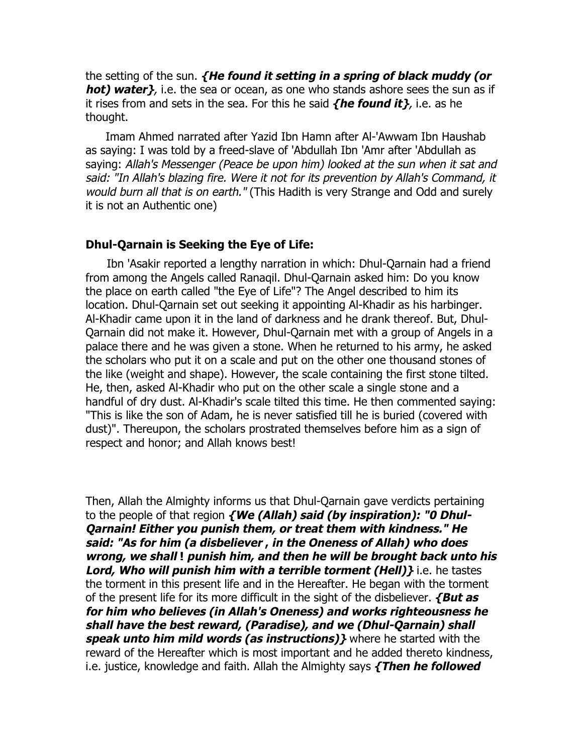the setting of the sun. ***{He found it setting in a spring of black muddy (or hot) water}***, i.e. the sea or ocean, as one who stands ashore sees the sun as if it rises from and sets in the sea. For this he said ***{he found it}***, i.e. as he thought.

Imam Ahmed narrated after Yazid Ibn Hamn after Al-'Awwam Ibn Haushab as saying: I was told by a freed-slave of 'Abdullah Ibn 'Amr after 'Abdullah as saying: *Allah's Messenger (Peace be upon him) looked at the sun when it sat and said: "In Allah's blazing fire. Were it not for its prevention by Allah's Command, it would burn all that is on earth."* (This Hadith is very Strange and Odd and surely it is not an Authentic one)

**Dhul-Qarnain is Seeking the Eye of Life:**

Ibn 'Asakir reported a lengthy narration in which: Dhul-Qarnain had a friend from among the Angels called Ranaqil. Dhul-Qarnain asked him: Do you know the place on earth called "the Eye of Life"? The Angel described to him its location. Dhul-Qarnain set out seeking it appointing Al-Khadir as his harbinger. Al-Khadir came upon it in the land of darkness and he drank thereof. But, Dhul-Qarnain did not make it. However, Dhul-Qarnain met with a group of Angels in a palace there and he was given a stone. When he returned to his army, he asked the scholars who put it on a scale and put on the other one thousand stones of the like (weight and shape). However, the scale containing the first stone tilted. He, then, asked Al-Khadir who put on the other scale a single stone and a handful of dry dust. Al-Khadir's scale tilted this time. He then commented saying: "This is like the son of Adam, he is never satisfied till he is buried (covered with dust)". Thereupon, the scholars prostrated themselves before him as a sign of respect and honor; and Allah knows best!

Then, Allah the Almighty informs us that Dhul-Qarnain gave verdicts pertaining to the people of that region ***{We (Allah) said (by inspiration): "0 Dhul-Qarnain! Either you punish them, or treat them with kindness." He said: "As for him (a disbeliever , in the Oneness of Allah) who does wrong, we shall ! punish him, and then he will be brought back unto his Lord, Who will punish him with a terrible torment (Hell)}*** i.e. he tastes the torment in this present life and in the Hereafter. He began with the torment of the present life for its more difficult in the sight of the disbeliever. ***{But as for him who believes (in Allah's Oneness) and works righteousness he shall have the best reward, (Paradise), and we (Dhul-Qarnain) shall speak unto him mild words (as instructions)}*** where he started with the reward of the Hereafter which is most important and he added thereto kindness, i.e. justice, knowledge and faith. Allah the Almighty says ***{Then he followed***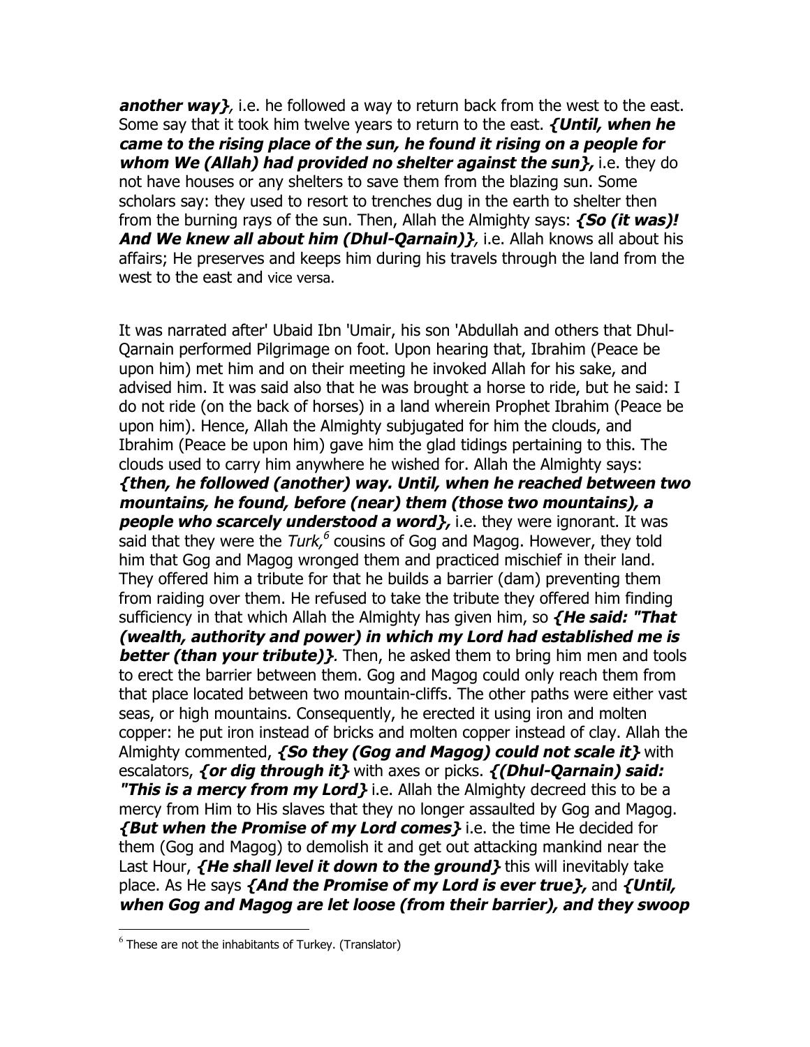***another way}***, i.e. he followed a way to return back from the west to the east. Some say that it took him twelve years to return to the east. ***{Until, when he came to the rising place of the sun, he found it rising on a people for whom We (Allah) had provided no shelter against the sun},*** i.e. they do not have houses or any shelters to save them from the blazing sun. Some scholars say: they used to resort to trenches dug in the earth to shelter then from the burning rays of the sun. Then, Allah the Almighty says: ***{So (it was)! And We knew all about him (Dhul-Qarnain)}***, i.e. Allah knows all about his affairs; He preserves and keeps him during his travels through the land from the west to the east and vice versa.

It was narrated after' Ubaid Ibn 'Umair, his son 'Abdullah and others that Dhul-Qarnain performed Pilgrimage on foot. Upon hearing that, Ibrahim (Peace be upon him) met him and on their meeting he invoked Allah for his sake, and advised him. It was said also that he was brought a horse to ride, but he said: I do not ride (on the back of horses) in a land wherein Prophet Ibrahim (Peace be upon him). Hence, Allah the Almighty subjugated for him the clouds, and Ibrahim (Peace be upon him) gave him the glad tidings pertaining to this. The clouds used to carry him anywhere he wished for. Allah the Almighty says: ***{then, he followed (another) way. Until, when he reached between two mountains, he found, before (near) them (those two mountains), a people who scarcely understood a word},*** i.e. they were ignorant. It was said that they were the *Turk,*[6] cousins of Gog and Magog. However, they told him that Gog and Magog wronged them and practiced mischief in their land. They offered him a tribute for that he builds a barrier (dam) preventing them from raiding over them. He refused to take the tribute they offered him finding sufficiency in that which Allah the Almighty has given him, so ***{He said: "That (wealth, authority and power) in which my Lord had established me is better (than your tribute)}***. Then, he asked them to bring him men and tools to erect the barrier between them. Gog and Magog could only reach them from that place located between two mountain-cliffs. The other paths were either vast seas, or high mountains. Consequently, he erected it using iron and molten copper: he put iron instead of bricks and molten copper instead of clay. Allah the Almighty commented, ***{So they (Gog and Magog) could not scale it}*** with escalators, ***{or dig through it}*** with axes or picks. ***{(Dhul-Qarnain) said: "This is a mercy from my Lord}*** i.e. Allah the Almighty decreed this to be a mercy from Him to His slaves that they no longer assaulted by Gog and Magog. ***{But when the Promise of my Lord comes}*** i.e. the time He decided for them (Gog and Magog) to demolish it and get out attacking mankind near the Last Hour, ***{He shall level it down to the ground}*** this will inevitably take place. As He says ***{And the Promise of my Lord is ever true},*** and ***{Until, when Gog and Magog are let loose (from their barrier), and they swoop***

[6] These are not the inhabitants of Turkey. (Translator)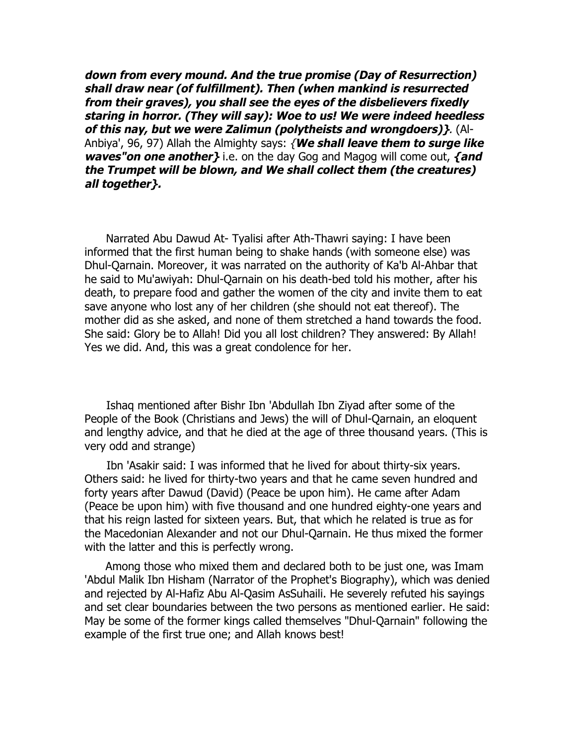***down from every mound. And the true promise (Day of Resurrection) shall draw near (of fulfillment). Then (when mankind is resurrected from their graves), you shall see the eyes of the disbelievers fixedly staring in horror. (They will say): Woe to us! We were indeed heedless of this nay, but we were Zalimun (polytheists and wrongdoers)}***. (Al-Anbiya', 96, 97) Allah the Almighty says: {***We shall leave them to surge like waves"on one another}*** i.e. on the day Gog and Magog will come out, ***{and the Trumpet will be blown, and We shall collect them (the creatures) all together}.***

Narrated Abu Dawud At- Tyalisi after Ath-Thawri saying: I have been informed that the first human being to shake hands (with someone else) was Dhul-Qarnain. Moreover, it was narrated on the authority of Ka'b Al-Ahbar that he said to Mu'awiyah: Dhul-Qarnain on his death-bed told his mother, after his death, to prepare food and gather the women of the city and invite them to eat save anyone who lost any of her children (she should not eat thereof). The mother did as she asked, and none of them stretched a hand towards the food. She said: Glory be to Allah! Did you all lost children? They answered: By Allah! Yes we did. And, this was a great condolence for her.

Ishaq mentioned after Bishr Ibn 'Abdullah Ibn Ziyad after some of the People of the Book (Christians and Jews) the will of Dhul-Qarnain, an eloquent and lengthy advice, and that he died at the age of three thousand years. (This is very odd and strange)

Ibn 'Asakir said: I was informed that he lived for about thirty-six years. Others said: he lived for thirty-two years and that he came seven hundred and forty years after Dawud (David) (Peace be upon him). He came after Adam (Peace be upon him) with five thousand and one hundred eighty-one years and that his reign lasted for sixteen years. But, that which he related is true as for the Macedonian Alexander and not our Dhul-Qarnain. He thus mixed the former with the latter and this is perfectly wrong.

Among those who mixed them and declared both to be just one, was Imam 'Abdul Malik Ibn Hisham (Narrator of the Prophet's Biography), which was denied and rejected by Al-Hafiz Abu Al-Qasim AsSuhaili. He severely refuted his sayings and set clear boundaries between the two persons as mentioned earlier. He said: May be some of the former kings called themselves "Dhul-Qarnain" following the example of the first true one; and Allah knows best!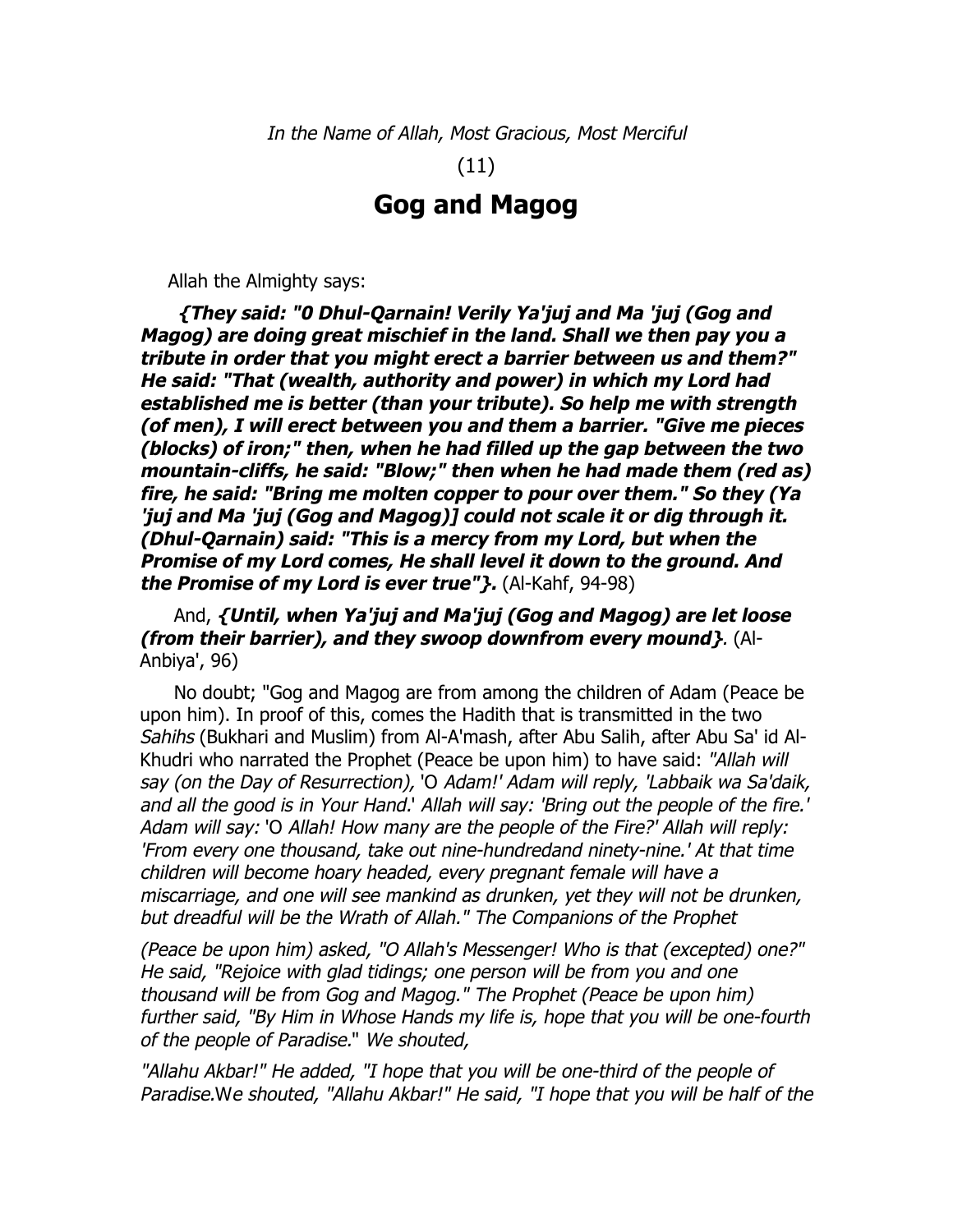*In the Name of Allah, Most Gracious, Most Merciful*

(11)

# Gog and Magog

Allah the Almighty says:

***{They said: "0 Dhul-Qarnain! Verily Ya'juj and Ma 'juj (Gog and Magog) are doing great mischief in the land. Shall we then pay you a tribute in order that you might erect a barrier between us and them?" He said: "That (wealth, authority and power) in which my Lord had established me is better (than your tribute). So help me with strength (of men), I will erect between you and them a barrier. "Give me pieces (blocks) of iron;" then, when he had filled up the gap between the two mountain-cliffs, he said: "Blow;" then when he had made them (red as) fire, he said: "Bring me molten copper to pour over them." So they (Ya 'juj and Ma 'juj (Gog and Magog)] could not scale it or dig through it. (Dhul-Qarnain) said: "This is a mercy from my Lord, but when the Promise of my Lord comes, He shall level it down to the ground. And the Promise of my Lord is ever true"}.*** (Al-Kahf, 94-98)

And, ***{Until, when Ya'juj and Ma'juj (Gog and Magog) are let loose (from their barrier), and they swoop downfrom every mound}***. (Al-Anbiya', 96)

No doubt; "Gog and Magog are from among the children of Adam (Peace be upon him). In proof of this, comes the Hadith that is transmitted in the two *Sahihs* (Bukhari and Muslim) from Al-A'mash, after Abu Salih, after Abu Sa' id Al-Khudri who narrated the Prophet (Peace be upon him) to have said: *"Allah will say (on the Day of Resurrection),* 'O *Adam!' Adam will reply, 'Labbaik wa Sa'daik, and all the good is in Your Hand.*' *Allah will say: 'Bring out the people of the fire.' Adam will say:* 'O *Allah! How many are the people of the Fire?' Allah will reply: 'From every one thousand, take out nine-hundredand ninety-nine.' At that time children will become hoary headed, every pregnant female will have a miscarriage, and one will see mankind as drunken, yet they will not be drunken, but dreadful will be the Wrath of Allah." The Companions of the Prophet*

*(Peace be upon him) asked, "O Allah's Messenger! Who is that (excepted) one?" He said, "Rejoice with glad tidings; one person will be from you and one thousand will be from Gog and Magog." The Prophet (Peace be upon him) further said, "By Him in Whose Hands my life is, hope that you will be one-fourth of the people of Paradise*." *We shouted,*

*"Allahu Akbar!" He added, "I hope that you will be one-third of the people of Paradise.*W*e shouted, "Allahu Akbar!" He said, "I hope that you will be half of the*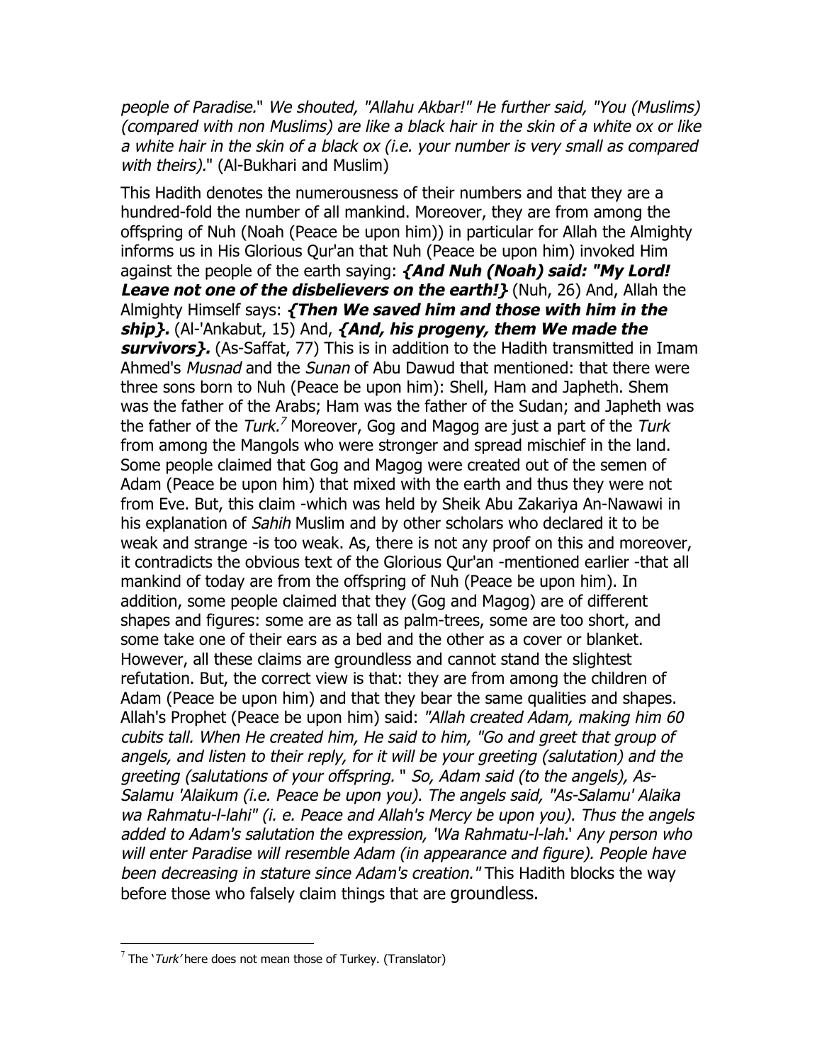*people of Paradise.*" *We shouted, "Allahu Akbar!" He further said, "You (Muslims) (compared with non Muslims) are like a black hair in the skin of a white ox or like a white hair in the skin of a black ox (i.e. your number is very small as compared with theirs).*" (Al-Bukhari and Muslim)

This Hadith denotes the numerousness of their numbers and that they are a hundred-fold the number of all mankind. Moreover, they are from among the offspring of Nuh (Noah (Peace be upon him)) in particular for Allah the Almighty informs us in His Glorious Qur'an that Nuh (Peace be upon him) invoked Him against the people of the earth saying: ***{And Nuh (Noah) said: "My Lord! Leave not one of the disbelievers on the earth!}*** (Nuh, 26) And, Allah the Almighty Himself says: ***{Then We saved him and those with him in the ship}.*** (Al-'Ankabut, 15) And, ***{And, his progeny, them We made the survivors}.*** (As-Saffat, 77) This is in addition to the Hadith transmitted in Imam Ahmed's *Musnad* and the *Sunan* of Abu Dawud that mentioned: that there were three sons born to Nuh (Peace be upon him): Shell, Ham and Japheth. Shem was the father of the Arabs; Ham was the father of the Sudan; and Japheth was the father of the *Turk.*[7] Moreover, Gog and Magog are just a part of the *Turk* from among the Mangols who were stronger and spread mischief in the land. Some people claimed that Gog and Magog were created out of the semen of Adam (Peace be upon him) that mixed with the earth and thus they were not from Eve. But, this claim -which was held by Sheik Abu Zakariya An-Nawawi in his explanation of *Sahih* Muslim and by other scholars who declared it to be weak and strange -is too weak. As, there is not any proof on this and moreover, it contradicts the obvious text of the Glorious Qur'an -mentioned earlier -that all mankind of today are from the offspring of Nuh (Peace be upon him). In addition, some people claimed that they (Gog and Magog) are of different shapes and figures: some are as tall as palm-trees, some are too short, and some take one of their ears as a bed and the other as a cover or blanket. However, all these claims are groundless and cannot stand the slightest refutation. But, the correct view is that: they are from among the children of Adam (Peace be upon him) and that they bear the same qualities and shapes. Allah's Prophet (Peace be upon him) said: *"Allah created Adam, making him 60 cubits tall. When He created him, He said to him, "Go and greet that group of angels, and listen to their reply, for it will be your greeting (salutation) and the greeting (salutations of your offspring. " So, Adam said (to the angels), As-Salamu 'Alaikum (i.e. Peace be upon you). The angels said, "As-Salamu' Alaika wa Rahmatu-l-lahi" (i. e. Peace and Allah's Mercy be upon you). Thus the angels added to Adam's salutation the expression, 'Wa Rahmatu-l-lah.' Any person who will enter Paradise will resemble Adam (in appearance and figure). People have been decreasing in stature since Adam's creation."* This Hadith blocks the way before those who falsely claim things that are groundless.

---

[7] The '*Turk*' here does not mean those of Turkey. (Translator)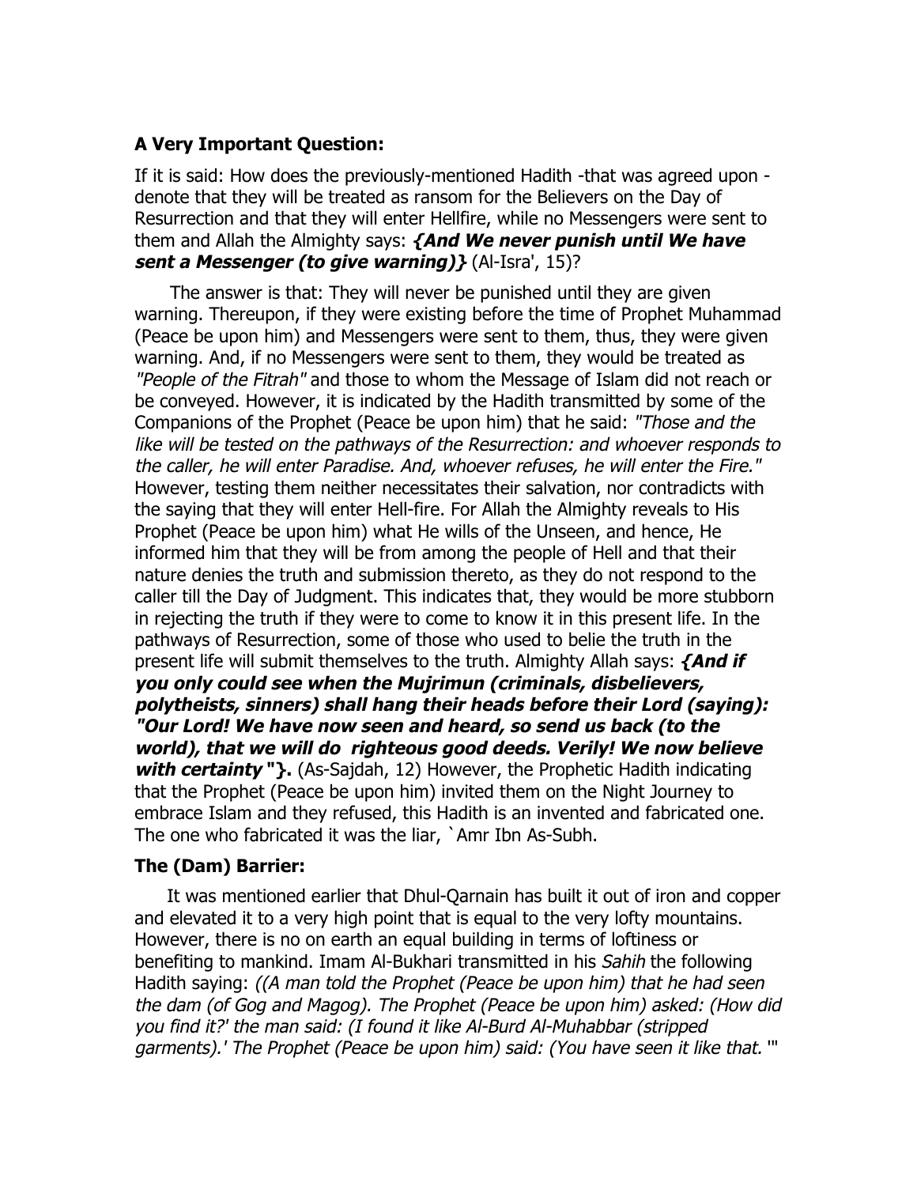**A Very Important Question:**

If it is said: How does the previously-mentioned Hadith -that was agreed upon - denote that they will be treated as ransom for the Believers on the Day of Resurrection and that they will enter Hellfire, while no Messengers were sent to them and Allah the Almighty says: ***{And We never punish until We have sent a Messenger (to give warning)}*** (Al-Isra', 15)?

The answer is that: They will never be punished until they are given warning. Thereupon, if they were existing before the time of Prophet Muhammad (Peace be upon him) and Messengers were sent to them, thus, they were given warning. And, if no Messengers were sent to them, they would be treated as *"People of the Fitrah"* and those to whom the Message of Islam did not reach or be conveyed. However, it is indicated by the Hadith transmitted by some of the Companions of the Prophet (Peace be upon him) that he said: *"Those and the like will be tested on the pathways of the Resurrection: and whoever responds to the caller, he will enter Paradise. And, whoever refuses, he will enter the Fire."* However, testing them neither necessitates their salvation, nor contradicts with the saying that they will enter Hell-fire. For Allah the Almighty reveals to His Prophet (Peace be upon him) what He wills of the Unseen, and hence, He informed him that they will be from among the people of Hell and that their nature denies the truth and submission thereto, as they do not respond to the caller till the Day of Judgment. This indicates that, they would be more stubborn in rejecting the truth if they were to come to know it in this present life. In the pathways of Resurrection, some of those who used to belie the truth in the present life will submit themselves to the truth. Almighty Allah says: ***{And if you only could see when the Mujrimun (criminals, disbelievers, polytheists, sinners) shall hang their heads before their Lord (saying): "Our Lord! We have now seen and heard, so send us back (to the world), that we will do righteous good deeds. Verily! We now believe with certainty"}.*** (As-Sajdah, 12) However, the Prophetic Hadith indicating that the Prophet (Peace be upon him) invited them on the Night Journey to embrace Islam and they refused, this Hadith is an invented and fabricated one. The one who fabricated it was the liar, `Amr Ibn As-Subh.

**The (Dam) Barrier:**

It was mentioned earlier that Dhul-Qarnain has built it out of iron and copper and elevated it to a very high point that is equal to the very lofty mountains. However, there is no on earth an equal building in terms of loftiness or benefiting to mankind. Imam Al-Bukhari transmitted in his *Sahih* the following Hadith saying: *((A man told the Prophet (Peace be upon him) that he had seen the dam (of Gog and Magog). The Prophet (Peace be upon him) asked: (How did you find it?' the man said: (I found it like Al-Burd Al-Muhabbar (stripped garments).' The Prophet (Peace be upon him) said: (You have seen it like that.* '"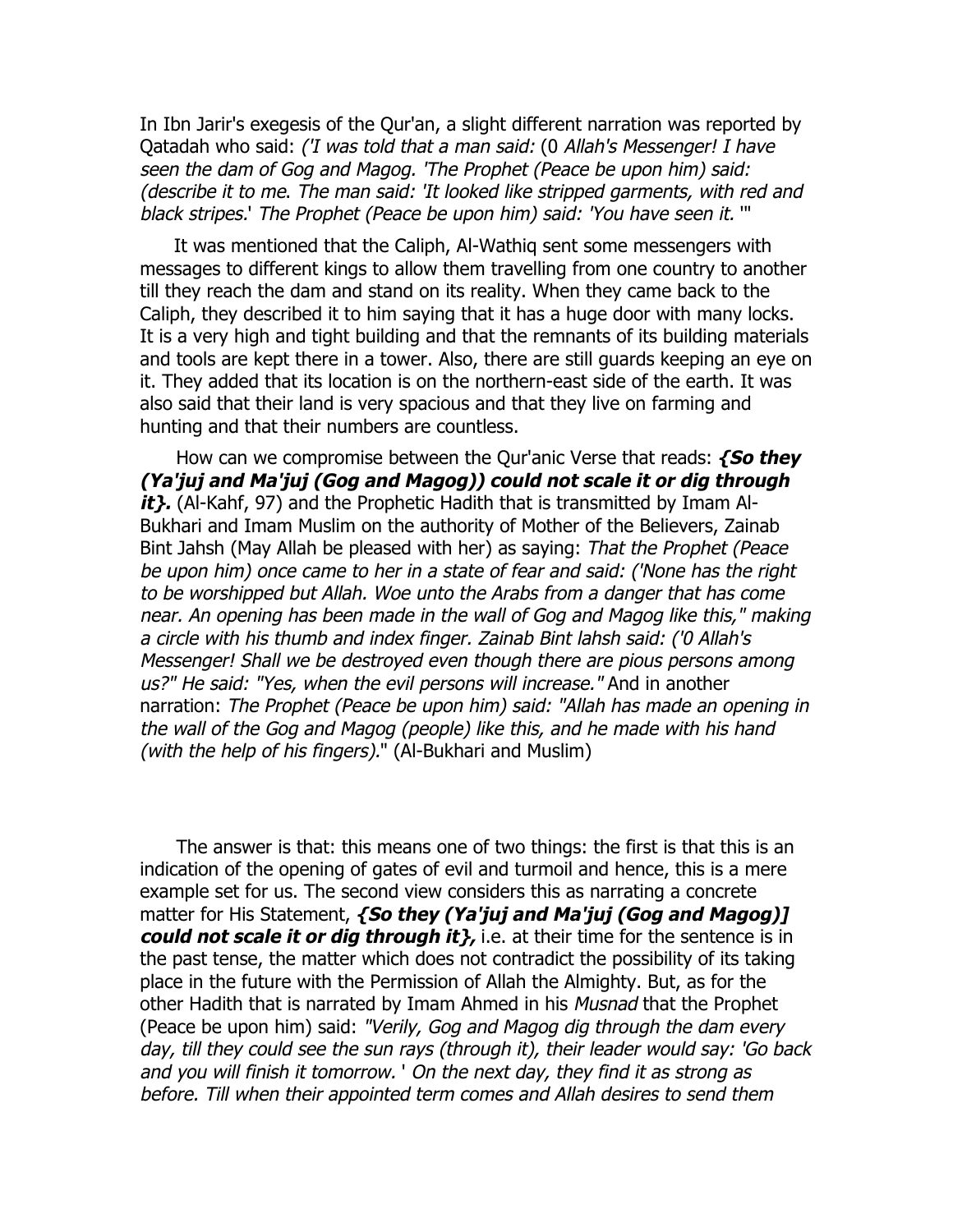In Ibn Jarir's exegesis of the Qur'an, a slight different narration was reported by Qatadah who said: *('I was told that a man said:* (0 *Allah's Messenger! I have seen the dam of Gog and Magog. 'The Prophet (Peace be upon him) said: (describe it to me. The man said: 'It looked like stripped garments, with red and black stripes.' The Prophet (Peace be upon him) said: 'You have seen it.* '"

It was mentioned that the Caliph, Al-Wathiq sent some messengers with messages to different kings to allow them travelling from one country to another till they reach the dam and stand on its reality. When they came back to the Caliph, they described it to him saying that it has a huge door with many locks. It is a very high and tight building and that the remnants of its building materials and tools are kept there in a tower. Also, there are still guards keeping an eye on it. They added that its location is on the northern-east side of the earth. It was also said that their land is very spacious and that they live on farming and hunting and that their numbers are countless.

How can we compromise between the Qur'anic Verse that reads: ***{So they (Ya'juj and Ma'juj (Gog and Magog)) could not scale it or dig through it}.*** (Al-Kahf, 97) and the Prophetic Hadith that is transmitted by Imam Al-Bukhari and Imam Muslim on the authority of Mother of the Believers, Zainab Bint Jahsh (May Allah be pleased with her) as saying: *That the Prophet (Peace be upon him) once came to her in a state of fear and said: ('None has the right to be worshipped but Allah. Woe unto the Arabs from a danger that has come near. An opening has been made in the wall of Gog and Magog like this," making a circle with his thumb and index finger. Zainab Bint lahsh said: ('0 Allah's Messenger! Shall we be destroyed even though there are pious persons among us?" He said: "Yes, when the evil persons will increase."* And in another narration: *The Prophet (Peace be upon him) said: "Allah has made an opening in the wall of the Gog and Magog (people) like this, and he made with his hand (with the help of his fingers).*" (Al-Bukhari and Muslim)

The answer is that: this means one of two things: the first is that this is an indication of the opening of gates of evil and turmoil and hence, this is a mere example set for us. The second view considers this as narrating a concrete matter for His Statement, ***{So they (Ya'juj and Ma'juj (Gog and Magog)] could not scale it or dig through it},*** i.e. at their time for the sentence is in the past tense, the matter which does not contradict the possibility of its taking place in the future with the Permission of Allah the Almighty. But, as for the other Hadith that is narrated by Imam Ahmed in his *Musnad* that the Prophet (Peace be upon him) said: *"Verily, Gog and Magog dig through the dam every day, till they could see the sun rays (through it), their leader would say: 'Go back and you will finish it tomorrow. ' On the next day, they find it as strong as before. Till when their appointed term comes and Allah desires to send them*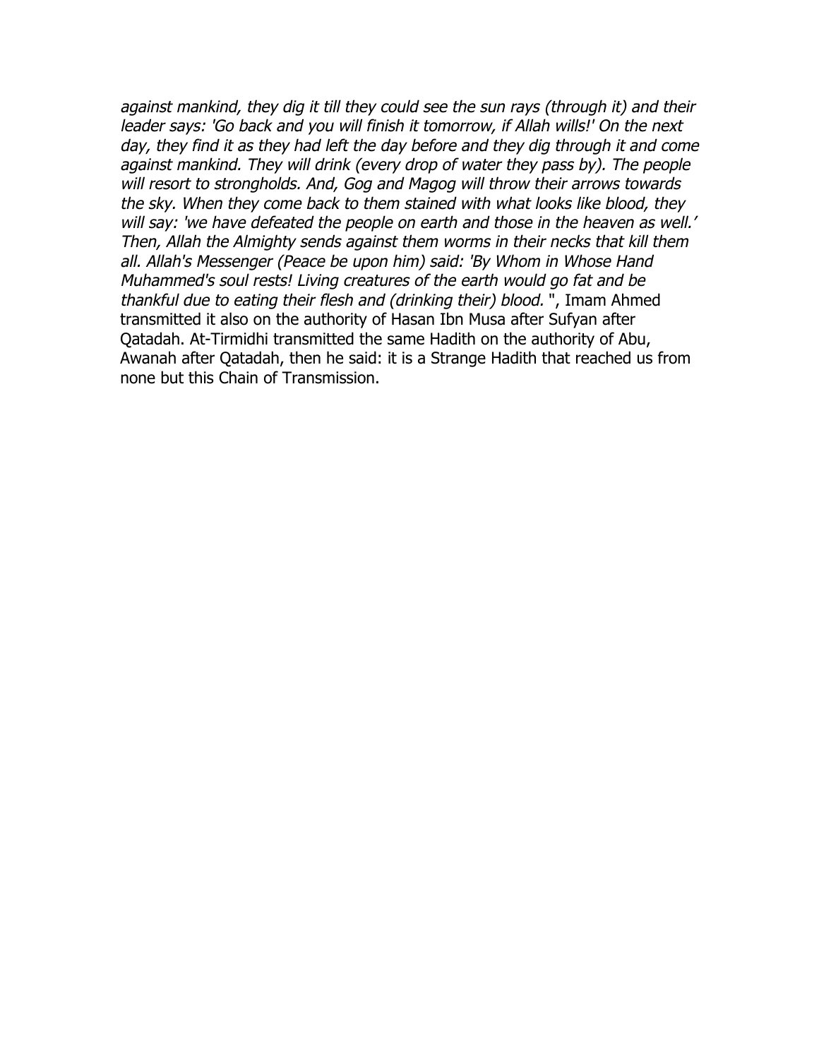*against mankind, they dig it till they could see the sun rays (through it) and their leader says: 'Go back and you will finish it tomorrow, if Allah wills!' On the next day, they find it as they had left the day before and they dig through it and come against mankind. They will drink (every drop of water they pass by). The people will resort to strongholds. And, Gog and Magog will throw their arrows towards the sky. When they come back to them stained with what looks like blood, they will say: 'we have defeated the people on earth and those in the heaven as well.' Then, Allah the Almighty sends against them worms in their necks that kill them all. Allah's Messenger (Peace be upon him) said: 'By Whom in Whose Hand Muhammed's soul rests! Living creatures of the earth would go fat and be thankful due to eating their flesh and (drinking their) blood.* ", Imam Ahmed transmitted it also on the authority of Hasan Ibn Musa after Sufyan after Qatadah. At-Tirmidhi transmitted the same Hadith on the authority of Abu, Awanah after Qatadah, then he said: it is a Strange Hadith that reached us from none but this Chain of Transmission.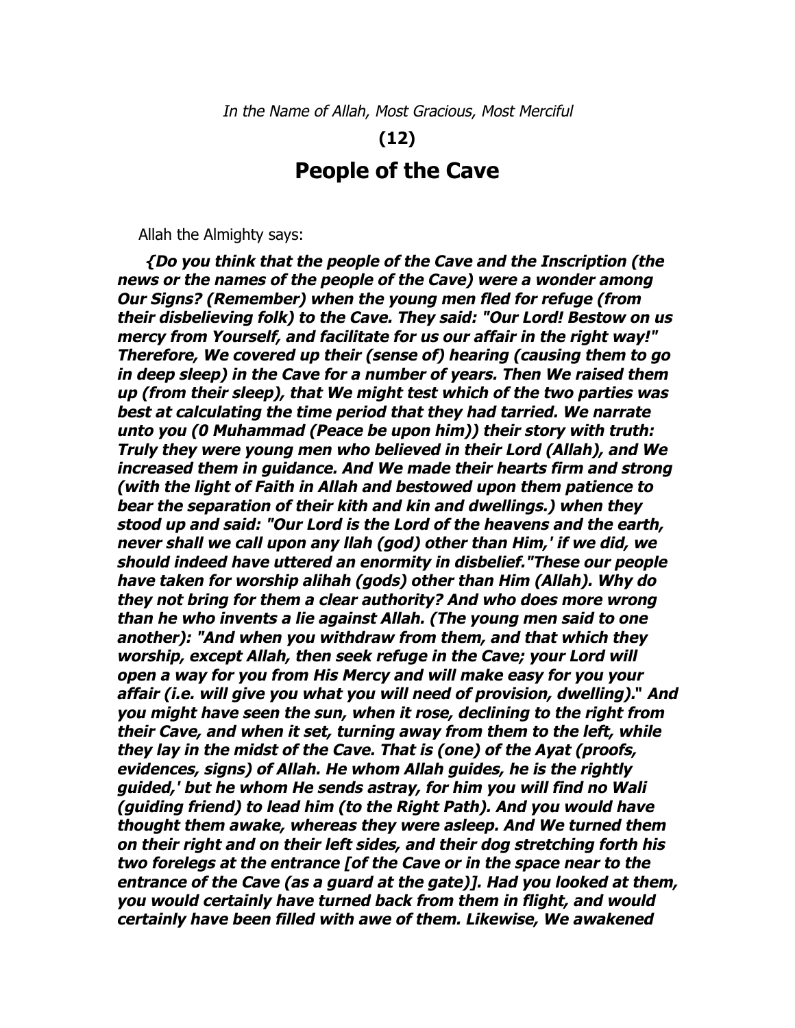*In the Name of Allah, Most Gracious, Most Merciful*

**(12)**

# People of the Cave

Allah the Almighty says:

***{Do you think that the people of the Cave and the Inscription (the news or the names of the people of the Cave) were a wonder among Our Signs? (Remember) when the young men fled for refuge (from their disbelieving folk) to the Cave. They said: "Our Lord! Bestow on us mercy from Yourself, and facilitate for us our affair in the right way!" Therefore, We covered up their (sense of) hearing (causing them to go in deep sleep) in the Cave for a number of years. Then We raised them up (from their sleep), that We might test which of the two parties was best at calculating the time period that they had tarried. We narrate unto you (0 Muhammad (Peace be upon him)) their story with truth: Truly they were young men who believed in their Lord (Allah), and We increased them in guidance. And We made their hearts firm and strong (with the light of Faith in Allah and bestowed upon them patience to bear the separation of their kith and kin and dwellings.) when they stood up and said: "Our Lord is the Lord of the heavens and the earth, never shall we call upon any llah (god) other than Him,' if we did, we should indeed have uttered an enormity in disbelief."These our people have taken for worship alihah (gods) other than Him (Allah). Why do they not bring for them a clear authority? And who does more wrong than he who invents a lie against Allah. (The young men said to one another): "And when you withdraw from them, and that which they worship, except Allah, then seek refuge in the Cave; your Lord will open a way for you from His Mercy and will make easy for you your affair (i.e. will give you what you will need of provision, dwelling)." And you might have seen the sun, when it rose, declining to the right from their Cave, and when it set, turning away from them to the left, while they lay in the midst of the Cave. That is (one) of the Ayat (proofs, evidences, signs) of Allah. He whom Allah guides, he is the rightly guided,' but he whom He sends astray, for him you will find no Wali (guiding friend) to lead him (to the Right Path). And you would have thought them awake, whereas they were asleep. And We turned them on their right and on their left sides, and their dog stretching forth his two forelegs at the entrance [of the Cave or in the space near to the entrance of the Cave (as a guard at the gate)]. Had you looked at them, you would certainly have turned back from them in flight, and would certainly have been filled with awe of them. Likewise, We awakened***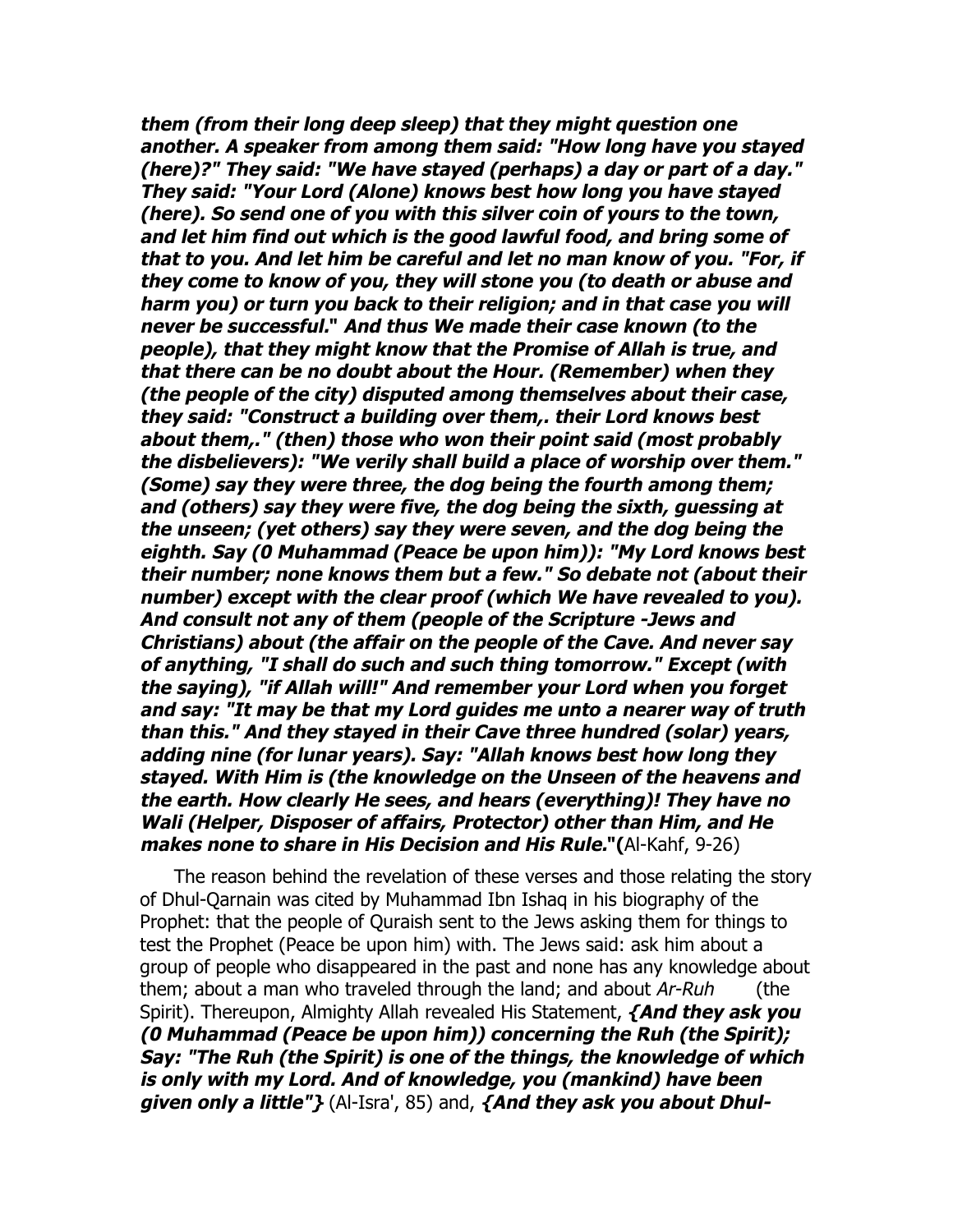***them (from their long deep sleep) that they might question one another. A speaker from among them said: "How long have you stayed (here)?" They said: "We have stayed (perhaps) a day or part of a day." They said: "Your Lord (Alone) knows best how long you have stayed (here). So send one of you with this silver coin of yours to the town, and let him find out which is the good lawful food, and bring some of that to you. And let him be careful and let no man know of you. "For, if they come to know of you, they will stone you (to death or abuse and harm you) or turn you back to their religion; and in that case you will never be successful." And thus We made their case known (to the people), that they might know that the Promise of Allah is true, and that there can be no doubt about the Hour. (Remember) when they (the people of the city) disputed among themselves about their case, they said: "Construct a building over them,. their Lord knows best about them,." (then) those who won their point said (most probably the disbelievers): "We verily shall build a place of worship over them." (Some) say they were three, the dog being the fourth among them; and (others) say they were five, the dog being the sixth, guessing at the unseen; (yet others) say they were seven, and the dog being the eighth. Say (0 Muhammad (Peace be upon him)): "My Lord knows best their number; none knows them but a few." So debate not (about their number) except with the clear proof (which We have revealed to you). And consult not any of them (people of the Scripture -Jews and Christians) about (the affair on the people of the Cave. And never say of anything, "I shall do such and such thing tomorrow." Except (with the saying), "if Allah will!" And remember your Lord when you forget and say: "It may be that my Lord guides me unto a nearer way of truth than this." And they stayed in their Cave three hundred (solar) years, adding nine (for lunar years). Say: "Allah knows best how long they stayed. With Him is (the knowledge on the Unseen of the heavens and the earth. How clearly He sees, and hears (everything)! They have no Wali (Helper, Disposer of affairs, Protector) other than Him, and He makes none to share in His Decision and His Rule."*** **(**Al-Kahf, 9-26)

The reason behind the revelation of these verses and those relating the story of Dhul-Qarnain was cited by Muhammad Ibn Ishaq in his biography of the Prophet: that the people of Quraish sent to the Jews asking them for things to test the Prophet (Peace be upon him) with. The Jews said: ask him about a group of people who disappeared in the past and none has any knowledge about them; about a man who traveled through the land; and about *Ar-Ruh* (the Spirit). Thereupon, Almighty Allah revealed His Statement, ***{And they ask you (0 Muhammad (Peace be upon him)) concerning the Ruh (the Spirit); Say: "The Ruh (the Spirit) is one of the things, the knowledge of which is only with my Lord. And of knowledge, you (mankind) have been given only a little"}*** (Al-Isra', 85) and, ***{And they ask you about Dhul-***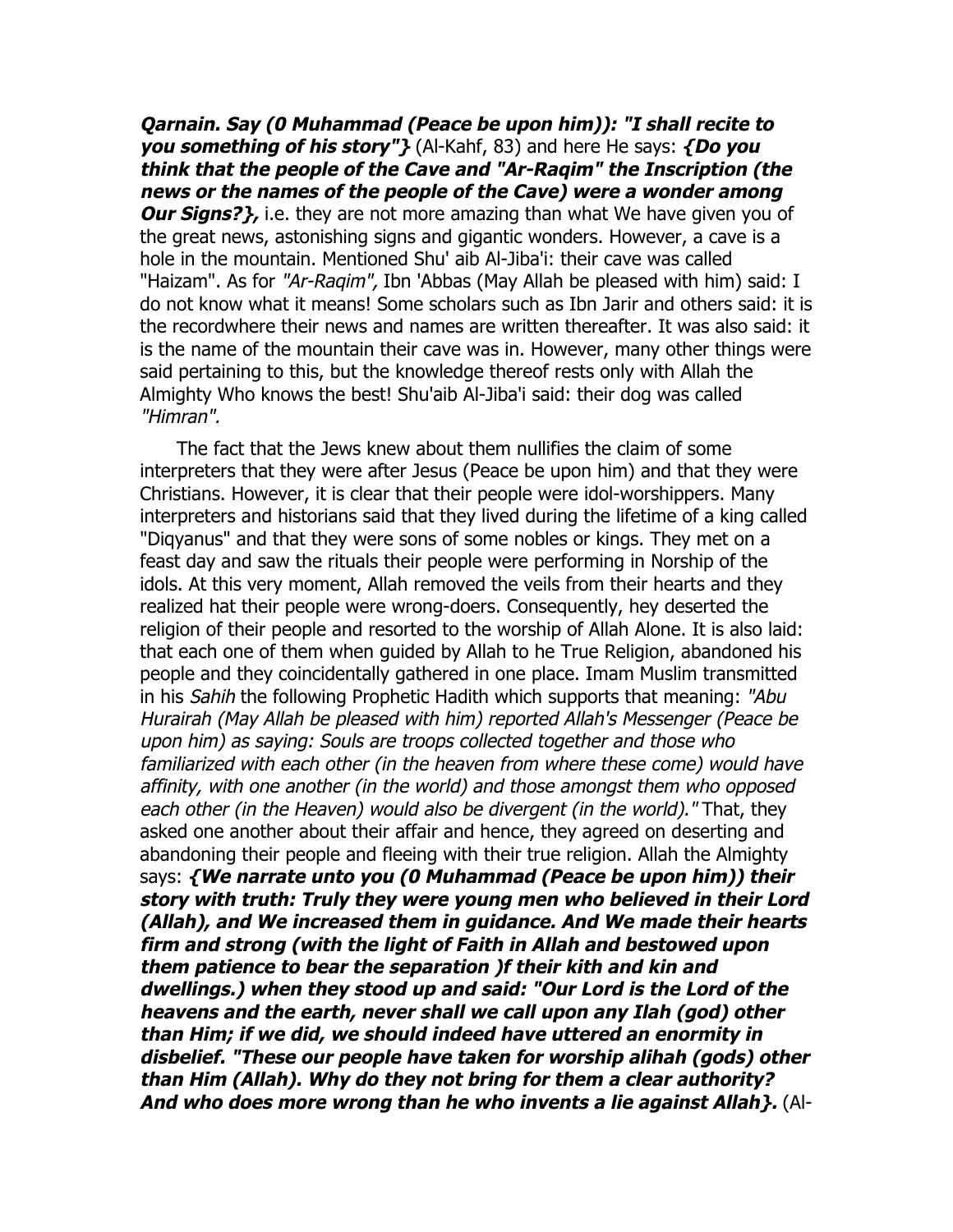***Qarnain. Say (0 Muhammad (Peace be upon him)): "I shall recite to you something of his story"}*** (Al-Kahf, 83) and here He says: ***{Do you think that the people of the Cave and "Ar-Raqim" the Inscription (the news or the names of the people of the Cave) were a wonder among Our Signs?},*** i.e. they are not more amazing than what We have given you of the great news, astonishing signs and gigantic wonders. However, a cave is a hole in the mountain. Mentioned Shu' aib Al-Jiba'i: their cave was called "Haizam". As for *"Ar-Raqim",* Ibn 'Abbas (May Allah be pleased with him) said: I do not know what it means! Some scholars such as Ibn Jarir and others said: it is the recordwhere their news and names are written thereafter. It was also said: it is the name of the mountain their cave was in. However, many other things were said pertaining to this, but the knowledge thereof rests only with Allah the Almighty Who knows the best! Shu'aib Al-Jiba'i said: their dog was called *"Himran".*

The fact that the Jews knew about them nullifies the claim of some interpreters that they were after Jesus (Peace be upon him) and that they were Christians. However, it is clear that their people were idol-worshippers. Many interpreters and historians said that they lived during the lifetime of a king called "Diqyanus" and that they were sons of some nobles or kings. They met on a feast day and saw the rituals their people were performing in Norship of the idols. At this very moment, Allah removed the veils from their hearts and they realized hat their people were wrong-doers. Consequently, hey deserted the religion of their people and resorted to the worship of Allah Alone. It is also laid: that each one of them when guided by Allah to he True Religion, abandoned his people and they coincidentally gathered in one place. Imam Muslim transmitted in his *Sahih* the following Prophetic Hadith which supports that meaning: *"Abu Hurairah (May Allah be pleased with him) reported Allah's Messenger (Peace be upon him) as saying: Souls are troops collected together and those who familiarized with each other (in the heaven from where these come) would have affinity, with one another (in the world) and those amongst them who opposed each other (in the Heaven) would also be divergent (in the world)."* That, they asked one another about their affair and hence, they agreed on deserting and abandoning their people and fleeing with their true religion. Allah the Almighty says: ***{We narrate unto you (0 Muhammad (Peace be upon him)) their story with truth: Truly they were young men who believed in their Lord (Allah), and We increased them in guidance. And We made their hearts firm and strong (with the light of Faith in Allah and bestowed upon them patience to bear the separation )f their kith and kin and dwellings.) when they stood up and said: "Our Lord is the Lord of the heavens and the earth, never shall we call upon any Ilah (god) other than Him; if we did, we should indeed have uttered an enormity in disbelief. "These our people have taken for worship alihah (gods) other than Him (Allah). Why do they not bring for them a clear authority? And who does more wrong than he who invents a lie against Allah}.*** (Al-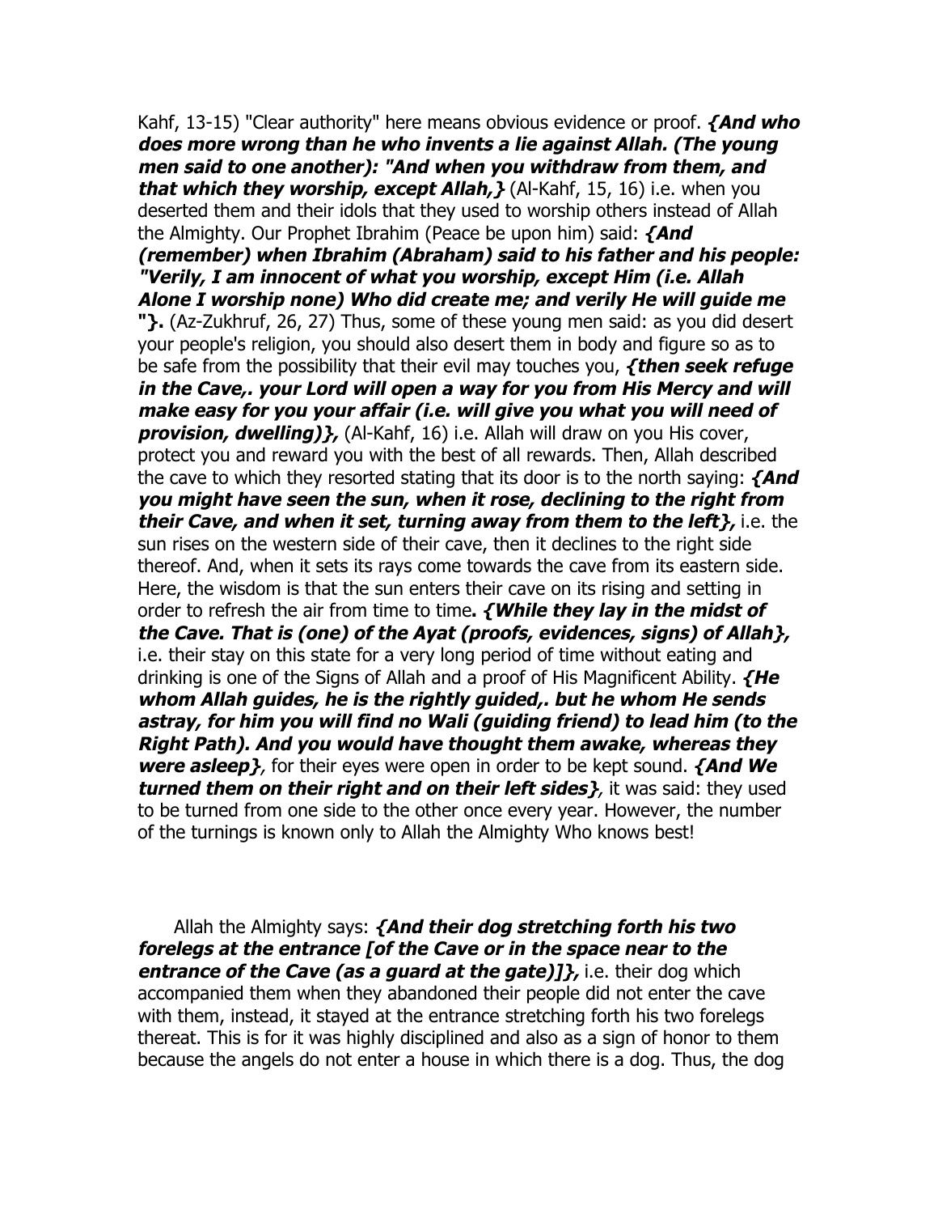Kahf, 13-15) "Clear authority" here means obvious evidence or proof. ***{And who does more wrong than he who invents a lie against Allah. (The young men said to one another): "And when you withdraw from them, and that which they worship, except Allah,}*** (Al-Kahf, 15, 16) i.e. when you deserted them and their idols that they used to worship others instead of Allah the Almighty. Our Prophet Ibrahim (Peace be upon him) said: ***{And (remember) when Ibrahim (Abraham) said to his father and his people: "Verily, I am innocent of what you worship, except Him (i.e. Allah Alone I worship none) Who did create me; and verily He will guide me "}.*** (Az-Zukhruf, 26, 27) Thus, some of these young men said: as you did desert your people's religion, you should also desert them in body and figure so as to be safe from the possibility that their evil may touches you, ***{then seek refuge in the Cave,. your Lord will open a way for you from His Mercy and will make easy for you your affair (i.e. will give you what you will need of provision, dwelling)},*** (Al-Kahf, 16) i.e. Allah will draw on you His cover, protect you and reward you with the best of all rewards. Then, Allah described the cave to which they resorted stating that its door is to the north saying: ***{And you might have seen the sun, when it rose, declining to the right from their Cave, and when it set, turning away from them to the left},*** i.e. the sun rises on the western side of their cave, then it declines to the right side thereof. And, when it sets its rays come towards the cave from its eastern side. Here, the wisdom is that the sun enters their cave on its rising and setting in order to refresh the air from time to time**.** ***{While they lay in the midst of the Cave. That is (one) of the Ayat (proofs, evidences, signs) of Allah},*** i.e. their stay on this state for a very long period of time without eating and drinking is one of the Signs of Allah and a proof of His Magnificent Ability. ***{He whom Allah guides, he is the rightly guided,. but he whom He sends astray, for him you will find no Wali (guiding friend) to lead him (to the Right Path). And you would have thought them awake, whereas they were asleep}***, for their eyes were open in order to be kept sound. ***{And We turned them on their right and on their left sides}***, it was said: they used to be turned from one side to the other once every year. However, the number of the turnings is known only to Allah the Almighty Who knows best!

Allah the Almighty says: ***{And their dog stretching forth his two forelegs at the entrance [of the Cave or in the space near to the entrance of the Cave (as a guard at the gate)]},*** i.e. their dog which accompanied them when they abandoned their people did not enter the cave with them, instead, it stayed at the entrance stretching forth his two forelegs thereat. This is for it was highly disciplined and also as a sign of honor to them because the angels do not enter a house in which there is a dog. Thus, the dog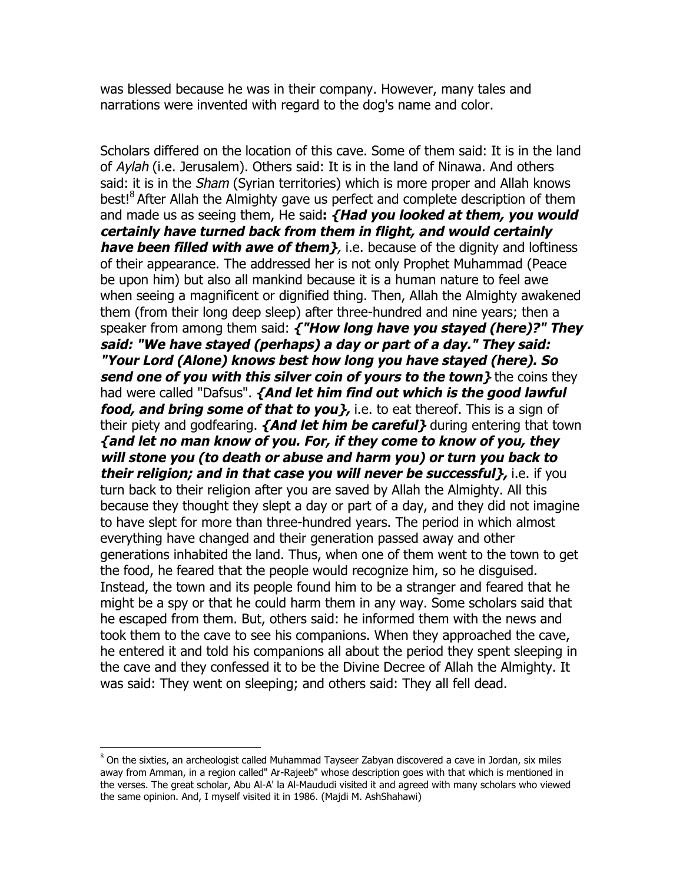was blessed because he was in their company. However, many tales and narrations were invented with regard to the dog's name and color.

Scholars differed on the location of this cave. Some of them said: It is in the land of *Aylah* (i.e. Jerusalem). Others said: It is in the land of Ninawa. And others said: it is in the *Sham* (Syrian territories) which is more proper and Allah knows best![8] After Allah the Almighty gave us perfect and complete description of them and made us as seeing them, He said**: *{Had you looked at them, you would certainly have turned back from them in flight, and would certainly have been filled with awe of them}*,** i.e. because of the dignity and loftiness of their appearance. The addressed her is not only Prophet Muhammad (Peace be upon him) but also all mankind because it is a human nature to feel awe when seeing a magnificent or dignified thing. Then, Allah the Almighty awakened them (from their long deep sleep) after three-hundred and nine years; then a speaker from among them said: ***{"How long have you stayed (here)?" They said: "We have stayed (perhaps) a day or part of a day." They said: "Your Lord (Alone) knows best how long you have stayed (here). So send one of you with this silver coin of yours to the town}*** the coins they had were called "Dafsus". ***{And let him find out which is the good lawful food, and bring some of that to you},*** i.e. to eat thereof. This is a sign of their piety and godfearing. ***{And let him be careful}*** during entering that town ***{and let no man know of you. For, if they come to know of you, they will stone you (to death or abuse and harm you) or turn you back to their religion; and in that case you will never be successful},*** i.e. if you turn back to their religion after you are saved by Allah the Almighty. All this because they thought they slept a day or part of a day, and they did not imagine to have slept for more than three-hundred years. The period in which almost everything have changed and their generation passed away and other generations inhabited the land. Thus, when one of them went to the town to get the food, he feared that the people would recognize him, so he disguised. Instead, the town and its people found him to be a stranger and feared that he might be a spy or that he could harm them in any way. Some scholars said that he escaped from them. But, others said: he informed them with the news and took them to the cave to see his companions. When they approached the cave, he entered it and told his companions all about the period they spent sleeping in the cave and they confessed it to be the Divine Decree of Allah the Almighty. It was said: They went on sleeping; and others said: They all fell dead.

---

[8] On the sixties, an archeologist called Muhammad Tayseer Zabyan discovered a cave in Jordan, six miles away from Amman, in a region called" Ar-Rajeeb" whose description goes with that which is mentioned in the verses. The great scholar, Abu Al-A' la Al-Maududi visited it and agreed with many scholars who viewed the same opinion. And, I myself visited it in 1986. (Majdi M. AshShahawi)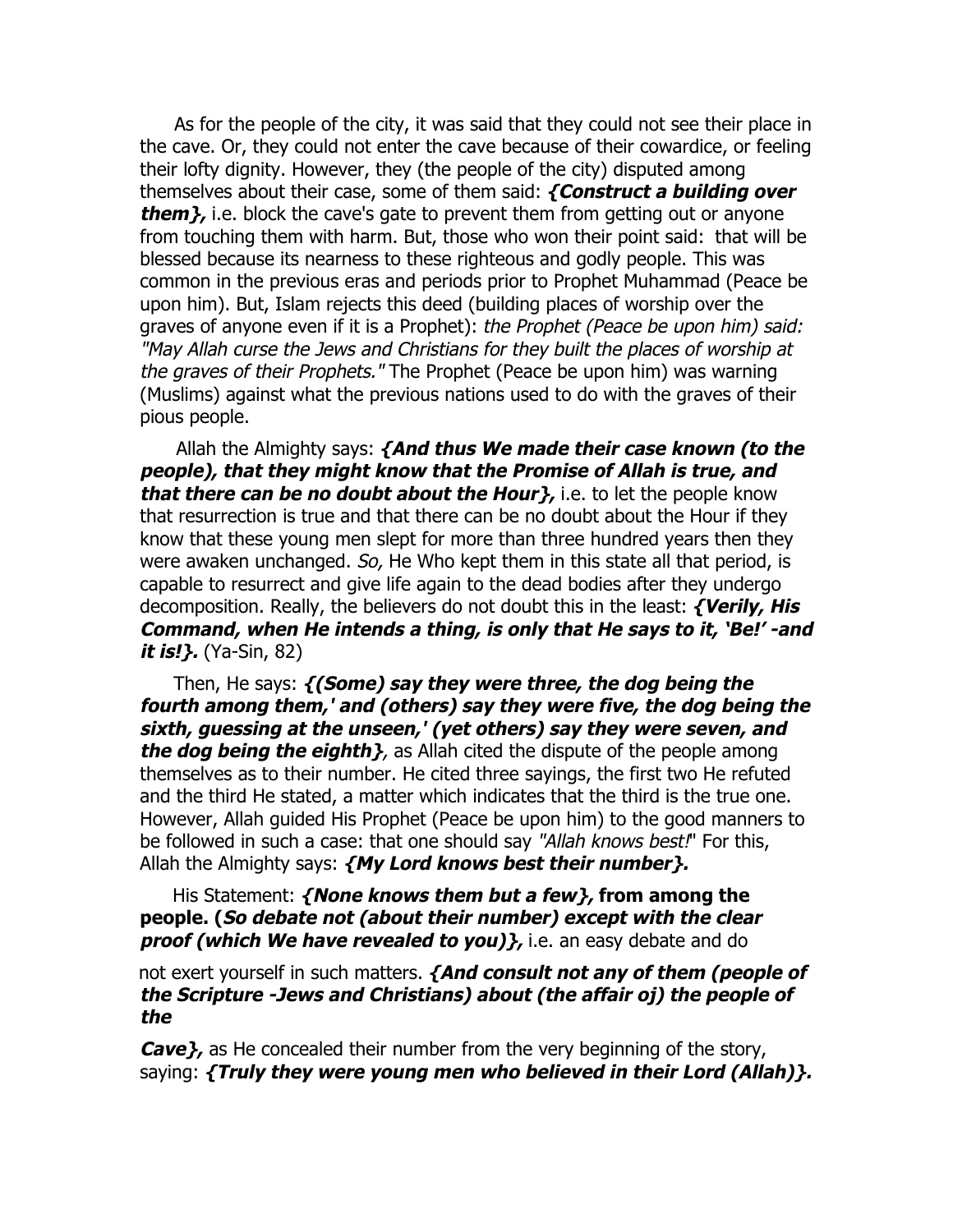As for the people of the city, it was said that they could not see their place in the cave. Or, they could not enter the cave because of their cowardice, or feeling their lofty dignity. However, they (the people of the city) disputed among themselves about their case, some of them said: ***{Construct a building over them},*** i.e. block the cave's gate to prevent them from getting out or anyone from touching them with harm. But, those who won their point said: that will be blessed because its nearness to these righteous and godly people. This was common in the previous eras and periods prior to Prophet Muhammad (Peace be upon him). But, Islam rejects this deed (building places of worship over the graves of anyone even if it is a Prophet): *the Prophet (Peace be upon him) said: "May Allah curse the Jews and Christians for they built the places of worship at the graves of their Prophets."* The Prophet (Peace be upon him) was warning (Muslims) against what the previous nations used to do with the graves of their pious people.

Allah the Almighty says: ***{And thus We made their case known (to the people), that they might know that the Promise of Allah is true, and that there can be no doubt about the Hour},*** i.e. to let the people know that resurrection is true and that there can be no doubt about the Hour if they know that these young men slept for more than three hundred years then they were awaken unchanged. *So,* He Who kept them in this state all that period, is capable to resurrect and give life again to the dead bodies after they undergo decomposition. Really, the believers do not doubt this in the least: ***{Verily, His Command, when He intends a thing, is only that He says to it, 'Be!' -and it is!}.*** (Ya-Sin, 82)

Then, He says: ***{(Some) say they were three, the dog being the fourth among them,' and (others) say they were five, the dog being the sixth, guessing at the unseen,' (yet others) say they were seven, and the dog being the eighth}***, as Allah cited the dispute of the people among themselves as to their number. He cited three sayings, the first two He refuted and the third He stated, a matter which indicates that the third is the true one. However, Allah guided His Prophet (Peace be upon him) to the good manners to be followed in such a case: that one should say *"Allah knows best!"* For this, Allah the Almighty says: ***{My Lord knows best their number}.***

His Statement: ***{None knows them but a few},* from among the people. (*So debate not (about their number) except with the clear proof (which We have revealed to you)},*** i.e. an easy debate and do not exert yourself in such matters. ***{And consult not any of them (people of the Scripture -Jews and Christians) about (the affair oj) the people of the Cave},*** as He concealed their number from the very beginning of the story, saying: ***{Truly they were young men who believed in their Lord (Allah)}.***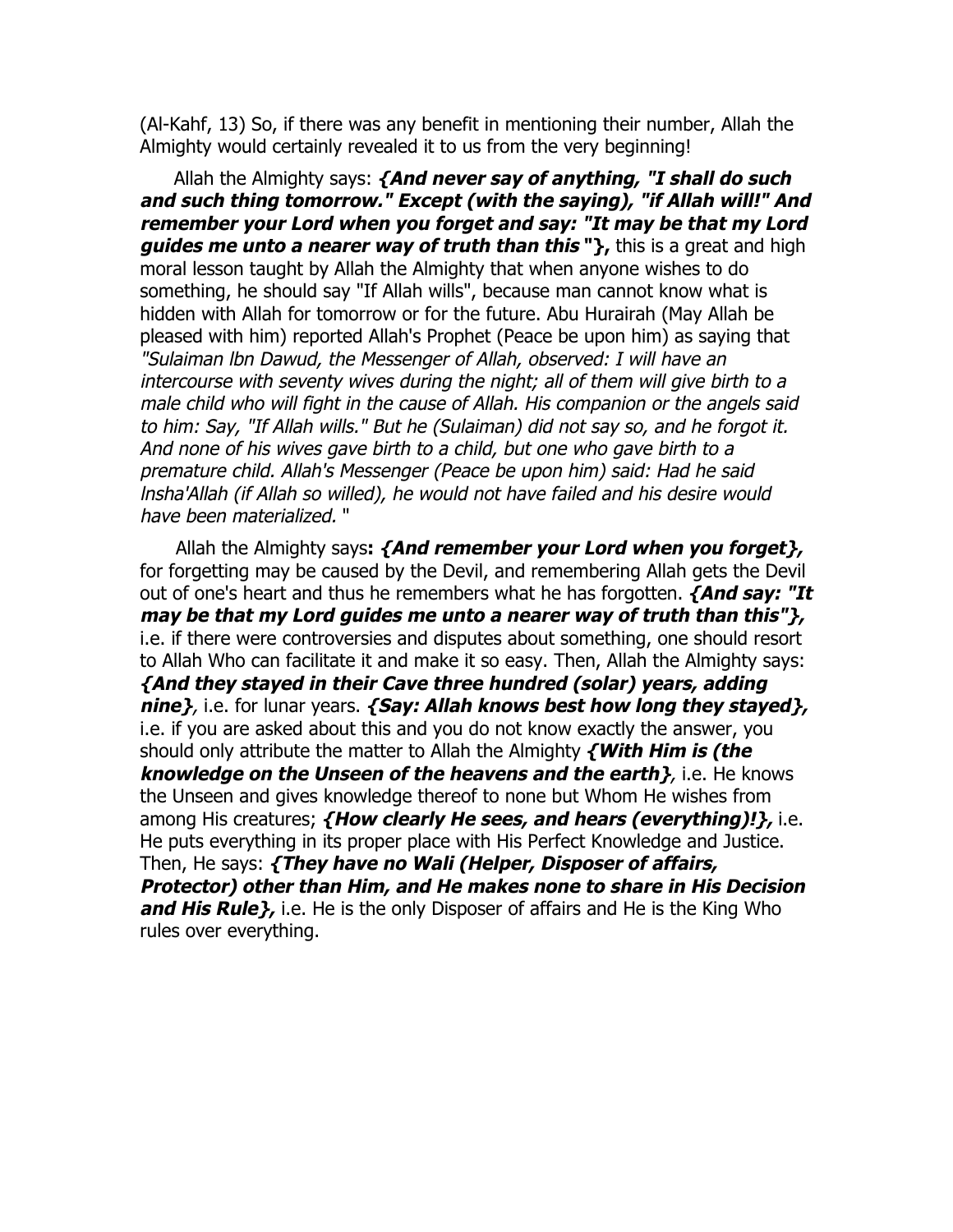(Al-Kahf, 13) So, if there was any benefit in mentioning their number, Allah the Almighty would certainly revealed it to us from the very beginning!

Allah the Almighty says: ***{And never say of anything, "I shall do such and such thing tomorrow." Except (with the saying), "if Allah will!" And remember your Lord when you forget and say: "It may be that my Lord guides me unto a nearer way of truth than this "},*** this is a great and high moral lesson taught by Allah the Almighty that when anyone wishes to do something, he should say "If Allah wills", because man cannot know what is hidden with Allah for tomorrow or for the future. Abu Hurairah (May Allah be pleased with him) reported Allah's Prophet (Peace be upon him) as saying that *"Sulaiman lbn Dawud, the Messenger of Allah, observed: I will have an intercourse with seventy wives during the night; all of them will give birth to a male child who will fight in the cause of Allah. His companion or the angels said to him: Say, "If Allah wills." But he (Sulaiman) did not say so, and he forgot it. And none of his wives gave birth to a child, but one who gave birth to a premature child. Allah's Messenger (Peace be upon him) said: Had he said lnsha'Allah (if Allah so willed), he would not have failed and his desire would have been materialized.* "

Allah the Almighty says**:** ***{And remember your Lord when you forget},*** for forgetting may be caused by the Devil, and remembering Allah gets the Devil out of one's heart and thus he remembers what he has forgotten. ***{And say: "It may be that my Lord guides me unto a nearer way of truth than this"},*** i.e. if there were controversies and disputes about something, one should resort to Allah Who can facilitate it and make it so easy. Then, Allah the Almighty says: ***{And they stayed in their Cave three hundred (solar) years, adding nine}***, i.e. for lunar years. ***{Say: Allah knows best how long they stayed},*** i.e. if you are asked about this and you do not know exactly the answer, you should only attribute the matter to Allah the Almighty ***{With Him is (the knowledge on the Unseen of the heavens and the earth}***, i.e. He knows the Unseen and gives knowledge thereof to none but Whom He wishes from among His creatures; ***{How clearly He sees, and hears (everything)!},*** i.e. He puts everything in its proper place with His Perfect Knowledge and Justice. Then, He says: ***{They have no Wali (Helper, Disposer of affairs, Protector) other than Him, and He makes none to share in His Decision and His Rule},*** i.e. He is the only Disposer of affairs and He is the King Who rules over everything.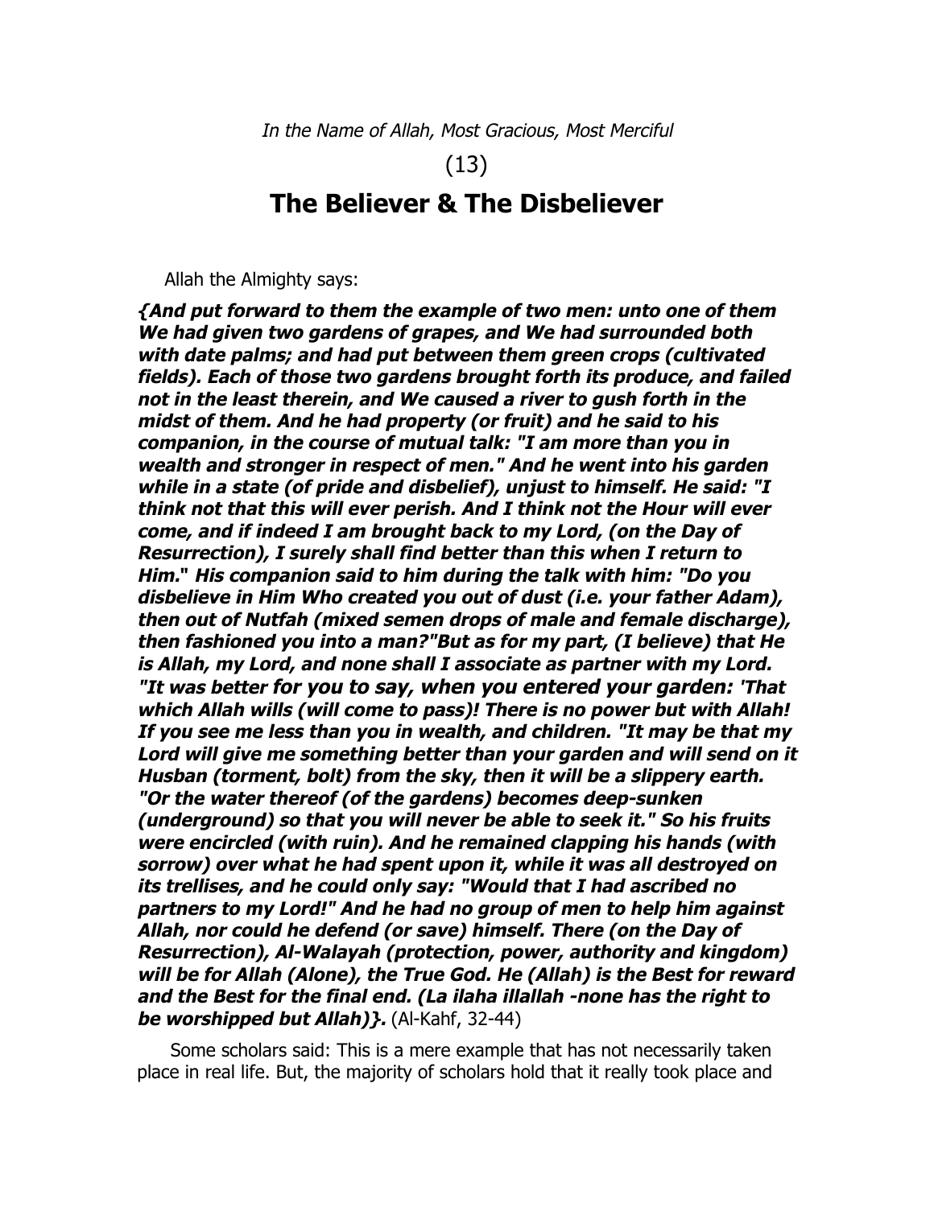*In the Name of Allah, Most Gracious, Most Merciful*

(13)

## The Believer & The Disbeliever

Allah the Almighty says:

***{And put forward to them the example of two men: unto one of them We had given two gardens of grapes, and We had surrounded both with date palms; and had put between them green crops (cultivated fields). Each of those two gardens brought forth its produce, and failed not in the least therein, and We caused a river to gush forth in the midst of them. And he had property (or fruit) and he said to his companion, in the course of mutual talk: "I am more than you in wealth and stronger in respect of men." And he went into his garden while in a state (of pride and disbelief), unjust to himself. He said: "I think not that this will ever perish. And I think not the Hour will ever come, and if indeed I am brought back to my Lord, (on the Day of Resurrection), I surely shall find better than this when I return to Him." His companion said to him during the talk with him: "Do you disbelieve in Him Who created you out of dust (i.e. your father Adam), then out of Nutfah (mixed semen drops of male and female discharge), then fashioned you into a man?"But as for my part, (I believe) that He is Allah, my Lord, and none shall I associate as partner with my Lord. "It was better for you to say, when you entered your garden: 'That which Allah wills (will come to pass)! There is no power but with Allah! If you see me less than you in wealth, and children. "It may be that my Lord will give me something better than your garden and will send on it Husban (torment, bolt) from the sky, then it will be a slippery earth. "Or the water thereof (of the gardens) becomes deep-sunken (underground) so that you will never be able to seek it." So his fruits were encircled (with ruin). And he remained clapping his hands (with sorrow) over what he had spent upon it, while it was all destroyed on its trellises, and he could only say: "Would that I had ascribed no partners to my Lord!" And he had no group of men to help him against Allah, nor could he defend (or save) himself. There (on the Day of Resurrection), Al-Walayah (protection, power, authority and kingdom) will be for Allah (Alone), the True God. He (Allah) is the Best for reward and the Best for the final end. (La ilaha illallah -none has the right to be worshipped but Allah)}.*** (Al-Kahf, 32-44)

Some scholars said: This is a mere example that has not necessarily taken place in real life. But, the majority of scholars hold that it really took place and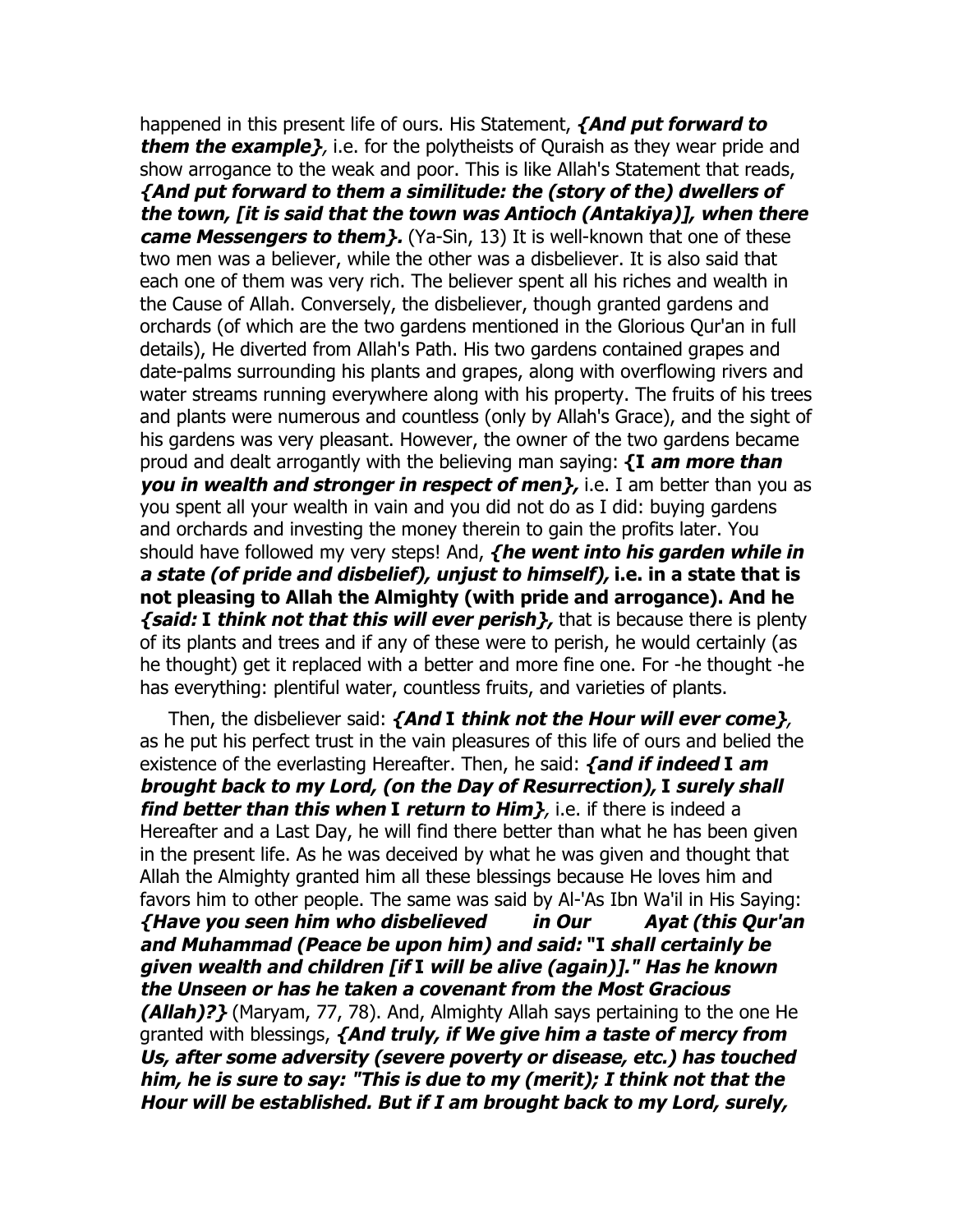happened in this present life of ours. His Statement, ***{And put forward to them the example}***, i.e. for the polytheists of Quraish as they wear pride and show arrogance to the weak and poor. This is like Allah's Statement that reads, ***{And put forward to them a similitude: the (story of the) dwellers of the town, [it is said that the town was Antioch (Antakiya)], when there came Messengers to them}.*** (Ya-Sin, 13) It is well-known that one of these two men was a believer, while the other was a disbeliever. It is also said that each one of them was very rich. The believer spent all his riches and wealth in the Cause of Allah. Conversely, the disbeliever, though granted gardens and orchards (of which are the two gardens mentioned in the Glorious Qur'an in full details), He diverted from Allah's Path. His two gardens contained grapes and date-palms surrounding his plants and grapes, along with overflowing rivers and water streams running everywhere along with his property. The fruits of his trees and plants were numerous and countless (only by Allah's Grace), and the sight of his gardens was very pleasant. However, the owner of the two gardens became proud and dealt arrogantly with the believing man saying: ***{I am more than you in wealth and stronger in respect of men},*** i.e. I am better than you as you spent all your wealth in vain and you did not do as I did: buying gardens and orchards and investing the money therein to gain the profits later. You should have followed my very steps! And, ***{he went into his garden while in a state (of pride and disbelief), unjust to himself),*** **i.e. in a state that is not pleasing to Allah the Almighty (with pride and arrogance). And he** ***{said: I think not that this will ever perish},*** that is because there is plenty of its plants and trees and if any of these were to perish, he would certainly (as he thought) get it replaced with a better and more fine one. For -he thought -he has everything: plentiful water, countless fruits, and varieties of plants.

Then, the disbeliever said: ***{And I think not the Hour will ever come}***, as he put his perfect trust in the vain pleasures of this life of ours and belied the existence of the everlasting Hereafter. Then, he said: ***{and if indeed I am brought back to my Lord, (on the Day of Resurrection), I surely shall find better than this when I return to Him}***, i.e. if there is indeed a Hereafter and a Last Day, he will find there better than what he has been given in the present life. As he was deceived by what he was given and thought that Allah the Almighty granted him all these blessings because He loves him and favors him to other people. The same was said by Al-'As Ibn Wa'il in His Saying: ***{Have you seen him who disbelieved in Our Ayat (this Qur'an and Muhammad (Peace be upon him) and said: "I shall certainly be given wealth and children [if I will be alive (again)]." Has he known the Unseen or has he taken a covenant from the Most Gracious (Allah)?}*** (Maryam, 77, 78). And, Almighty Allah says pertaining to the one He granted with blessings, ***{And truly, if We give him a taste of mercy from Us, after some adversity (severe poverty or disease, etc.) has touched him, he is sure to say: "This is due to my (merit); I think not that the Hour will be established. But if I am brought back to my Lord, surely,***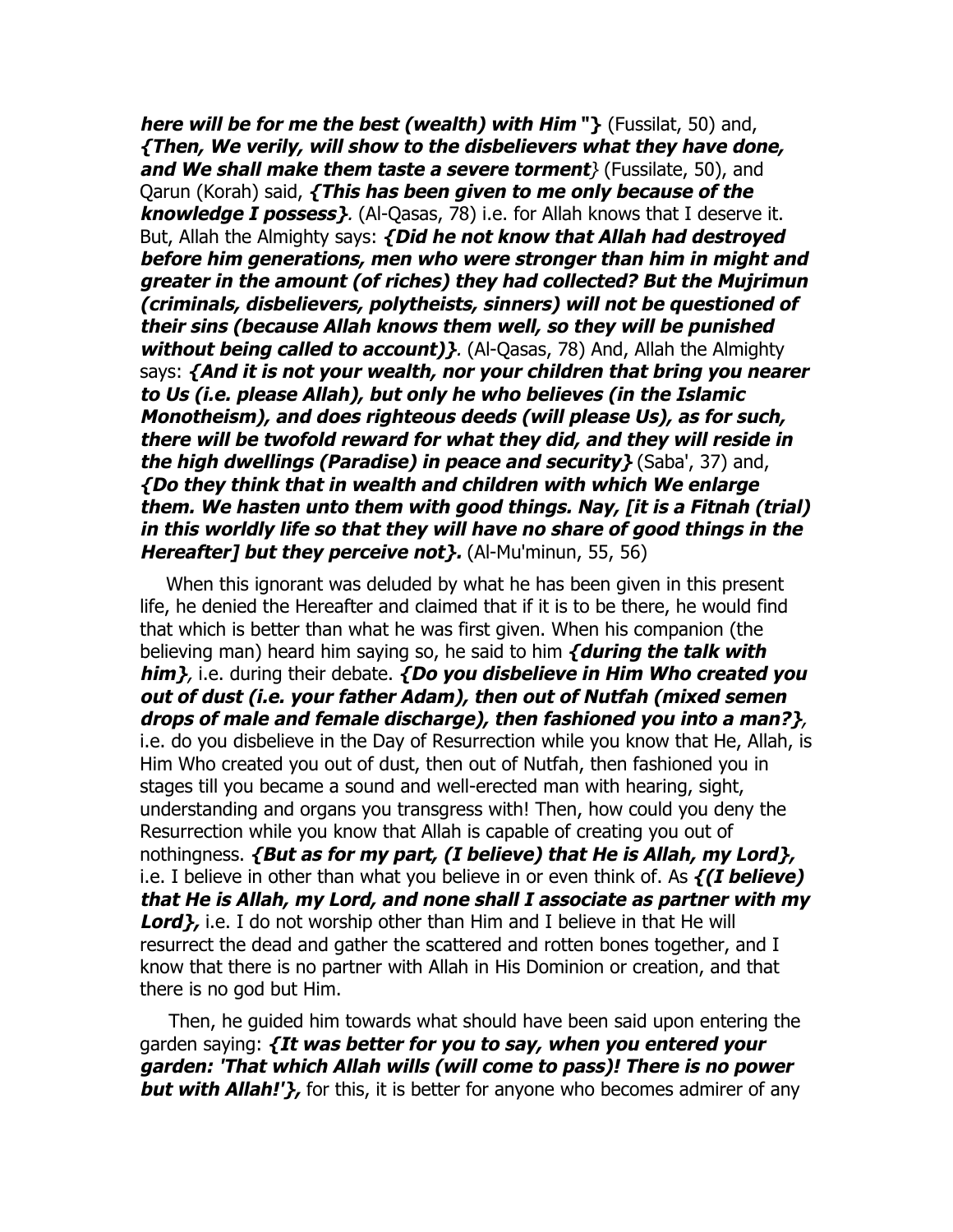***here will be for me the best (wealth) with Him "}*** (Fussilat, 50) and, ***{Then, We verily, will show to the disbelievers what they have done, and We shall make them taste a severe torment***} (Fussilate, 50), and Qarun (Korah) said, ***{This has been given to me only because of the knowledge I possess}***. (Al-Qasas, 78) i.e. for Allah knows that I deserve it. But, Allah the Almighty says: ***{Did he not know that Allah had destroyed before him generations, men who were stronger than him in might and greater in the amount (of riches) they had collected? But the Mujrimun (criminals, disbelievers, polytheists, sinners) will not be questioned of their sins (because Allah knows them well, so they will be punished without being called to account)}***. (Al-Qasas, 78) And, Allah the Almighty says: ***{And it is not your wealth, nor your children that bring you nearer to Us (i.e. please Allah), but only he who believes (in the Islamic Monotheism), and does righteous deeds (will please Us), as for such, there will be twofold reward for what they did, and they will reside in the high dwellings (Paradise) in peace and security}*** (Saba', 37) and, ***{Do they think that in wealth and children with which We enlarge them. We hasten unto them with good things. Nay, [it is a Fitnah (trial) in this worldly life so that they will have no share of good things in the Hereafter] but they perceive not}.*** (Al-Mu'minun, 55, 56)

When this ignorant was deluded by what he has been given in this present life, he denied the Hereafter and claimed that if it is to be there, he would find that which is better than what he was first given. When his companion (the believing man) heard him saying so, he said to him ***{during the talk with him}***, i.e. during their debate. ***{Do you disbelieve in Him Who created you out of dust (i.e. your father Adam), then out of Nutfah (mixed semen drops of male and female discharge), then fashioned you into a man?}***, i.e. do you disbelieve in the Day of Resurrection while you know that He, Allah, is Him Who created you out of dust, then out of Nutfah, then fashioned you in stages till you became a sound and well-erected man with hearing, sight, understanding and organs you transgress with! Then, how could you deny the Resurrection while you know that Allah is capable of creating you out of nothingness. ***{But as for my part, (I believe) that He is Allah, my Lord},*** i.e. I believe in other than what you believe in or even think of. As ***{(I believe) that He is Allah, my Lord, and none shall I associate as partner with my Lord},*** i.e. I do not worship other than Him and I believe in that He will resurrect the dead and gather the scattered and rotten bones together, and I know that there is no partner with Allah in His Dominion or creation, and that there is no god but Him.

Then, he guided him towards what should have been said upon entering the garden saying: ***{It was better for you to say, when you entered your garden: 'That which Allah wills (will come to pass)! There is no power but with Allah!'},*** for this, it is better for anyone who becomes admirer of any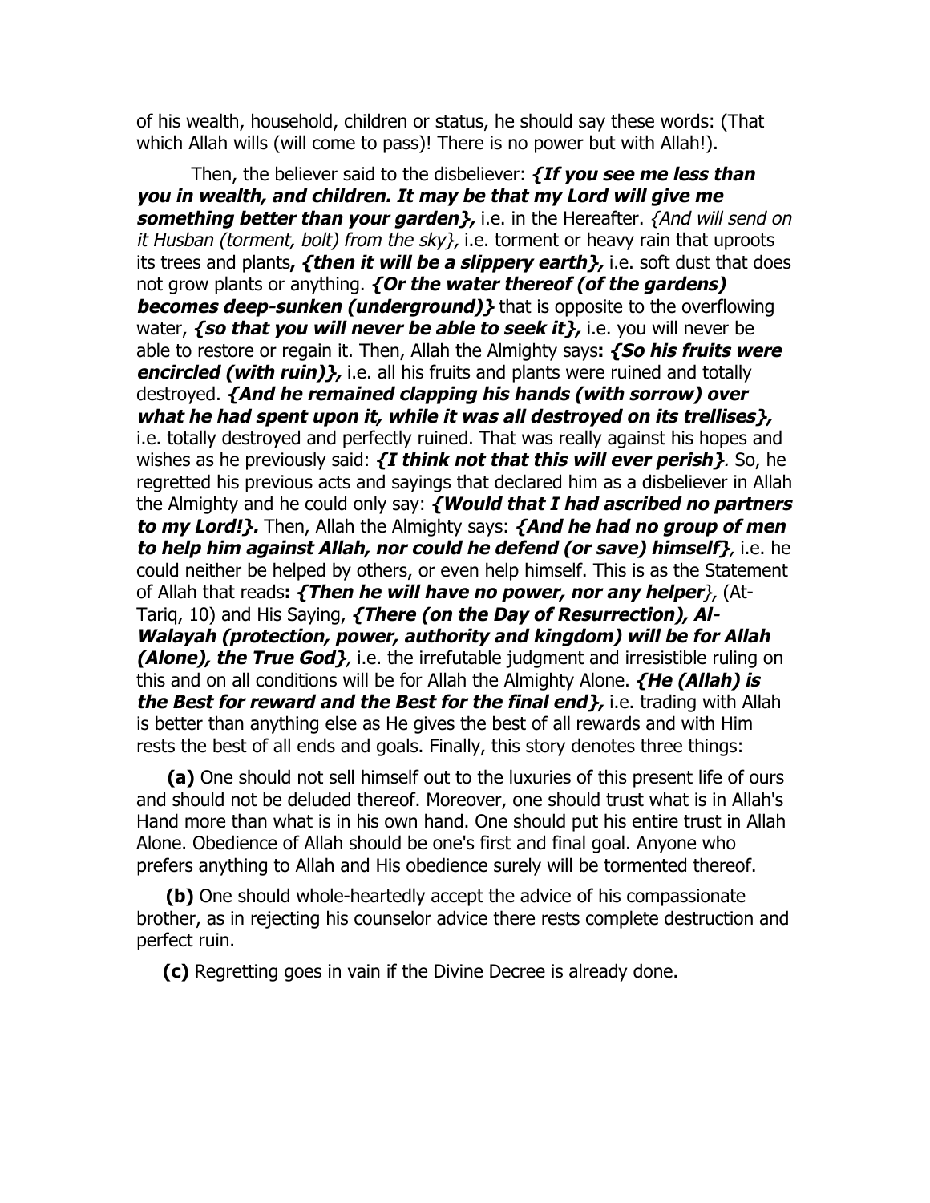of his wealth, household, children or status, he should say these words: (That which Allah wills (will come to pass)! There is no power but with Allah!).

Then, the believer said to the disbeliever: ***{If you see me less than you in wealth, and children. It may be that my Lord will give me something better than your garden},*** i.e. in the Hereafter. *{And will send on it Husban (torment, bolt) from the sky},* i.e. torment or heavy rain that uproots its trees and plants***, {then it will be a slippery earth},*** i.e. soft dust that does not grow plants or anything. ***{Or the water thereof (of the gardens) becomes deep-sunken (underground)}*** that is opposite to the overflowing water, ***{so that you will never be able to seek it},*** i.e. you will never be able to restore or regain it. Then, Allah the Almighty says**:** ***{So his fruits were encircled (with ruin)},*** i.e. all his fruits and plants were ruined and totally destroyed. ***{And he remained clapping his hands (with sorrow) over what he had spent upon it, while it was all destroyed on its trellises},*** i.e. totally destroyed and perfectly ruined. That was really against his hopes and wishes as he previously said: ***{I think not that this will ever perish}***. So, he regretted his previous acts and sayings that declared him as a disbeliever in Allah the Almighty and he could only say: ***{Would that I had ascribed no partners to my Lord!}.*** Then, Allah the Almighty says: ***{And he had no group of men to help him against Allah, nor could he defend (or save) himself}***, i.e. he could neither be helped by others, or even help himself. This is as the Statement of Allah that reads**:** ***{Then he will have no power, nor any helper***}, (At-Tariq, 10) and His Saying, ***{There (on the Day of Resurrection), Al-Walayah (protection, power, authority and kingdom) will be for Allah (Alone), the True God}***, i.e. the irrefutable judgment and irresistible ruling on this and on all conditions will be for Allah the Almighty Alone. ***{He (Allah) is the Best for reward and the Best for the final end},*** i.e. trading with Allah is better than anything else as He gives the best of all rewards and with Him rests the best of all ends and goals. Finally, this story denotes three things:

**(a)** One should not sell himself out to the luxuries of this present life of ours and should not be deluded thereof. Moreover, one should trust what is in Allah's Hand more than what is in his own hand. One should put his entire trust in Allah Alone. Obedience of Allah should be one's first and final goal. Anyone who prefers anything to Allah and His obedience surely will be tormented thereof.

**(b)** One should whole-heartedly accept the advice of his compassionate brother, as in rejecting his counselor advice there rests complete destruction and perfect ruin.

**(c)** Regretting goes in vain if the Divine Decree is already done.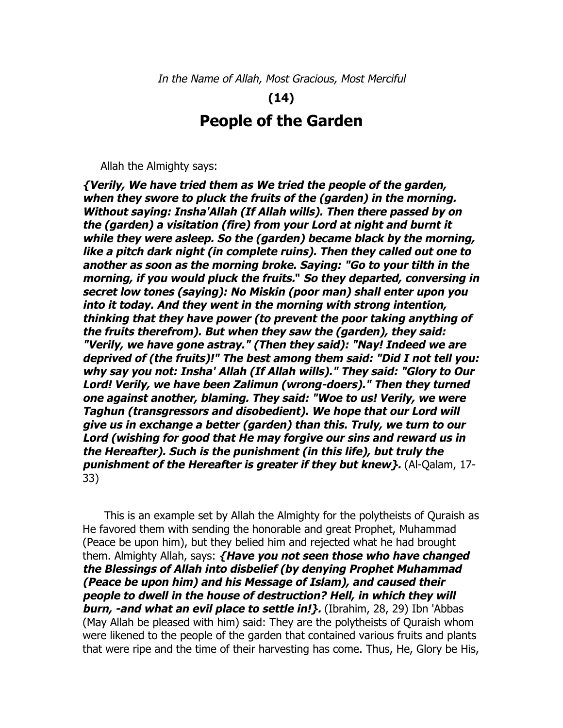*In the Name of Allah, Most Gracious, Most Merciful*

**(14)**

# People of the Garden

Allah the Almighty says:

***{Verily, We have tried them as We tried the people of the garden, when they swore to pluck the fruits of the (garden) in the morning. Without saying: Insha'Allah (If Allah wills). Then there passed by on the (garden) a visitation (fire) from your Lord at night and burnt it while they were asleep. So the (garden) became black by the morning, like a pitch dark night (in complete ruins). Then they called out one to another as soon as the morning broke. Saying: "Go to your tilth in the morning, if you would pluck the fruits." So they departed, conversing in secret low tones (saying): No Miskin (poor man) shall enter upon you into it today. And they went in the morning with strong intention, thinking that they have power (to prevent the poor taking anything of the fruits therefrom). But when they saw the (garden), they said: "Verily, we have gone astray." (Then they said): "Nay! Indeed we are deprived of (the fruits)!" The best among them said: "Did I not tell you: why say you not: Insha' Allah (If Allah wills)." They said: "Glory to Our Lord! Verily, we have been Zalimun (wrong-doers)." Then they turned one against another, blaming. They said: "Woe to us! Verily, we were Taghun (transgressors and disobedient). We hope that our Lord will give us in exchange a better (garden) than this. Truly, we turn to our Lord (wishing for good that He may forgive our sins and reward us in the Hereafter). Such is the punishment (in this life), but truly the punishment of the Hereafter is greater if they but knew}.*** (Al-Qalam, 17-33)

This is an example set by Allah the Almighty for the polytheists of Quraish as He favored them with sending the honorable and great Prophet, Muhammad (Peace be upon him), but they belied him and rejected what he had brought them. Almighty Allah, says: ***{Have you not seen those who have changed the Blessings of Allah into disbelief (by denying Prophet Muhammad (Peace be upon him) and his Message of Islam), and caused their people to dwell in the house of destruction? Hell, in which they will burn, -and what an evil place to settle in!}.*** (Ibrahim, 28, 29) Ibn 'Abbas (May Allah be pleased with him) said: They are the polytheists of Quraish whom were likened to the people of the garden that contained various fruits and plants that were ripe and the time of their harvesting has come. Thus, He, Glory be His,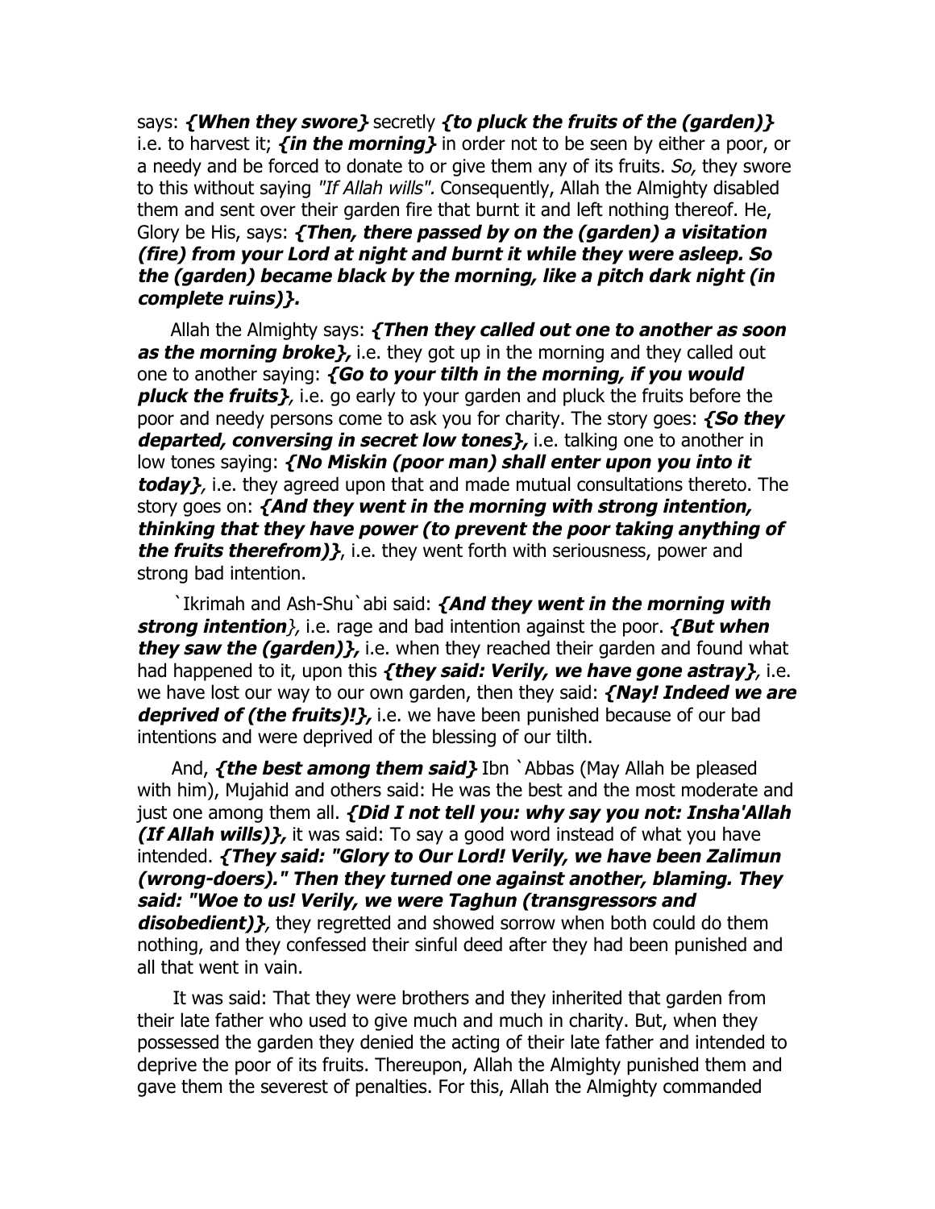says: ***{When they swore}*** secretly ***{to pluck the fruits of the (garden)}*** i.e. to harvest it; ***{in the morning}*** in order not to be seen by either a poor, or a needy and be forced to donate to or give them any of its fruits. *So,* they swore to this without saying *"If Allah wills".* Consequently, Allah the Almighty disabled them and sent over their garden fire that burnt it and left nothing thereof. He, Glory be His, says: ***{Then, there passed by on the (garden) a visitation (fire) from your Lord at night and burnt it while they were asleep. So the (garden) became black by the morning, like a pitch dark night (in complete ruins)}.***

Allah the Almighty says: ***{Then they called out one to another as soon as the morning broke},*** i.e. they got up in the morning and they called out one to another saying: ***{Go to your tilth in the morning, if you would pluck the fruits}***, i.e. go early to your garden and pluck the fruits before the poor and needy persons come to ask you for charity. The story goes: ***{So they departed, conversing in secret low tones},*** i.e. talking one to another in low tones saying: ***{No Miskin (poor man) shall enter upon you into it today}***, i.e. they agreed upon that and made mutual consultations thereto. The story goes on: ***{And they went in the morning with strong intention, thinking that they have power (to prevent the poor taking anything of the fruits therefrom)}***, i.e. they went forth with seriousness, power and strong bad intention.

`Ikrimah and Ash-Shu`abi said: ***{And they went in the morning with strong intention***}, i.e. rage and bad intention against the poor. ***{But when they saw the (garden)},*** i.e. when they reached their garden and found what had happened to it, upon this ***{they said: Verily, we have gone astray}***, i.e. we have lost our way to our own garden, then they said: ***{Nay! Indeed we are deprived of (the fruits)!},*** i.e. we have been punished because of our bad intentions and were deprived of the blessing of our tilth.

And, ***{the best among them said}*** Ibn `Abbas (May Allah be pleased with him), Mujahid and others said: He was the best and the most moderate and just one among them all. ***{Did I not tell you: why say you not: Insha'Allah (If Allah wills)},*** it was said: To say a good word instead of what you have intended. ***{They said: "Glory to Our Lord! Verily, we have been Zalimun (wrong-doers)." Then they turned one against another, blaming. They said: "Woe to us! Verily, we were Taghun (transgressors and disobedient)}***, they regretted and showed sorrow when both could do them nothing, and they confessed their sinful deed after they had been punished and all that went in vain.

It was said: That they were brothers and they inherited that garden from their late father who used to give much and much in charity. But, when they possessed the garden they denied the acting of their late father and intended to deprive the poor of its fruits. Thereupon, Allah the Almighty punished them and gave them the severest of penalties. For this, Allah the Almighty commanded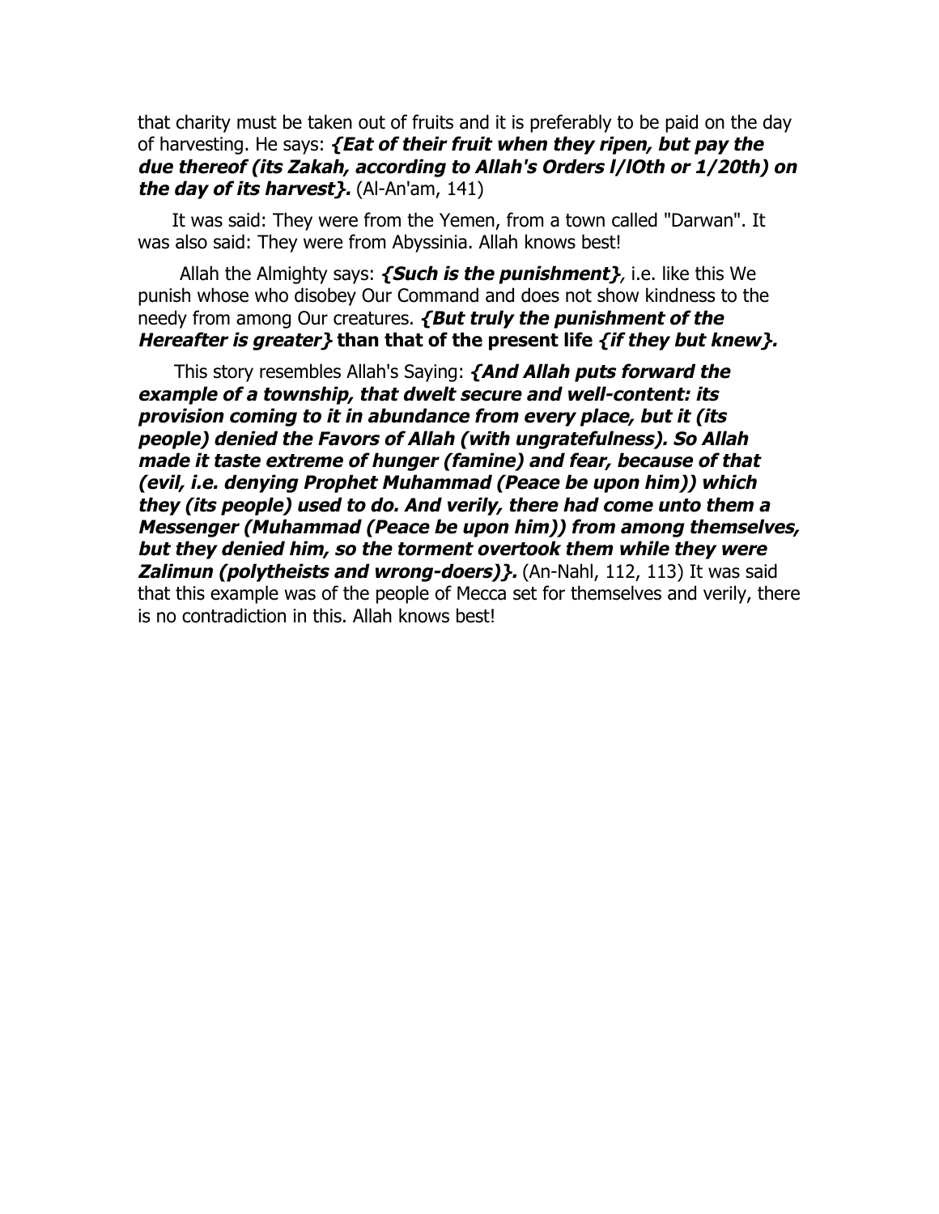that charity must be taken out of fruits and it is preferably to be paid on the day of harvesting. He says: ***{Eat of their fruit when they ripen, but pay the due thereof (its Zakah, according to Allah's Orders l/lOth or 1/20th) on the day of its harvest}.*** (Al-An'am, 141)

It was said: They were from the Yemen, from a town called "Darwan". It was also said: They were from Abyssinia. Allah knows best!

Allah the Almighty says: ***{Such is the punishment}***, i.e. like this We punish whose who disobey Our Command and does not show kindness to the needy from among Our creatures. ***{But truly the punishment of the Hereafter is greater}*** **than that of the present life** ***{if they but knew}.***

This story resembles Allah's Saying: ***{And Allah puts forward the example of a township, that dwelt secure and well-content: its provision coming to it in abundance from every place, but it (its people) denied the Favors of Allah (with ungratefulness). So Allah made it taste extreme of hunger (famine) and fear, because of that (evil, i.e. denying Prophet Muhammad (Peace be upon him)) which they (its people) used to do. And verily, there had come unto them a Messenger (Muhammad (Peace be upon him)) from among themselves, but they denied him, so the torment overtook them while they were Zalimun (polytheists and wrong-doers)}.*** (An-Nahl, 112, 113) It was said that this example was of the people of Mecca set for themselves and verily, there is no contradiction in this. Allah knows best!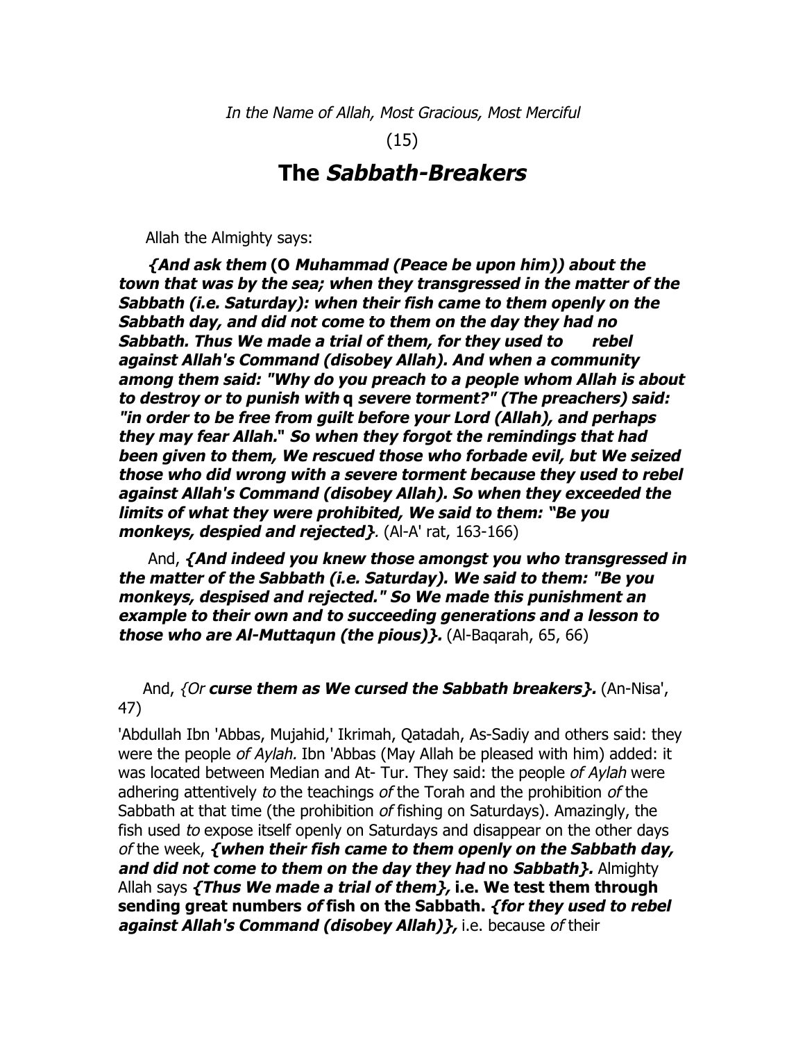*In the Name of Allah, Most Gracious, Most Merciful*

(15)

# The *Sabbath-Breakers*

Allah the Almighty says:

***{And ask them* (O *Muhammad (Peace be upon him)) about the town that was by the sea; when they transgressed in the matter of the Sabbath (i.e. Saturday): when their fish came to them openly on the Sabbath day, and did not come to them on the day they had no Sabbath. Thus We made a trial of them, for they used to rebel against Allah's Command (disobey Allah). And when a community among them said: "Why do you preach to a people whom Allah is about to destroy or to punish with* q *severe torment?" (The preachers) said: "in order to be free from guilt before your Lord (Allah), and perhaps they may fear Allah."* *So when they forgot the remindings that had been given to them, We rescued those who forbade evil, but We seized those who did wrong with a severe torment because they used to rebel against Allah's Command (disobey Allah). So when they exceeded the limits of what they were prohibited, We said to them: "Be you monkeys, despied and rejected}**. (Al-A' rat, 163-166)

And, ***{And indeed you knew those amongst you who transgressed in the matter of the Sabbath (i.e. Saturday). We said to them: "Be you monkeys, despised and rejected." So We made this punishment an example to their own and to succeeding generations and a lesson to those who are Al-Muttaqun (the pious)}.*** (Al-Baqarah, 65, 66)

And, *{Or* ***curse them as We cursed the Sabbath breakers}.*** (An-Nisa', 47)

'Abdullah Ibn 'Abbas, Mujahid,' Ikrimah, Qatadah, As-Sadiy and others said: they were the people *of Aylah.* Ibn 'Abbas (May Allah be pleased with him) added: it was located between Median and At- Tur. They said: the people *of Aylah* were adhering attentively *to* the teachings *of* the Torah and the prohibition *of* the Sabbath at that time (the prohibition *of* fishing on Saturdays). Amazingly, the fish used *to* expose itself openly on Saturdays and disappear on the other days *of* the week, ***{when their fish came to them openly on the Sabbath day, and did not come to them on the day they had* no *Sabbath}.*** Almighty Allah says ***{Thus We made a trial of them},* i.e. We test them through sending great numbers *of* fish on the Sabbath. *{for they used to rebel against Allah's Command (disobey Allah)},*** i.e. because *of* their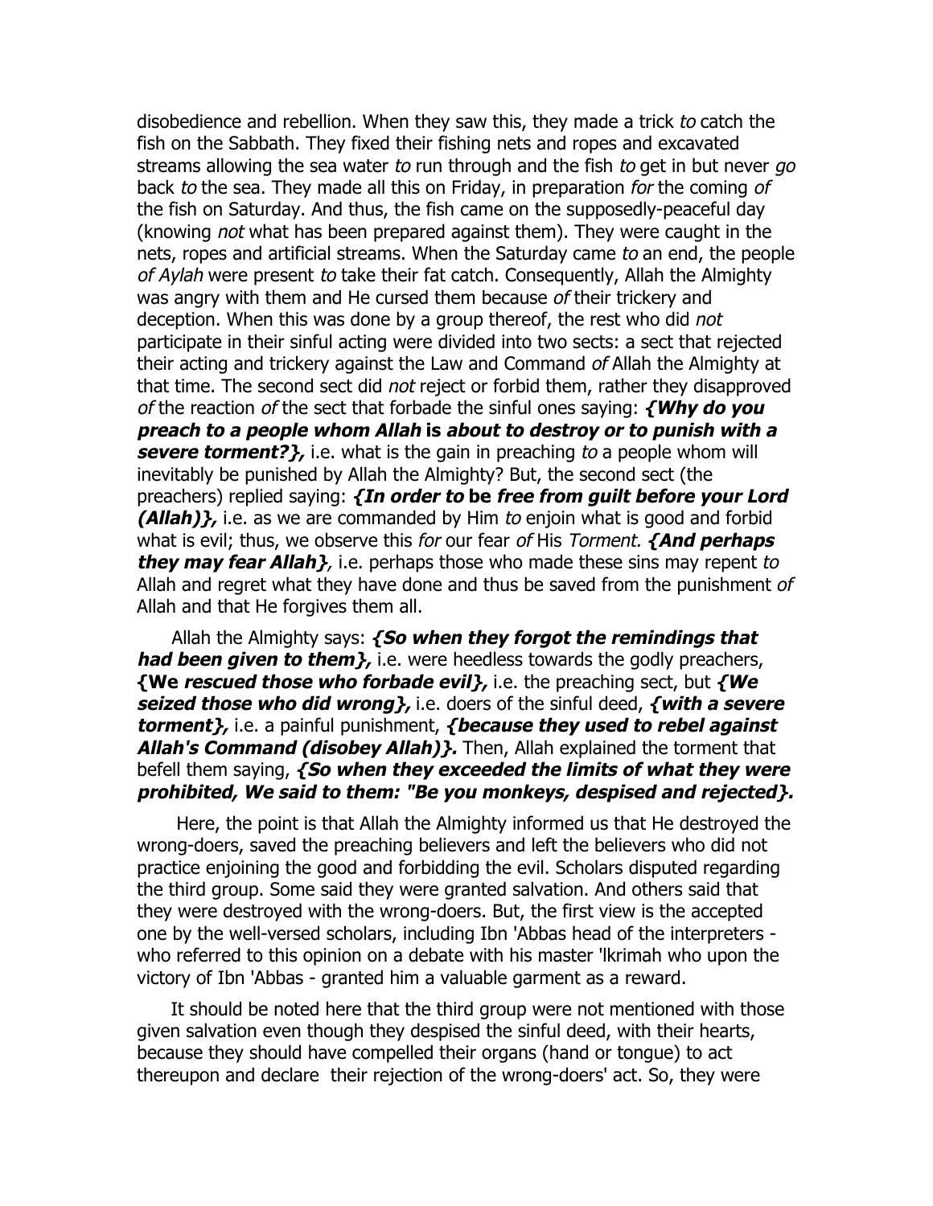disobedience and rebellion. When they saw this, they made a trick *to* catch the fish on the Sabbath. They fixed their fishing nets and ropes and excavated streams allowing the sea water *to* run through and the fish *to* get in but never *go* back *to* the sea. They made all this on Friday, in preparation *for* the coming *of* the fish on Saturday. And thus, the fish came on the supposedly-peaceful day (knowing *not* what has been prepared against them). They were caught in the nets, ropes and artificial streams. When the Saturday came *to* an end, the people *of Aylah* were present *to* take their fat catch. Consequently, Allah the Almighty was angry with them and He cursed them because *of* their trickery and deception. When this was done by a group thereof, the rest who did *not* participate in their sinful acting were divided into two sects: a sect that rejected their acting and trickery against the Law and Command *of* Allah the Almighty at that time. The second sect did *not* reject or forbid them, rather they disapproved *of* the reaction *of* the sect that forbade the sinful ones saying: ***{Why do you preach to a people whom Allah* is *about to destroy or to punish with a severe torment?}*,** i.e. what is the gain in preaching *to* a people whom will inevitably be punished by Allah the Almighty? But, the second sect (the preachers) replied saying: ***{In order to* be *free from guilt before your Lord (Allah)}*,** i.e. as we are commanded by Him *to* enjoin what is good and forbid what is evil; thus, we observe this *for* our fear *of* His *Torment.* ***{And perhaps they may fear Allah}*,** i.e. perhaps those who made these sins may repent *to* Allah and regret what they have done and thus be saved from the punishment *of* Allah and that He forgives them all.

Allah the Almighty says: ***{So when they forgot the remindings that had been given to them}*,** i.e. were heedless towards the godly preachers, **{We *rescued those who forbade evil}*,** i.e. the preaching sect, but ***{We seized those who did wrong}*,** i.e. doers of the sinful deed, ***{with a severe torment}*,** i.e. a painful punishment, ***{because they used to rebel against Allah's Command (disobey Allah)}*.** Then, Allah explained the torment that befell them saying, ***{So when they exceeded the limits of what they were prohibited, We said to them: "Be you monkeys, despised and rejected}*.**

Here, the point is that Allah the Almighty informed us that He destroyed the wrong-doers, saved the preaching believers and left the believers who did not practice enjoining the good and forbidding the evil. Scholars disputed regarding the third group. Some said they were granted salvation. And others said that they were destroyed with the wrong-doers. But, the first view is the accepted one by the well-versed scholars, including Ibn 'Abbas head of the interpreters - who referred to this opinion on a debate with his master 'lkrimah who upon the victory of Ibn 'Abbas - granted him a valuable garment as a reward.

It should be noted here that the third group were not mentioned with those given salvation even though they despised the sinful deed, with their hearts, because they should have compelled their organs (hand or tongue) to act thereupon and declare their rejection of the wrong-doers' act. So, they were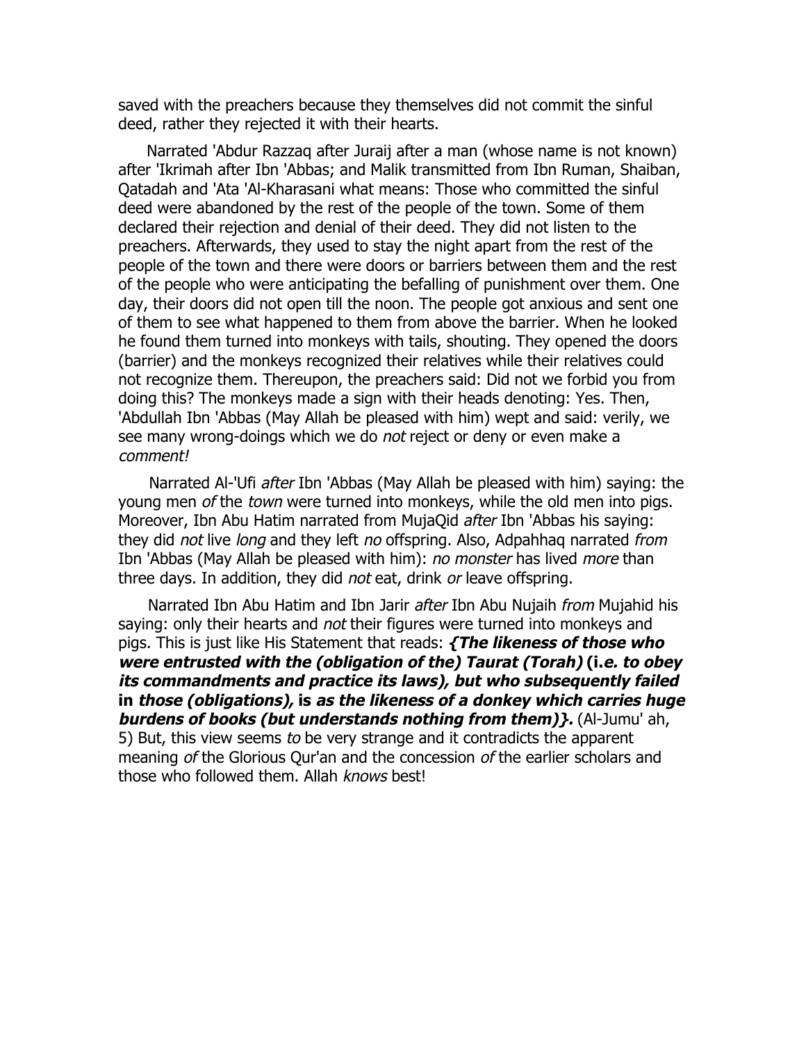saved with the preachers because they themselves did not commit the sinful deed, rather they rejected it with their hearts.

Narrated 'Abdur Razzaq after Juraij after a man (whose name is not known) after 'Ikrimah after Ibn 'Abbas; and Malik transmitted from Ibn Ruman, Shaiban, Qatadah and 'Ata 'Al-Kharasani what means: Those who committed the sinful deed were abandoned by the rest of the people of the town. Some of them declared their rejection and denial of their deed. They did not listen to the preachers. Afterwards, they used to stay the night apart from the rest of the people of the town and there were doors or barriers between them and the rest of the people who were anticipating the befalling of punishment over them. One day, their doors did not open till the noon. The people got anxious and sent one of them to see what happened to them from above the barrier. When he looked he found them turned into monkeys with tails, shouting. They opened the doors (barrier) and the monkeys recognized their relatives while their relatives could not recognize them. Thereupon, the preachers said: Did not we forbid you from doing this? The monkeys made a sign with their heads denoting: Yes. Then, 'Abdullah Ibn 'Abbas (May Allah be pleased with him) wept and said: verily, we see many wrong-doings which we do *not* reject or deny or even make a *comment!*

Narrated Al-'Ufi *after* Ibn 'Abbas (May Allah be pleased with him) saying: the young men *of* the *town* were turned into monkeys, while the old men into pigs. Moreover, Ibn Abu Hatim narrated from MujaQid *after* Ibn 'Abbas his saying: they did *not* live *long* and they left *no* offspring. Also, Adpahhaq narrated *from* Ibn 'Abbas (May Allah be pleased with him): *no monster* has lived *more* than three days. In addition, they did *not* eat, drink *or* leave offspring.

Narrated Ibn Abu Hatim and Ibn Jarir *after* Ibn Abu Nujaih *from* Mujahid his saying: only their hearts and *not* their figures were turned into monkeys and pigs. This is just like His Statement that reads: ***{The likeness of those who were entrusted with the (obligation of the) Taurat (Torah)* (i.*e. to obey its commandments and practice its laws), but who subsequently failed* in *those (obligations),* is *as the likeness of a donkey which carries huge burdens of books (but understands nothing from them)}.*** (Al-Jumu' ah, 5) But, this view seems *to* be very strange and it contradicts the apparent meaning *of* the Glorious Qur'an and the concession *of* the earlier scholars and those who followed them. Allah *knows* best!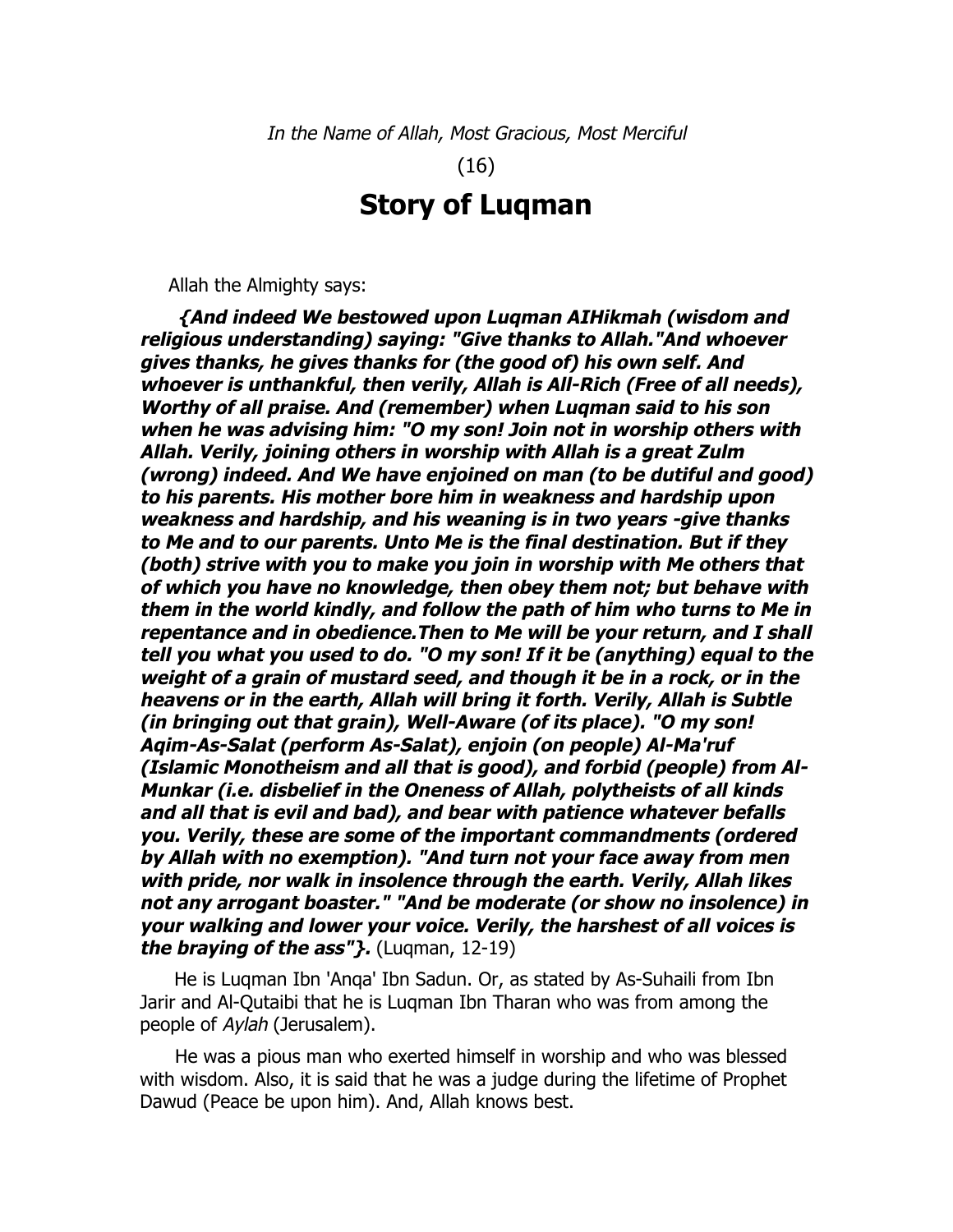*In the Name of Allah, Most Gracious, Most Merciful*

(16)

# Story of Luqman

Allah the Almighty says:

***{And indeed We bestowed upon Luqman AIHikmah (wisdom and religious understanding) saying: "Give thanks to Allah."And whoever gives thanks, he gives thanks for (the good of) his own self. And whoever is unthankful, then verily, Allah is All-Rich (Free of all needs), Worthy of all praise. And (remember) when Luqman said to his son when he was advising him: "O my son! Join not in worship others with Allah. Verily, joining others in worship with Allah is a great Zulm (wrong) indeed. And We have enjoined on man (to be dutiful and good) to his parents. His mother bore him in weakness and hardship upon weakness and hardship, and his weaning is in two years -give thanks to Me and to our parents. Unto Me is the final destination. But if they (both) strive with you to make you join in worship with Me others that of which you have no knowledge, then obey them not; but behave with them in the world kindly, and follow the path of him who turns to Me in repentance and in obedience.Then to Me will be your return, and I shall tell you what you used to do. "O my son! If it be (anything) equal to the weight of a grain of mustard seed, and though it be in a rock, or in the heavens or in the earth, Allah will bring it forth. Verily, Allah is Subtle (in bringing out that grain), Well-Aware (of its place). "O my son! Aqim-As-Salat (perform As-Salat), enjoin (on people) Al-Ma'ruf (Islamic Monotheism and all that is good), and forbid (people) from Al-Munkar (i.e. disbelief in the Oneness of Allah, polytheists of all kinds and all that is evil and bad), and bear with patience whatever befalls you. Verily, these are some of the important commandments (ordered by Allah with no exemption). "And turn not your face away from men with pride, nor walk in insolence through the earth. Verily, Allah likes not any arrogant boaster." "And be moderate (or show no insolence) in your walking and lower your voice. Verily, the harshest of all voices is the braying of the ass"}.*** (Luqman, 12-19)

He is Luqman Ibn 'Anqa' Ibn Sadun. Or, as stated by As-Suhaili from Ibn Jarir and Al-Qutaibi that he is Luqman Ibn Tharan who was from among the people of *Aylah* (Jerusalem).

He was a pious man who exerted himself in worship and who was blessed with wisdom. Also, it is said that he was a judge during the lifetime of Prophet Dawud (Peace be upon him). And, Allah knows best.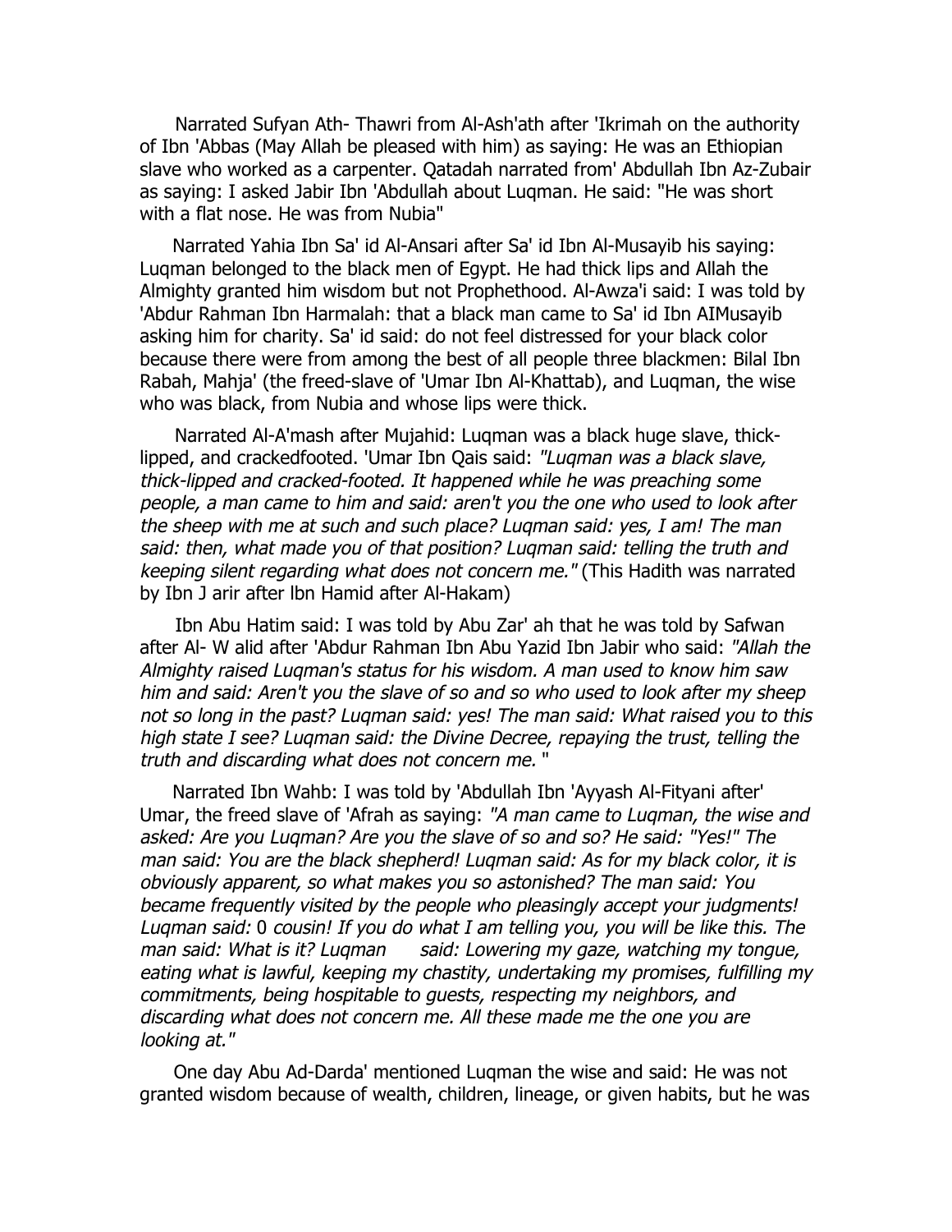Narrated Sufyan Ath- Thawri from Al-Ash'ath after 'Ikrimah on the authority of Ibn 'Abbas (May Allah be pleased with him) as saying: He was an Ethiopian slave who worked as a carpenter. Qatadah narrated from' Abdullah Ibn Az-Zubair as saying: I asked Jabir Ibn 'Abdullah about Luqman. He said: "He was short with a flat nose. He was from Nubia"

Narrated Yahia Ibn Sa' id Al-Ansari after Sa' id Ibn Al-Musayib his saying: Luqman belonged to the black men of Egypt. He had thick lips and Allah the Almighty granted him wisdom but not Prophethood. Al-Awza'i said: I was told by 'Abdur Rahman Ibn Harmalah: that a black man came to Sa' id Ibn AIMusayib asking him for charity. Sa' id said: do not feel distressed for your black color because there were from among the best of all people three blackmen: Bilal Ibn Rabah, Mahja' (the freed-slave of 'Umar Ibn Al-Khattab), and Luqman, the wise who was black, from Nubia and whose lips were thick.

Narrated Al-A'mash after Mujahid: Luqman was a black huge slave, thick-lipped, and crackedfooted. 'Umar Ibn Qais said: *"Luqman was a black slave, thick-lipped and cracked-footed. It happened while he was preaching some people, a man came to him and said: aren't you the one who used to look after the sheep with me at such and such place? Luqman said: yes, I am! The man said: then, what made you of that position? Luqman said: telling the truth and keeping silent regarding what does not concern me."* (This Hadith was narrated by Ibn J arir after lbn Hamid after Al-Hakam)

Ibn Abu Hatim said: I was told by Abu Zar' ah that he was told by Safwan after Al- W alid after 'Abdur Rahman Ibn Abu Yazid Ibn Jabir who said: *"Allah the Almighty raised Luqman's status for his wisdom. A man used to know him saw him and said: Aren't you the slave of so and so who used to look after my sheep not so long in the past? Luqman said: yes! The man said: What raised you to this high state I see? Luqman said: the Divine Decree, repaying the trust, telling the truth and discarding what does not concern me.* "

Narrated Ibn Wahb: I was told by 'Abdullah Ibn 'Ayyash Al-Fityani after' Umar, the freed slave of 'Afrah as saying: *"A man came to Luqman, the wise and asked: Are you Luqman? Are you the slave of so and so? He said: "Yes!" The man said: You are the black shepherd! Luqman said: As for my black color, it is obviously apparent, so what makes you so astonished? The man said: You became frequently visited by the people who pleasingly accept your judgments! Luqman said:* 0 *cousin! If you do what I am telling you, you will be like this. The man said: What is it? Luqman said: Lowering my gaze, watching my tongue, eating what is lawful, keeping my chastity, undertaking my promises, fulfilling my commitments, being hospitable to guests, respecting my neighbors, and discarding what does not concern me. All these made me the one you are looking at."*

One day Abu Ad-Darda' mentioned Luqman the wise and said: He was not granted wisdom because of wealth, children, lineage, or given habits, but he was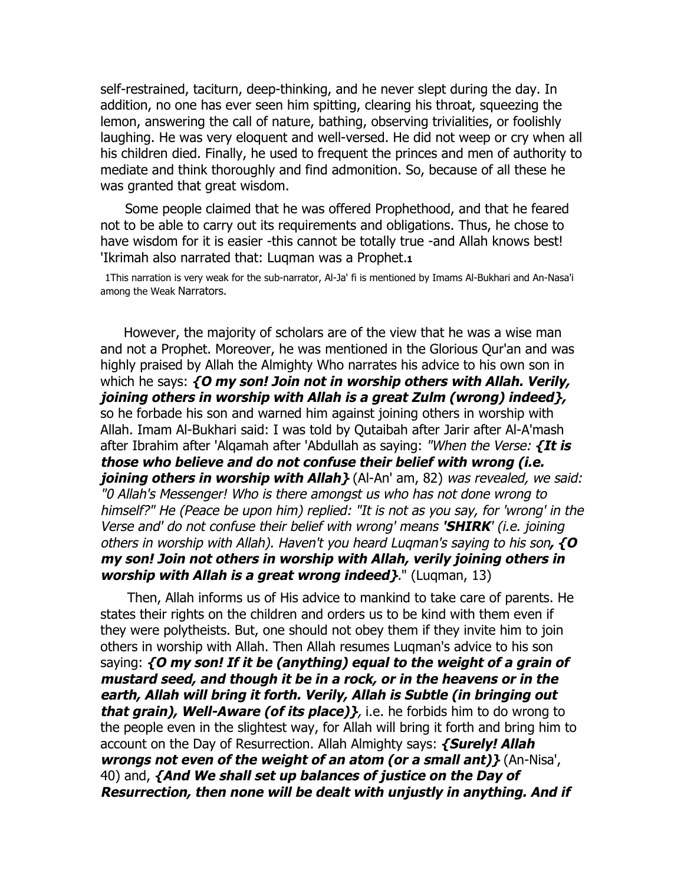self-restrained, taciturn, deep-thinking, and he never slept during the day. In addition, no one has ever seen him spitting, clearing his throat, squeezing the lemon, answering the call of nature, bathing, observing trivialities, or foolishly laughing. He was very eloquent and well-versed. He did not weep or cry when all his children died. Finally, he used to frequent the princes and men of authority to mediate and think thoroughly and find admonition. So, because of all these he was granted that great wisdom.

Some people claimed that he was offered Prophethood, and that he feared not to be able to carry out its requirements and obligations. Thus, he chose to have wisdom for it is easier -this cannot be totally true -and Allah knows best! 'Ikrimah also narrated that: Luqman was a Prophet.[1]

1This narration is very weak for the sub-narrator, Al-Ja' fi is mentioned by Imams Al-Bukhari and An-Nasa'i among the Weak Narrators.

However, the majority of scholars are of the view that he was a wise man and not a Prophet. Moreover, he was mentioned in the Glorious Qur'an and was highly praised by Allah the Almighty Who narrates his advice to his own son in which he says: ***{O my son! Join not in worship others with Allah. Verily, joining others in worship with Allah is a great Zulm (wrong) indeed},*** so he forbade his son and warned him against joining others in worship with Allah. Imam Al-Bukhari said: I was told by Qutaibah after Jarir after Al-A'mash after Ibrahim after 'Alqamah after 'Abdullah as saying: *"When the Verse:* ***{It is those who believe and do not confuse their belief with wrong (i.e. joining others in worship with Allah}*** (Al-An' am, 82) *was revealed, we said: "0 Allah's Messenger! Who is there amongst us who has not done wrong to himself?" He (Peace be upon him) replied: "It is not as you say, for 'wrong' in the Verse and' do not confuse their belief with wrong' means* ***'SHIRK'*** *(i.e. joining others in worship with Allah). Haven't you heard Luqman's saying to his son****, {O my son! Join not others in worship with Allah, verily joining others in worship with Allah is a great wrong indeed}****."* (Luqman, 13)

Then, Allah informs us of His advice to mankind to take care of parents. He states their rights on the children and orders us to be kind with them even if they were polytheists. But, one should not obey them if they invite him to join others in worship with Allah. Then Allah resumes Luqman's advice to his son saying: ***{O my son! If it be (anything) equal to the weight of a grain of mustard seed, and though it be in a rock, or in the heavens or in the earth, Allah will bring it forth. Verily, Allah is Subtle (in bringing out that grain), Well-Aware (of its place)}***, i.e. he forbids him to do wrong to the people even in the slightest way, for Allah will bring it forth and bring him to account on the Day of Resurrection. Allah Almighty says: ***{Surely! Allah wrongs not even of the weight of an atom (or a small ant)}*** (An-Nisa', 40) and, ***{And We shall set up balances of justice on the Day of Resurrection, then none will be dealt with unjustly in anything. And if***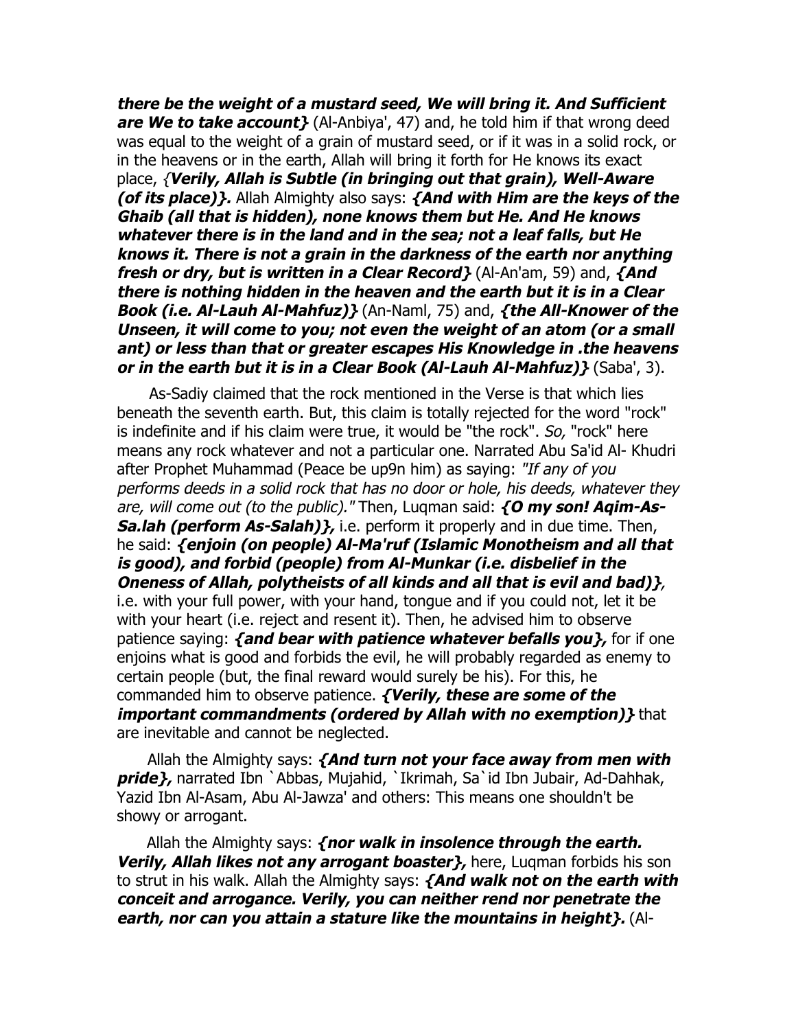***there be the weight of a mustard seed, We will bring it. And Sufficient are We to take account}*** (Al-Anbiya', 47) and, he told him if that wrong deed was equal to the weight of a grain of mustard seed, or if it was in a solid rock, or in the heavens or in the earth, Allah will bring it forth for He knows its exact place, {***Verily, Allah is Subtle (in bringing out that grain), Well-Aware (of its place)}.*** Allah Almighty also says: ***{And with Him are the keys of the Ghaib (all that is hidden), none knows them but He. And He knows whatever there is in the land and in the sea; not a leaf falls, but He knows it. There is not a grain in the darkness of the earth nor anything fresh or dry, but is written in a Clear Record}*** (Al-An'am, 59) and, ***{And there is nothing hidden in the heaven and the earth but it is in a Clear Book (i.e. Al-Lauh Al-Mahfuz)}*** (An-Naml, 75) and, ***{the All-Knower of the Unseen, it will come to you; not even the weight of an atom (or a small ant) or less than that or greater escapes His Knowledge in .the heavens or in the earth but it is in a Clear Book (Al-Lauh Al-Mahfuz)}*** (Saba', 3).

As-Sadiy claimed that the rock mentioned in the Verse is that which lies beneath the seventh earth. But, this claim is totally rejected for the word "rock" is indefinite and if his claim were true, it would be "the rock". *So,* "rock" here means any rock whatever and not a particular one. Narrated Abu Sa'id Al- Khudri after Prophet Muhammad (Peace be up9n him) as saying: *"If any of you performs deeds in a solid rock that has no door or hole, his deeds, whatever they are, will come out (to the public)."* Then, Luqman said: ***{O my son! Aqim-As-Sa.lah (perform As-Salah)},*** i.e. perform it properly and in due time. Then, he said: ***{enjoin (on people) Al-Ma'ruf (Islamic Monotheism and all that is good), and forbid (people) from Al-Munkar (i.e. disbelief in the Oneness of Allah, polytheists of all kinds and all that is evil and bad)}***, i.e. with your full power, with your hand, tongue and if you could not, let it be with your heart (i.e. reject and resent it). Then, he advised him to observe patience saying: ***{and bear with patience whatever befalls you},*** for if one enjoins what is good and forbids the evil, he will probably regarded as enemy to certain people (but, the final reward would surely be his). For this, he commanded him to observe patience. ***{Verily, these are some of the important commandments (ordered by Allah with no exemption)}*** that are inevitable and cannot be neglected.

Allah the Almighty says: ***{And turn not your face away from men with pride},*** narrated Ibn `Abbas, Mujahid, `Ikrimah, Sa`id Ibn Jubair, Ad-Dahhak, Yazid Ibn Al-Asam, Abu Al-Jawza' and others: This means one shouldn't be showy or arrogant.

Allah the Almighty says: ***{nor walk in insolence through the earth. Verily, Allah likes not any arrogant boaster},*** here, Luqman forbids his son to strut in his walk. Allah the Almighty says: ***{And walk not on the earth with conceit and arrogance. Verily, you can neither rend nor penetrate the earth, nor can you attain a stature like the mountains in height}.*** (Al-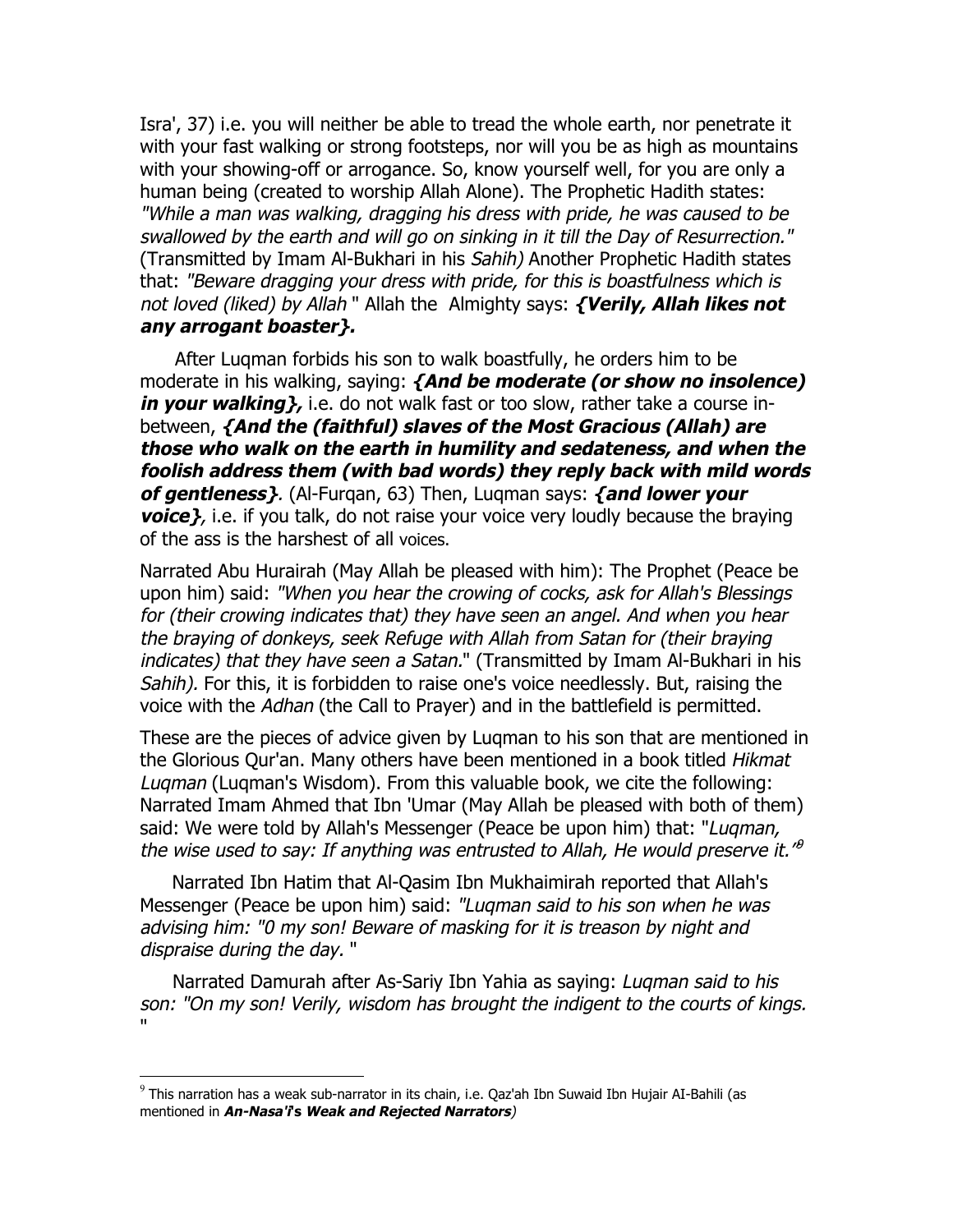Isra', 37) i.e. you will neither be able to tread the whole earth, nor penetrate it with your fast walking or strong footsteps, nor will you be as high as mountains with your showing-off or arrogance. So, know yourself well, for you are only a human being (created to worship Allah Alone). The Prophetic Hadith states: *"While a man was walking, dragging his dress with pride, he was caused to be swallowed by the earth and will go on sinking in it till the Day of Resurrection."* (Transmitted by Imam Al-Bukhari in his *Sahih)* Another Prophetic Hadith states that: *"Beware dragging your dress with pride, for this is boastfulness which is not loved (liked) by Allah* " Allah the Almighty says: ***{Verily, Allah likes not any arrogant boaster}.***

After Luqman forbids his son to walk boastfully, he orders him to be moderate in his walking, saying: ***{And be moderate (or show no insolence) in your walking},*** i.e. do not walk fast or too slow, rather take a course in-between, ***{And the (faithful) slaves of the Most Gracious (Allah) are those who walk on the earth in humility and sedateness, and when the foolish address them (with bad words) they reply back with mild words of gentleness}***. (Al-Furqan, 63) Then, Luqman says: ***{and lower your voice}***, i.e. if you talk, do not raise your voice very loudly because the braying of the ass is the harshest of all voices.

Narrated Abu Hurairah (May Allah be pleased with him): The Prophet (Peace be upon him) said: *"When you hear the crowing of cocks, ask for Allah's Blessings for (their crowing indicates that) they have seen an angel. And when you hear the braying of donkeys, seek Refuge with Allah from Satan for (their braying indicates) that they have seen a Satan.*" (Transmitted by Imam Al-Bukhari in his *Sahih).* For this, it is forbidden to raise one's voice needlessly. But, raising the voice with the *Adhan* (the Call to Prayer) and in the battlefield is permitted.

These are the pieces of advice given by Luqman to his son that are mentioned in the Glorious Qur'an. Many others have been mentioned in a book titled *Hikmat Luqman* (Luqman's Wisdom). From this valuable book, we cite the following: Narrated Imam Ahmed that Ibn 'Umar (May Allah be pleased with both of them) said: We were told by Allah's Messenger (Peace be upon him) that: "*Luqman, the wise used to say: If anything was entrusted to Allah, He would preserve it.*"[9]

Narrated Ibn Hatim that Al-Qasim Ibn Mukhaimirah reported that Allah's Messenger (Peace be upon him) said: *"Luqman said to his son when he was advising him: "0 my son! Beware of masking for it is treason by night and dispraise during the day.* "

Narrated Damurah after As-Sariy Ibn Yahia as saying: *Luqman said to his son: "On my son! Verily, wisdom has brought the indigent to the courts of kings.* "

---

[9] This narration has a weak sub-narrator in its chain, i.e. Qaz'ah Ibn Suwaid Ibn Hujair Al-Bahili (as mentioned in ***An-Nasa'i's Weak and Rejected Narrators***)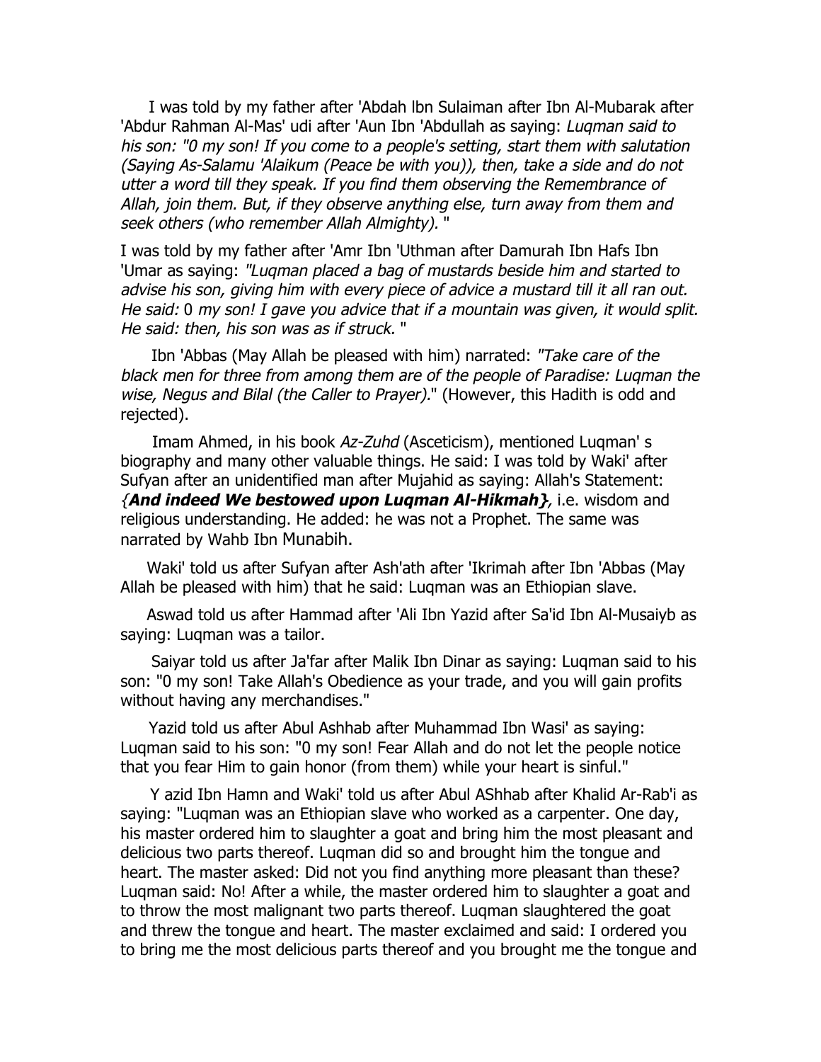I was told by my father after 'Abdah lbn Sulaiman after Ibn Al-Mubarak after 'Abdur Rahman Al-Mas' udi after 'Aun Ibn 'Abdullah as saying: *Luqman said to his son: "0 my son! If you come to a people's setting, start them with salutation (Saying As-Salamu 'Alaikum (Peace be with you)), then, take a side and do not utter a word till they speak. If you find them observing the Remembrance of Allah, join them. But, if they observe anything else, turn away from them and seek others (who remember Allah Almighty).* "

I was told by my father after 'Amr Ibn 'Uthman after Damurah Ibn Hafs Ibn 'Umar as saying: *"Luqman placed a bag of mustards beside him and started to advise his son, giving him with every piece of advice a mustard till it all ran out. He said:* 0 *my son! I gave you advice that if a mountain was given, it would split. He said: then, his son was as if struck.* "

Ibn 'Abbas (May Allah be pleased with him) narrated: *"Take care of the black men for three from among them are of the people of Paradise: Luqman the wise, Negus and Bilal (the Caller to Prayer).*" (However, this Hadith is odd and rejected).

Imam Ahmed, in his book *Az-Zuhd* (Asceticism), mentioned Luqman' s biography and many other valuable things. He said: I was told by Waki' after Sufyan after an unidentified man after Mujahid as saying: Allah's Statement: *{**And indeed We bestowed upon Luqman Al-Hikmah**}*, i.e. wisdom and religious understanding. He added: he was not a Prophet. The same was narrated by Wahb Ibn Munabih.

Waki' told us after Sufyan after Ash'ath after 'Ikrimah after Ibn 'Abbas (May Allah be pleased with him) that he said: Luqman was an Ethiopian slave.

Aswad told us after Hammad after 'Ali Ibn Yazid after Sa'id Ibn Al-Musaiyb as saying: Luqman was a tailor.

Saiyar told us after Ja'far after Malik Ibn Dinar as saying: Luqman said to his son: "0 my son! Take Allah's Obedience as your trade, and you will gain profits without having any merchandises."

Yazid told us after Abul Ashhab after Muhammad Ibn Wasi' as saying: Luqman said to his son: "0 my son! Fear Allah and do not let the people notice that you fear Him to gain honor (from them) while your heart is sinful."

Y azid Ibn Hamn and Waki' told us after Abul AShhab after Khalid Ar-Rab'i as saying: "Luqman was an Ethiopian slave who worked as a carpenter. One day, his master ordered him to slaughter a goat and bring him the most pleasant and delicious two parts thereof. Luqman did so and brought him the tongue and heart. The master asked: Did not you find anything more pleasant than these? Luqman said: No! After a while, the master ordered him to slaughter a goat and to throw the most malignant two parts thereof. Luqman slaughtered the goat and threw the tongue and heart. The master exclaimed and said: I ordered you to bring me the most delicious parts thereof and you brought me the tongue and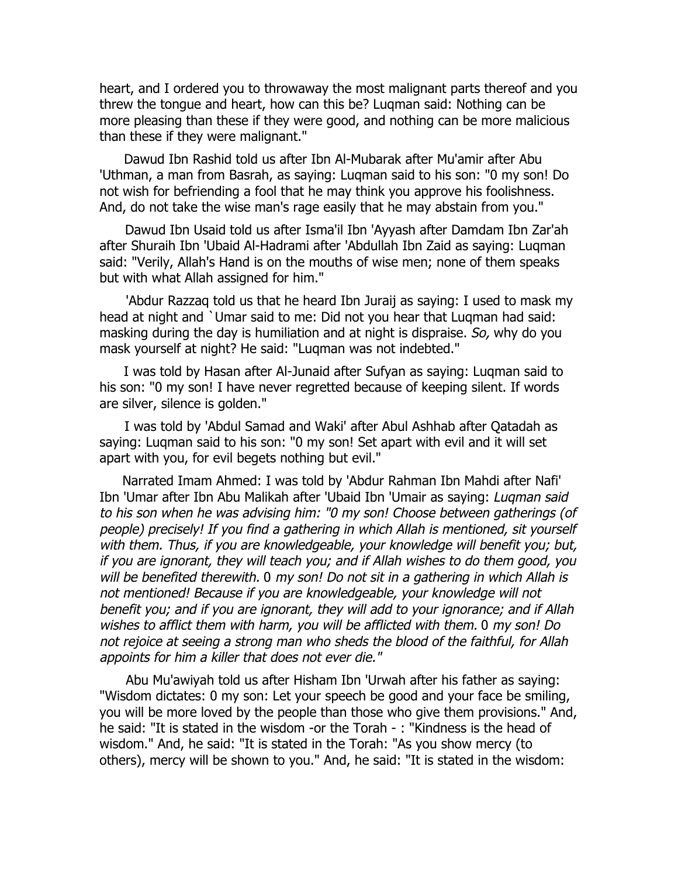heart, and I ordered you to throwaway the most malignant parts thereof and you threw the tongue and heart, how can this be? Luqman said: Nothing can be more pleasing than these if they were good, and nothing can be more malicious than these if they were malignant."

Dawud Ibn Rashid told us after Ibn Al-Mubarak after Mu'amir after Abu 'Uthman, a man from Basrah, as saying: Luqman said to his son: "0 my son! Do not wish for befriending a fool that he may think you approve his foolishness. And, do not take the wise man's rage easily that he may abstain from you."

Dawud Ibn Usaid told us after Isma'il Ibn 'Ayyash after Damdam Ibn Zar'ah after Shuraih Ibn 'Ubaid Al-Hadrami after 'Abdullah Ibn Zaid as saying: Luqman said: "Verily, Allah's Hand is on the mouths of wise men; none of them speaks but with what Allah assigned for him."

'Abdur Razzaq told us that he heard Ibn Juraij as saying: I used to mask my head at night and `Umar said to me: Did not you hear that Luqman had said: masking during the day is humiliation and at night is dispraise. *So,* why do you mask yourself at night? He said: "Luqman was not indebted."

I was told by Hasan after Al-Junaid after Sufyan as saying: Luqman said to his son: "0 my son! I have never regretted because of keeping silent. If words are silver, silence is golden."

I was told by 'Abdul Samad and Waki' after Abul Ashhab after Qatadah as saying: Luqman said to his son: "0 my son! Set apart with evil and it will set apart with you, for evil begets nothing but evil."

Narrated Imam Ahmed: I was told by 'Abdur Rahman Ibn Mahdi after Nafi' Ibn 'Umar after Ibn Abu Malikah after 'Ubaid Ibn 'Umair as saying: *Luqman said to his son when he was advising him: "0 my son! Choose between gatherings (of people) precisely! If you find a gathering in which Allah is mentioned, sit yourself with them. Thus, if you are knowledgeable, your knowledge will benefit you; but, if you are ignorant, they will teach you; and if Allah wishes to do them good, you will be benefited therewith.* 0 *my son! Do not sit in a gathering in which Allah is not mentioned! Because if you are knowledgeable, your knowledge will not benefit you; and if you are ignorant, they will add to your ignorance; and if Allah wishes to afflict them with harm, you will be afflicted with them.* 0 *my son! Do not rejoice at seeing a strong man who sheds the blood of the faithful, for Allah appoints for him a killer that does not ever die."*

Abu Mu'awiyah told us after Hisham Ibn 'Urwah after his father as saying: "Wisdom dictates: 0 my son: Let your speech be good and your face be smiling, you will be more loved by the people than those who give them provisions." And, he said: "It is stated in the wisdom -or the Torah - : "Kindness is the head of wisdom." And, he said: "It is stated in the Torah: "As you show mercy (to others), mercy will be shown to you." And, he said: "It is stated in the wisdom: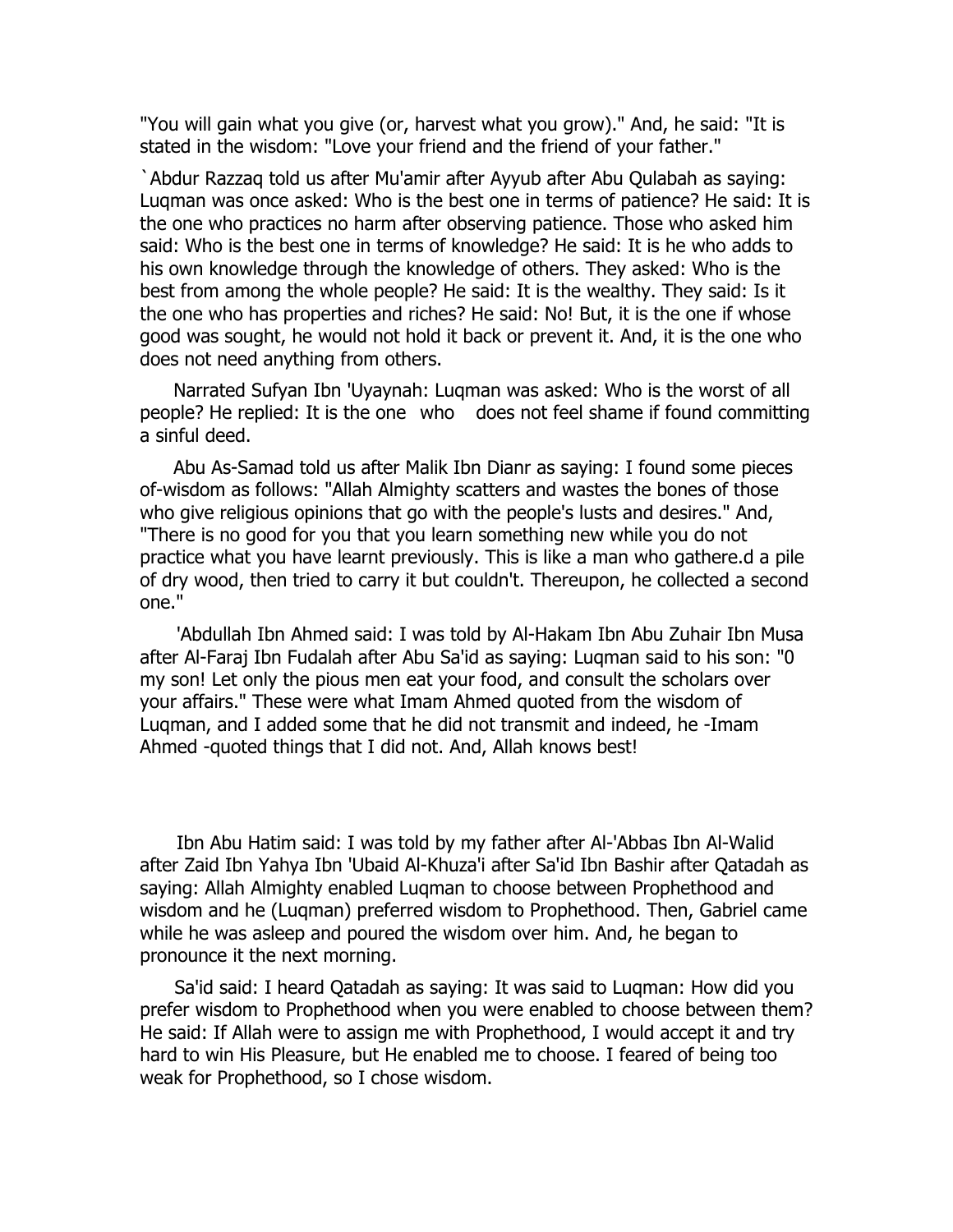"You will gain what you give (or, harvest what you grow)." And, he said: "It is stated in the wisdom: "Love your friend and the friend of your father."

`Abdur Razzaq told us after Mu'amir after Ayyub after Abu Qulabah as saying: Luqman was once asked: Who is the best one in terms of patience? He said: It is the one who practices no harm after observing patience. Those who asked him said: Who is the best one in terms of knowledge? He said: It is he who adds to his own knowledge through the knowledge of others. They asked: Who is the best from among the whole people? He said: It is the wealthy. They said: Is it the one who has properties and riches? He said: No! But, it is the one if whose good was sought, he would not hold it back or prevent it. And, it is the one who does not need anything from others.

Narrated Sufyan Ibn 'Uyaynah: Luqman was asked: Who is the worst of all people? He replied: It is the one who does not feel shame if found committing a sinful deed.

Abu As-Samad told us after Malik Ibn Dianr as saying: I found some pieces of-wisdom as follows: "Allah Almighty scatters and wastes the bones of those who give religious opinions that go with the people's lusts and desires." And, "There is no good for you that you learn something new while you do not practice what you have learnt previously. This is like a man who gathere.d a pile of dry wood, then tried to carry it but couldn't. Thereupon, he collected a second one."

'Abdullah Ibn Ahmed said: I was told by Al-Hakam Ibn Abu Zuhair Ibn Musa after Al-Faraj Ibn Fudalah after Abu Sa'id as saying: Luqman said to his son: "0 my son! Let only the pious men eat your food, and consult the scholars over your affairs." These were what Imam Ahmed quoted from the wisdom of Luqman, and I added some that he did not transmit and indeed, he -Imam Ahmed -quoted things that I did not. And, Allah knows best!

Ibn Abu Hatim said: I was told by my father after Al-'Abbas Ibn Al-Walid after Zaid Ibn Yahya Ibn 'Ubaid Al-Khuza'i after Sa'id Ibn Bashir after Qatadah as saying: Allah Almighty enabled Luqman to choose between Prophethood and wisdom and he (Luqman) preferred wisdom to Prophethood. Then, Gabriel came while he was asleep and poured the wisdom over him. And, he began to pronounce it the next morning.

Sa'id said: I heard Qatadah as saying: It was said to Luqman: How did you prefer wisdom to Prophethood when you were enabled to choose between them? He said: If Allah were to assign me with Prophethood, I would accept it and try hard to win His Pleasure, but He enabled me to choose. I feared of being too weak for Prophethood, so I chose wisdom.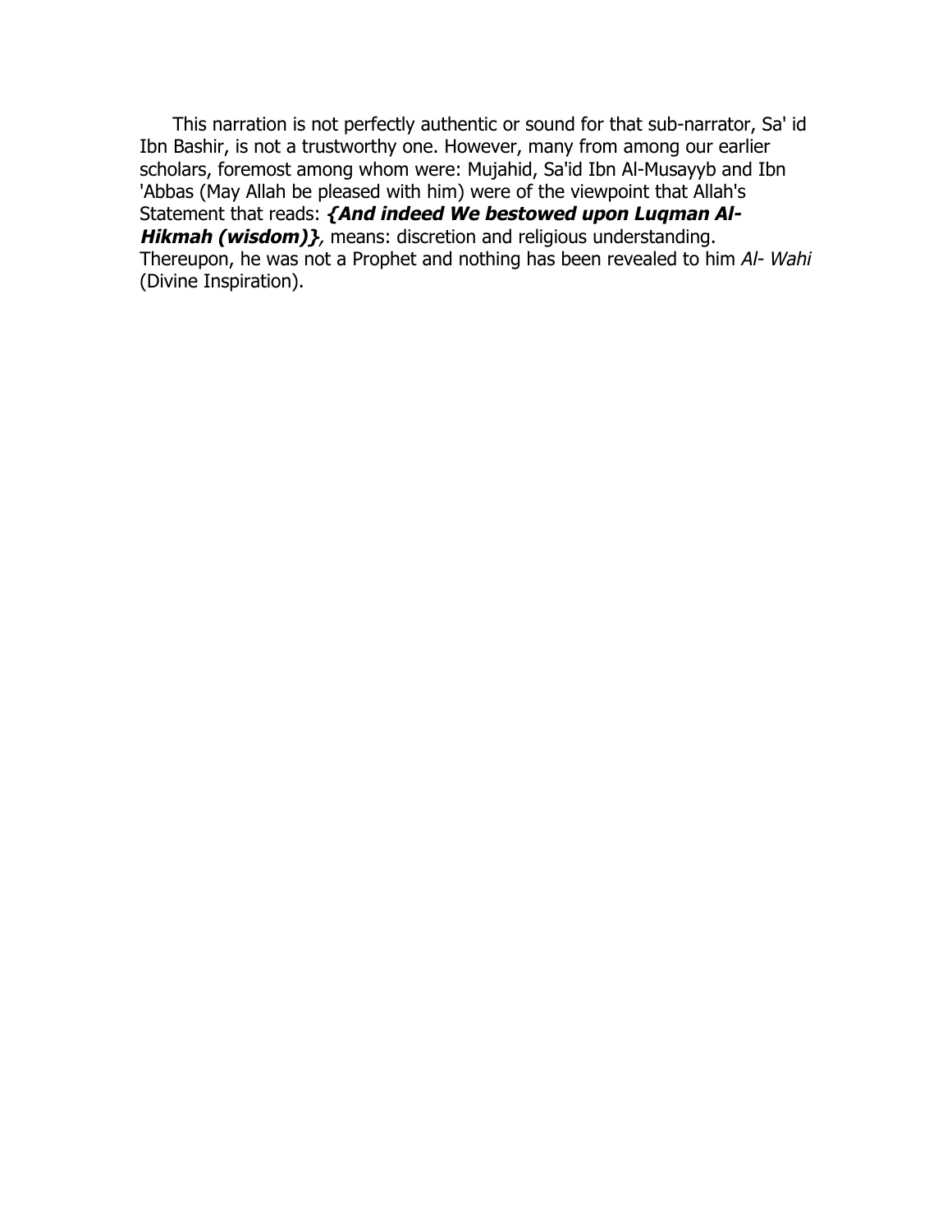This narration is not perfectly authentic or sound for that sub-narrator, Sa' id Ibn Bashir, is not a trustworthy one. However, many from among our earlier scholars, foremost among whom were: Mujahid, Sa'id Ibn Al-Musayyb and Ibn 'Abbas (May Allah be pleased with him) were of the viewpoint that Allah's Statement that reads: ***{And indeed We bestowed upon Luqman Al-Hikmah (wisdom)}***, means: discretion and religious understanding. Thereupon, he was not a Prophet and nothing has been revealed to him *Al- Wahi* (Divine Inspiration).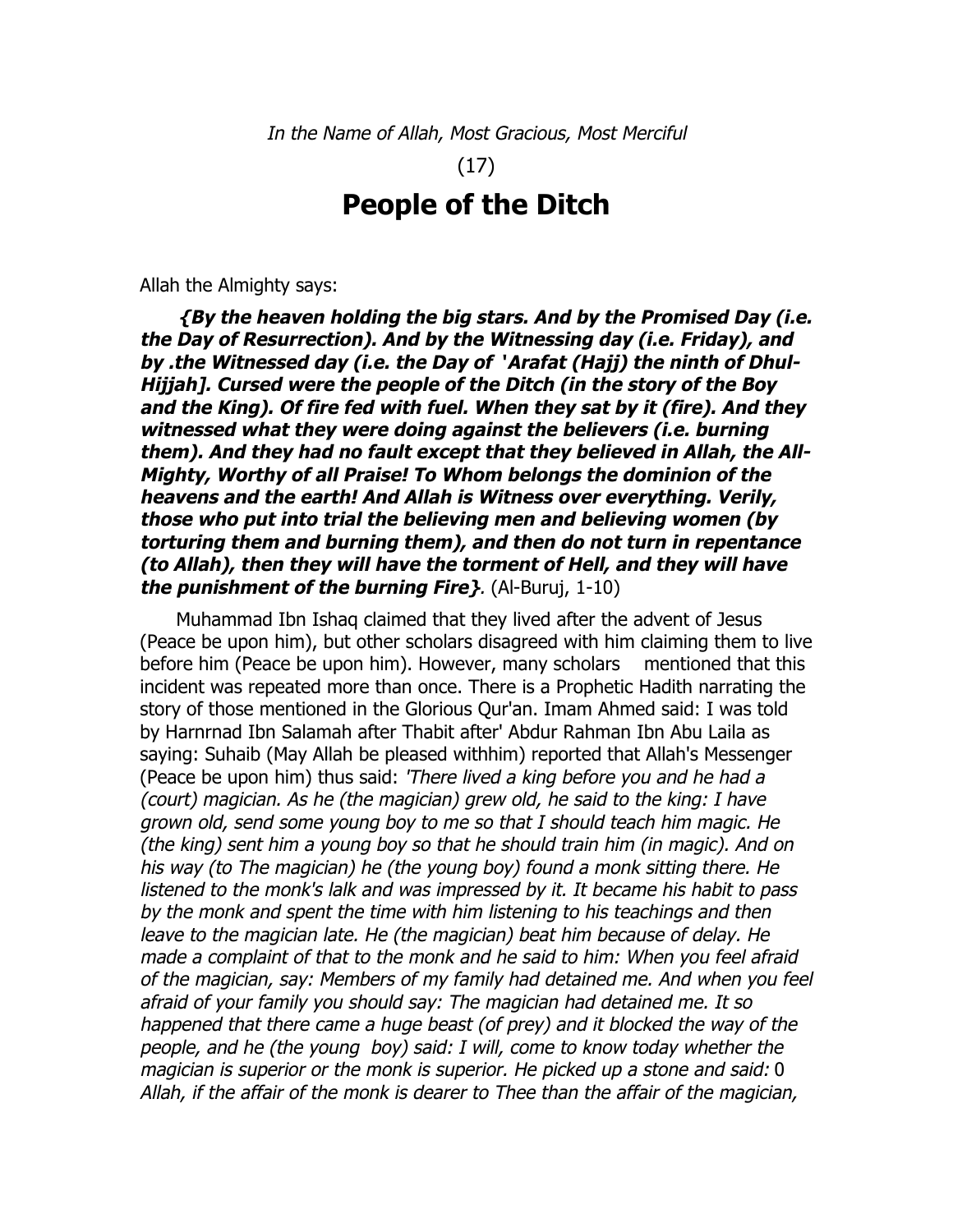*In the Name of Allah, Most Gracious, Most Merciful*

(17)

# People of the Ditch

Allah the Almighty says:

***{By the heaven holding the big stars. And by the Promised Day (i.e. the Day of Resurrection). And by the Witnessing day (i.e. Friday), and by .the Witnessed day (i.e. the Day of 'Arafat (Hajj) the ninth of Dhul-Hijjah]. Cursed were the people of the Ditch (in the story of the Boy and the King). Of fire fed with fuel. When they sat by it (fire). And they witnessed what they were doing against the believers (i.e. burning them). And they had no fault except that they believed in Allah, the All-Mighty, Worthy of all Praise! To Whom belongs the dominion of the heavens and the earth! And Allah is Witness over everything. Verily, those who put into trial the believing men and believing women (by torturing them and burning them), and then do not turn in repentance (to Allah), then they will have the torment of Hell, and they will have the punishment of the burning Fire}***. (Al-Buruj, 1-10)

Muhammad Ibn Ishaq claimed that they lived after the advent of Jesus (Peace be upon him), but other scholars disagreed with him claiming them to live before him (Peace be upon him). However, many scholars mentioned that this incident was repeated more than once. There is a Prophetic Hadith narrating the story of those mentioned in the Glorious Qur'an. Imam Ahmed said: I was told by Harnrnad Ibn Salamah after Thabit after' Abdur Rahman Ibn Abu Laila as saying: Suhaib (May Allah be pleased withhim) reported that Allah's Messenger (Peace be upon him) thus said: *'There lived a king before you and he had a (court) magician. As he (the magician) grew old, he said to the king: I have grown old, send some young boy to me so that I should teach him magic. He (the king) sent him a young boy so that he should train him (in magic). And on his way (to The magician) he (the young boy) found a monk sitting there. He listened to the monk's lalk and was impressed by it. It became his habit to pass by the monk and spent the time with him listening to his teachings and then leave to the magician late. He (the magician) beat him because of delay. He made a complaint of that to the monk and he said to him: When you feel afraid of the magician, say: Members of my family had detained me. And when you feel afraid of your family you should say: The magician had detained me. It so happened that there came a huge beast (of prey) and it blocked the way of the people, and he (the young boy) said: I will, come to know today whether the magician is superior or the monk is superior. He picked up a stone and said:* 0 *Allah, if the affair of the monk is dearer to Thee than the affair of the magician,*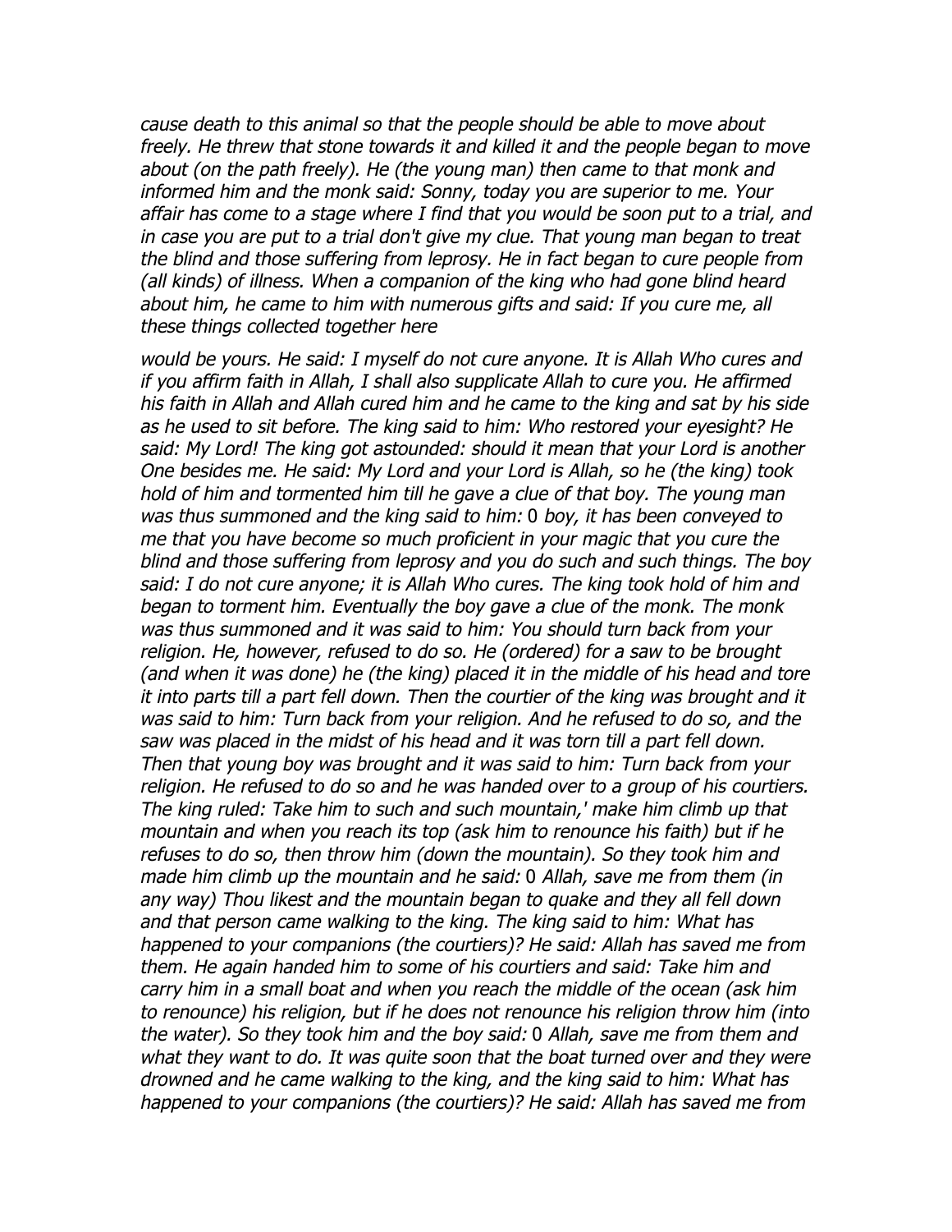*cause death to this animal so that the people should be able to move about freely. He threw that stone towards it and killed it and the people began to move about (on the path freely). He (the young man) then came to that monk and informed him and the monk said: Sonny, today you are superior to me. Your affair has come to a stage where I find that you would be soon put to a trial, and in case you are put to a trial don't give my clue. That young man began to treat the blind and those suffering from leprosy. He in fact began to cure people from (all kinds) of illness. When a companion of the king who had gone blind heard about him, he came to him with numerous gifts and said: If you cure me, all these things collected together here*

*would be yours. He said: I myself do not cure anyone. It is Allah Who cures and if you affirm faith in Allah, I shall also supplicate Allah to cure you. He affirmed his faith in Allah and Allah cured him and he came to the king and sat by his side as he used to sit before. The king said to him: Who restored your eyesight? He said: My Lord! The king got astounded: should it mean that your Lord is another One besides me. He said: My Lord and your Lord is Allah, so he (the king) took hold of him and tormented him till he gave a clue of that boy. The young man was thus summoned and the king said to him:* 0 *boy, it has been conveyed to me that you have become so much proficient in your magic that you cure the blind and those suffering from leprosy and you do such and such things. The boy said: I do not cure anyone; it is Allah Who cures. The king took hold of him and began to torment him. Eventually the boy gave a clue of the monk. The monk was thus summoned and it was said to him: You should turn back from your religion. He, however, refused to do so. He (ordered) for a saw to be brought (and when it was done) he (the king) placed it in the middle of his head and tore it into parts till a part fell down. Then the courtier of the king was brought and it was said to him: Turn back from your religion. And he refused to do so, and the saw was placed in the midst of his head and it was torn till a part fell down. Then that young boy was brought and it was said to him: Turn back from your religion. He refused to do so and he was handed over to a group of his courtiers. The king ruled: Take him to such and such mountain,' make him climb up that mountain and when you reach its top (ask him to renounce his faith) but if he refuses to do so, then throw him (down the mountain). So they took him and made him climb up the mountain and he said:* 0 *Allah, save me from them (in any way) Thou likest and the mountain began to quake and they all fell down and that person came walking to the king. The king said to him: What has happened to your companions (the courtiers)? He said: Allah has saved me from them. He again handed him to some of his courtiers and said: Take him and carry him in a small boat and when you reach the middle of the ocean (ask him to renounce) his religion, but if he does not renounce his religion throw him (into the water). So they took him and the boy said:* 0 *Allah, save me from them and what they want to do. It was quite soon that the boat turned over and they were drowned and he came walking to the king, and the king said to him: What has happened to your companions (the courtiers)? He said: Allah has saved me from*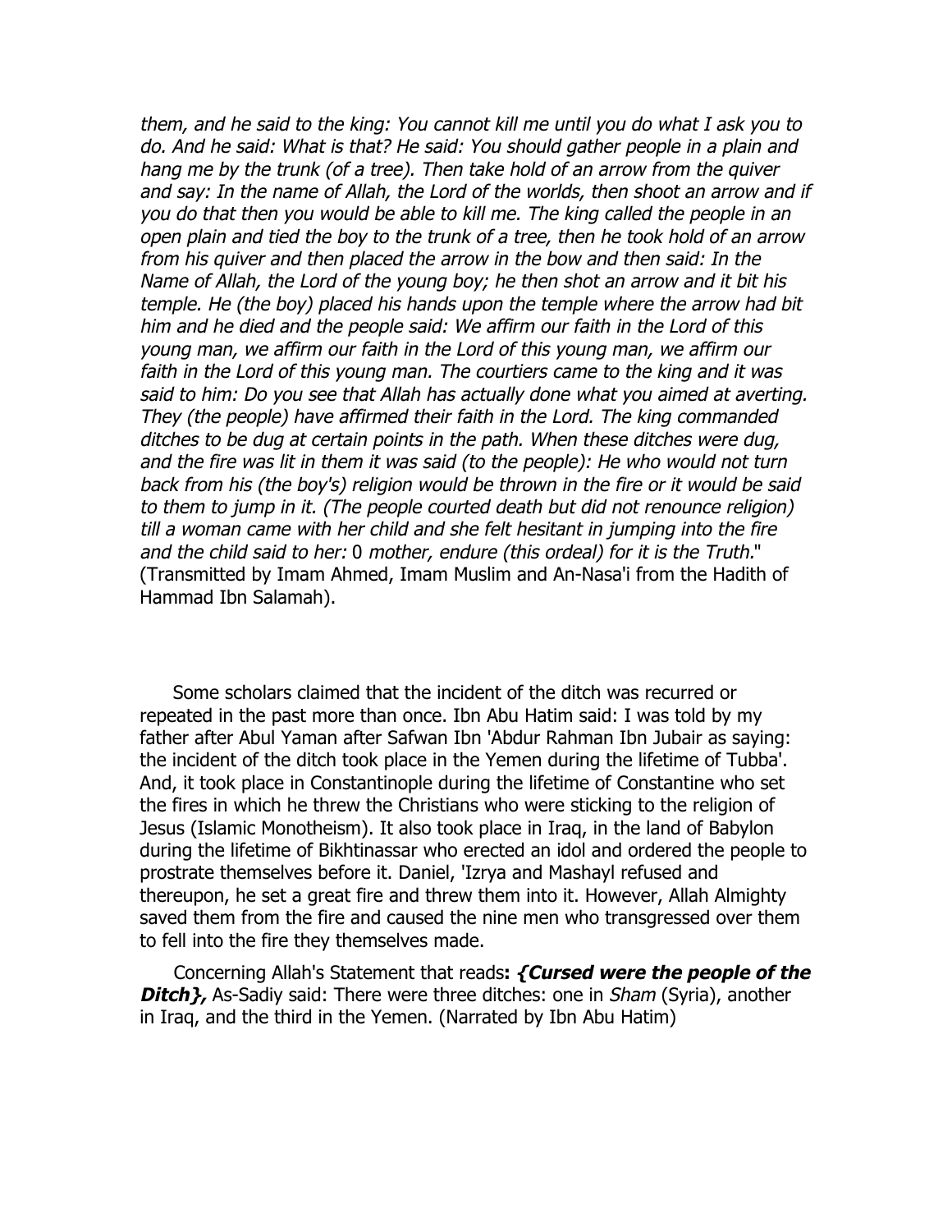*them, and he said to the king: You cannot kill me until you do what I ask you to do. And he said: What is that? He said: You should gather people in a plain and hang me by the trunk (of a tree). Then take hold of an arrow from the quiver and say: In the name of Allah, the Lord of the worlds, then shoot an arrow and if you do that then you would be able to kill me. The king called the people in an open plain and tied the boy to the trunk of a tree, then he took hold of an arrow from his quiver and then placed the arrow in the bow and then said: In the Name of Allah, the Lord of the young boy; he then shot an arrow and it bit his temple. He (the boy) placed his hands upon the temple where the arrow had bit him and he died and the people said: We affirm our faith in the Lord of this young man, we affirm our faith in the Lord of this young man, we affirm our faith in the Lord of this young man. The courtiers came to the king and it was said to him: Do you see that Allah has actually done what you aimed at averting. They (the people) have affirmed their faith in the Lord. The king commanded ditches to be dug at certain points in the path. When these ditches were dug, and the fire was lit in them it was said (to the people): He who would not turn back from his (the boy's) religion would be thrown in the fire or it would be said to them to jump in it. (The people courted death but did not renounce religion) till a woman came with her child and she felt hesitant in jumping into the fire and the child said to her:* 0 *mother, endure (this ordeal) for it is the Truth*." (Transmitted by Imam Ahmed, Imam Muslim and An-Nasa'i from the Hadith of Hammad Ibn Salamah).

Some scholars claimed that the incident of the ditch was recurred or repeated in the past more than once. Ibn Abu Hatim said: I was told by my father after Abul Yaman after Safwan Ibn 'Abdur Rahman Ibn Jubair as saying: the incident of the ditch took place in the Yemen during the lifetime of Tubba'. And, it took place in Constantinople during the lifetime of Constantine who set the fires in which he threw the Christians who were sticking to the religion of Jesus (Islamic Monotheism). It also took place in Iraq, in the land of Babylon during the lifetime of Bikhtinassar who erected an idol and ordered the people to prostrate themselves before it. Daniel, 'Izrya and Mashayl refused and thereupon, he set a great fire and threw them into it. However, Allah Almighty saved them from the fire and caused the nine men who transgressed over them to fell into the fire they themselves made.

Concerning Allah's Statement that reads**: *{Cursed were the people of the Ditch},*** As-Sadiy said: There were three ditches: one in *Sham* (Syria), another in Iraq, and the third in the Yemen. (Narrated by Ibn Abu Hatim)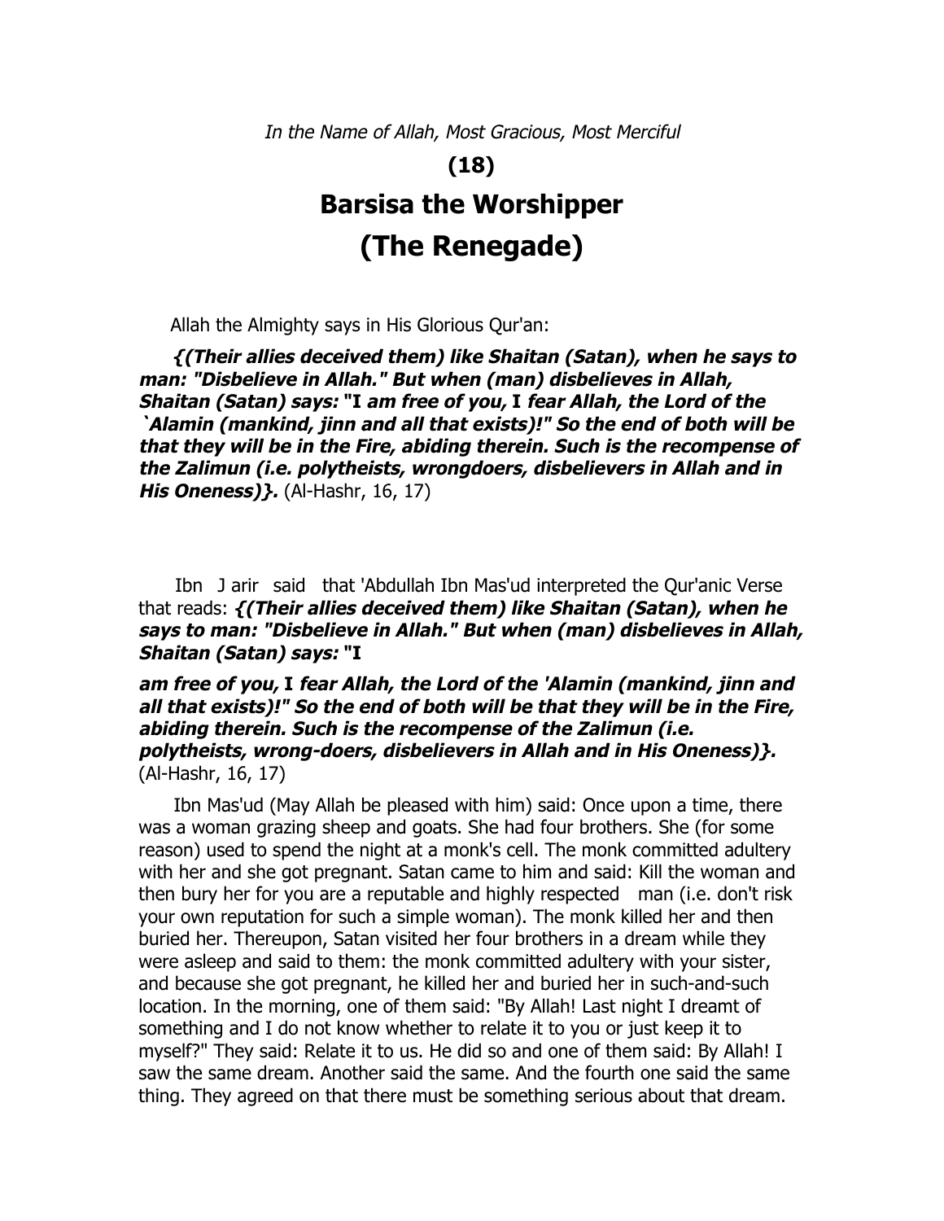*In the Name of Allah, Most Gracious, Most Merciful*

**(18)**

# Barsisa the Worshipper (The Renegade)

Allah the Almighty says in His Glorious Qur'an:

***{(Their allies deceived them) like Shaitan (Satan), when he says to man: "Disbelieve in Allah." But when (man) disbelieves in Allah, Shaitan (Satan) says:* "I *am free of you,* I *fear Allah, the Lord of the `Alamin (mankind, jinn and all that exists)!" So the end of both will be that they will be in the Fire, abiding therein. Such is the recompense of the Zalimun (i.e. polytheists, wrongdoers, disbelievers in Allah and in His Oneness)}.*** (Al-Hashr, 16, 17)

Ibn J arir said that 'Abdullah Ibn Mas'ud interpreted the Qur'anic Verse that reads: ***{(Their allies deceived them) like Shaitan (Satan), when he says to man: "Disbelieve in Allah." But when (man) disbelieves in Allah, Shaitan (Satan) says:* "I *am free of you,* I *fear Allah, the Lord of the 'Alamin (mankind, jinn and all that exists)!" So the end of both will be that they will be in the Fire, abiding therein. Such is the recompense of the Zalimun (i.e. polytheists, wrong-doers, disbelievers in Allah and in His Oneness)}.*** (Al-Hashr, 16, 17)

Ibn Mas'ud (May Allah be pleased with him) said: Once upon a time, there was a woman grazing sheep and goats. She had four brothers. She (for some reason) used to spend the night at a monk's cell. The monk committed adultery with her and she got pregnant. Satan came to him and said: Kill the woman and then bury her for you are a reputable and highly respected man (i.e. don't risk your own reputation for such a simple woman). The monk killed her and then buried her. Thereupon, Satan visited her four brothers in a dream while they were asleep and said to them: the monk committed adultery with your sister, and because she got pregnant, he killed her and buried her in such-and-such location. In the morning, one of them said: "By Allah! Last night I dreamt of something and I do not know whether to relate it to you or just keep it to myself?" They said: Relate it to us. He did so and one of them said: By Allah! I saw the same dream. Another said the same. And the fourth one said the same thing. They agreed on that there must be something serious about that dream.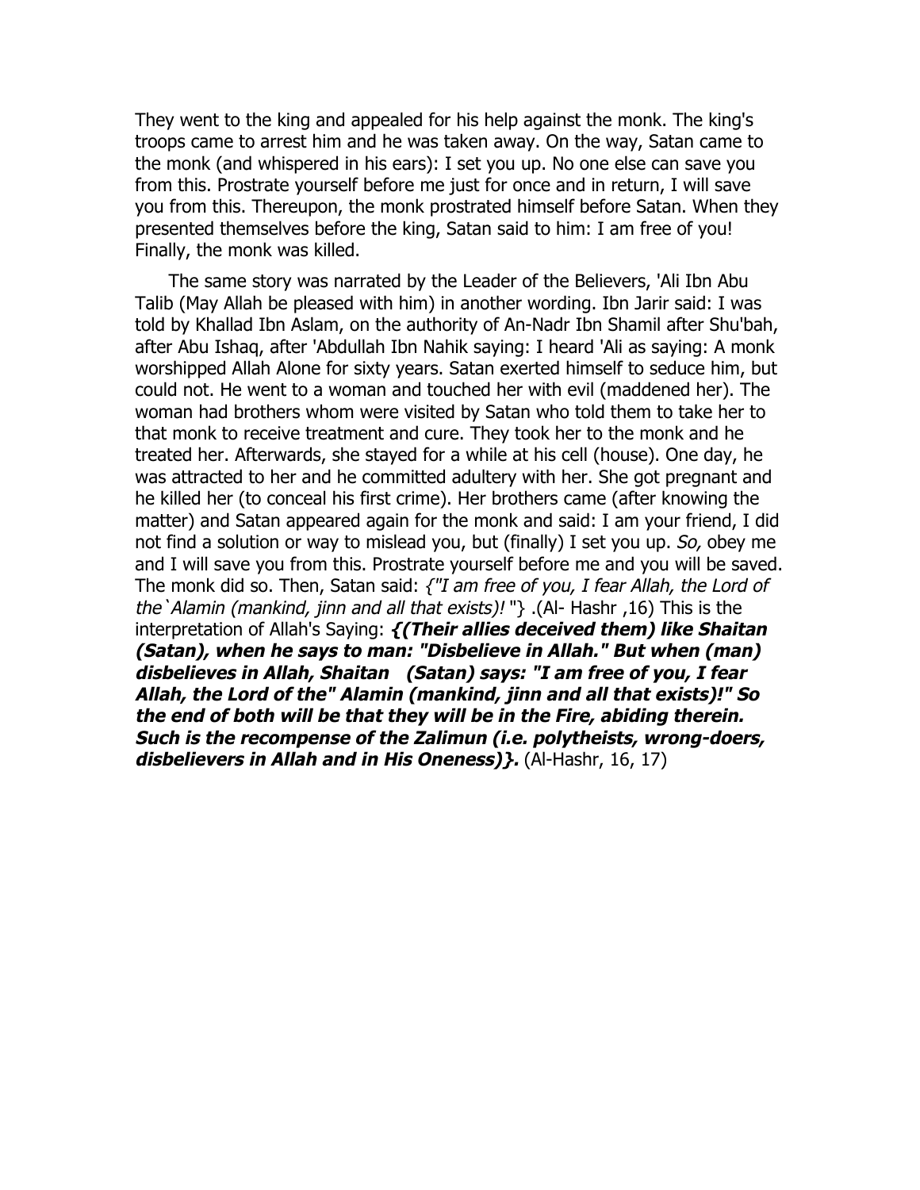They went to the king and appealed for his help against the monk. The king's troops came to arrest him and he was taken away. On the way, Satan came to the monk (and whispered in his ears): I set you up. No one else can save you from this. Prostrate yourself before me just for once and in return, I will save you from this. Thereupon, the monk prostrated himself before Satan. When they presented themselves before the king, Satan said to him: I am free of you! Finally, the monk was killed.

The same story was narrated by the Leader of the Believers, 'Ali Ibn Abu Talib (May Allah be pleased with him) in another wording. Ibn Jarir said: I was told by Khallad Ibn Aslam, on the authority of An-Nadr Ibn Shamil after Shu'bah, after Abu Ishaq, after 'Abdullah Ibn Nahik saying: I heard 'Ali as saying: A monk worshipped Allah Alone for sixty years. Satan exerted himself to seduce him, but could not. He went to a woman and touched her with evil (maddened her). The woman had brothers whom were visited by Satan who told them to take her to that monk to receive treatment and cure. They took her to the monk and he treated her. Afterwards, she stayed for a while at his cell (house). One day, he was attracted to her and he committed adultery with her. She got pregnant and he killed her (to conceal his first crime). Her brothers came (after knowing the matter) and Satan appeared again for the monk and said: I am your friend, I did not find a solution or way to mislead you, but (finally) I set you up. *So,* obey me and I will save you from this. Prostrate yourself before me and you will be saved. The monk did so. Then, Satan said: *{"I am free of you, I fear Allah, the Lord of the`Alamin (mankind, jinn and all that exists)!* "} .(Al- Hashr ,16) This is the interpretation of Allah's Saying: ***{(Their allies deceived them) like Shaitan (Satan), when he says to man: "Disbelieve in Allah." But when (man) disbelieves in Allah, Shaitan (Satan) says: "I am free of you, I fear Allah, the Lord of the" Alamin (mankind, jinn and all that exists)!" So the end of both will be that they will be in the Fire, abiding therein. Such is the recompense of the Zalimun (i.e. polytheists, wrong-doers, disbelievers in Allah and in His Oneness)}.*** (Al-Hashr, 16, 17)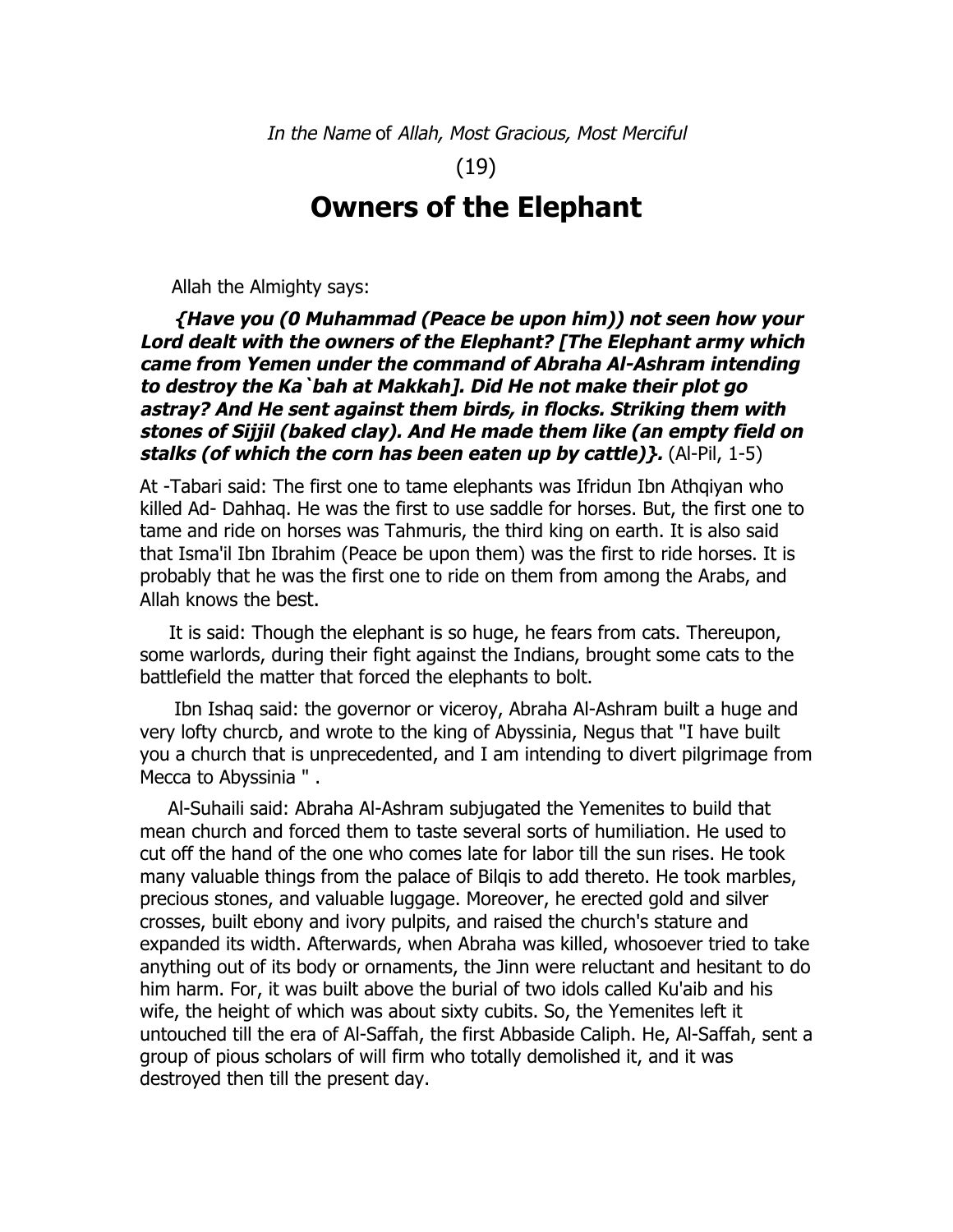*In the Name of Allah, Most Gracious, Most Merciful*

(19)

# Owners of the Elephant

Allah the Almighty says:

***{Have you (0 Muhammad (Peace be upon him)) not seen how your Lord dealt with the owners of the Elephant? [The Elephant army which came from Yemen under the command of Abraha Al-Ashram intending to destroy the Ka`bah at Makkah]. Did He not make their plot go astray? And He sent against them birds, in flocks. Striking them with stones of Sijjil (baked clay). And He made them like (an empty field on stalks (of which the corn has been eaten up by cattle)}.*** (Al-Pil, 1-5)

At -Tabari said: The first one to tame elephants was Ifridun Ibn Athqiyan who killed Ad- Dahhaq. He was the first to use saddle for horses. But, the first one to tame and ride on horses was Tahmuris, the third king on earth. It is also said that Isma'il Ibn Ibrahim (Peace be upon them) was the first to ride horses. It is probably that he was the first one to ride on them from among the Arabs, and Allah knows the best.

It is said: Though the elephant is so huge, he fears from cats. Thereupon, some warlords, during their fight against the Indians, brought some cats to the battlefield the matter that forced the elephants to bolt.

Ibn Ishaq said: the governor or viceroy, Abraha Al-Ashram built a huge and very lofty churcb, and wrote to the king of Abyssinia, Negus that "I have built you a church that is unprecedented, and I am intending to divert pilgrimage from Mecca to Abyssinia " .

Al-Suhaili said: Abraha Al-Ashram subjugated the Yemenites to build that mean church and forced them to taste several sorts of humiliation. He used to cut off the hand of the one who comes late for labor till the sun rises. He took many valuable things from the palace of Bilqis to add thereto. He took marbles, precious stones, and valuable luggage. Moreover, he erected gold and silver crosses, built ebony and ivory pulpits, and raised the church's stature and expanded its width. Afterwards, when Abraha was killed, whosoever tried to take anything out of its body or ornaments, the Jinn were reluctant and hesitant to do him harm. For, it was built above the burial of two idols called Ku'aib and his wife, the height of which was about sixty cubits. So, the Yemenites left it untouched till the era of Al-Saffah, the first Abbaside Caliph. He, Al-Saffah, sent a group of pious scholars of will firm who totally demolished it, and it was destroyed then till the present day.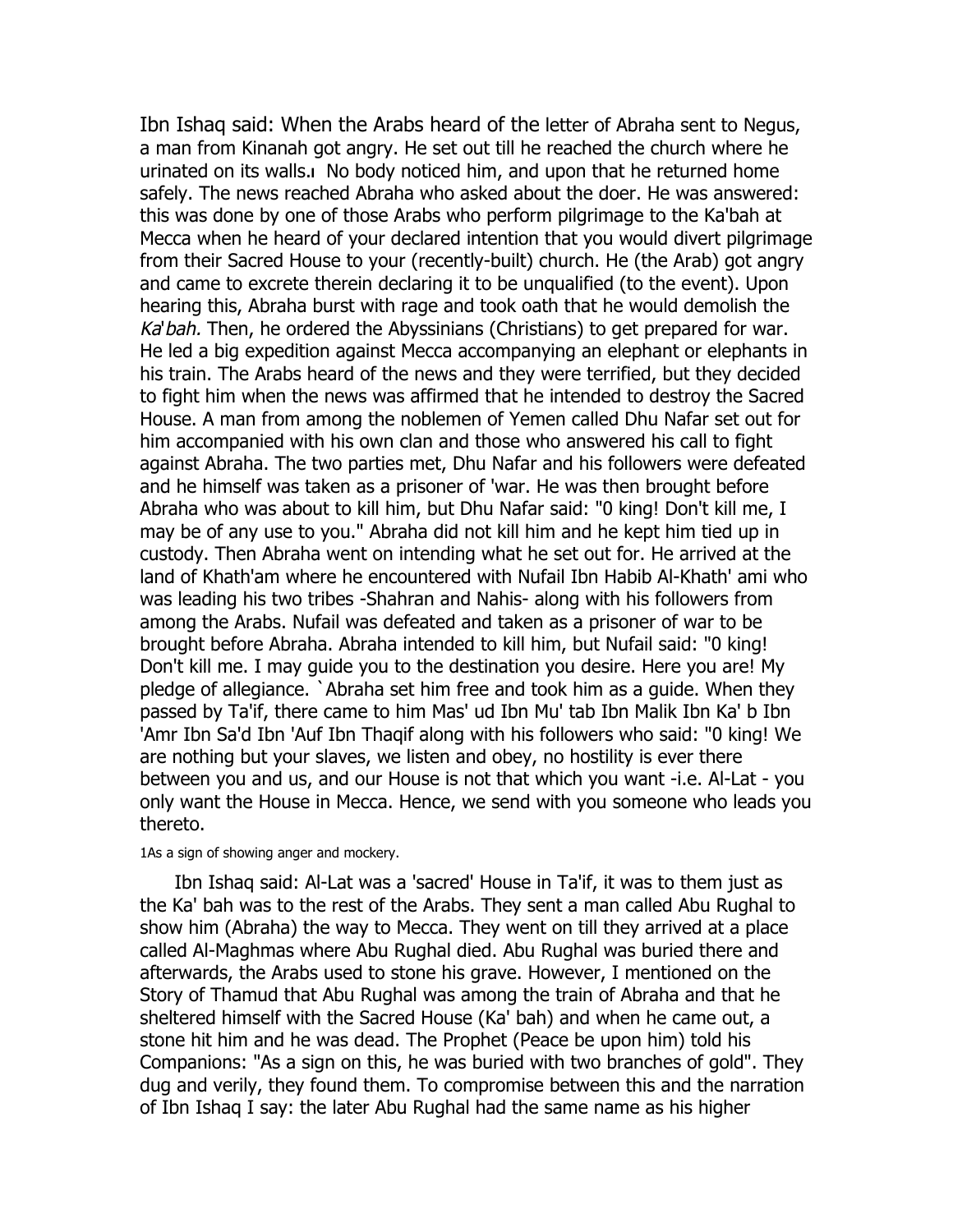Ibn Ishaq said: When the Arabs heard of the letter of Abraha sent to Negus, a man from Kinanah got angry. He set out till he reached the church where he urinated on its walls.[1] No body noticed him, and upon that he returned home safely. The news reached Abraha who asked about the doer. He was answered: this was done by one of those Arabs who perform pilgrimage to the Ka'bah at Mecca when he heard of your declared intention that you would divert pilgrimage from their Sacred House to your (recently-built) church. He (the Arab) got angry and came to excrete therein declaring it to be unqualified (to the event). Upon hearing this, Abraha burst with rage and took oath that he would demolish the *Ka'bah.* Then, he ordered the Abyssinians (Christians) to get prepared for war. He led a big expedition against Mecca accompanying an elephant or elephants in his train. The Arabs heard of the news and they were terrified, but they decided to fight him when the news was affirmed that he intended to destroy the Sacred House. A man from among the noblemen of Yemen called Dhu Nafar set out for him accompanied with his own clan and those who answered his call to fight against Abraha. The two parties met, Dhu Nafar and his followers were defeated and he himself was taken as a prisoner of 'war. He was then brought before Abraha who was about to kill him, but Dhu Nafar said: "0 king! Don't kill me, I may be of any use to you." Abraha did not kill him and he kept him tied up in custody. Then Abraha went on intending what he set out for. He arrived at the land of Khath'am where he encountered with Nufail Ibn Habib Al-Khath' ami who was leading his two tribes -Shahran and Nahis- along with his followers from among the Arabs. Nufail was defeated and taken as a prisoner of war to be brought before Abraha. Abraha intended to kill him, but Nufail said: "0 king! Don't kill me. I may guide you to the destination you desire. Here you are! My pledge of allegiance. `Abraha set him free and took him as a guide. When they passed by Ta'if, there came to him Mas' ud Ibn Mu' tab Ibn Malik Ibn Ka' b Ibn 'Amr Ibn Sa'd Ibn 'Auf Ibn Thaqif along with his followers who said: "0 king! We are nothing but your slaves, we listen and obey, no hostility is ever there between you and us, and our House is not that which you want -i.e. Al-Lat - you only want the House in Mecca. Hence, we send with you someone who leads you thereto.

[1] As a sign of showing anger and mockery.

Ibn Ishaq said: Al-Lat was a 'sacred' House in Ta'if, it was to them just as the Ka' bah was to the rest of the Arabs. They sent a man called Abu Rughal to show him (Abraha) the way to Mecca. They went on till they arrived at a place called Al-Maghmas where Abu Rughal died. Abu Rughal was buried there and afterwards, the Arabs used to stone his grave. However, I mentioned on the Story of Thamud that Abu Rughal was among the train of Abraha and that he sheltered himself with the Sacred House (Ka' bah) and when he came out, a stone hit him and he was dead. The Prophet (Peace be upon him) told his Companions: "As a sign on this, he was buried with two branches of gold". They dug and verily, they found them. To compromise between this and the narration of Ibn Ishaq I say: the later Abu Rughal had the same name as his higher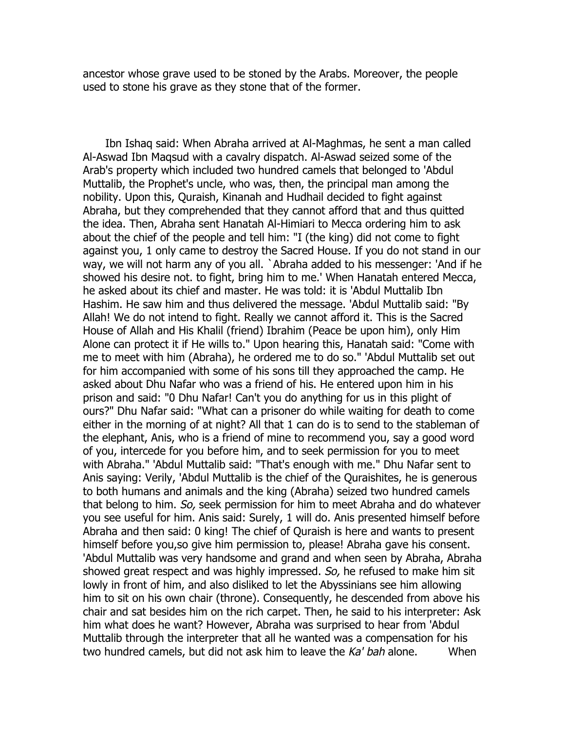ancestor whose grave used to be stoned by the Arabs. Moreover, the people used to stone his grave as they stone that of the former.

Ibn Ishaq said: When Abraha arrived at Al-Maghmas, he sent a man called Al-Aswad Ibn Maqsud with a cavalry dispatch. Al-Aswad seized some of the Arab's property which included two hundred camels that belonged to 'Abdul Muttalib, the Prophet's uncle, who was, then, the principal man among the nobility. Upon this, Quraish, Kinanah and Hudhail decided to fight against Abraha, but they comprehended that they cannot afford that and thus quitted the idea. Then, Abraha sent Hanatah Al-Himiari to Mecca ordering him to ask about the chief of the people and tell him: "I (the king) did not come to fight against you, 1 only came to destroy the Sacred House. If you do not stand in our way, we will not harm any of you all. `Abraha added to his messenger: 'And if he showed his desire not. to fight, bring him to me.' When Hanatah entered Mecca, he asked about its chief and master. He was told: it is 'Abdul Muttalib Ibn Hashim. He saw him and thus delivered the message. 'Abdul Muttalib said: "By Allah! We do not intend to fight. Really we cannot afford it. This is the Sacred House of Allah and His Khalil (friend) Ibrahim (Peace be upon him), only Him Alone can protect it if He wills to." Upon hearing this, Hanatah said: "Come with me to meet with him (Abraha), he ordered me to do so." 'Abdul Muttalib set out for him accompanied with some of his sons till they approached the camp. He asked about Dhu Nafar who was a friend of his. He entered upon him in his prison and said: "0 Dhu Nafar! Can't you do anything for us in this plight of ours?" Dhu Nafar said: "What can a prisoner do while waiting for death to come either in the morning of at night? All that 1 can do is to send to the stableman of the elephant, Anis, who is a friend of mine to recommend you, say a good word of you, intercede for you before him, and to seek permission for you to meet with Abraha." 'Abdul Muttalib said: "That's enough with me." Dhu Nafar sent to Anis saying: Verily, 'Abdul Muttalib is the chief of the Quraishites, he is generous to both humans and animals and the king (Abraha) seized two hundred camels that belong to him. *So,* seek permission for him to meet Abraha and do whatever you see useful for him. Anis said: Surely, 1 will do. Anis presented himself before Abraha and then said: 0 king! The chief of Quraish is here and wants to present himself before you,so give him permission to, please! Abraha gave his consent. 'Abdul Muttalib was very handsome and grand and when seen by Abraha, Abraha showed great respect and was highly impressed. *So,* he refused to make him sit lowly in front of him, and also disliked to let the Abyssinians see him allowing him to sit on his own chair (throne). Consequently, he descended from above his chair and sat besides him on the rich carpet. Then, he said to his interpreter: Ask him what does he want? However, Abraha was surprised to hear from 'Abdul Muttalib through the interpreter that all he wanted was a compensation for his two hundred camels, but did not ask him to leave the *Ka' bah* alone. When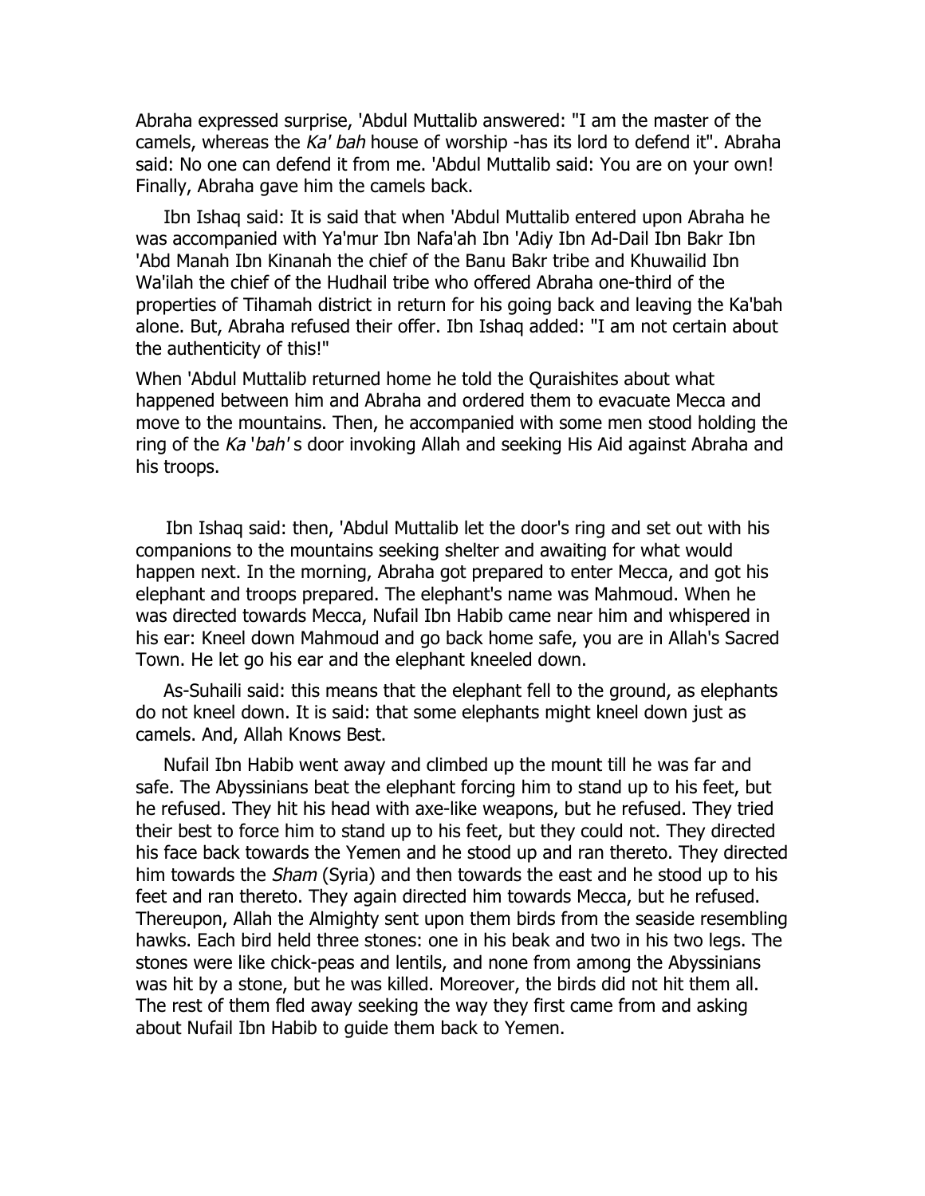Abraha expressed surprise, 'Abdul Muttalib answered: "I am the master of the camels, whereas the *Ka' bah* house of worship -has its lord to defend it". Abraha said: No one can defend it from me. 'Abdul Muttalib said: You are on your own! Finally, Abraha gave him the camels back.

Ibn Ishaq said: It is said that when 'Abdul Muttalib entered upon Abraha he was accompanied with Ya'mur Ibn Nafa'ah Ibn 'Adiy Ibn Ad-Dail Ibn Bakr Ibn 'Abd Manah Ibn Kinanah the chief of the Banu Bakr tribe and Khuwailid Ibn Wa'ilah the chief of the Hudhail tribe who offered Abraha one-third of the properties of Tihamah district in return for his going back and leaving the Ka'bah alone. But, Abraha refused their offer. Ibn Ishaq added: "I am not certain about the authenticity of this!"

When 'Abdul Muttalib returned home he told the Quraishites about what happened between him and Abraha and ordered them to evacuate Mecca and move to the mountains. Then, he accompanied with some men stood holding the ring of the *Ka 'bah'* s door invoking Allah and seeking His Aid against Abraha and his troops.

Ibn Ishaq said: then, 'Abdul Muttalib let the door's ring and set out with his companions to the mountains seeking shelter and awaiting for what would happen next. In the morning, Abraha got prepared to enter Mecca, and got his elephant and troops prepared. The elephant's name was Mahmoud. When he was directed towards Mecca, Nufail Ibn Habib came near him and whispered in his ear: Kneel down Mahmoud and go back home safe, you are in Allah's Sacred Town. He let go his ear and the elephant kneeled down.

As-Suhaili said: this means that the elephant fell to the ground, as elephants do not kneel down. It is said: that some elephants might kneel down just as camels. And, Allah Knows Best.

Nufail Ibn Habib went away and climbed up the mount till he was far and safe. The Abyssinians beat the elephant forcing him to stand up to his feet, but he refused. They hit his head with axe-like weapons, but he refused. They tried their best to force him to stand up to his feet, but they could not. They directed his face back towards the Yemen and he stood up and ran thereto. They directed him towards the *Sham* (Syria) and then towards the east and he stood up to his feet and ran thereto. They again directed him towards Mecca, but he refused. Thereupon, Allah the Almighty sent upon them birds from the seaside resembling hawks. Each bird held three stones: one in his beak and two in his two legs. The stones were like chick-peas and lentils, and none from among the Abyssinians was hit by a stone, but he was killed. Moreover, the birds did not hit them all. The rest of them fled away seeking the way they first came from and asking about Nufail Ibn Habib to guide them back to Yemen.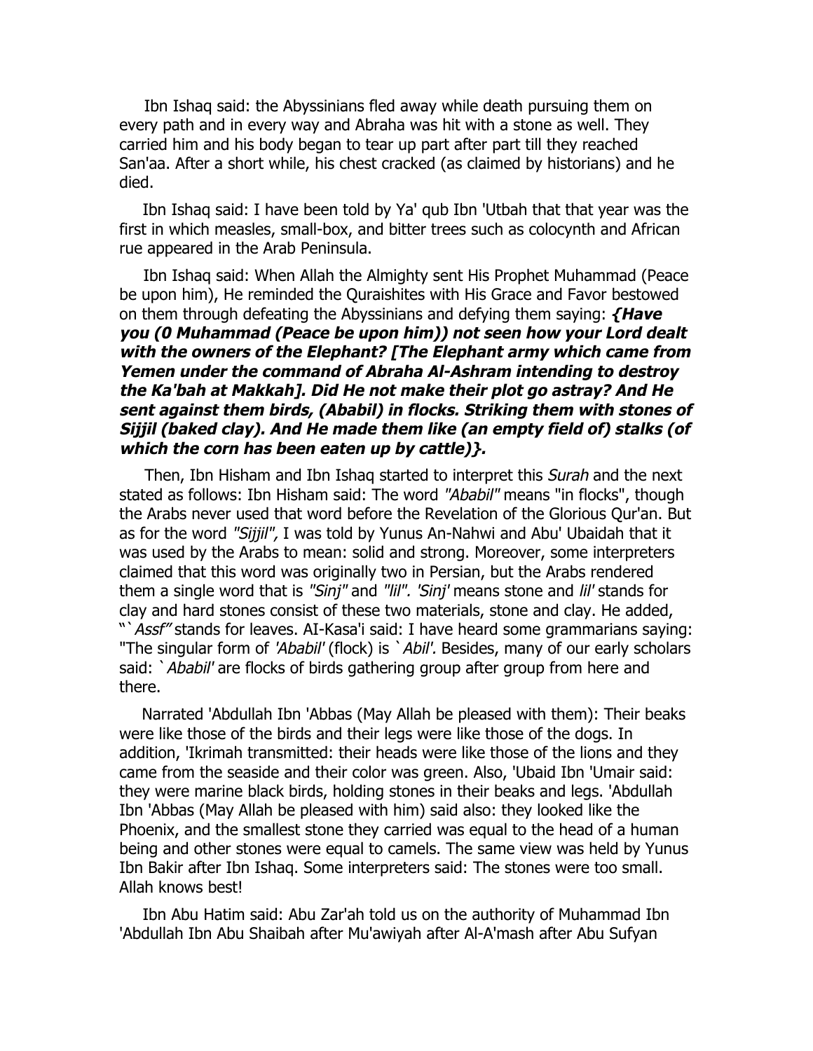Ibn Ishaq said: the Abyssinians fled away while death pursuing them on every path and in every way and Abraha was hit with a stone as well. They carried him and his body began to tear up part after part till they reached San'aa. After a short while, his chest cracked (as claimed by historians) and he died.

Ibn Ishaq said: I have been told by Ya' qub Ibn 'Utbah that that year was the first in which measles, small-box, and bitter trees such as colocynth and African rue appeared in the Arab Peninsula.

Ibn Ishaq said: When Allah the Almighty sent His Prophet Muhammad (Peace be upon him), He reminded the Quraishites with His Grace and Favor bestowed on them through defeating the Abyssinians and defying them saying: ***{Have you (0 Muhammad (Peace be upon him)) not seen how your Lord dealt with the owners of the Elephant? [The Elephant army which came from Yemen under the command of Abraha Al-Ashram intending to destroy the Ka'bah at Makkah]. Did He not make their plot go astray? And He sent against them birds, (Ababil) in flocks. Striking them with stones of Sijjil (baked clay). And He made them like (an empty field of) stalks (of which the corn has been eaten up by cattle)}.***

Then, Ibn Hisham and Ibn Ishaq started to interpret this *Surah* and the next stated as follows: Ibn Hisham said: The word *"Ababil"* means "in flocks", though the Arabs never used that word before the Revelation of the Glorious Qur'an. But as for the word *"Sijjil",* I was told by Yunus An-Nahwi and Abu' Ubaidah that it was used by the Arabs to mean: solid and strong. Moreover, some interpreters claimed that this word was originally two in Persian, but the Arabs rendered them a single word that is *"Sinj"* and *"lil". 'Sinj'* means stone and *lil'* stands for clay and hard stones consist of these two materials, stone and clay. He added, "`*Assf"* stands for leaves. AI-Kasa'i said: I have heard some grammarians saying: "The singular form of *'Ababil'* (flock) is `*Abil'.* Besides, many of our early scholars said: `*Ababil'* are flocks of birds gathering group after group from here and there.

Narrated 'Abdullah Ibn 'Abbas (May Allah be pleased with them): Their beaks were like those of the birds and their legs were like those of the dogs. In addition, 'Ikrimah transmitted: their heads were like those of the lions and they came from the seaside and their color was green. Also, 'Ubaid Ibn 'Umair said: they were marine black birds, holding stones in their beaks and legs. 'Abdullah Ibn 'Abbas (May Allah be pleased with him) said also: they looked like the Phoenix, and the smallest stone they carried was equal to the head of a human being and other stones were equal to camels. The same view was held by Yunus Ibn Bakir after Ibn Ishaq. Some interpreters said: The stones were too small. Allah knows best!

Ibn Abu Hatim said: Abu Zar'ah told us on the authority of Muhammad Ibn 'Abdullah Ibn Abu Shaibah after Mu'awiyah after Al-A'mash after Abu Sufyan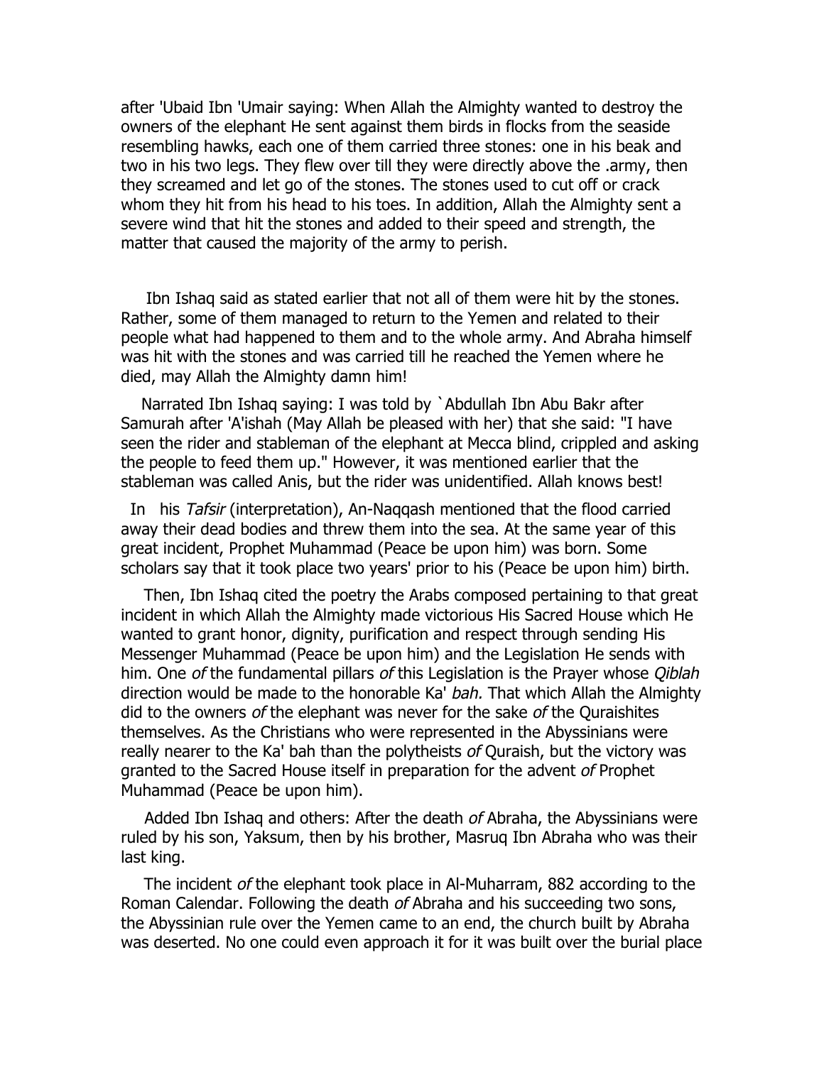after 'Ubaid Ibn 'Umair saying: When Allah the Almighty wanted to destroy the owners of the elephant He sent against them birds in flocks from the seaside resembling hawks, each one of them carried three stones: one in his beak and two in his two legs. They flew over till they were directly above the .army, then they screamed and let go of the stones. The stones used to cut off or crack whom they hit from his head to his toes. In addition, Allah the Almighty sent a severe wind that hit the stones and added to their speed and strength, the matter that caused the majority of the army to perish.

Ibn Ishaq said as stated earlier that not all of them were hit by the stones. Rather, some of them managed to return to the Yemen and related to their people what had happened to them and to the whole army. And Abraha himself was hit with the stones and was carried till he reached the Yemen where he died, may Allah the Almighty damn him!

Narrated Ibn Ishaq saying: I was told by `Abdullah Ibn Abu Bakr after Samurah after 'A'ishah (May Allah be pleased with her) that she said: "I have seen the rider and stableman of the elephant at Mecca blind, crippled and asking the people to feed them up." However, it was mentioned earlier that the stableman was called Anis, but the rider was unidentified. Allah knows best!

In his *Tafsir* (interpretation), An-Naqqash mentioned that the flood carried away their dead bodies and threw them into the sea. At the same year of this great incident, Prophet Muhammad (Peace be upon him) was born. Some scholars say that it took place two years' prior to his (Peace be upon him) birth.

Then, Ibn Ishaq cited the poetry the Arabs composed pertaining to that great incident in which Allah the Almighty made victorious His Sacred House which He wanted to grant honor, dignity, purification and respect through sending His Messenger Muhammad (Peace be upon him) and the Legislation He sends with him. One *of* the fundamental pillars *of* this Legislation is the Prayer whose *Qiblah* direction would be made to the honorable Ka' *bah.* That which Allah the Almighty did to the owners *of* the elephant was never for the sake *of* the Quraishites themselves. As the Christians who were represented in the Abyssinians were really nearer to the Ka' bah than the polytheists *of* Quraish, but the victory was granted to the Sacred House itself in preparation for the advent *of* Prophet Muhammad (Peace be upon him).

Added Ibn Ishaq and others: After the death *of* Abraha, the Abyssinians were ruled by his son, Yaksum, then by his brother, Masruq Ibn Abraha who was their last king.

The incident *of* the elephant took place in Al-Muharram, 882 according to the Roman Calendar. Following the death *of* Abraha and his succeeding two sons, the Abyssinian rule over the Yemen came to an end, the church built by Abraha was deserted. No one could even approach it for it was built over the burial place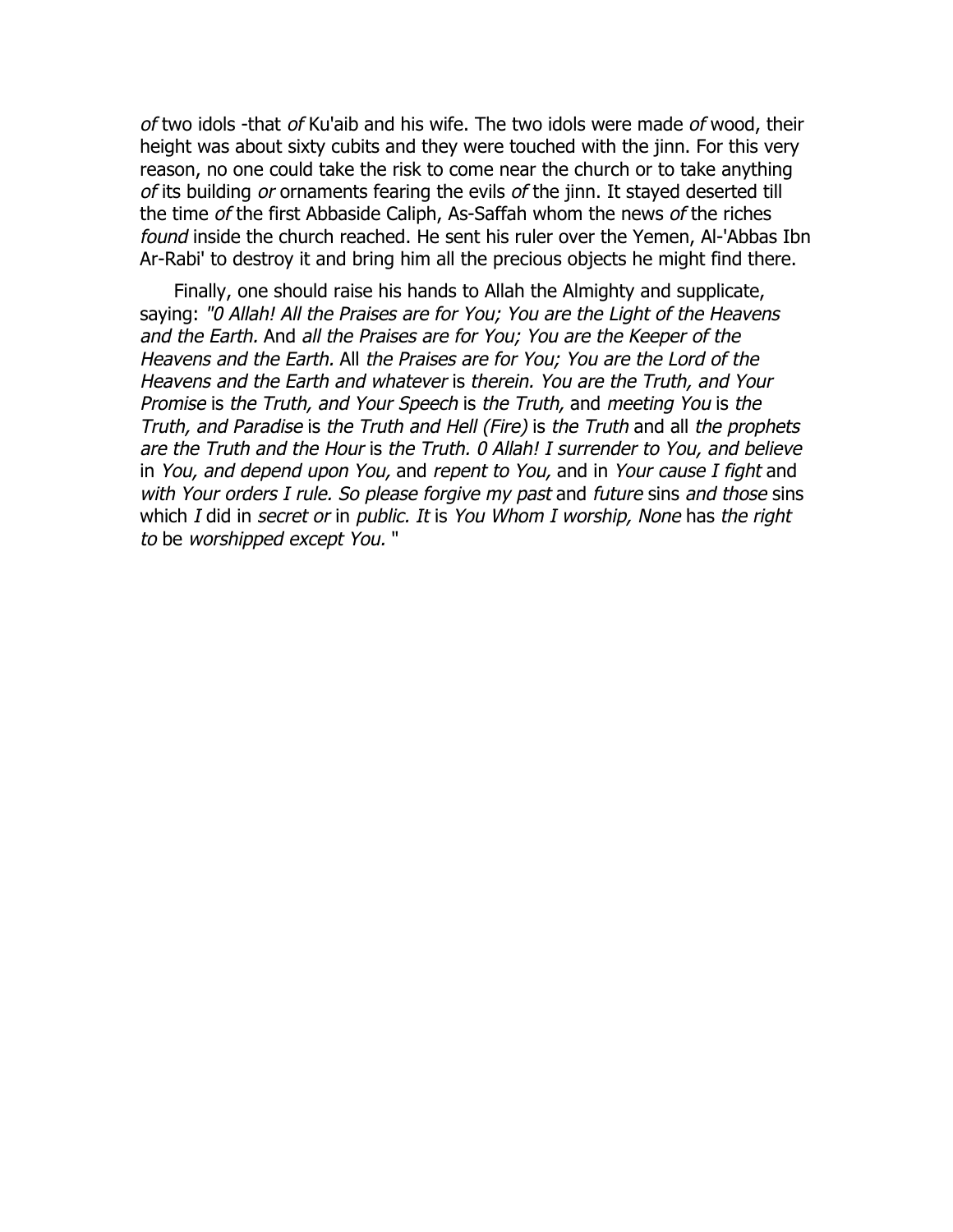*of* two idols -that *of* Ku'aib and his wife. The two idols were made *of* wood, their height was about sixty cubits and they were touched with the jinn. For this very reason, no one could take the risk to come near the church or to take anything *of* its building *or* ornaments fearing the evils *of* the jinn. It stayed deserted till the time *of* the first Abbaside Caliph, As-Saffah whom the news *of* the riches *found* inside the church reached. He sent his ruler over the Yemen, Al-'Abbas Ibn Ar-Rabi' to destroy it and bring him all the precious objects he might find there.

Finally, one should raise his hands to Allah the Almighty and supplicate, saying: *"0 Allah! All the Praises are for You; You are the Light of the Heavens and the Earth.* And *all the Praises are for You; You are the Keeper of the Heavens and the Earth.* All *the Praises are for You; You are the Lord of the Heavens and the Earth and whatever* is *therein. You are the Truth, and Your Promise* is *the Truth, and Your Speech* is *the Truth,* and *meeting You* is *the Truth, and Paradise* is *the Truth and Hell (Fire)* is *the Truth* and all *the prophets are the Truth and the Hour* is *the Truth. 0 Allah! I surrender to You, and believe* in *You, and depend upon You,* and *repent to You,* and in *Your cause I fight* and *with Your orders I rule. So please forgive my past* and *future* sins *and those* sins which *I* did in *secret or* in *public. It* is *You Whom I worship, None* has *the right to* be *worshipped except You.* "